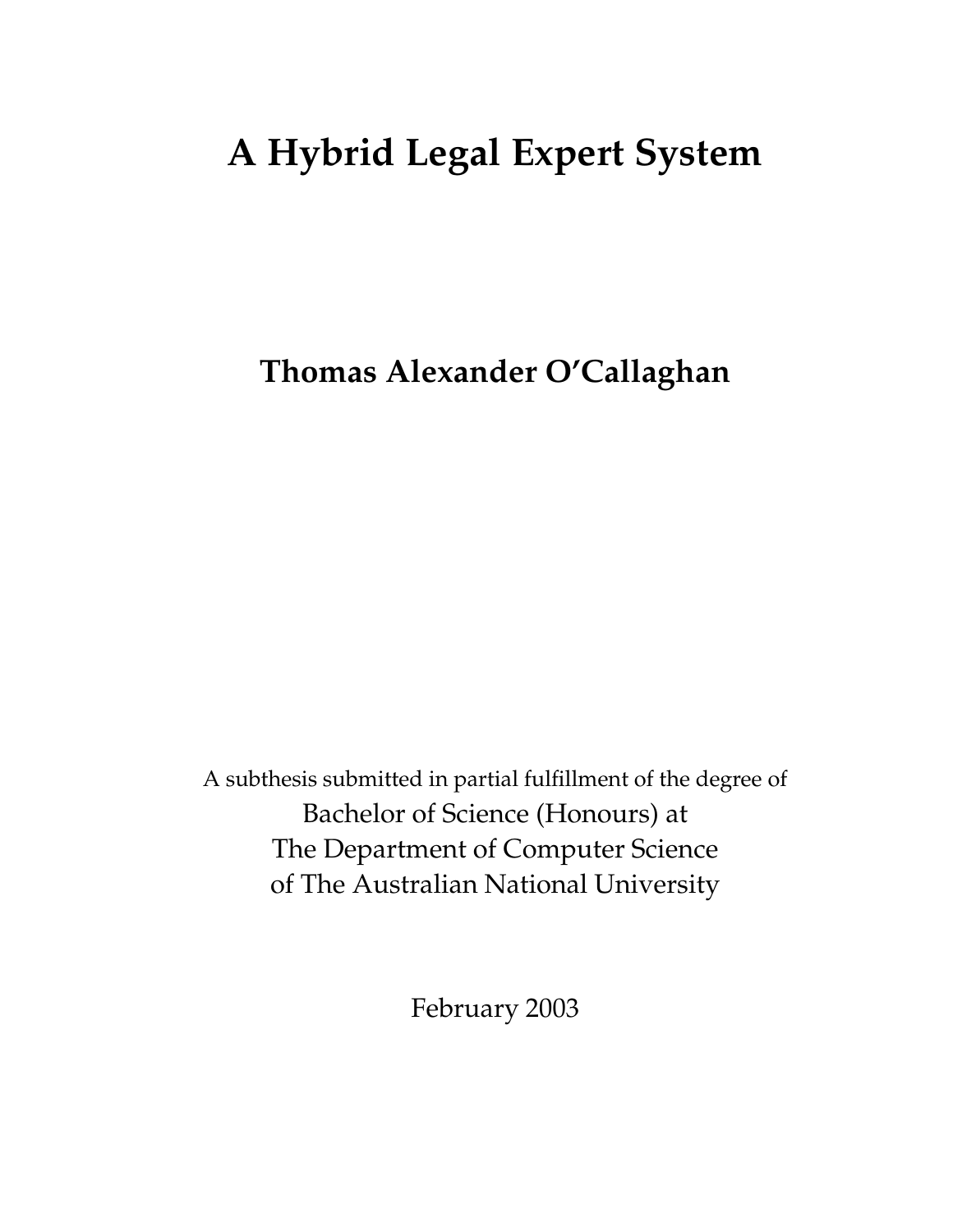# A Hybrid Legal Expert System

**Thomas Alexander O'Callaghan**

A subthesis submitted in partial fulfillment of the degree of
Bachelor of Science (Honours) at
The Department of Computer Science
of The Australian National University

February 2003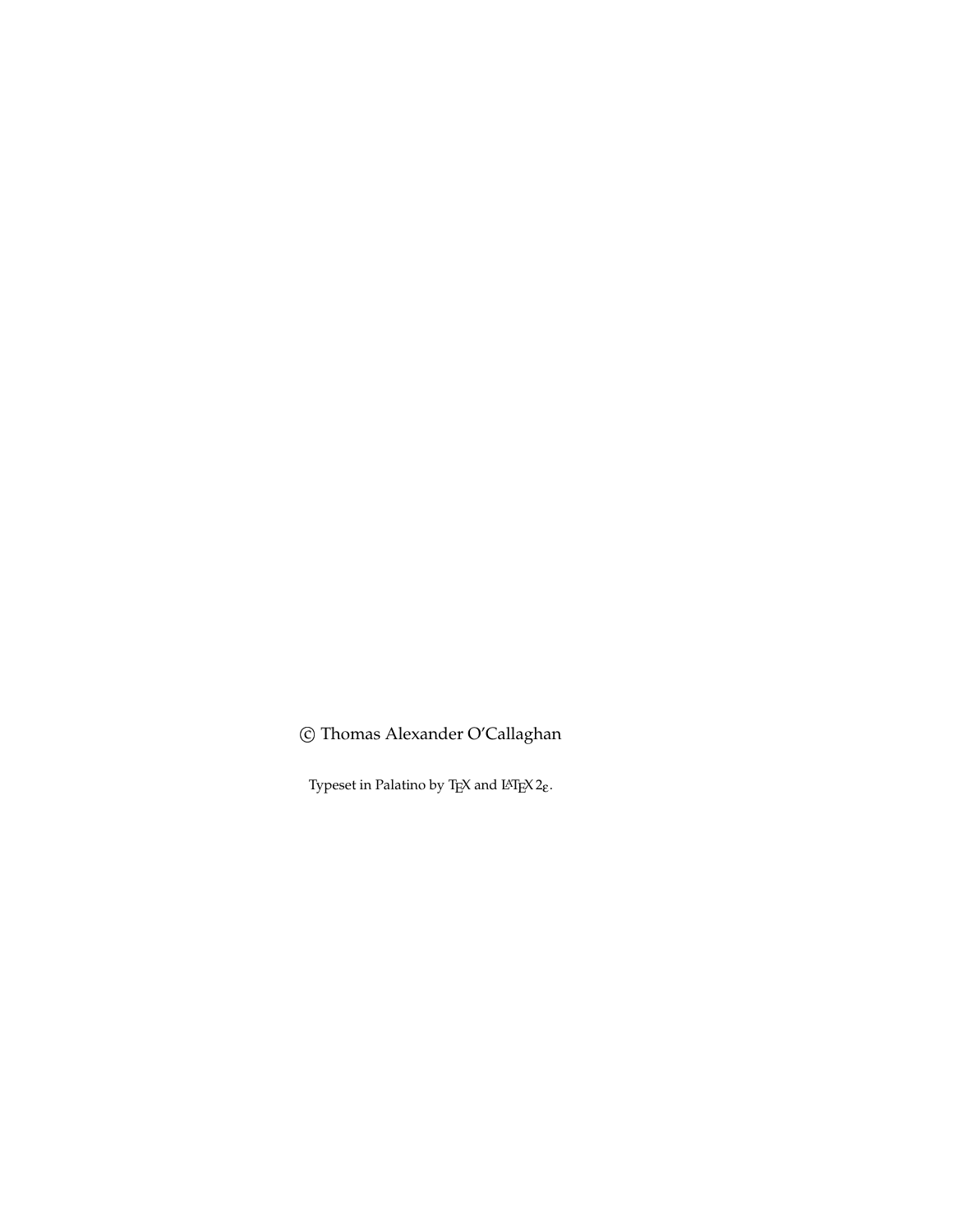© Thomas Alexander O'Callaghan

Typeset in Palatino by TEX and LATEX $2_\varepsilon$.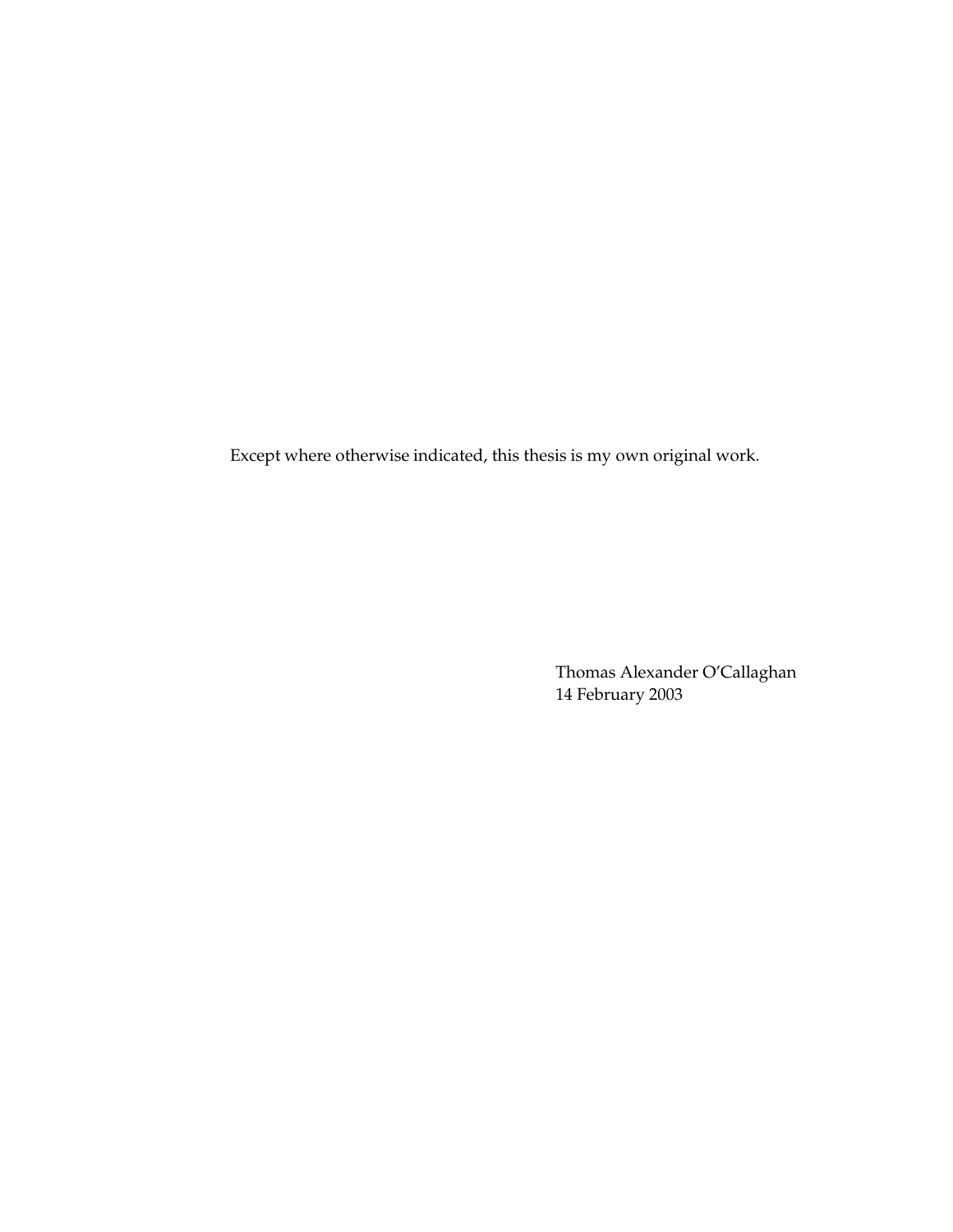Except where otherwise indicated, this thesis is my own original work.

Thomas Alexander O'Callaghan  
14 February 2003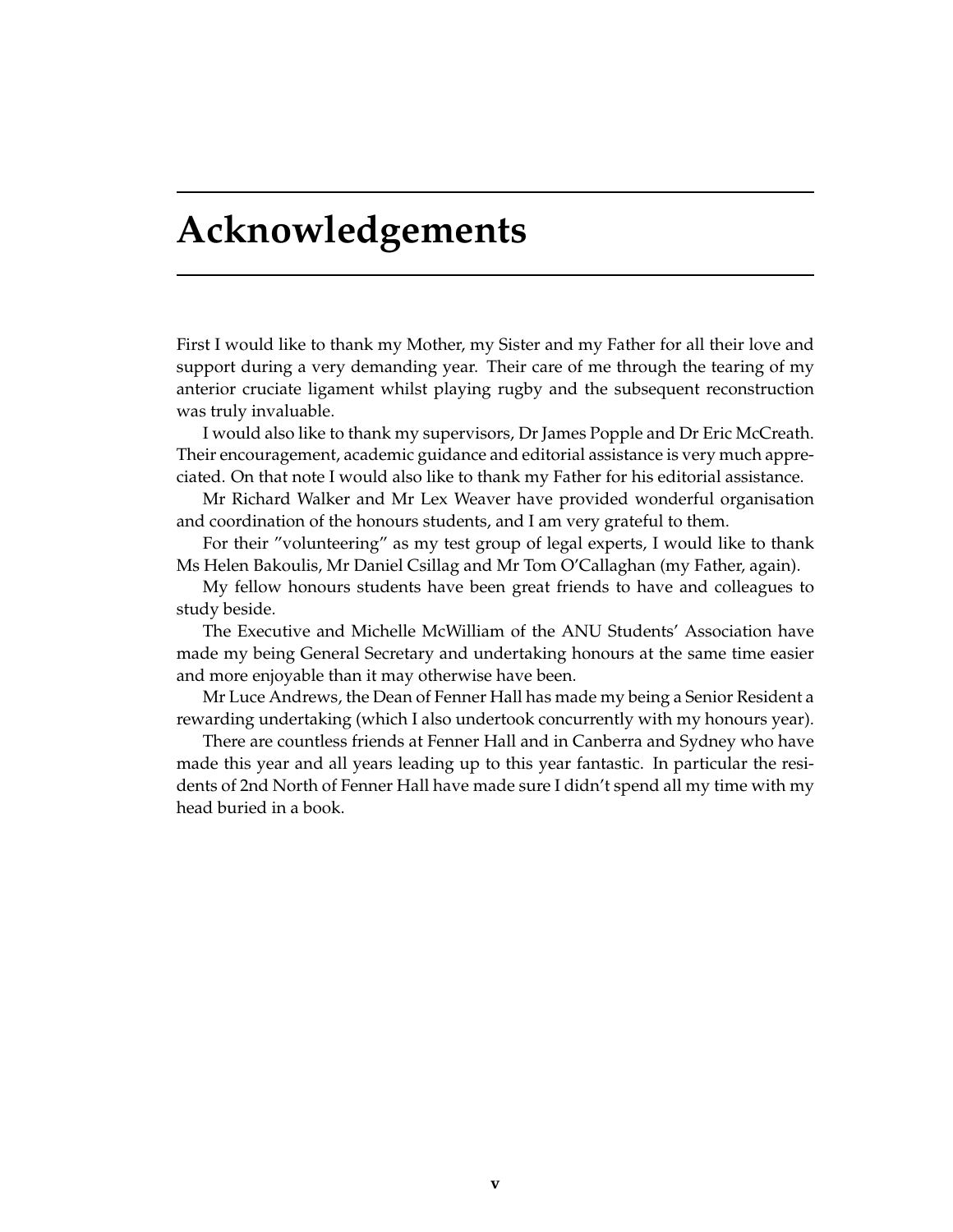# Acknowledgements

First I would like to thank my Mother, my Sister and my Father for all their love and support during a very demanding year. Their care of me through the tearing of my anterior cruciate ligament whilst playing rugby and the subsequent reconstruction was truly invaluable.

I would also like to thank my supervisors, Dr James Popple and Dr Eric McCreath. Their encouragement, academic guidance and editorial assistance is very much appreciated. On that note I would also like to thank my Father for his editorial assistance.

Mr Richard Walker and Mr Lex Weaver have provided wonderful organisation and coordination of the honours students, and I am very grateful to them.

For their "volunteering" as my test group of legal experts, I would like to thank Ms Helen Bakoulis, Mr Daniel Csillag and Mr Tom O'Callaghan (my Father, again).

My fellow honours students have been great friends to have and colleagues to study beside.

The Executive and Michelle McWilliam of the ANU Students' Association have made my being General Secretary and undertaking honours at the same time easier and more enjoyable than it may otherwise have been.

Mr Luce Andrews, the Dean of Fenner Hall has made my being a Senior Resident a rewarding undertaking (which I also undertook concurrently with my honours year).

There are countless friends at Fenner Hall and in Canberra and Sydney who have made this year and all years leading up to this year fantastic. In particular the residents of 2nd North of Fenner Hall have made sure I didn't spend all my time with my head buried in a book.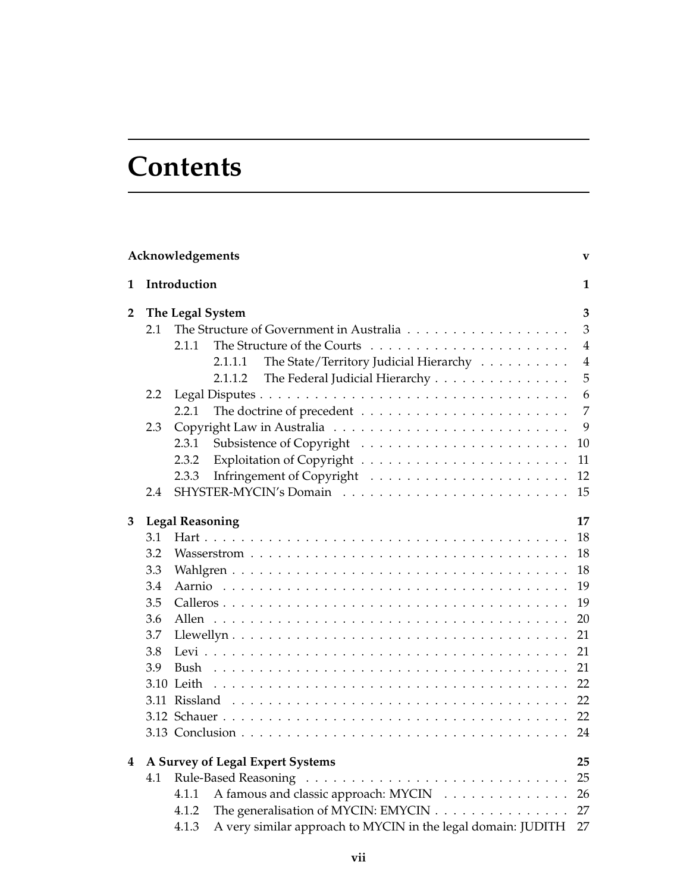# Contents

**Acknowledgements** **v**

**1 Introduction** **1**

**2 The Legal System** **3**

- 2.1 The Structure of Government in Australia . . . . . . . . . . . . . . . . . . 3
  - 2.1.1 The Structure of the Courts . . . . . . . . . . . . . . . . . . . . . . 4
    - 2.1.1.1 The State/Territory Judicial Hierarchy . . . . . . . . . . 4
    - 2.1.1.2 The Federal Judicial Hierarchy . . . . . . . . . . . . . . . 5
- 2.2 Legal Disputes . . . . . . . . . . . . . . . . . . . . . . . . . . . . . . . . . 6
  - 2.2.1 The doctrine of precedent . . . . . . . . . . . . . . . . . . . . . . . 7
- 2.3 Copyright Law in Australia . . . . . . . . . . . . . . . . . . . . . . . . . 9
  - 2.3.1 Subsistence of Copyright . . . . . . . . . . . . . . . . . . . . . . . 10
  - 2.3.2 Exploitation of Copyright . . . . . . . . . . . . . . . . . . . . . . . 11
  - 2.3.3 Infringement of Copyright . . . . . . . . . . . . . . . . . . . . . . 12
- 2.4 SHYSTER-MYCIN's Domain . . . . . . . . . . . . . . . . . . . . . . . . . 15

**3 Legal Reasoning** **17**

- 3.1 Hart . . . . . . . . . . . . . . . . . . . . . . . . . . . . . . . . . . . . . . 18
- 3.2 Wasserstrom . . . . . . . . . . . . . . . . . . . . . . . . . . . . . . . . . 18
- 3.3 Wahlgren . . . . . . . . . . . . . . . . . . . . . . . . . . . . . . . . . . . 18
- 3.4 Aarnio . . . . . . . . . . . . . . . . . . . . . . . . . . . . . . . . . . . . . 19
- 3.5 Calleros . . . . . . . . . . . . . . . . . . . . . . . . . . . . . . . . . . . . 19
- 3.6 Allen . . . . . . . . . . . . . . . . . . . . . . . . . . . . . . . . . . . . . . 20
- 3.7 Llewellyn . . . . . . . . . . . . . . . . . . . . . . . . . . . . . . . . . . . 21
- 3.8 Levi . . . . . . . . . . . . . . . . . . . . . . . . . . . . . . . . . . . . . . 21
- 3.9 Bush . . . . . . . . . . . . . . . . . . . . . . . . . . . . . . . . . . . . . . 21
- 3.10 Leith . . . . . . . . . . . . . . . . . . . . . . . . . . . . . . . . . . . . . 22
- 3.11 Rissland . . . . . . . . . . . . . . . . . . . . . . . . . . . . . . . . . . . 22
- 3.12 Schauer . . . . . . . . . . . . . . . . . . . . . . . . . . . . . . . . . . . . 22
- 3.13 Conclusion . . . . . . . . . . . . . . . . . . . . . . . . . . . . . . . . . . 24

**4 A Survey of Legal Expert Systems** **25**

- 4.1 Rule-Based Reasoning . . . . . . . . . . . . . . . . . . . . . . . . . . . . 25
  - 4.1.1 A famous and classic approach: MYCIN . . . . . . . . . . . . . . 26
  - 4.1.2 The generalisation of MYCIN: EMYCIN . . . . . . . . . . . . . . . 27
  - 4.1.3 A very similar approach to MYCIN in the legal domain: JUDITH 27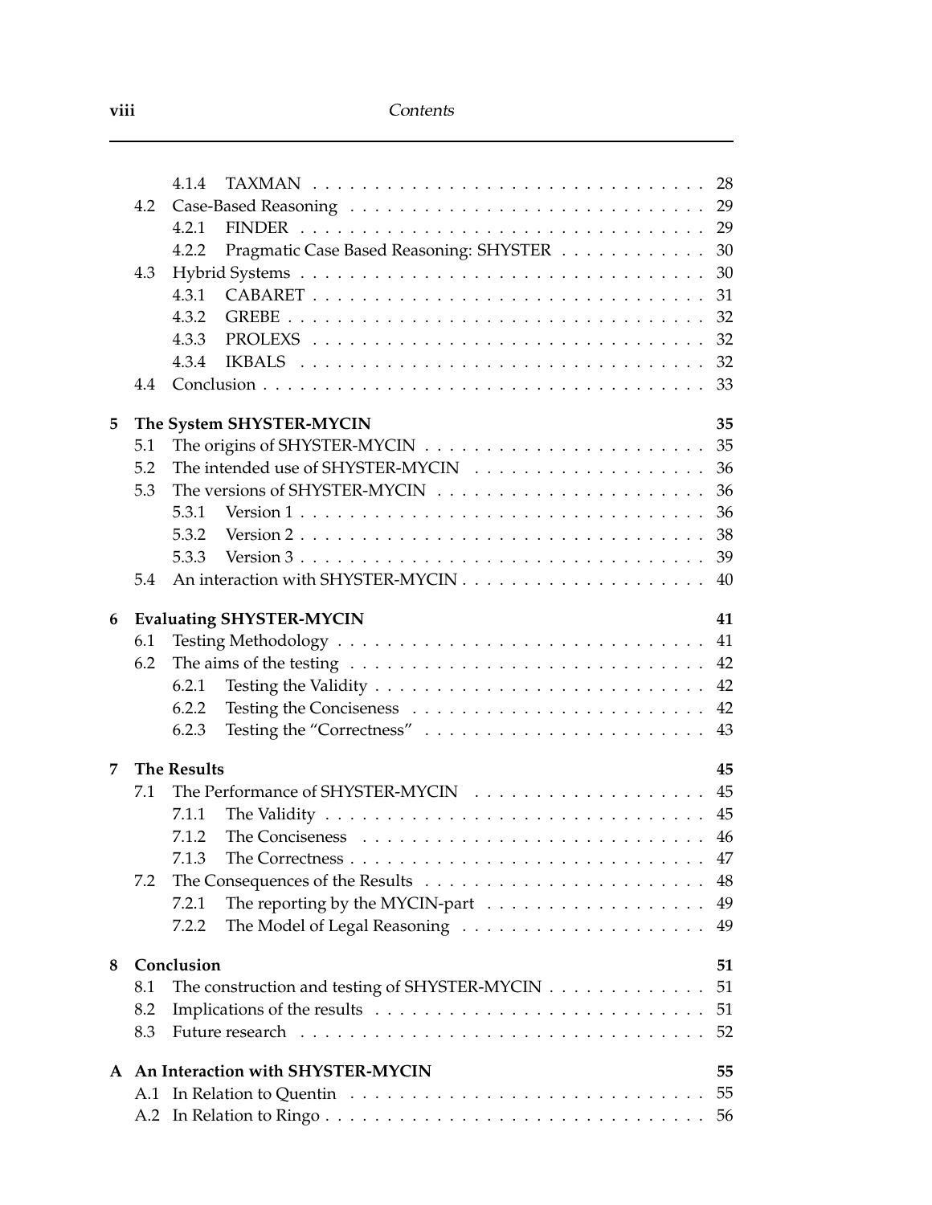| | | | |
|---|---|---|---|
| | 4.1.4 | TAXMAN | 28 |
| 4.2 | | Case-Based Reasoning | 29 |
| | 4.2.1 | FINDER | 29 |
| | 4.2.2 | Pragmatic Case Based Reasoning: SHYSTER | 30 |
| 4.3 | | Hybrid Systems | 30 |
| | 4.3.1 | CABARET | 31 |
| | 4.3.2 | GREBE | 32 |
| | 4.3.3 | PROLEXS | 32 |
| | 4.3.4 | IKBALS | 32 |
| 4.4 | | Conclusion | 33 |

**5 The System SHYSTER-MYCIN** — 35

- 5.1 The origins of SHYSTER-MYCIN — 35
- 5.2 The intended use of SHYSTER-MYCIN — 36
- 5.3 The versions of SHYSTER-MYCIN — 36
  - 5.3.1 Version 1 — 36
  - 5.3.2 Version 2 — 38
  - 5.3.3 Version 3 — 39
- 5.4 An interaction with SHYSTER-MYCIN — 40

**6 Evaluating SHYSTER-MYCIN** — 41

- 6.1 Testing Methodology — 41
- 6.2 The aims of the testing — 42
  - 6.2.1 Testing the Validity — 42
  - 6.2.2 Testing the Conciseness — 42
  - 6.2.3 Testing the "Correctness" — 43

**7 The Results** — 45

- 7.1 The Performance of SHYSTER-MYCIN — 45
  - 7.1.1 The Validity — 45
  - 7.1.2 The Conciseness — 46
  - 7.1.3 The Correctness — 47
- 7.2 The Consequences of the Results — 48
  - 7.2.1 The reporting by the MYCIN-part — 49
  - 7.2.2 The Model of Legal Reasoning — 49

**8 Conclusion** — 51

- 8.1 The construction and testing of SHYSTER-MYCIN — 51
- 8.2 Implications of the results — 51
- 8.3 Future research — 52

**A An Interaction with SHYSTER-MYCIN** — 55

- A.1 In Relation to Quentin — 55
- A.2 In Relation to Ringo — 56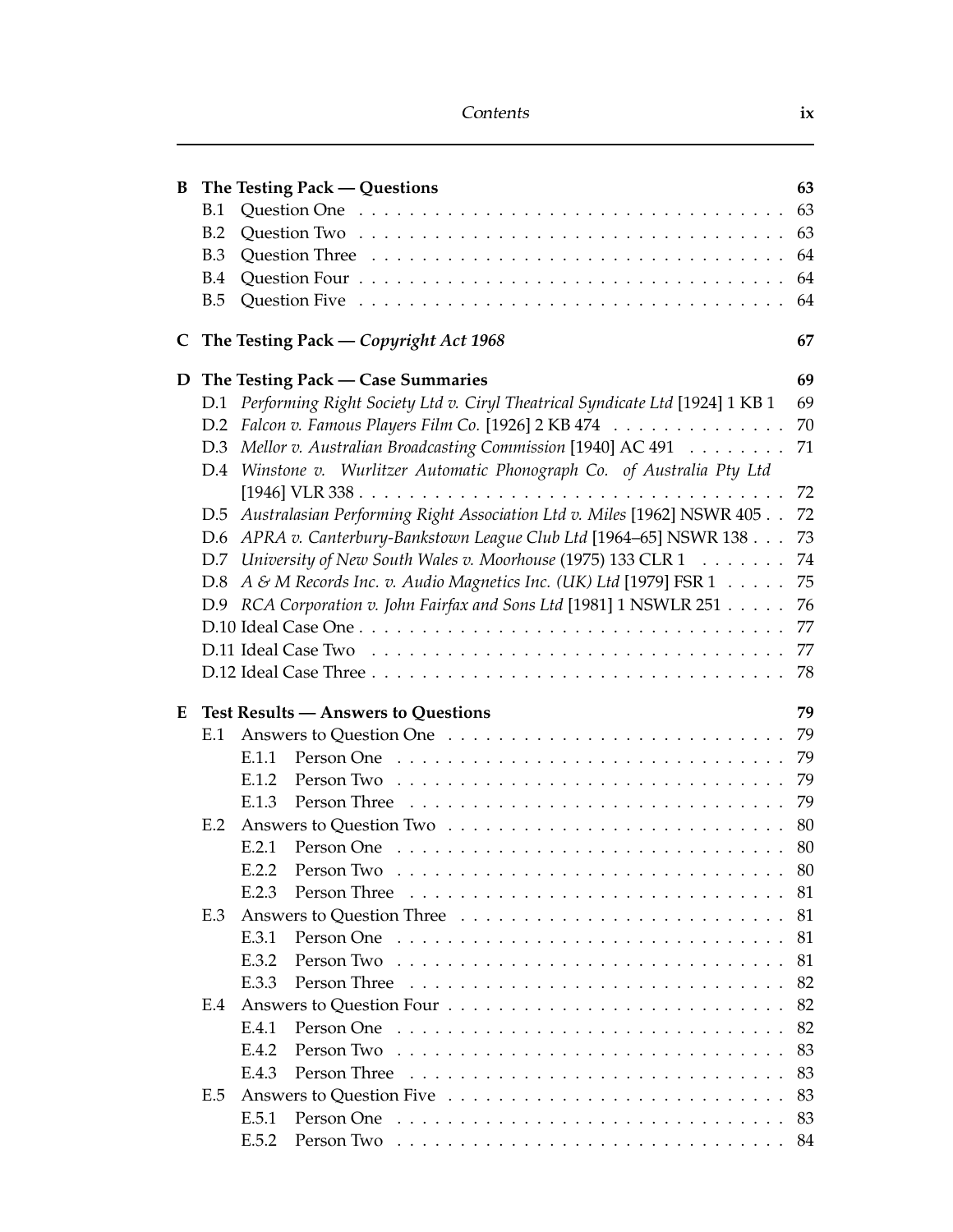**B The Testing Pack — Questions** 63

- B.1 Question One 63
- B.2 Question Two 63
- B.3 Question Three 64
- B.4 Question Four 64
- B.5 Question Five 64

**C The Testing Pack — *Copyright Act 1968*** 67

**D The Testing Pack — Case Summaries** 69

- D.1 *Performing Right Society Ltd v. Ciryl Theatrical Syndicate Ltd* [1924] 1 KB 1 69
- D.2 *Falcon v. Famous Players Film Co.* [1926] 2 KB 474 70
- D.3 *Mellor v. Australian Broadcasting Commission* [1940] AC 491 71
- D.4 *Winstone v. Wurlitzer Automatic Phonograph Co. of Australia Pty Ltd* [1946] VLR 338 72
- D.5 *Australasian Performing Right Association Ltd v. Miles* [1962] NSWR 405 72
- D.6 *APRA v. Canterbury-Bankstown League Club Ltd* [1964–65] NSWR 138 73
- D.7 *University of New South Wales v. Moorhouse* (1975) 133 CLR 1 74
- D.8 *A & M Records Inc. v. Audio Magnetics Inc. (UK) Ltd* [1979] FSR 1 75
- D.9 *RCA Corporation v. John Fairfax and Sons Ltd* [1981] 1 NSWLR 251 76
- D.10 Ideal Case One 77
- D.11 Ideal Case Two 77
- D.12 Ideal Case Three 78

**E Test Results — Answers to Questions** 79

- E.1 Answers to Question One 79
  - E.1.1 Person One 79
  - E.1.2 Person Two 79
  - E.1.3 Person Three 79
- E.2 Answers to Question Two 80
  - E.2.1 Person One 80
  - E.2.2 Person Two 80
  - E.2.3 Person Three 81
- E.3 Answers to Question Three 81
  - E.3.1 Person One 81
  - E.3.2 Person Two 81
  - E.3.3 Person Three 82
- E.4 Answers to Question Four 82
  - E.4.1 Person One 82
  - E.4.2 Person Two 83
  - E.4.3 Person Three 83
- E.5 Answers to Question Five 83
  - E.5.1 Person One 83
  - E.5.2 Person Two 84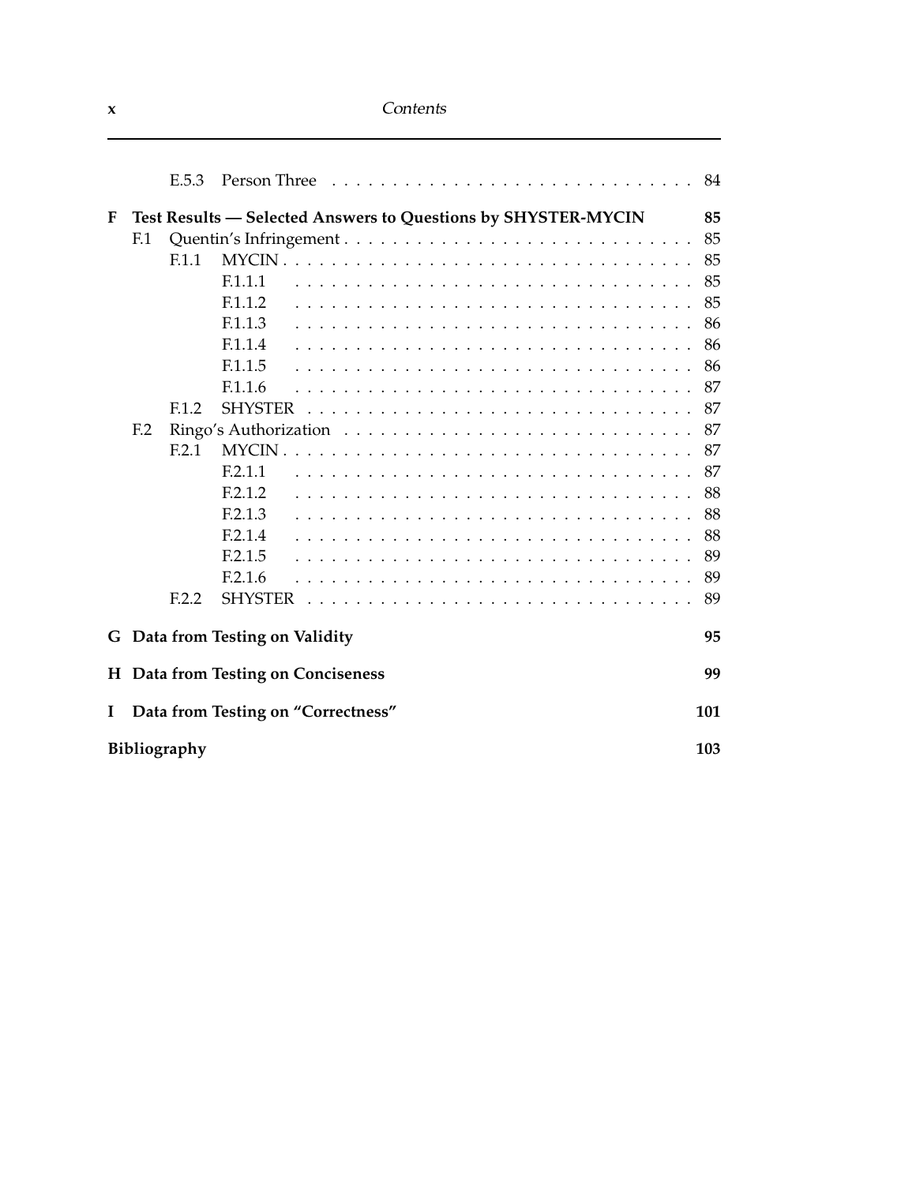- E.5.3 Person Three . . . 84

**F Test Results — Selected Answers to Questions by SHYSTER-MYCIN** **85**

- F.1 Quentin's Infringement . . . 85
  - F.1.1 MYCIN . . . 85
    - F.1.1.1 . . . 85
    - F.1.1.2 . . . 85
    - F.1.1.3 . . . 86
    - F.1.1.4 . . . 86
    - F.1.1.5 . . . 86
    - F.1.1.6 . . . 87
  - F.1.2 SHYSTER . . . 87
- F.2 Ringo's Authorization . . . 87
  - F.2.1 MYCIN . . . 87
    - F.2.1.1 . . . 87
    - F.2.1.2 . . . 88
    - F.2.1.3 . . . 88
    - F.2.1.4 . . . 88
    - F.2.1.5 . . . 89
    - F.2.1.6 . . . 89
  - F.2.2 SHYSTER . . . 89

**G Data from Testing on Validity** **95**

**H Data from Testing on Conciseness** **99**

**I Data from Testing on "Correctness"** **101**

**Bibliography** **103**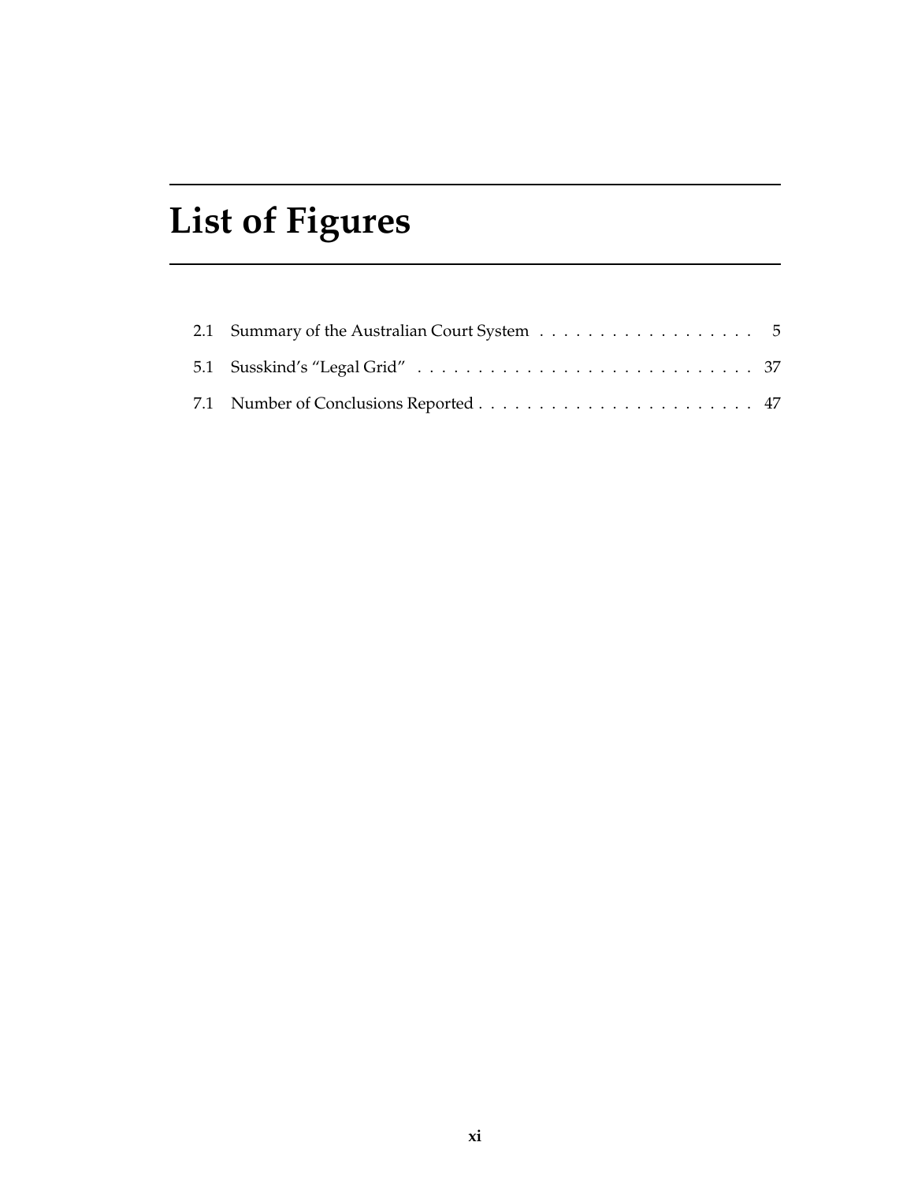# List of Figures

2.1 Summary of the Australian Court System . . . . . . . . . . . . . . . . . . 5

5.1 Susskind's "Legal Grid" . . . . . . . . . . . . . . . . . . . . . . . . . . . 37

7.1 Number of Conclusions Reported . . . . . . . . . . . . . . . . . . . . . . . 47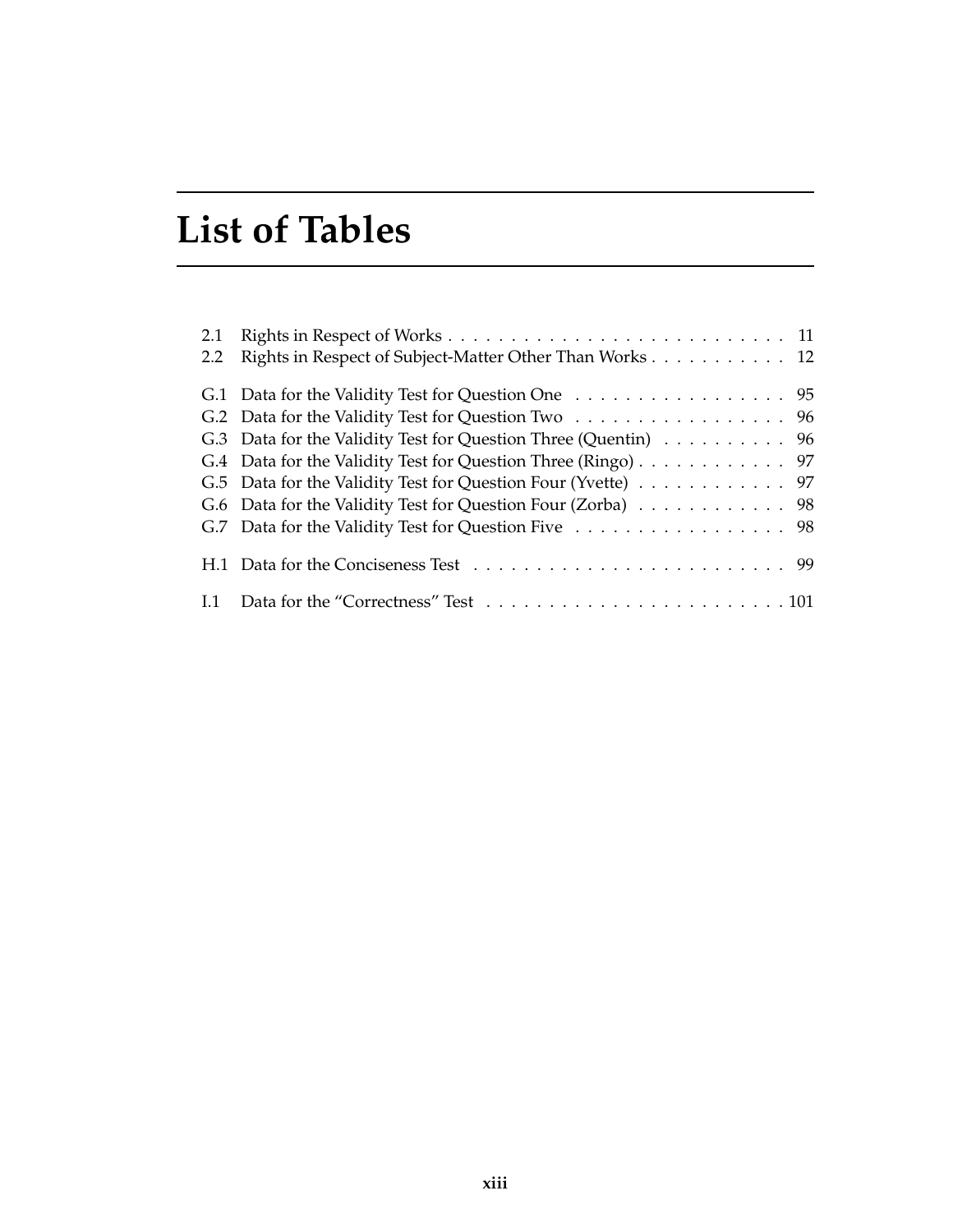# List of Tables

2.1 Rights in Respect of Works . . . . . . . . . . . . . . . . . . . . . . . . . . . 11
2.2 Rights in Respect of Subject-Matter Other Than Works . . . . . . . . . . . 12

G.1 Data for the Validity Test for Question One . . . . . . . . . . . . . . . . . 95
G.2 Data for the Validity Test for Question Two . . . . . . . . . . . . . . . . . 96
G.3 Data for the Validity Test for Question Three (Quentin) . . . . . . . . . . 96
G.4 Data for the Validity Test for Question Three (Ringo) . . . . . . . . . . . . 97
G.5 Data for the Validity Test for Question Four (Yvette) . . . . . . . . . . . . 97
G.6 Data for the Validity Test for Question Four (Zorba) . . . . . . . . . . . . 98
G.7 Data for the Validity Test for Question Five . . . . . . . . . . . . . . . . . 98

H.1 Data for the Conciseness Test . . . . . . . . . . . . . . . . . . . . . . . . 99

I.1 Data for the "Correctness" Test . . . . . . . . . . . . . . . . . . . . . . . 101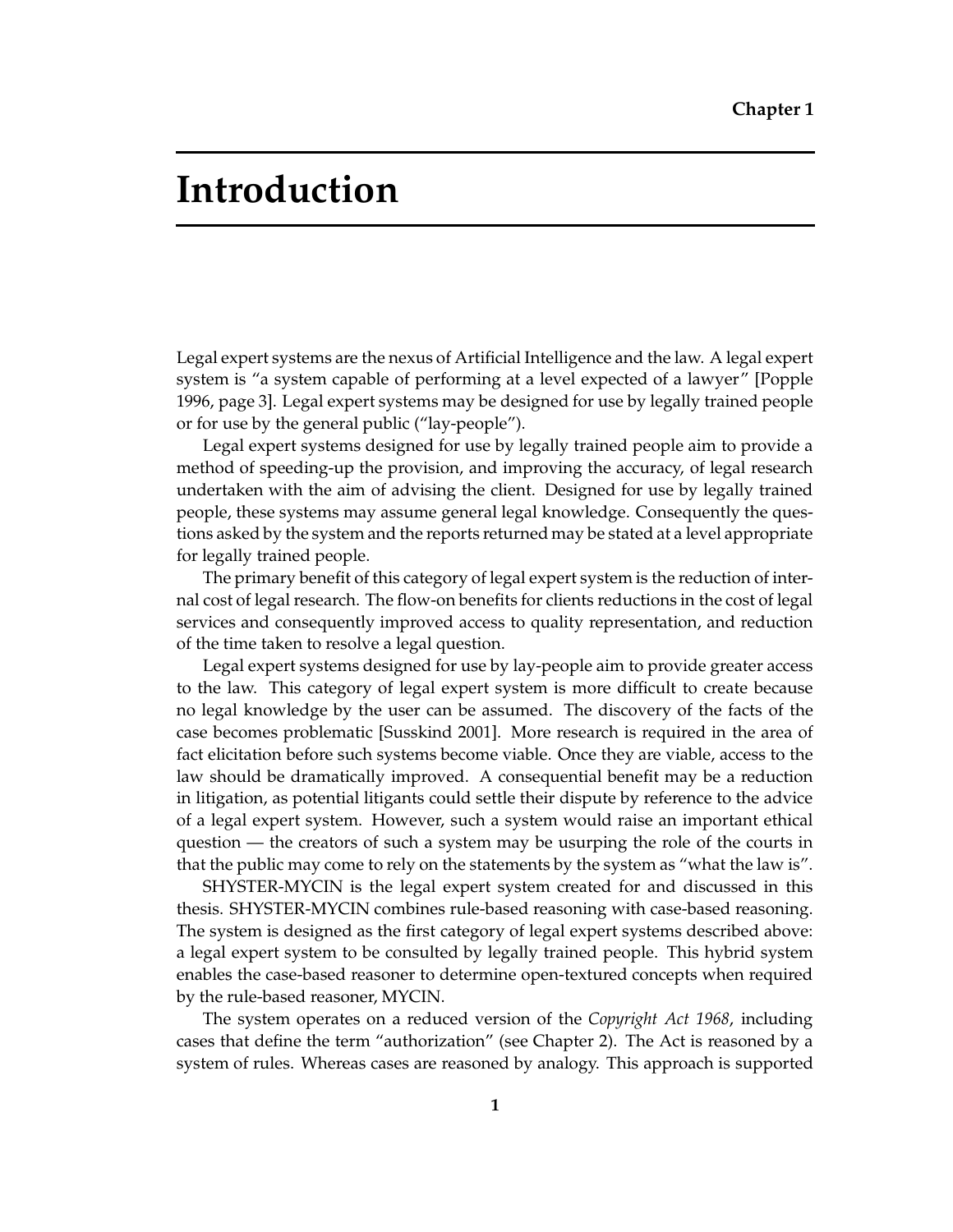# Chapter 1

# Introduction

Legal expert systems are the nexus of Artificial Intelligence and the law. A legal expert system is "a system capable of performing at a level expected of a lawyer" [Popple 1996, page 3]. Legal expert systems may be designed for use by legally trained people or for use by the general public ("lay-people").

Legal expert systems designed for use by legally trained people aim to provide a method of speeding-up the provision, and improving the accuracy, of legal research undertaken with the aim of advising the client. Designed for use by legally trained people, these systems may assume general legal knowledge. Consequently the questions asked by the system and the reports returned may be stated at a level appropriate for legally trained people.

The primary benefit of this category of legal expert system is the reduction of internal cost of legal research. The flow-on benefits for clients reductions in the cost of legal services and consequently improved access to quality representation, and reduction of the time taken to resolve a legal question.

Legal expert systems designed for use by lay-people aim to provide greater access to the law. This category of legal expert system is more difficult to create because no legal knowledge by the user can be assumed. The discovery of the facts of the case becomes problematic [Susskind 2001]. More research is required in the area of fact elicitation before such systems become viable. Once they are viable, access to the law should be dramatically improved. A consequential benefit may be a reduction in litigation, as potential litigants could settle their dispute by reference to the advice of a legal expert system. However, such a system would raise an important ethical question — the creators of such a system may be usurping the role of the courts in that the public may come to rely on the statements by the system as "what the law is".

SHYSTER-MYCIN is the legal expert system created for and discussed in this thesis. SHYSTER-MYCIN combines rule-based reasoning with case-based reasoning. The system is designed as the first category of legal expert systems described above: a legal expert system to be consulted by legally trained people. This hybrid system enables the case-based reasoner to determine open-textured concepts when required by the rule-based reasoner, MYCIN.

The system operates on a reduced version of the *Copyright Act 1968*, including cases that define the term "authorization" (see Chapter 2). The Act is reasoned by a system of rules. Whereas cases are reasoned by analogy. This approach is supported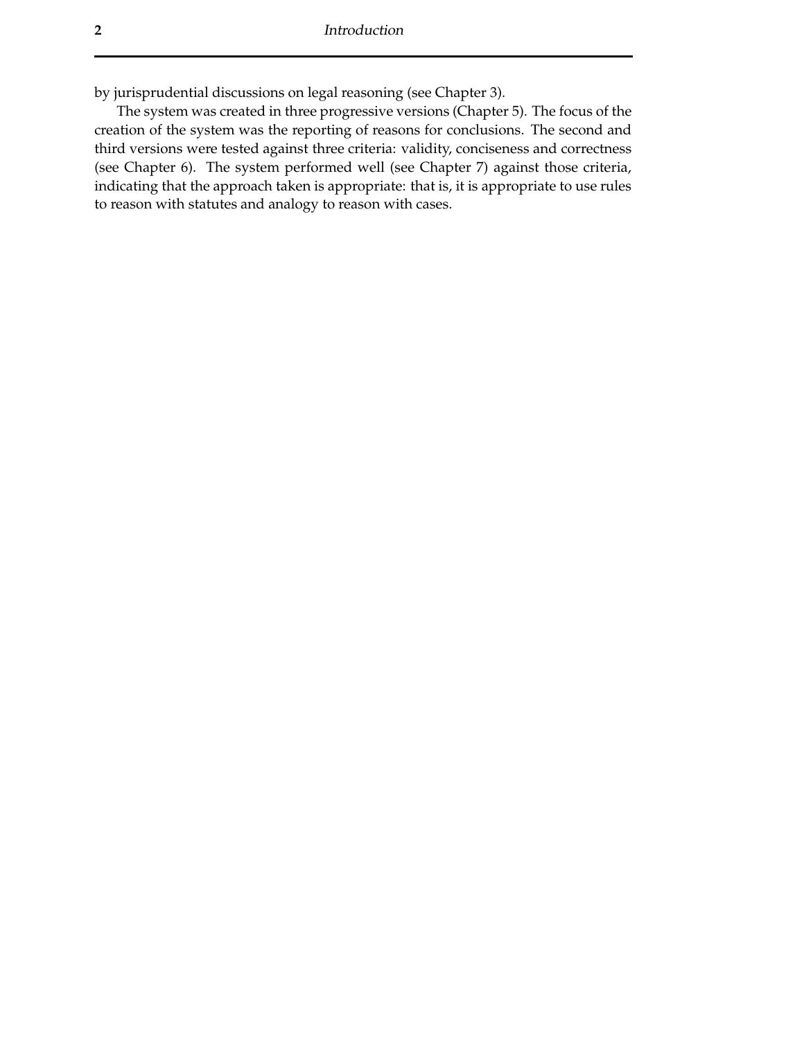by jurisprudential discussions on legal reasoning (see Chapter 3).

The system was created in three progressive versions (Chapter 5). The focus of the creation of the system was the reporting of reasons for conclusions. The second and third versions were tested against three criteria: validity, conciseness and correctness (see Chapter 6). The system performed well (see Chapter 7) against those criteria, indicating that the approach taken is appropriate: that is, it is appropriate to use rules to reason with statutes and analogy to reason with cases.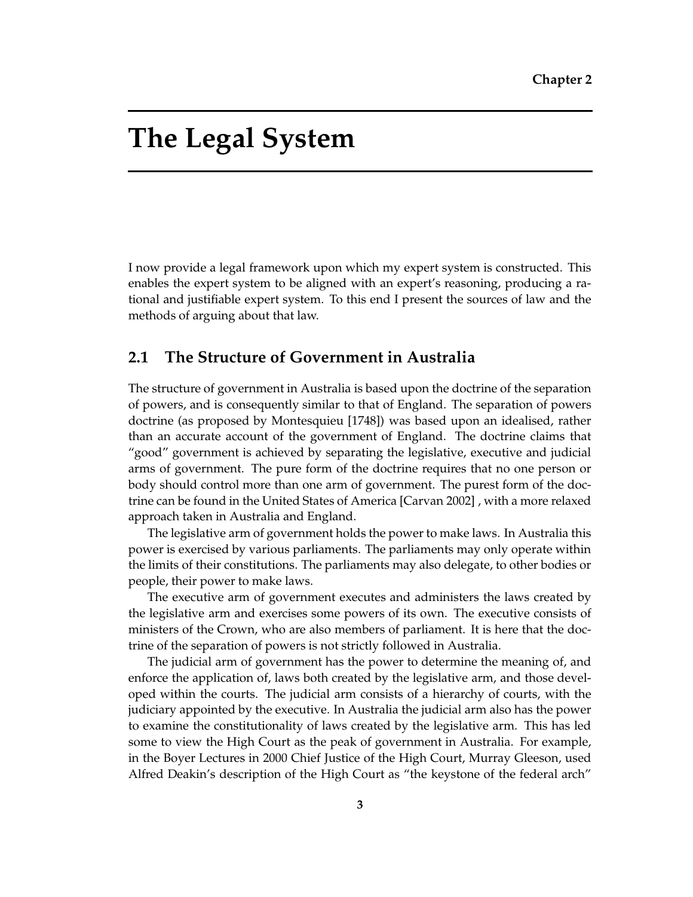Chapter 2

# The Legal System

I now provide a legal framework upon which my expert system is constructed. This enables the expert system to be aligned with an expert's reasoning, producing a rational and justifiable expert system. To this end I present the sources of law and the methods of arguing about that law.

## 2.1 The Structure of Government in Australia

The structure of government in Australia is based upon the doctrine of the separation of powers, and is consequently similar to that of England. The separation of powers doctrine (as proposed by Montesquieu [1748]) was based upon an idealised, rather than an accurate account of the government of England. The doctrine claims that "good" government is achieved by separating the legislative, executive and judicial arms of government. The pure form of the doctrine requires that no one person or body should control more than one arm of government. The purest form of the doctrine can be found in the United States of America [Carvan 2002] , with a more relaxed approach taken in Australia and England.

The legislative arm of government holds the power to make laws. In Australia this power is exercised by various parliaments. The parliaments may only operate within the limits of their constitutions. The parliaments may also delegate, to other bodies or people, their power to make laws.

The executive arm of government executes and administers the laws created by the legislative arm and exercises some powers of its own. The executive consists of ministers of the Crown, who are also members of parliament. It is here that the doctrine of the separation of powers is not strictly followed in Australia.

The judicial arm of government has the power to determine the meaning of, and enforce the application of, laws both created by the legislative arm, and those developed within the courts. The judicial arm consists of a hierarchy of courts, with the judiciary appointed by the executive. In Australia the judicial arm also has the power to examine the constitutionality of laws created by the legislative arm. This has led some to view the High Court as the peak of government in Australia. For example, in the Boyer Lectures in 2000 Chief Justice of the High Court, Murray Gleeson, used Alfred Deakin's description of the High Court as "the keystone of the federal arch"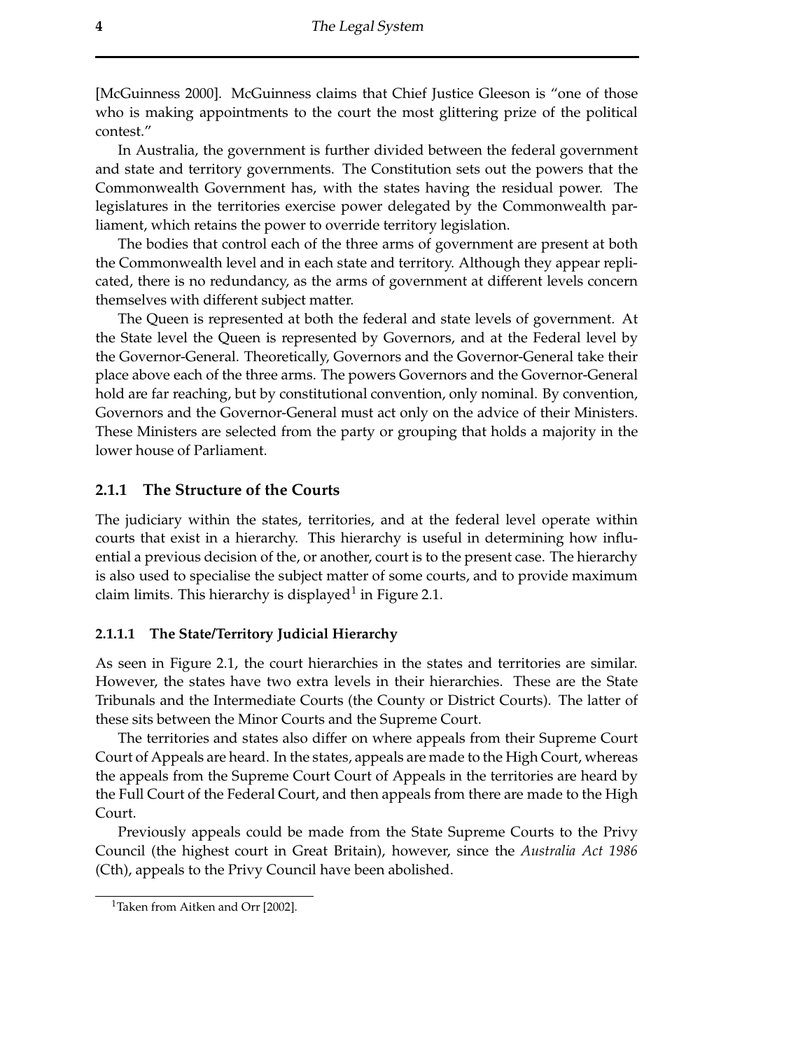[McGuinness 2000]. McGuinness claims that Chief Justice Gleeson is "one of those who is making appointments to the court the most glittering prize of the political contest."

In Australia, the government is further divided between the federal government and state and territory governments. The Constitution sets out the powers that the Commonwealth Government has, with the states having the residual power. The legislatures in the territories exercise power delegated by the Commonwealth parliament, which retains the power to override territory legislation.

The bodies that control each of the three arms of government are present at both the Commonwealth level and in each state and territory. Although they appear replicated, there is no redundancy, as the arms of government at different levels concern themselves with different subject matter.

The Queen is represented at both the federal and state levels of government. At the State level the Queen is represented by Governors, and at the Federal level by the Governor-General. Theoretically, Governors and the Governor-General take their place above each of the three arms. The powers Governors and the Governor-General hold are far reaching, but by constitutional convention, only nominal. By convention, Governors and the Governor-General must act only on the advice of their Ministers. These Ministers are selected from the party or grouping that holds a majority in the lower house of Parliament.

### 2.1.1 The Structure of the Courts

The judiciary within the states, territories, and at the federal level operate within courts that exist in a hierarchy. This hierarchy is useful in determining how influential a previous decision of the, or another, court is to the present case. The hierarchy is also used to specialise the subject matter of some courts, and to provide maximum claim limits. This hierarchy is displayed[1] in Figure 2.1.

#### 2.1.1.1 The State/Territory Judicial Hierarchy

As seen in Figure 2.1, the court hierarchies in the states and territories are similar. However, the states have two extra levels in their hierarchies. These are the State Tribunals and the Intermediate Courts (the County or District Courts). The latter of these sits between the Minor Courts and the Supreme Court.

The territories and states also differ on where appeals from their Supreme Court Court of Appeals are heard. In the states, appeals are made to the High Court, whereas the appeals from the Supreme Court Court of Appeals in the territories are heard by the Full Court of the Federal Court, and then appeals from there are made to the High Court.

Previously appeals could be made from the State Supreme Courts to the Privy Council (the highest court in Great Britain), however, since the *Australia Act 1986* (Cth), appeals to the Privy Council have been abolished.

[1] Taken from Aitken and Orr [2002].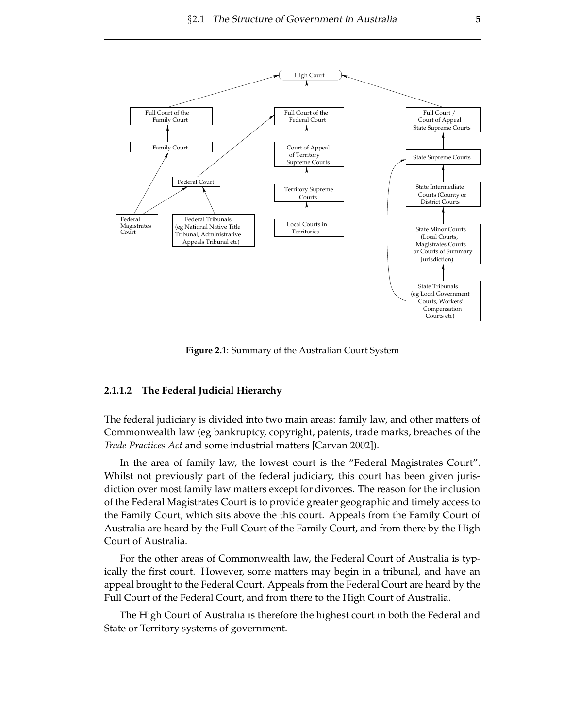Figure 2.1: Summary of the Australian Court System

#### 2.1.1.2 The Federal Judicial Hierarchy

The federal judiciary is divided into two main areas: family law, and other matters of Commonwealth law (eg bankruptcy, copyright, patents, trade marks, breaches of the *Trade Practices Act* and some industrial matters [Carvan 2002]).

In the area of family law, the lowest court is the "Federal Magistrates Court". Whilst not previously part of the federal judiciary, this court has been given jurisdiction over most family law matters except for divorces. The reason for the inclusion of the Federal Magistrates Court is to provide greater geographic and timely access to the Family Court, which sits above the this court. Appeals from the Family Court of Australia are heard by the Full Court of the Family Court, and from there by the High Court of Australia.

For the other areas of Commonwealth law, the Federal Court of Australia is typically the first court. However, some matters may begin in a tribunal, and have an appeal brought to the Federal Court. Appeals from the Federal Court are heard by the Full Court of the Federal Court, and from there to the High Court of Australia.

The High Court of Australia is therefore the highest court in both the Federal and State or Territory systems of government.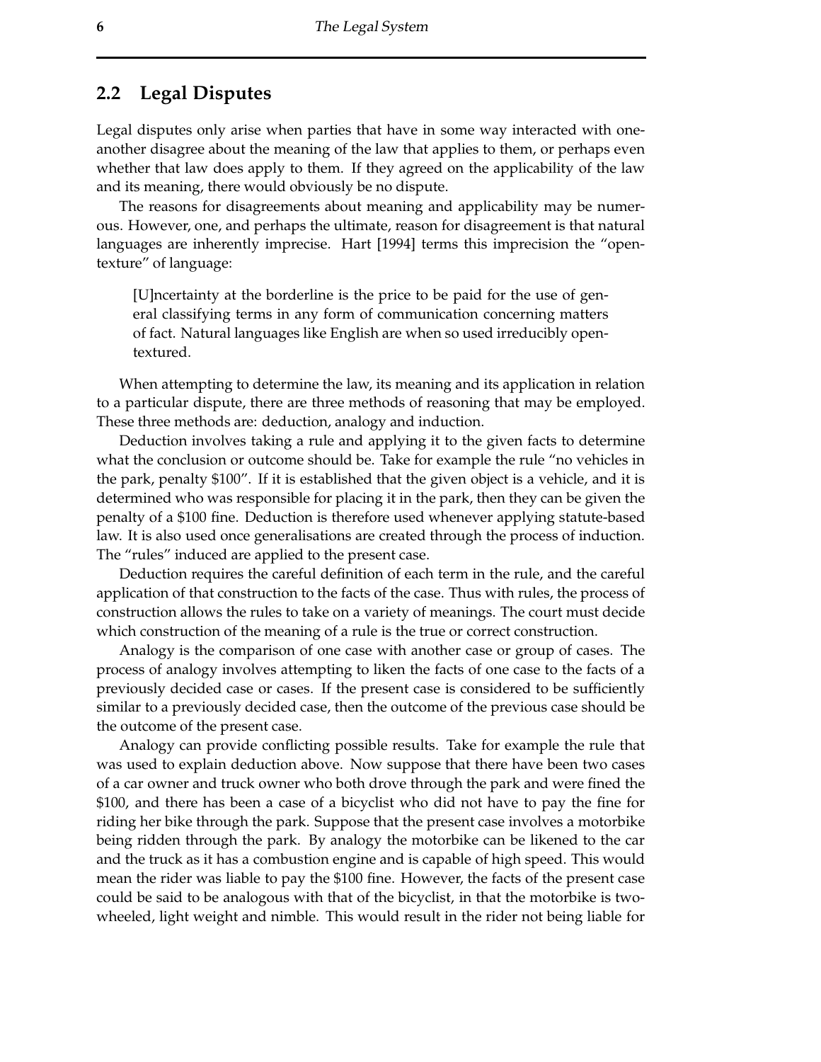## 2.2 Legal Disputes

Legal disputes only arise when parties that have in some way interacted with one-another disagree about the meaning of the law that applies to them, or perhaps even whether that law does apply to them. If they agreed on the applicability of the law and its meaning, there would obviously be no dispute.

The reasons for disagreements about meaning and applicability may be numerous. However, one, and perhaps the ultimate, reason for disagreement is that natural languages are inherently imprecise. Hart [1994] terms this imprecision the "open-texture" of language:

> [U]ncertainty at the borderline is the price to be paid for the use of general classifying terms in any form of communication concerning matters of fact. Natural languages like English are when so used irreducibly open-textured.

When attempting to determine the law, its meaning and its application in relation to a particular dispute, there are three methods of reasoning that may be employed. These three methods are: deduction, analogy and induction.

Deduction involves taking a rule and applying it to the given facts to determine what the conclusion or outcome should be. Take for example the rule "no vehicles in the park, penalty $100". If it is established that the given object is a vehicle, and it is determined who was responsible for placing it in the park, then they can be given the penalty of a $100 fine. Deduction is therefore used whenever applying statute-based law. It is also used once generalisations are created through the process of induction. The "rules" induced are applied to the present case.

Deduction requires the careful definition of each term in the rule, and the careful application of that construction to the facts of the case. Thus with rules, the process of construction allows the rules to take on a variety of meanings. The court must decide which construction of the meaning of a rule is the true or correct construction.

Analogy is the comparison of one case with another case or group of cases. The process of analogy involves attempting to liken the facts of one case to the facts of a previously decided case or cases. If the present case is considered to be sufficiently similar to a previously decided case, then the outcome of the previous case should be the outcome of the present case.

Analogy can provide conflicting possible results. Take for example the rule that was used to explain deduction above. Now suppose that there have been two cases of a car owner and truck owner who both drove through the park and were fined the $100, and there has been a case of a bicyclist who did not have to pay the fine for riding her bike through the park. Suppose that the present case involves a motorbike being ridden through the park. By analogy the motorbike can be likened to the car and the truck as it has a combustion engine and is capable of high speed. This would mean the rider was liable to pay the $100 fine. However, the facts of the present case could be said to be analogous with that of the bicyclist, in that the motorbike is two-wheeled, light weight and nimble. This would result in the rider not being liable for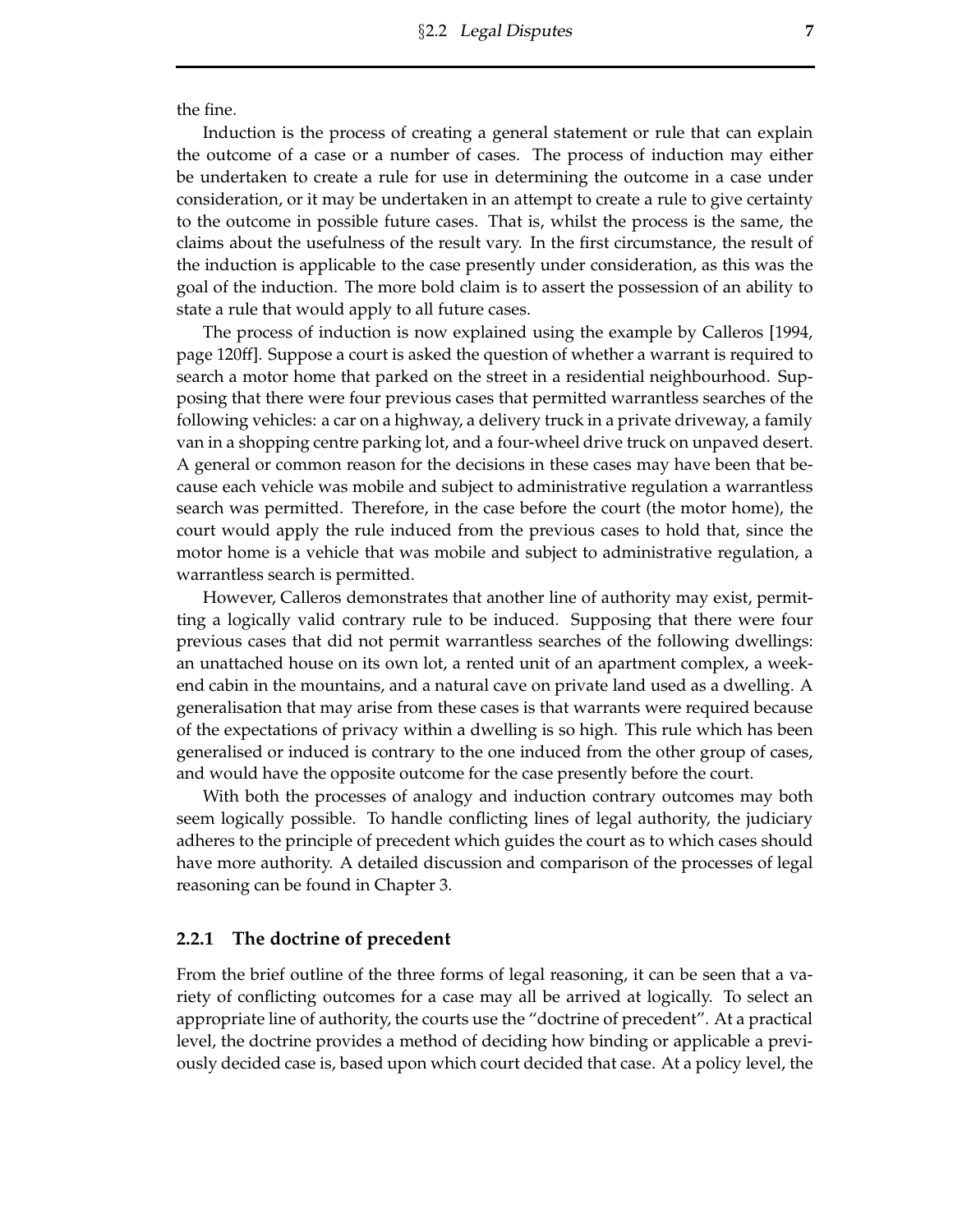the fine.

Induction is the process of creating a general statement or rule that can explain the outcome of a case or a number of cases. The process of induction may either be undertaken to create a rule for use in determining the outcome in a case under consideration, or it may be undertaken in an attempt to create a rule to give certainty to the outcome in possible future cases. That is, whilst the process is the same, the claims about the usefulness of the result vary. In the first circumstance, the result of the induction is applicable to the case presently under consideration, as this was the goal of the induction. The more bold claim is to assert the possession of an ability to state a rule that would apply to all future cases.

The process of induction is now explained using the example by Calleros [1994, page 120ff]. Suppose a court is asked the question of whether a warrant is required to search a motor home that parked on the street in a residential neighbourhood. Supposing that there were four previous cases that permitted warrantless searches of the following vehicles: a car on a highway, a delivery truck in a private driveway, a family van in a shopping centre parking lot, and a four-wheel drive truck on unpaved desert. A general or common reason for the decisions in these cases may have been that because each vehicle was mobile and subject to administrative regulation a warrantless search was permitted. Therefore, in the case before the court (the motor home), the court would apply the rule induced from the previous cases to hold that, since the motor home is a vehicle that was mobile and subject to administrative regulation, a warrantless search is permitted.

However, Calleros demonstrates that another line of authority may exist, permitting a logically valid contrary rule to be induced. Supposing that there were four previous cases that did not permit warrantless searches of the following dwellings: an unattached house on its own lot, a rented unit of an apartment complex, a weekend cabin in the mountains, and a natural cave on private land used as a dwelling. A generalisation that may arise from these cases is that warrants were required because of the expectations of privacy within a dwelling is so high. This rule which has been generalised or induced is contrary to the one induced from the other group of cases, and would have the opposite outcome for the case presently before the court.

With both the processes of analogy and induction contrary outcomes may both seem logically possible. To handle conflicting lines of legal authority, the judiciary adheres to the principle of precedent which guides the court as to which cases should have more authority. A detailed discussion and comparison of the processes of legal reasoning can be found in Chapter 3.

### 2.2.1 The doctrine of precedent

From the brief outline of the three forms of legal reasoning, it can be seen that a variety of conflicting outcomes for a case may all be arrived at logically. To select an appropriate line of authority, the courts use the "doctrine of precedent". At a practical level, the doctrine provides a method of deciding how binding or applicable a previously decided case is, based upon which court decided that case. At a policy level, the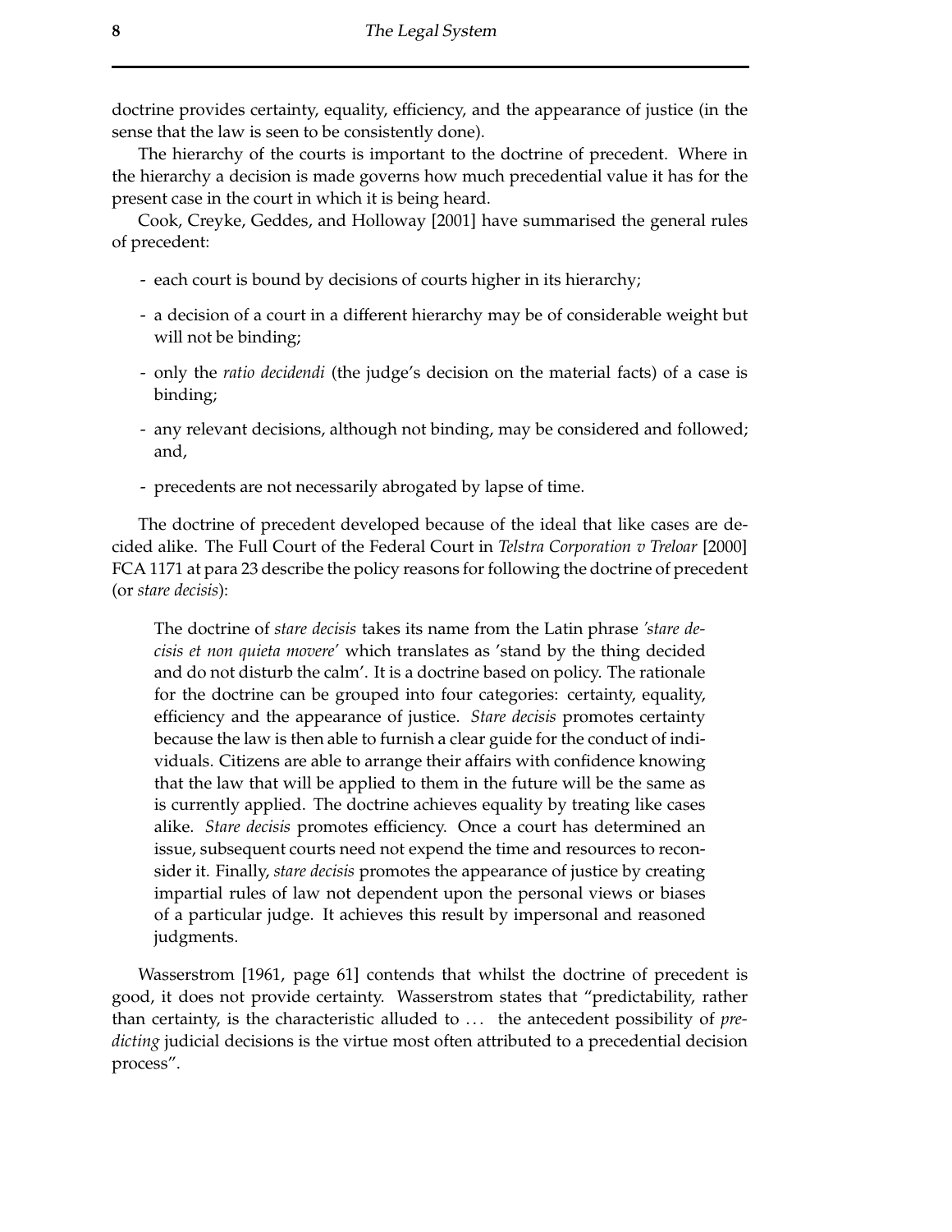doctrine provides certainty, equality, efficiency, and the appearance of justice (in the sense that the law is seen to be consistently done).

The hierarchy of the courts is important to the doctrine of precedent. Where in the hierarchy a decision is made governs how much precedential value it has for the present case in the court in which it is being heard.

Cook, Creyke, Geddes, and Holloway [2001] have summarised the general rules of precedent:

- each court is bound by decisions of courts higher in its hierarchy;
- a decision of a court in a different hierarchy may be of considerable weight but will not be binding;
- only the *ratio decidendi* (the judge's decision on the material facts) of a case is binding;
- any relevant decisions, although not binding, may be considered and followed; and,
- precedents are not necessarily abrogated by lapse of time.

The doctrine of precedent developed because of the ideal that like cases are decided alike. The Full Court of the Federal Court in *Telstra Corporation v Treloar* [2000] FCA 1171 at para 23 describe the policy reasons for following the doctrine of precedent (or *stare decisis*):

> The doctrine of *stare decisis* takes its name from the Latin phrase *'stare decisis et non quieta movere'* which translates as 'stand by the thing decided and do not disturb the calm'. It is a doctrine based on policy. The rationale for the doctrine can be grouped into four categories: certainty, equality, efficiency and the appearance of justice. *Stare decisis* promotes certainty because the law is then able to furnish a clear guide for the conduct of individuals. Citizens are able to arrange their affairs with confidence knowing that the law that will be applied to them in the future will be the same as is currently applied. The doctrine achieves equality by treating like cases alike. *Stare decisis* promotes efficiency. Once a court has determined an issue, subsequent courts need not expend the time and resources to reconsider it. Finally, *stare decisis* promotes the appearance of justice by creating impartial rules of law not dependent upon the personal views or biases of a particular judge. It achieves this result by impersonal and reasoned judgments.

Wasserstrom [1961, page 61] contends that whilst the doctrine of precedent is good, it does not provide certainty. Wasserstrom states that "predictability, rather than certainty, is the characteristic alluded to ... the antecedent possibility of *predicting* judicial decisions is the virtue most often attributed to a precedential decision process".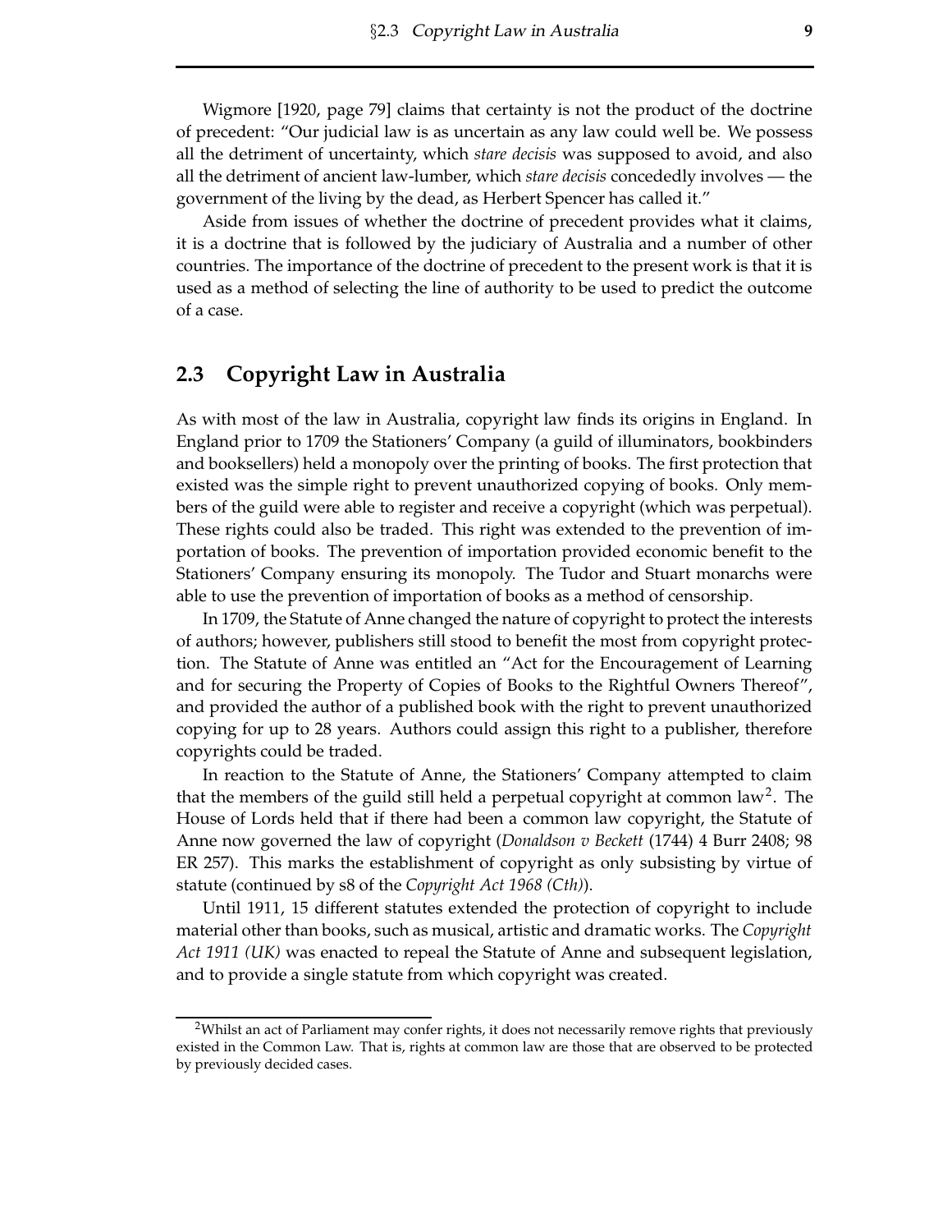Wigmore [1920, page 79] claims that certainty is not the product of the doctrine of precedent: "Our judicial law is as uncertain as any law could well be. We possess all the detriment of uncertainty, which *stare decisis* was supposed to avoid, and also all the detriment of ancient law-lumber, which *stare decisis* concededly involves — the government of the living by the dead, as Herbert Spencer has called it."

Aside from issues of whether the doctrine of precedent provides what it claims, it is a doctrine that is followed by the judiciary of Australia and a number of other countries. The importance of the doctrine of precedent to the present work is that it is used as a method of selecting the line of authority to be used to predict the outcome of a case.

## 2.3 Copyright Law in Australia

As with most of the law in Australia, copyright law finds its origins in England. In England prior to 1709 the Stationers' Company (a guild of illuminators, bookbinders and booksellers) held a monopoly over the printing of books. The first protection that existed was the simple right to prevent unauthorized copying of books. Only members of the guild were able to register and receive a copyright (which was perpetual). These rights could also be traded. This right was extended to the prevention of importation of books. The prevention of importation provided economic benefit to the Stationers' Company ensuring its monopoly. The Tudor and Stuart monarchs were able to use the prevention of importation of books as a method of censorship.

In 1709, the Statute of Anne changed the nature of copyright to protect the interests of authors; however, publishers still stood to benefit the most from copyright protection. The Statute of Anne was entitled an "Act for the Encouragement of Learning and for securing the Property of Copies of Books to the Rightful Owners Thereof", and provided the author of a published book with the right to prevent unauthorized copying for up to 28 years. Authors could assign this right to a publisher, therefore copyrights could be traded.

In reaction to the Statute of Anne, the Stationers' Company attempted to claim that the members of the guild still held a perpetual copyright at common law[2]. The House of Lords held that if there had been a common law copyright, the Statute of Anne now governed the law of copyright (*Donaldson v Beckett* (1744) 4 Burr 2408; 98 ER 257). This marks the establishment of copyright as only subsisting by virtue of statute (continued by s8 of the *Copyright Act 1968 (Cth)*).

Until 1911, 15 different statutes extended the protection of copyright to include material other than books, such as musical, artistic and dramatic works. The *Copyright Act 1911 (UK)* was enacted to repeal the Statute of Anne and subsequent legislation, and to provide a single statute from which copyright was created.

[2] Whilst an act of Parliament may confer rights, it does not necessarily remove rights that previously existed in the Common Law. That is, rights at common law are those that are observed to be protected by previously decided cases.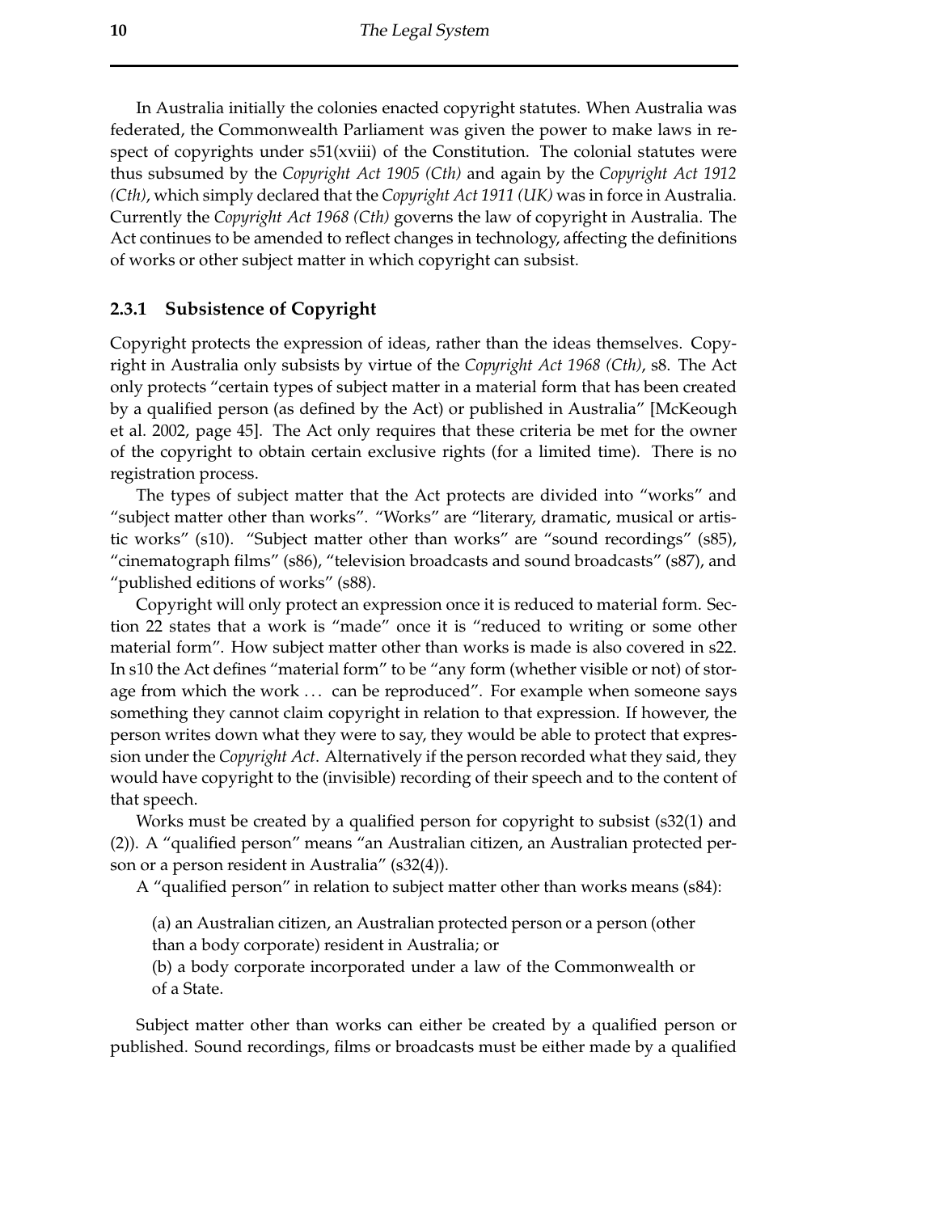In Australia initially the colonies enacted copyright statutes. When Australia was federated, the Commonwealth Parliament was given the power to make laws in respect of copyrights under s51(xviii) of the Constitution. The colonial statutes were thus subsumed by the *Copyright Act 1905 (Cth)* and again by the *Copyright Act 1912 (Cth)*, which simply declared that the *Copyright Act 1911 (UK)* was in force in Australia. Currently the *Copyright Act 1968 (Cth)* governs the law of copyright in Australia. The Act continues to be amended to reflect changes in technology, affecting the definitions of works or other subject matter in which copyright can subsist.

### 2.3.1 Subsistence of Copyright

Copyright protects the expression of ideas, rather than the ideas themselves. Copyright in Australia only subsists by virtue of the *Copyright Act 1968 (Cth)*, s8. The Act only protects "certain types of subject matter in a material form that has been created by a qualified person (as defined by the Act) or published in Australia" [McKeough et al. 2002, page 45]. The Act only requires that these criteria be met for the owner of the copyright to obtain certain exclusive rights (for a limited time). There is no registration process.

The types of subject matter that the Act protects are divided into "works" and "subject matter other than works". "Works" are "literary, dramatic, musical or artistic works" (s10). "Subject matter other than works" are "sound recordings" (s85), "cinematograph films" (s86), "television broadcasts and sound broadcasts" (s87), and "published editions of works" (s88).

Copyright will only protect an expression once it is reduced to material form. Section 22 states that a work is "made" once it is "reduced to writing or some other material form". How subject matter other than works is made is also covered in s22. In s10 the Act defines "material form" to be "any form (whether visible or not) of storage from which the work … can be reproduced". For example when someone says something they cannot claim copyright in relation to that expression. If however, the person writes down what they were to say, they would be able to protect that expression under the *Copyright Act*. Alternatively if the person recorded what they said, they would have copyright to the (invisible) recording of their speech and to the content of that speech.

Works must be created by a qualified person for copyright to subsist (s32(1) and (2)). A "qualified person" means "an Australian citizen, an Australian protected person or a person resident in Australia" (s32(4)).

A "qualified person" in relation to subject matter other than works means (s84):

> (a) an Australian citizen, an Australian protected person or a person (other than a body corporate) resident in Australia; or
> (b) a body corporate incorporated under a law of the Commonwealth or of a State.

Subject matter other than works can either be created by a qualified person or published. Sound recordings, films or broadcasts must be either made by a qualified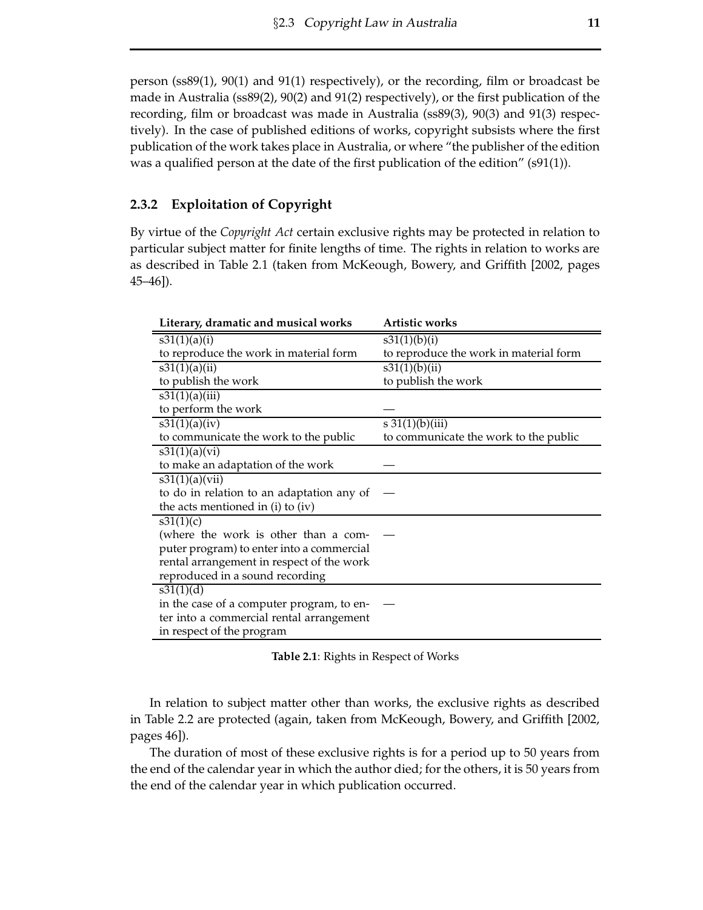person (ss89(1), 90(1) and 91(1) respectively), or the recording, film or broadcast be made in Australia (ss89(2), 90(2) and 91(2) respectively), or the first publication of the recording, film or broadcast was made in Australia (ss89(3), 90(3) and 91(3) respectively). In the case of published editions of works, copyright subsists where the first publication of the work takes place in Australia, or where "the publisher of the edition was a qualified person at the date of the first publication of the edition" (s91(1)).

### 2.3.2 Exploitation of Copyright

By virtue of the *Copyright Act* certain exclusive rights may be protected in relation to particular subject matter for finite lengths of time. The rights in relation to works are as described in Table 2.1 (taken from McKeough, Bowery, and Griffith [2002, pages 45–46]).

| Literary, dramatic and musical works | Artistic works |
|---|---|
| s31(1)(a)(i)<br>to reproduce the work in material form | s31(1)(b)(i)<br>to reproduce the work in material form |
| s31(1)(a)(ii)<br>to publish the work | s31(1)(b)(ii)<br>to publish the work |
| s31(1)(a)(iii)<br>to perform the work | — |
| s31(1)(a)(iv)<br>to communicate the work to the public | s 31(1)(b)(iii)<br>to communicate the work to the public |
| s31(1)(a)(vi)<br>to make an adaptation of the work | — |
| s31(1)(a)(vii)<br>to do in relation to an adaptation any of the acts mentioned in (i) to (iv) | — |
| s31(1)(c)<br>(where the work is other than a computer program) to enter into a commercial rental arrangement in respect of the work reproduced in a sound recording | — |
| s31(1)(d)<br>in the case of a computer program, to enter into a commercial rental arrangement in respect of the program | — |

**Table 2.1**: Rights in Respect of Works

In relation to subject matter other than works, the exclusive rights as described in Table 2.2 are protected (again, taken from McKeough, Bowery, and Griffith [2002, pages 46]).

The duration of most of these exclusive rights is for a period up to 50 years from the end of the calendar year in which the author died; for the others, it is 50 years from the end of the calendar year in which publication occurred.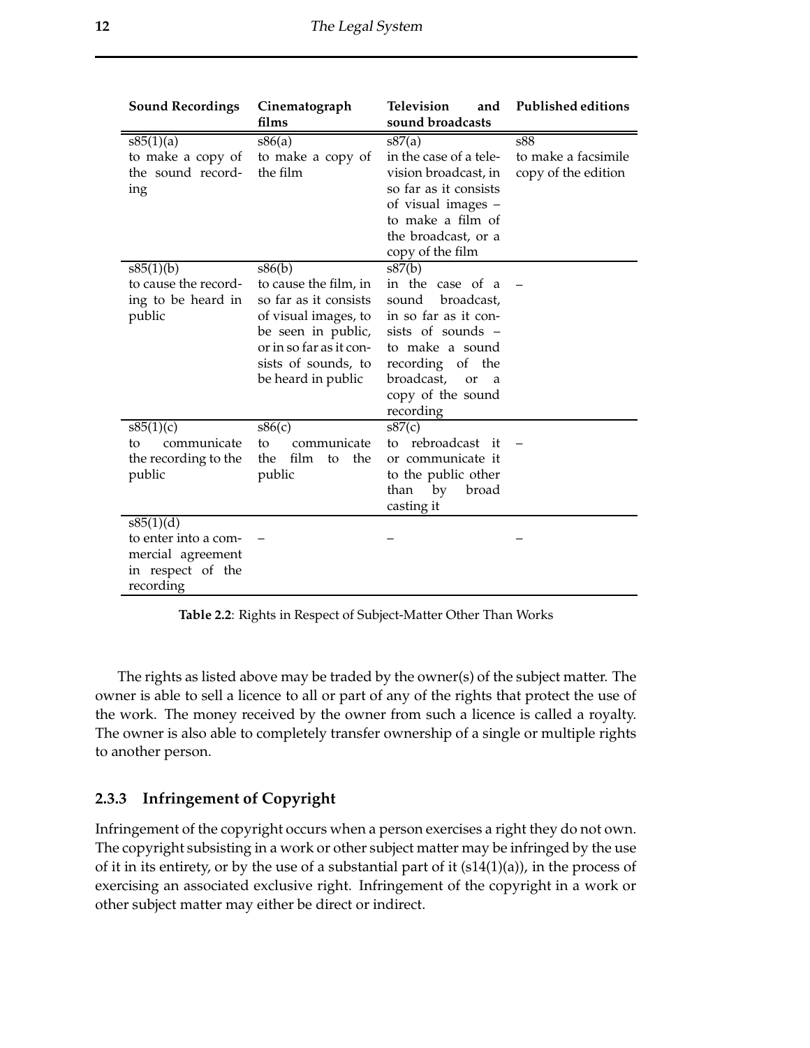| Sound Recordings | Cinematograph films | Television and sound broadcasts | Published editions |
|---|---|---|---|
| s85(1)(a) to make a copy of the sound recording | s86(a) to make a copy of the film | s87(a) in the case of a television broadcast, in so far as it consists of visual images – to make a film of the broadcast, or a copy of the film | s88 to make a facsimile copy of the edition |
| s85(1)(b) to cause the recording to be heard in public | s86(b) to cause the film, in so far as it consists of visual images, to be seen in public, or in so far as it consists of sounds, to be heard in public | s87(b) in the case of a sound broadcast, in so far as it consists of sounds – to make a sound recording of the broadcast, or a copy of the sound recording | – |
| s85(1)(c) to communicate the recording to the public | s86(c) to communicate the film to the public | s87(c) to rebroadcast it or communicate it to the public other than by broad casting it | – |
| s85(1)(d) to enter into a commercial agreement in respect of the recording | – | – | – |

**Table 2.2**: Rights in Respect of Subject-Matter Other Than Works

The rights as listed above may be traded by the owner(s) of the subject matter. The owner is able to sell a licence to all or part of any of the rights that protect the use of the work. The money received by the owner from such a licence is called a royalty. The owner is also able to completely transfer ownership of a single or multiple rights to another person.

### 2.3.3 Infringement of Copyright

Infringement of the copyright occurs when a person exercises a right they do not own. The copyright subsisting in a work or other subject matter may be infringed by the use of it in its entirety, or by the use of a substantial part of it (s14(1)(a)), in the process of exercising an associated exclusive right. Infringement of the copyright in a work or other subject matter may either be direct or indirect.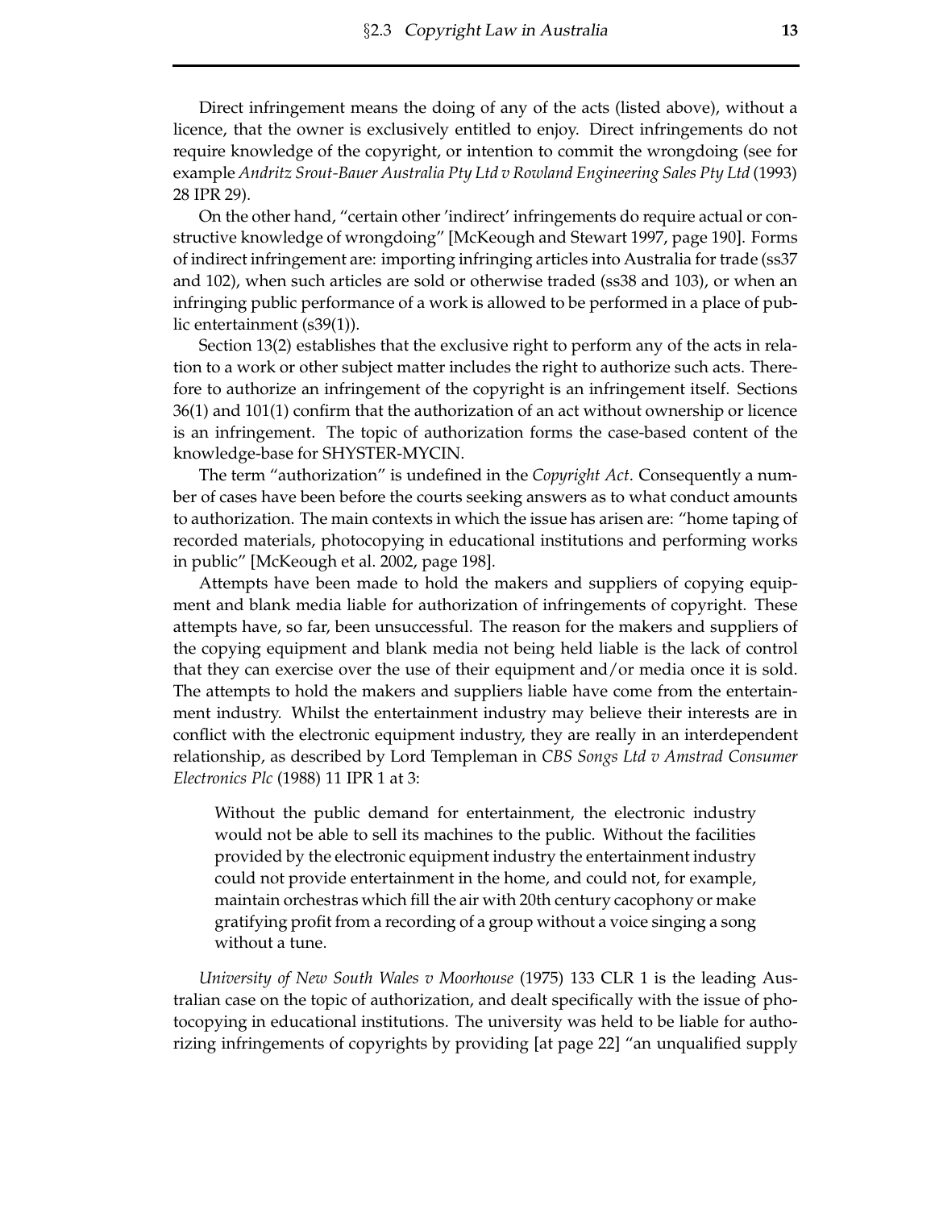Direct infringement means the doing of any of the acts (listed above), without a licence, that the owner is exclusively entitled to enjoy. Direct infringements do not require knowledge of the copyright, or intention to commit the wrongdoing (see for example *Andritz Srout-Bauer Australia Pty Ltd v Rowland Engineering Sales Pty Ltd* (1993) 28 IPR 29).

On the other hand, "certain other 'indirect' infringements do require actual or constructive knowledge of wrongdoing" [McKeough and Stewart 1997, page 190]. Forms of indirect infringement are: importing infringing articles into Australia for trade (ss37 and 102), when such articles are sold or otherwise traded (ss38 and 103), or when an infringing public performance of a work is allowed to be performed in a place of public entertainment (s39(1)).

Section 13(2) establishes that the exclusive right to perform any of the acts in relation to a work or other subject matter includes the right to authorize such acts. Therefore to authorize an infringement of the copyright is an infringement itself. Sections 36(1) and 101(1) confirm that the authorization of an act without ownership or licence is an infringement. The topic of authorization forms the case-based content of the knowledge-base for SHYSTER-MYCIN.

The term "authorization" is undefined in the *Copyright Act*. Consequently a number of cases have been before the courts seeking answers as to what conduct amounts to authorization. The main contexts in which the issue has arisen are: "home taping of recorded materials, photocopying in educational institutions and performing works in public" [McKeough et al. 2002, page 198].

Attempts have been made to hold the makers and suppliers of copying equipment and blank media liable for authorization of infringements of copyright. These attempts have, so far, been unsuccessful. The reason for the makers and suppliers of the copying equipment and blank media not being held liable is the lack of control that they can exercise over the use of their equipment and/or media once it is sold. The attempts to hold the makers and suppliers liable have come from the entertainment industry. Whilst the entertainment industry may believe their interests are in conflict with the electronic equipment industry, they are really in an interdependent relationship, as described by Lord Templeman in *CBS Songs Ltd v Amstrad Consumer Electronics Plc* (1988) 11 IPR 1 at 3:

> Without the public demand for entertainment, the electronic industry would not be able to sell its machines to the public. Without the facilities provided by the electronic equipment industry the entertainment industry could not provide entertainment in the home, and could not, for example, maintain orchestras which fill the air with 20th century cacophony or make gratifying profit from a recording of a group without a voice singing a song without a tune.

*University of New South Wales v Moorhouse* (1975) 133 CLR 1 is the leading Australian case on the topic of authorization, and dealt specifically with the issue of photocopying in educational institutions. The university was held to be liable for authorizing infringements of copyrights by providing [at page 22] "an unqualified supply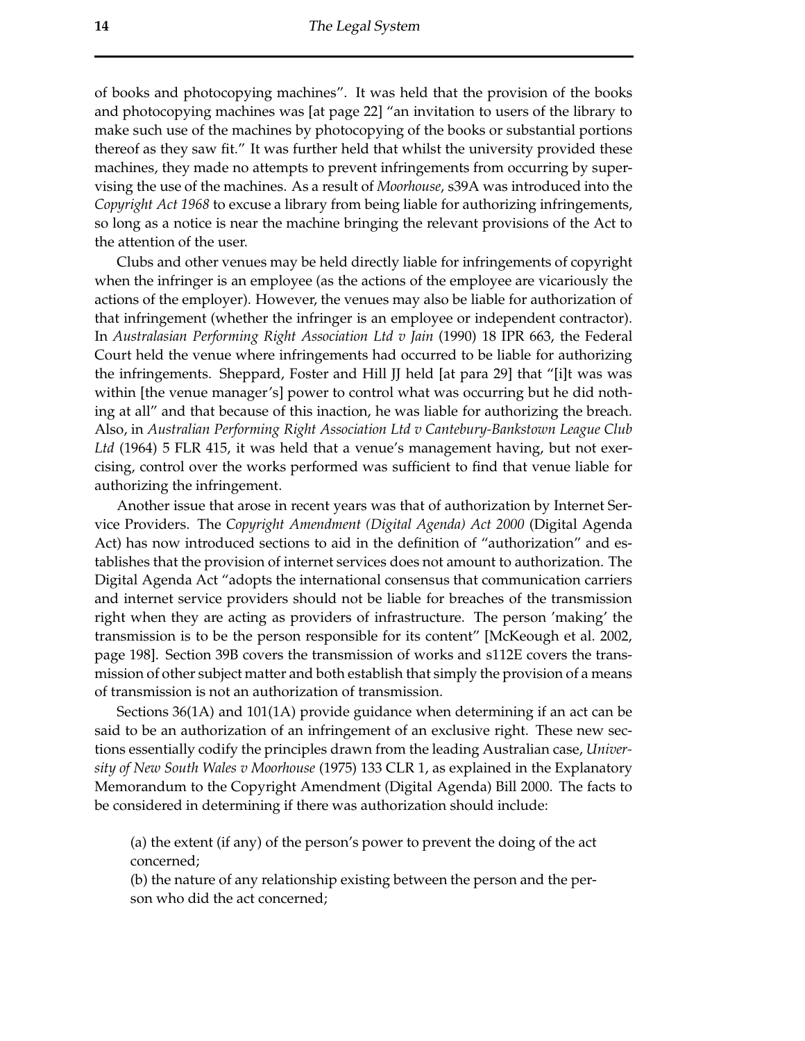of books and photocopying machines". It was held that the provision of the books and photocopying machines was [at page 22] "an invitation to users of the library to make such use of the machines by photocopying of the books or substantial portions thereof as they saw fit." It was further held that whilst the university provided these machines, they made no attempts to prevent infringements from occurring by supervising the use of the machines. As a result of *Moorhouse*, s39A was introduced into the *Copyright Act 1968* to excuse a library from being liable for authorizing infringements, so long as a notice is near the machine bringing the relevant provisions of the Act to the attention of the user.

Clubs and other venues may be held directly liable for infringements of copyright when the infringer is an employee (as the actions of the employee are vicariously the actions of the employer). However, the venues may also be liable for authorization of that infringement (whether the infringer is an employee or independent contractor). In *Australasian Performing Right Association Ltd v Jain* (1990) 18 IPR 663, the Federal Court held the venue where infringements had occurred to be liable for authorizing the infringements. Sheppard, Foster and Hill JJ held [at para 29] that "[i]t was was within [the venue manager's] power to control what was occurring but he did nothing at all" and that because of this inaction, he was liable for authorizing the breach. Also, in *Australian Performing Right Association Ltd v Cantebury-Bankstown League Club Ltd* (1964) 5 FLR 415, it was held that a venue's management having, but not exercising, control over the works performed was sufficient to find that venue liable for authorizing the infringement.

Another issue that arose in recent years was that of authorization by Internet Service Providers. The *Copyright Amendment (Digital Agenda) Act 2000* (Digital Agenda Act) has now introduced sections to aid in the definition of "authorization" and establishes that the provision of internet services does not amount to authorization. The Digital Agenda Act "adopts the international consensus that communication carriers and internet service providers should not be liable for breaches of the transmission right when they are acting as providers of infrastructure. The person 'making' the transmission is to be the person responsible for its content" [McKeough et al. 2002, page 198]. Section 39B covers the transmission of works and s112E covers the transmission of other subject matter and both establish that simply the provision of a means of transmission is not an authorization of transmission.

Sections 36(1A) and 101(1A) provide guidance when determining if an act can be said to be an authorization of an infringement of an exclusive right. These new sections essentially codify the principles drawn from the leading Australian case, *University of New South Wales v Moorhouse* (1975) 133 CLR 1, as explained in the Explanatory Memorandum to the Copyright Amendment (Digital Agenda) Bill 2000. The facts to be considered in determining if there was authorization should include:

> (a) the extent (if any) of the person's power to prevent the doing of the act concerned;
> (b) the nature of any relationship existing between the person and the person who did the act concerned;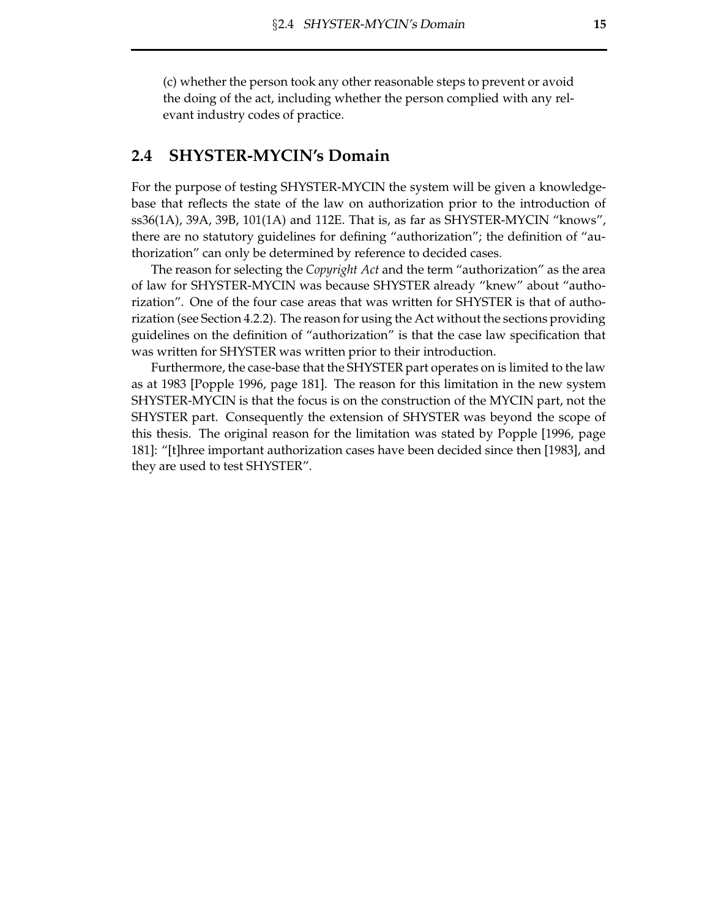(c) whether the person took any other reasonable steps to prevent or avoid the doing of the act, including whether the person complied with any relevant industry codes of practice.

## 2.4 SHYSTER-MYCIN's Domain

For the purpose of testing SHYSTER-MYCIN the system will be given a knowledge-base that reflects the state of the law on authorization prior to the introduction of ss36(1A), 39A, 39B, 101(1A) and 112E. That is, as far as SHYSTER-MYCIN "knows", there are no statutory guidelines for defining "authorization"; the definition of "authorization" can only be determined by reference to decided cases.

The reason for selecting the *Copyright Act* and the term "authorization" as the area of law for SHYSTER-MYCIN was because SHYSTER already "knew" about "authorization". One of the four case areas that was written for SHYSTER is that of authorization (see Section 4.2.2). The reason for using the Act without the sections providing guidelines on the definition of "authorization" is that the case law specification that was written for SHYSTER was written prior to their introduction.

Furthermore, the case-base that the SHYSTER part operates on is limited to the law as at 1983 [Popple 1996, page 181]. The reason for this limitation in the new system SHYSTER-MYCIN is that the focus is on the construction of the MYCIN part, not the SHYSTER part. Consequently the extension of SHYSTER was beyond the scope of this thesis. The original reason for the limitation was stated by Popple [1996, page 181]: "[t]hree important authorization cases have been decided since then [1983], and they are used to test SHYSTER".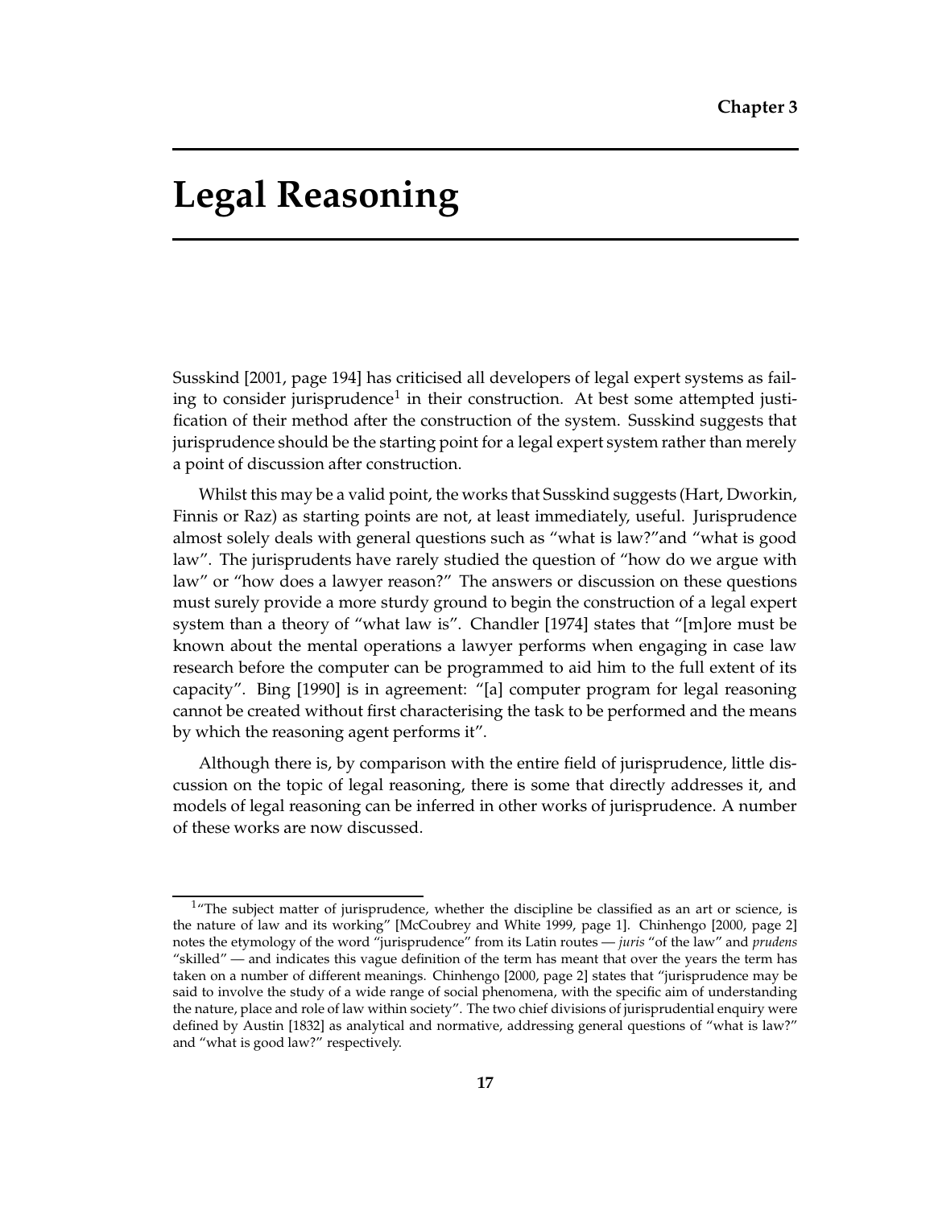Chapter 3

# Legal Reasoning

Susskind [2001, page 194] has criticised all developers of legal expert systems as failing to consider jurisprudence[1] in their construction. At best some attempted justification of their method after the construction of the system. Susskind suggests that jurisprudence should be the starting point for a legal expert system rather than merely a point of discussion after construction.

Whilst this may be a valid point, the works that Susskind suggests (Hart, Dworkin, Finnis or Raz) as starting points are not, at least immediately, useful. Jurisprudence almost solely deals with general questions such as "what is law?"and "what is good law". The jurisprudents have rarely studied the question of "how do we argue with law" or "how does a lawyer reason?" The answers or discussion on these questions must surely provide a more sturdy ground to begin the construction of a legal expert system than a theory of "what law is". Chandler [1974] states that "[m]ore must be known about the mental operations a lawyer performs when engaging in case law research before the computer can be programmed to aid him to the full extent of its capacity". Bing [1990] is in agreement: "[a] computer program for legal reasoning cannot be created without first characterising the task to be performed and the means by which the reasoning agent performs it".

Although there is, by comparison with the entire field of jurisprudence, little discussion on the topic of legal reasoning, there is some that directly addresses it, and models of legal reasoning can be inferred in other works of jurisprudence. A number of these works are now discussed.

[1] "The subject matter of jurisprudence, whether the discipline be classified as an art or science, is the nature of law and its working" [McCoubrey and White 1999, page 1]. Chinhengo [2000, page 2] notes the etymology of the word "jurisprudence" from its Latin routes — *juris* "of the law" and *prudens* "skilled" — and indicates this vague definition of the term has meant that over the years the term has taken on a number of different meanings. Chinhengo [2000, page 2] states that "jurisprudence may be said to involve the study of a wide range of social phenomena, with the specific aim of understanding the nature, place and role of law within society". The two chief divisions of jurisprudential enquiry were defined by Austin [1832] as analytical and normative, addressing general questions of "what is law?" and "what is good law?" respectively.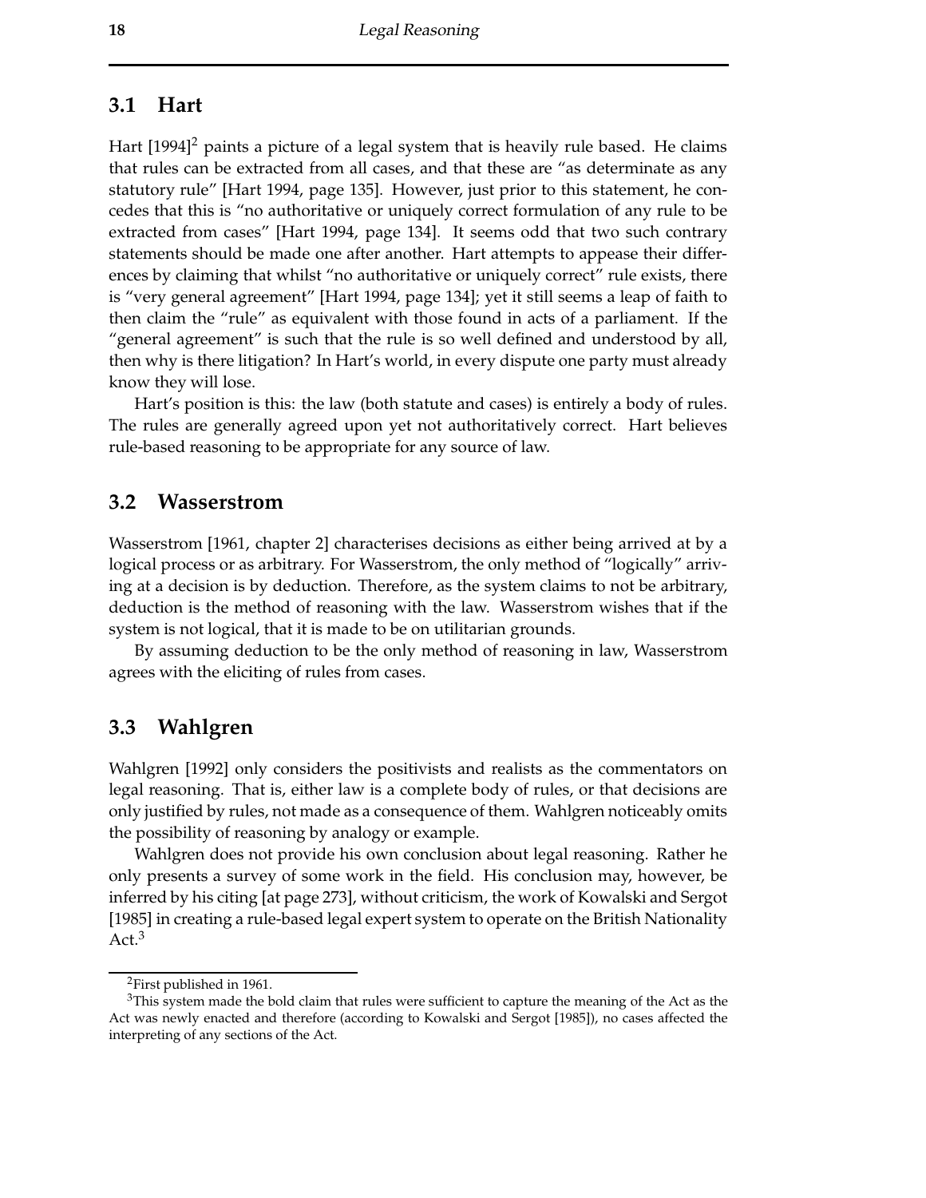## 3.1 Hart

Hart [1994][2] paints a picture of a legal system that is heavily rule based. He claims that rules can be extracted from all cases, and that these are "as determinate as any statutory rule" [Hart 1994, page 135]. However, just prior to this statement, he concedes that this is "no authoritative or uniquely correct formulation of any rule to be extracted from cases" [Hart 1994, page 134]. It seems odd that two such contrary statements should be made one after another. Hart attempts to appease their differences by claiming that whilst "no authoritative or uniquely correct" rule exists, there is "very general agreement" [Hart 1994, page 134]; yet it still seems a leap of faith to then claim the "rule" as equivalent with those found in acts of a parliament. If the "general agreement" is such that the rule is so well defined and understood by all, then why is there litigation? In Hart's world, in every dispute one party must already know they will lose.

Hart's position is this: the law (both statute and cases) is entirely a body of rules. The rules are generally agreed upon yet not authoritatively correct. Hart believes rule-based reasoning to be appropriate for any source of law.

## 3.2 Wasserstrom

Wasserstrom [1961, chapter 2] characterises decisions as either being arrived at by a logical process or as arbitrary. For Wasserstrom, the only method of "logically" arriving at a decision is by deduction. Therefore, as the system claims to not be arbitrary, deduction is the method of reasoning with the law. Wasserstrom wishes that if the system is not logical, that it is made to be on utilitarian grounds.

By assuming deduction to be the only method of reasoning in law, Wasserstrom agrees with the eliciting of rules from cases.

## 3.3 Wahlgren

Wahlgren [1992] only considers the positivists and realists as the commentators on legal reasoning. That is, either law is a complete body of rules, or that decisions are only justified by rules, not made as a consequence of them. Wahlgren noticeably omits the possibility of reasoning by analogy or example.

Wahlgren does not provide his own conclusion about legal reasoning. Rather he only presents a survey of some work in the field. His conclusion may, however, be inferred by his citing [at page 273], without criticism, the work of Kowalski and Sergot [1985] in creating a rule-based legal expert system to operate on the British Nationality Act.[3]

---

[2] First published in 1961.

[3] This system made the bold claim that rules were sufficient to capture the meaning of the Act as the Act was newly enacted and therefore (according to Kowalski and Sergot [1985]), no cases affected the interpreting of any sections of the Act.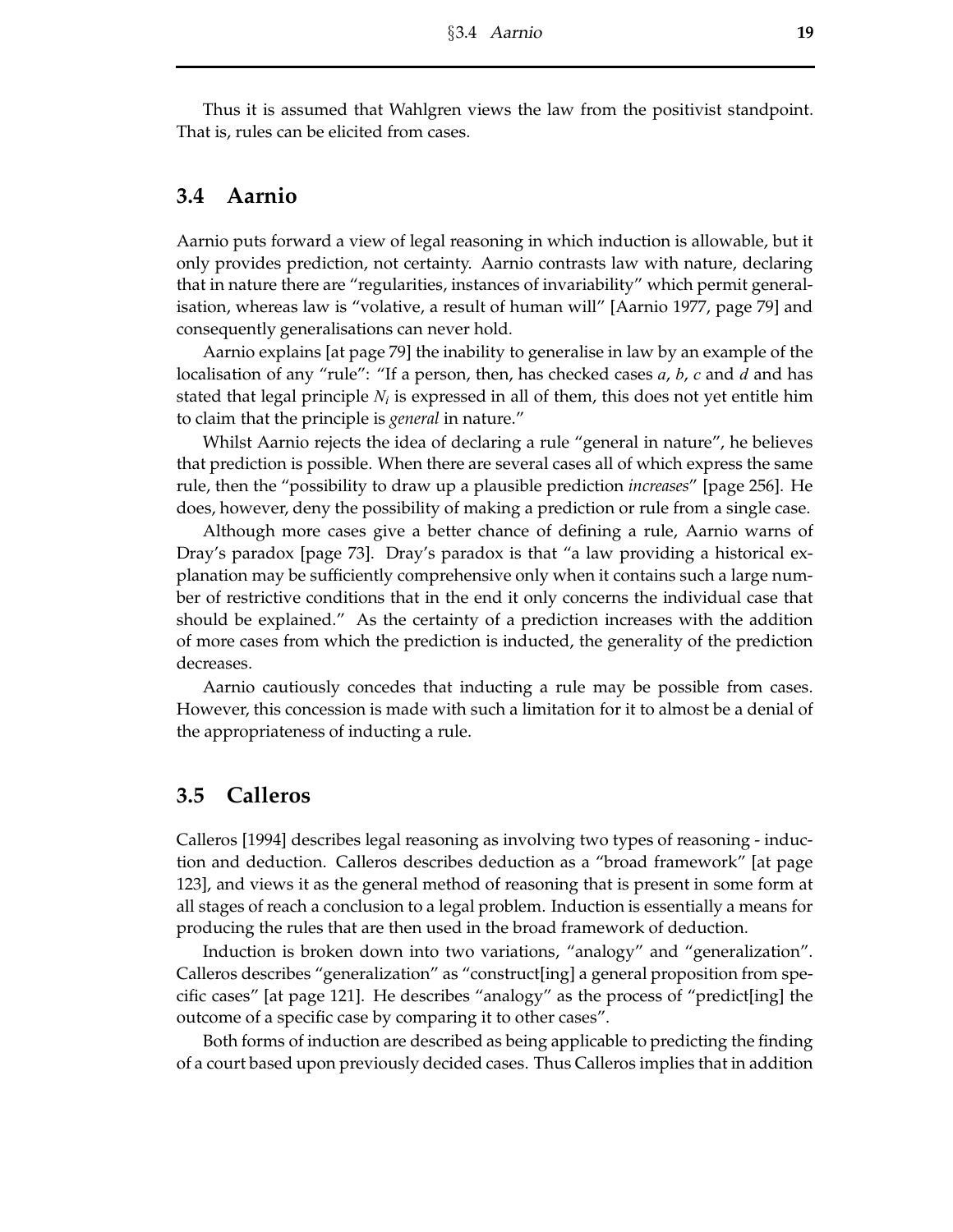Thus it is assumed that Wahlgren views the law from the positivist standpoint. That is, rules can be elicited from cases.

## 3.4 Aarnio

Aarnio puts forward a view of legal reasoning in which induction is allowable, but it only provides prediction, not certainty. Aarnio contrasts law with nature, declaring that in nature there are "regularities, instances of invariability" which permit generalisation, whereas law is "volative, a result of human will" [Aarnio 1977, page 79] and consequently generalisations can never hold.

Aarnio explains [at page 79] the inability to generalise in law by an example of the localisation of any "rule": "If a person, then, has checked cases *a*, *b*, *c* and *d* and has stated that legal principle $N_i$ is expressed in all of them, this does not yet entitle him to claim that the principle is *general* in nature."

Whilst Aarnio rejects the idea of declaring a rule "general in nature", he believes that prediction is possible. When there are several cases all of which express the same rule, then the "possibility to draw up a plausible prediction *increases*" [page 256]. He does, however, deny the possibility of making a prediction or rule from a single case.

Although more cases give a better chance of defining a rule, Aarnio warns of Dray's paradox [page 73]. Dray's paradox is that "a law providing a historical explanation may be sufficiently comprehensive only when it contains such a large number of restrictive conditions that in the end it only concerns the individual case that should be explained." As the certainty of a prediction increases with the addition of more cases from which the prediction is inducted, the generality of the prediction decreases.

Aarnio cautiously concedes that inducting a rule may be possible from cases. However, this concession is made with such a limitation for it to almost be a denial of the appropriateness of inducting a rule.

## 3.5 Calleros

Calleros [1994] describes legal reasoning as involving two types of reasoning - induction and deduction. Calleros describes deduction as a "broad framework" [at page 123], and views it as the general method of reasoning that is present in some form at all stages of reach a conclusion to a legal problem. Induction is essentially a means for producing the rules that are then used in the broad framework of deduction.

Induction is broken down into two variations, "analogy" and "generalization". Calleros describes "generalization" as "construct[ing] a general proposition from specific cases" [at page 121]. He describes "analogy" as the process of "predict[ing] the outcome of a specific case by comparing it to other cases".

Both forms of induction are described as being applicable to predicting the finding of a court based upon previously decided cases. Thus Calleros implies that in addition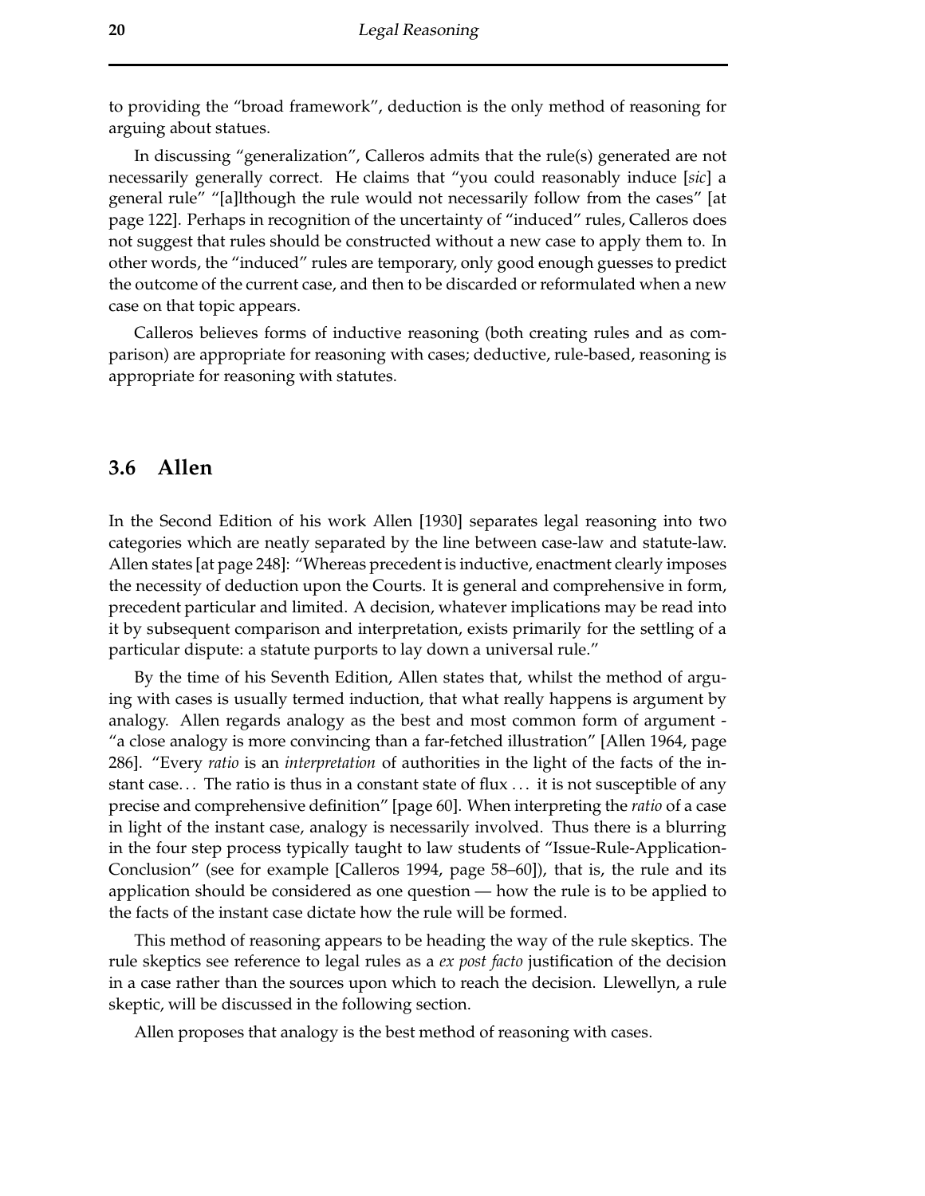to providing the "broad framework", deduction is the only method of reasoning for arguing about statues.

In discussing "generalization", Calleros admits that the rule(s) generated are not necessarily generally correct. He claims that "you could reasonably induce [*sic*] a general rule" "[a]lthough the rule would not necessarily follow from the cases" [at page 122]. Perhaps in recognition of the uncertainty of "induced" rules, Calleros does not suggest that rules should be constructed without a new case to apply them to. In other words, the "induced" rules are temporary, only good enough guesses to predict the outcome of the current case, and then to be discarded or reformulated when a new case on that topic appears.

Calleros believes forms of inductive reasoning (both creating rules and as comparison) are appropriate for reasoning with cases; deductive, rule-based, reasoning is appropriate for reasoning with statutes.

## 3.6 Allen

In the Second Edition of his work Allen [1930] separates legal reasoning into two categories which are neatly separated by the line between case-law and statute-law. Allen states [at page 248]: "Whereas precedent is inductive, enactment clearly imposes the necessity of deduction upon the Courts. It is general and comprehensive in form, precedent particular and limited. A decision, whatever implications may be read into it by subsequent comparison and interpretation, exists primarily for the settling of a particular dispute: a statute purports to lay down a universal rule."

By the time of his Seventh Edition, Allen states that, whilst the method of arguing with cases is usually termed induction, that what really happens is argument by analogy. Allen regards analogy as the best and most common form of argument - "a close analogy is more convincing than a far-fetched illustration" [Allen 1964, page 286]. "Every *ratio* is an *interpretation* of authorities in the light of the facts of the instant case... The ratio is thus in a constant state of flux ... it is not susceptible of any precise and comprehensive definition" [page 60]. When interpreting the *ratio* of a case in light of the instant case, analogy is necessarily involved. Thus there is a blurring in the four step process typically taught to law students of "Issue-Rule-Application-Conclusion" (see for example [Calleros 1994, page 58–60]), that is, the rule and its application should be considered as one question — how the rule is to be applied to the facts of the instant case dictate how the rule will be formed.

This method of reasoning appears to be heading the way of the rule skeptics. The rule skeptics see reference to legal rules as a *ex post facto* justification of the decision in a case rather than the sources upon which to reach the decision. Llewellyn, a rule skeptic, will be discussed in the following section.

Allen proposes that analogy is the best method of reasoning with cases.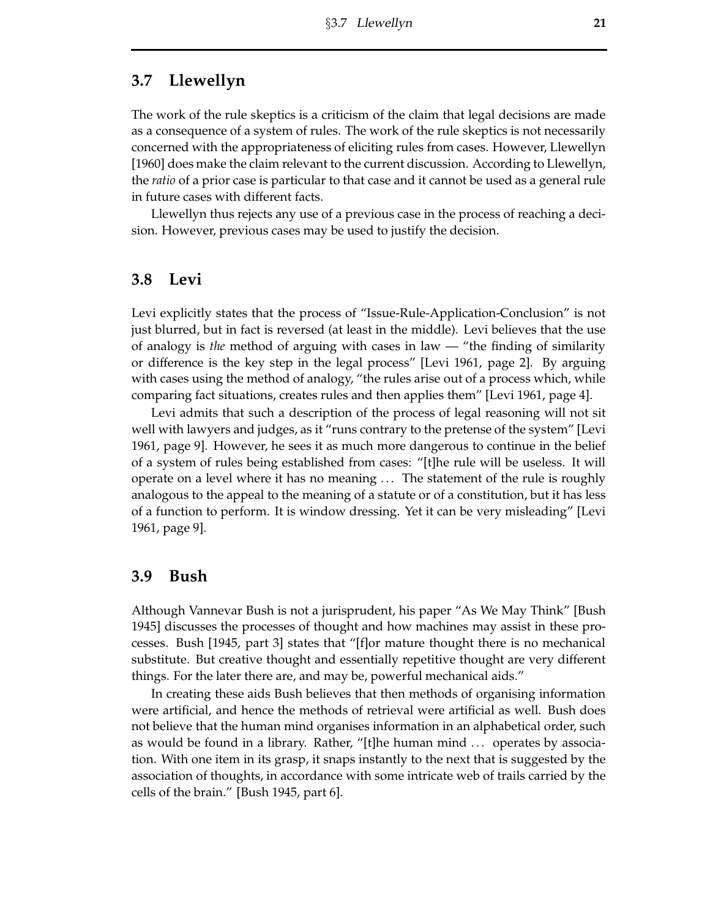## 3.7 Llewellyn

The work of the rule skeptics is a criticism of the claim that legal decisions are made as a consequence of a system of rules. The work of the rule skeptics is not necessarily concerned with the appropriateness of eliciting rules from cases. However, Llewellyn [1960] does make the claim relevant to the current discussion. According to Llewellyn, the *ratio* of a prior case is particular to that case and it cannot be used as a general rule in future cases with different facts.

Llewellyn thus rejects any use of a previous case in the process of reaching a decision. However, previous cases may be used to justify the decision.

## 3.8 Levi

Levi explicitly states that the process of "Issue-Rule-Application-Conclusion" is not just blurred, but in fact is reversed (at least in the middle). Levi believes that the use of analogy is *the* method of arguing with cases in law — "the finding of similarity or difference is the key step in the legal process" [Levi 1961, page 2]. By arguing with cases using the method of analogy, "the rules arise out of a process which, while comparing fact situations, creates rules and then applies them" [Levi 1961, page 4].

Levi admits that such a description of the process of legal reasoning will not sit well with lawyers and judges, as it "runs contrary to the pretense of the system" [Levi 1961, page 9]. However, he sees it as much more dangerous to continue in the belief of a system of rules being established from cases: "[t]he rule will be useless. It will operate on a level where it has no meaning ... The statement of the rule is roughly analogous to the appeal to the meaning of a statute or of a constitution, but it has less of a function to perform. It is window dressing. Yet it can be very misleading" [Levi 1961, page 9].

## 3.9 Bush

Although Vannevar Bush is not a jurisprudent, his paper "As We May Think" [Bush 1945] discusses the processes of thought and how machines may assist in these processes. Bush [1945, part 3] states that "[f]or mature thought there is no mechanical substitute. But creative thought and essentially repetitive thought are very different things. For the later there are, and may be, powerful mechanical aids."

In creating these aids Bush believes that then methods of organising information were artificial, and hence the methods of retrieval were artificial as well. Bush does not believe that the human mind organises information in an alphabetical order, such as would be found in a library. Rather, "[t]he human mind ... operates by association. With one item in its grasp, it snaps instantly to the next that is suggested by the association of thoughts, in accordance with some intricate web of trails carried by the cells of the brain." [Bush 1945, part 6].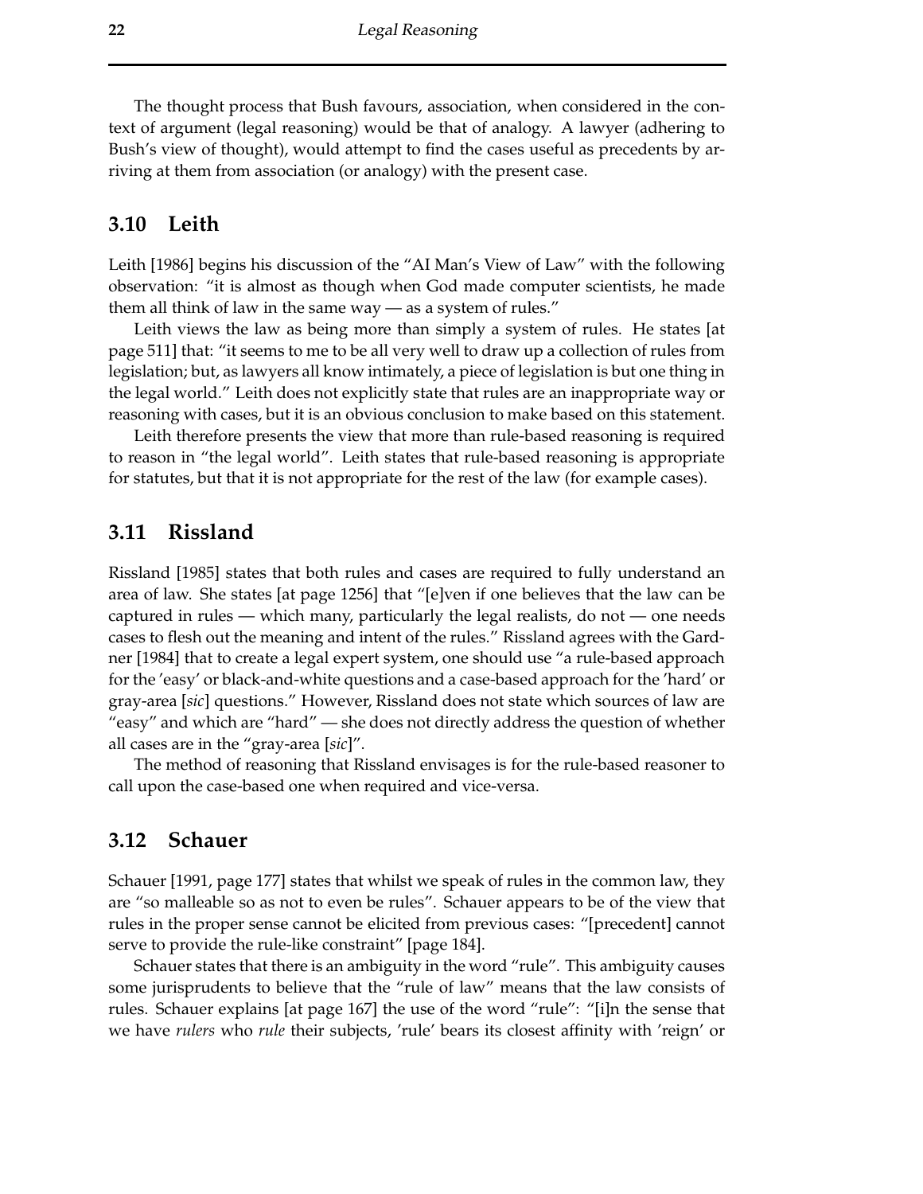The thought process that Bush favours, association, when considered in the context of argument (legal reasoning) would be that of analogy. A lawyer (adhering to Bush's view of thought), would attempt to find the cases useful as precedents by arriving at them from association (or analogy) with the present case.

## 3.10 Leith

Leith [1986] begins his discussion of the "AI Man's View of Law" with the following observation: "it is almost as though when God made computer scientists, he made them all think of law in the same way — as a system of rules."

Leith views the law as being more than simply a system of rules. He states [at page 511] that: "it seems to me to be all very well to draw up a collection of rules from legislation; but, as lawyers all know intimately, a piece of legislation is but one thing in the legal world." Leith does not explicitly state that rules are an inappropriate way or reasoning with cases, but it is an obvious conclusion to make based on this statement.

Leith therefore presents the view that more than rule-based reasoning is required to reason in "the legal world". Leith states that rule-based reasoning is appropriate for statutes, but that it is not appropriate for the rest of the law (for example cases).

## 3.11 Rissland

Rissland [1985] states that both rules and cases are required to fully understand an area of law. She states [at page 1256] that "[e]ven if one believes that the law can be captured in rules — which many, particularly the legal realists, do not — one needs cases to flesh out the meaning and intent of the rules." Rissland agrees with the Gardner [1984] that to create a legal expert system, one should use "a rule-based approach for the 'easy' or black-and-white questions and a case-based approach for the 'hard' or gray-area [*sic*] questions." However, Rissland does not state which sources of law are "easy" and which are "hard" — she does not directly address the question of whether all cases are in the "gray-area [*sic*]".

The method of reasoning that Rissland envisages is for the rule-based reasoner to call upon the case-based one when required and vice-versa.

## 3.12 Schauer

Schauer [1991, page 177] states that whilst we speak of rules in the common law, they are "so malleable so as not to even be rules". Schauer appears to be of the view that rules in the proper sense cannot be elicited from previous cases: "[precedent] cannot serve to provide the rule-like constraint" [page 184].

Schauer states that there is an ambiguity in the word "rule". This ambiguity causes some jurisprudents to believe that the "rule of law" means that the law consists of rules. Schauer explains [at page 167] the use of the word "rule": "[i]n the sense that we have *rulers* who *rule* their subjects, 'rule' bears its closest affinity with 'reign' or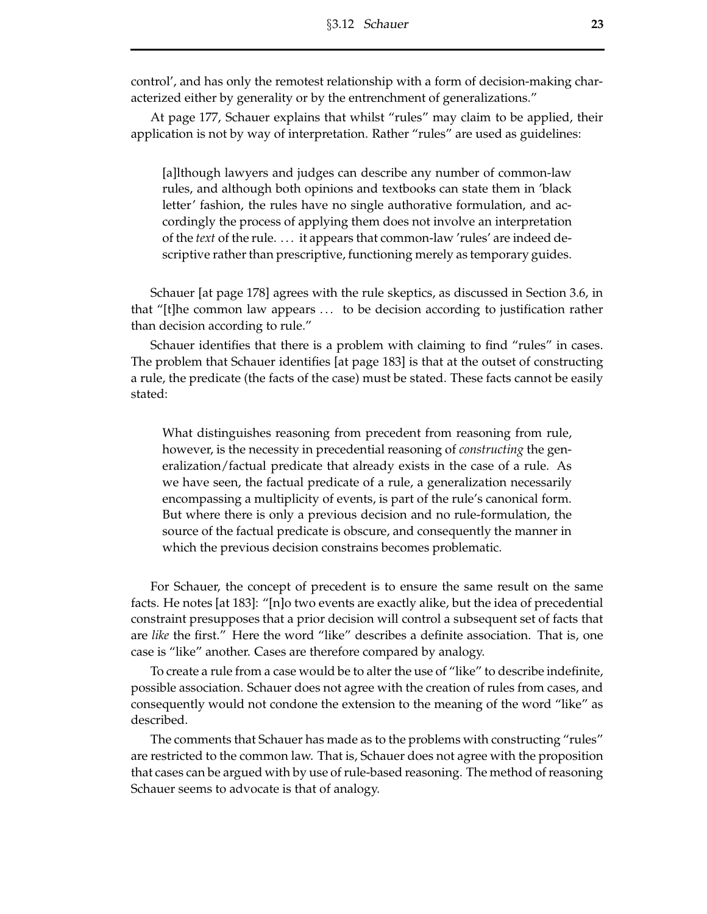control', and has only the remotest relationship with a form of decision-making characterized either by generality or by the entrenchment of generalizations."

At page 177, Schauer explains that whilst "rules" may claim to be applied, their application is not by way of interpretation. Rather "rules" are used as guidelines:

> [a]lthough lawyers and judges can describe any number of common-law rules, and although both opinions and textbooks can state them in 'black letter' fashion, the rules have no single authorative formulation, and accordingly the process of applying them does not involve an interpretation of the *text* of the rule. ... it appears that common-law 'rules' are indeed descriptive rather than prescriptive, functioning merely as temporary guides.

Schauer [at page 178] agrees with the rule skeptics, as discussed in Section 3.6, in that "[t]he common law appears ... to be decision according to justification rather than decision according to rule."

Schauer identifies that there is a problem with claiming to find "rules" in cases. The problem that Schauer identifies [at page 183] is that at the outset of constructing a rule, the predicate (the facts of the case) must be stated. These facts cannot be easily stated:

> What distinguishes reasoning from precedent from reasoning from rule, however, is the necessity in precedential reasoning of *constructing* the generalization/factual predicate that already exists in the case of a rule. As we have seen, the factual predicate of a rule, a generalization necessarily encompassing a multiplicity of events, is part of the rule's canonical form. But where there is only a previous decision and no rule-formulation, the source of the factual predicate is obscure, and consequently the manner in which the previous decision constrains becomes problematic.

For Schauer, the concept of precedent is to ensure the same result on the same facts. He notes [at 183]: "[n]o two events are exactly alike, but the idea of precedential constraint presupposes that a prior decision will control a subsequent set of facts that are *like* the first." Here the word "like" describes a definite association. That is, one case is "like" another. Cases are therefore compared by analogy.

To create a rule from a case would be to alter the use of "like" to describe indefinite, possible association. Schauer does not agree with the creation of rules from cases, and consequently would not condone the extension to the meaning of the word "like" as described.

The comments that Schauer has made as to the problems with constructing "rules" are restricted to the common law. That is, Schauer does not agree with the proposition that cases can be argued with by use of rule-based reasoning. The method of reasoning Schauer seems to advocate is that of analogy.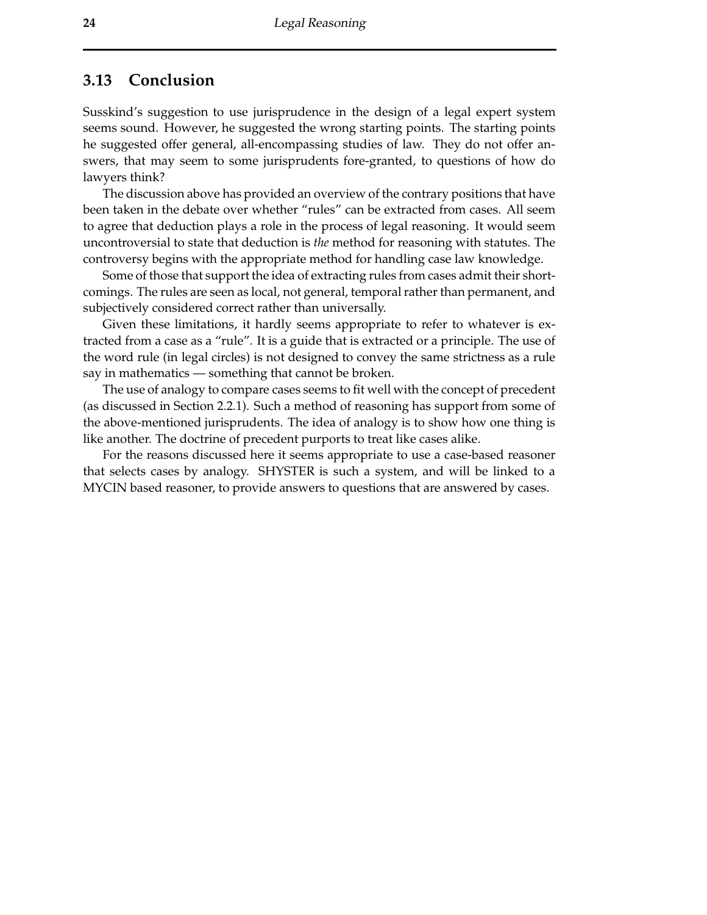## 3.13 Conclusion

Susskind's suggestion to use jurisprudence in the design of a legal expert system seems sound. However, he suggested the wrong starting points. The starting points he suggested offer general, all-encompassing studies of law. They do not offer answers, that may seem to some jurisprudents fore-granted, to questions of how do lawyers think?

The discussion above has provided an overview of the contrary positions that have been taken in the debate over whether "rules" can be extracted from cases. All seem to agree that deduction plays a role in the process of legal reasoning. It would seem uncontroversial to state that deduction is *the* method for reasoning with statutes. The controversy begins with the appropriate method for handling case law knowledge.

Some of those that support the idea of extracting rules from cases admit their shortcomings. The rules are seen as local, not general, temporal rather than permanent, and subjectively considered correct rather than universally.

Given these limitations, it hardly seems appropriate to refer to whatever is extracted from a case as a "rule". It is a guide that is extracted or a principle. The use of the word rule (in legal circles) is not designed to convey the same strictness as a rule say in mathematics — something that cannot be broken.

The use of analogy to compare cases seems to fit well with the concept of precedent (as discussed in Section 2.2.1). Such a method of reasoning has support from some of the above-mentioned jurisprudents. The idea of analogy is to show how one thing is like another. The doctrine of precedent purports to treat like cases alike.

For the reasons discussed here it seems appropriate to use a case-based reasoner that selects cases by analogy. SHYSTER is such a system, and will be linked to a MYCIN based reasoner, to provide answers to questions that are answered by cases.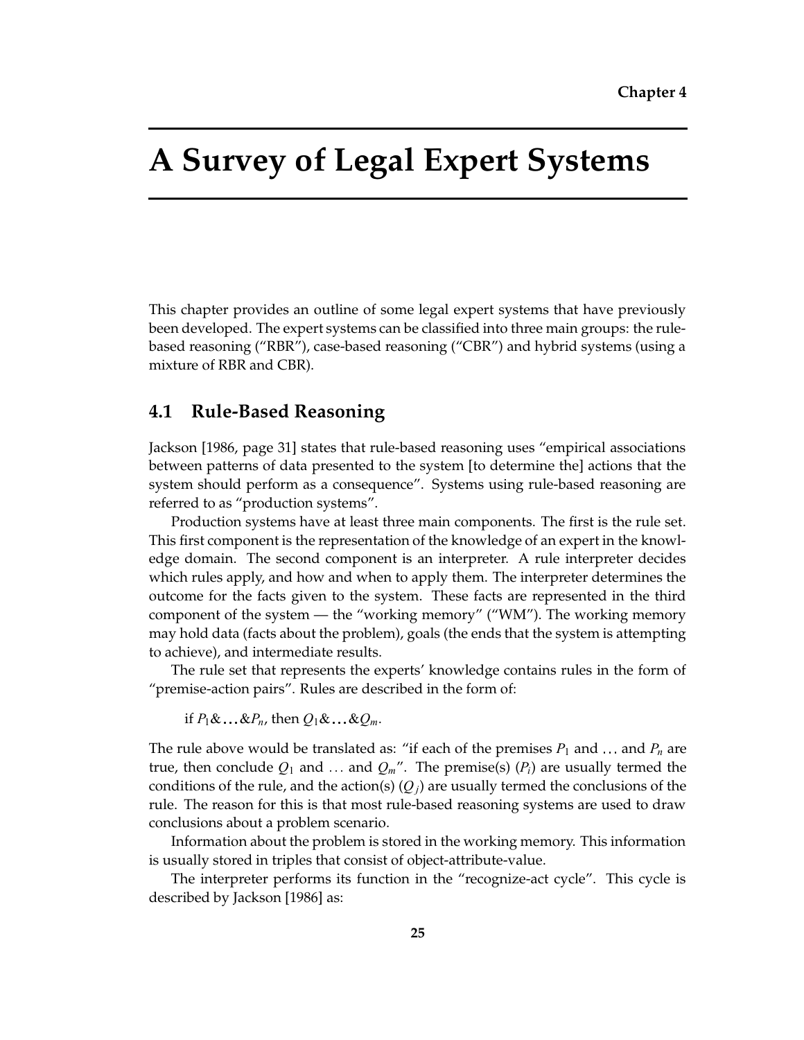# Chapter 4

# A Survey of Legal Expert Systems

This chapter provides an outline of some legal expert systems that have previously been developed. The expert systems can be classified into three main groups: the rule-based reasoning ("RBR"), case-based reasoning ("CBR") and hybrid systems (using a mixture of RBR and CBR).

## 4.1 Rule-Based Reasoning

Jackson [1986, page 31] states that rule-based reasoning uses "empirical associations between patterns of data presented to the system [to determine the] actions that the system should perform as a consequence". Systems using rule-based reasoning are referred to as "production systems".

Production systems have at least three main components. The first is the rule set. This first component is the representation of the knowledge of an expert in the knowledge domain. The second component is an interpreter. A rule interpreter decides which rules apply, and how and when to apply them. The interpreter determines the outcome for the facts given to the system. These facts are represented in the third component of the system — the "working memory" ("WM"). The working memory may hold data (facts about the problem), goals (the ends that the system is attempting to achieve), and intermediate results.

The rule set that represents the experts' knowledge contains rules in the form of "premise-action pairs". Rules are described in the form of:

if $P_1 \& \ldots \& P_n$, then $Q_1 \& \ldots \& Q_m$.

The rule above would be translated as: "if each of the premises $P_1$ and … and $P_n$ are true, then conclude $Q_1$ and … and $Q_m$". The premise(s) ($P_i$) are usually termed the conditions of the rule, and the action(s) ($Q_j$) are usually termed the conclusions of the rule. The reason for this is that most rule-based reasoning systems are used to draw conclusions about a problem scenario.

Information about the problem is stored in the working memory. This information is usually stored in triples that consist of object-attribute-value.

The interpreter performs its function in the "recognize-act cycle". This cycle is described by Jackson [1986] as: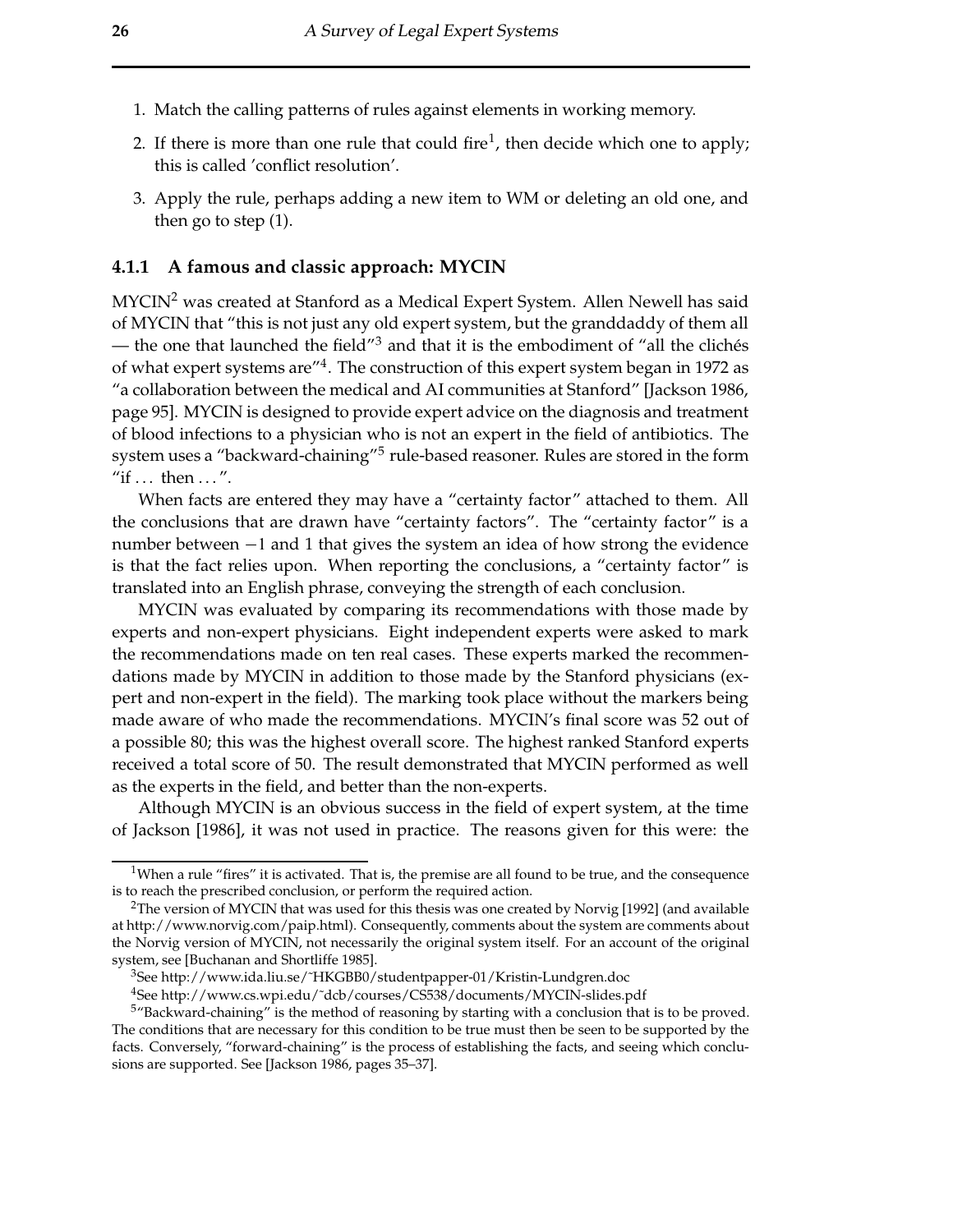1. Match the calling patterns of rules against elements in working memory.
2. If there is more than one rule that could fire[1], then decide which one to apply; this is called 'conflict resolution'.
3. Apply the rule, perhaps adding a new item to WM or deleting an old one, and then go to step (1).

### 4.1.1 A famous and classic approach: MYCIN

MYCIN[2] was created at Stanford as a Medical Expert System. Allen Newell has said of MYCIN that "this is not just any old expert system, but the granddaddy of them all — the one that launched the field"[3] and that it is the embodiment of "all the clichés of what expert systems are"[4]. The construction of this expert system began in 1972 as "a collaboration between the medical and AI communities at Stanford" [Jackson 1986, page 95]. MYCIN is designed to provide expert advice on the diagnosis and treatment of blood infections to a physician who is not an expert in the field of antibiotics. The system uses a "backward-chaining"[5] rule-based reasoner. Rules are stored in the form "if ... then ...".

When facts are entered they may have a "certainty factor" attached to them. All the conclusions that are drawn have "certainty factors". The "certainty factor" is a number between $-1$ and 1 that gives the system an idea of how strong the evidence is that the fact relies upon. When reporting the conclusions, a "certainty factor" is translated into an English phrase, conveying the strength of each conclusion.

MYCIN was evaluated by comparing its recommendations with those made by experts and non-expert physicians. Eight independent experts were asked to mark the recommendations made on ten real cases. These experts marked the recommendations made by MYCIN in addition to those made by the Stanford physicians (expert and non-expert in the field). The marking took place without the markers being made aware of who made the recommendations. MYCIN's final score was 52 out of a possible 80; this was the highest overall score. The highest ranked Stanford experts received a total score of 50. The result demonstrated that MYCIN performed as well as the experts in the field, and better than the non-experts.

Although MYCIN is an obvious success in the field of expert system, at the time of Jackson [1986], it was not used in practice. The reasons given for this were: the

---

[1] When a rule "fires" it is activated. That is, the premise are all found to be true, and the consequence is to reach the prescribed conclusion, or perform the required action.

[2] The version of MYCIN that was used for this thesis was one created by Norvig [1992] (and available at http://www.norvig.com/paip.html). Consequently, comments about the system are comments about the Norvig version of MYCIN, not necessarily the original system itself. For an account of the original system, see [Buchanan and Shortliffe 1985].

[3] See http://www.ida.liu.se/~HKGBB0/studentpapper-01/Kristin-Lundgren.doc

[4] See http://www.cs.wpi.edu/~dcb/courses/CS538/documents/MYCIN-slides.pdf

[5] "Backward-chaining" is the method of reasoning by starting with a conclusion that is to be proved. The conditions that are necessary for this condition to be true must then be seen to be supported by the facts. Conversely, "forward-chaining" is the process of establishing the facts, and seeing which conclusions are supported. See [Jackson 1986, pages 35–37].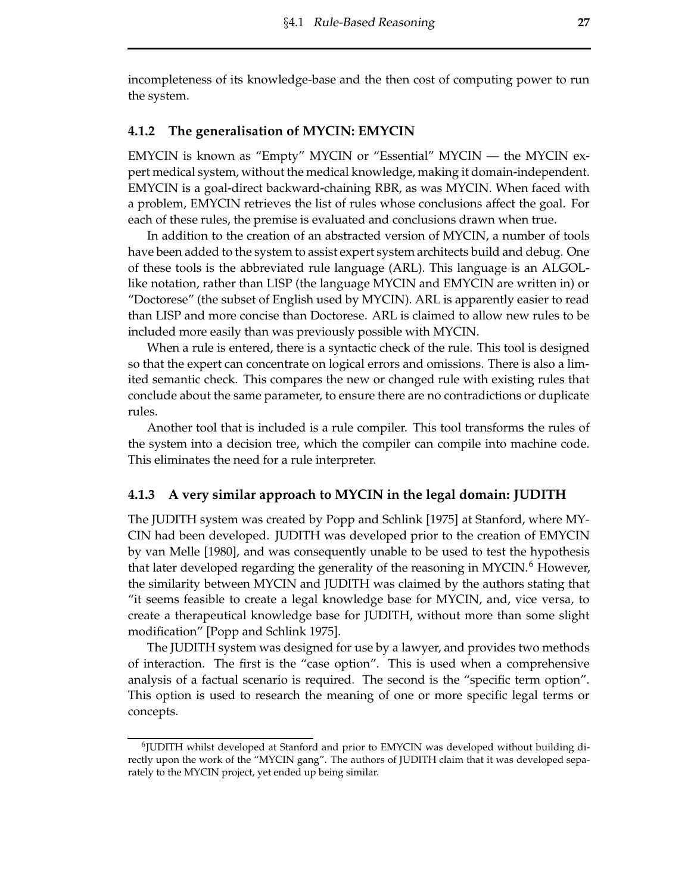incompleteness of its knowledge-base and the then cost of computing power to run the system.

### 4.1.2 The generalisation of MYCIN: EMYCIN

EMYCIN is known as "Empty" MYCIN or "Essential" MYCIN — the MYCIN expert medical system, without the medical knowledge, making it domain-independent. EMYCIN is a goal-direct backward-chaining RBR, as was MYCIN. When faced with a problem, EMYCIN retrieves the list of rules whose conclusions affect the goal. For each of these rules, the premise is evaluated and conclusions drawn when true.

In addition to the creation of an abstracted version of MYCIN, a number of tools have been added to the system to assist expert system architects build and debug. One of these tools is the abbreviated rule language (ARL). This language is an ALGOL-like notation, rather than LISP (the language MYCIN and EMYCIN are written in) or "Doctorese" (the subset of English used by MYCIN). ARL is apparently easier to read than LISP and more concise than Doctorese. ARL is claimed to allow new rules to be included more easily than was previously possible with MYCIN.

When a rule is entered, there is a syntactic check of the rule. This tool is designed so that the expert can concentrate on logical errors and omissions. There is also a limited semantic check. This compares the new or changed rule with existing rules that conclude about the same parameter, to ensure there are no contradictions or duplicate rules.

Another tool that is included is a rule compiler. This tool transforms the rules of the system into a decision tree, which the compiler can compile into machine code. This eliminates the need for a rule interpreter.

### 4.1.3 A very similar approach to MYCIN in the legal domain: JUDITH

The JUDITH system was created by Popp and Schlink [1975] at Stanford, where MYCIN had been developed. JUDITH was developed prior to the creation of EMYCIN by van Melle [1980], and was consequently unable to be used to test the hypothesis that later developed regarding the generality of the reasoning in MYCIN.[6] However, the similarity between MYCIN and JUDITH was claimed by the authors stating that "it seems feasible to create a legal knowledge base for MYCIN, and, vice versa, to create a therapeutical knowledge base for JUDITH, without more than some slight modification" [Popp and Schlink 1975].

The JUDITH system was designed for use by a lawyer, and provides two methods of interaction. The first is the "case option". This is used when a comprehensive analysis of a factual scenario is required. The second is the "specific term option". This option is used to research the meaning of one or more specific legal terms or concepts.

[6] JUDITH whilst developed at Stanford and prior to EMYCIN was developed without building directly upon the work of the "MYCIN gang". The authors of JUDITH claim that it was developed separately to the MYCIN project, yet ended up being similar.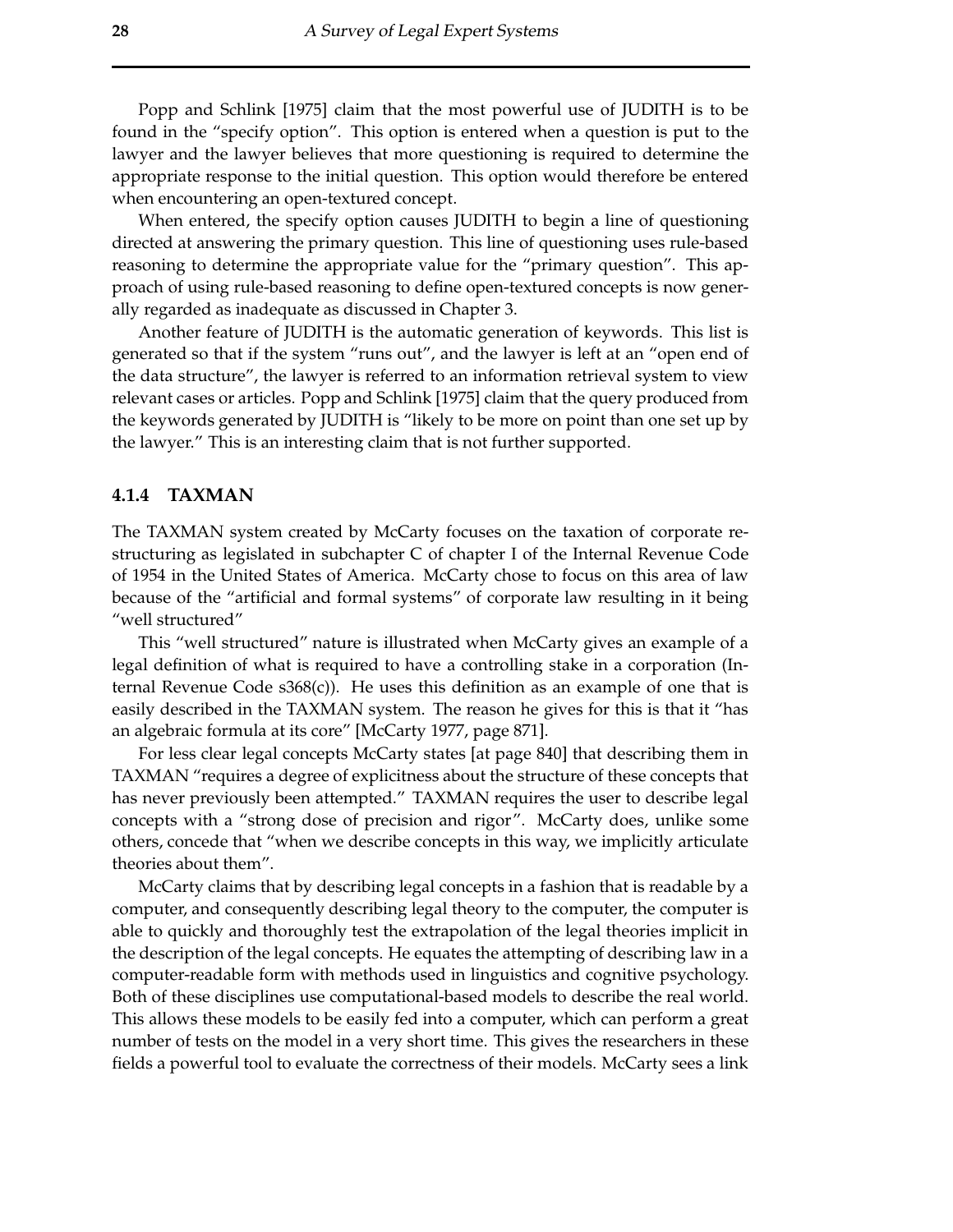Popp and Schlink [1975] claim that the most powerful use of JUDITH is to be found in the "specify option". This option is entered when a question is put to the lawyer and the lawyer believes that more questioning is required to determine the appropriate response to the initial question. This option would therefore be entered when encountering an open-textured concept.

When entered, the specify option causes JUDITH to begin a line of questioning directed at answering the primary question. This line of questioning uses rule-based reasoning to determine the appropriate value for the "primary question". This approach of using rule-based reasoning to define open-textured concepts is now generally regarded as inadequate as discussed in Chapter 3.

Another feature of JUDITH is the automatic generation of keywords. This list is generated so that if the system "runs out", and the lawyer is left at an "open end of the data structure", the lawyer is referred to an information retrieval system to view relevant cases or articles. Popp and Schlink [1975] claim that the query produced from the keywords generated by JUDITH is "likely to be more on point than one set up by the lawyer." This is an interesting claim that is not further supported.

### 4.1.4 TAXMAN

The TAXMAN system created by McCarty focuses on the taxation of corporate restructuring as legislated in subchapter C of chapter I of the Internal Revenue Code of 1954 in the United States of America. McCarty chose to focus on this area of law because of the "artificial and formal systems" of corporate law resulting in it being "well structured"

This "well structured" nature is illustrated when McCarty gives an example of a legal definition of what is required to have a controlling stake in a corporation (Internal Revenue Code s368(c)). He uses this definition as an example of one that is easily described in the TAXMAN system. The reason he gives for this is that it "has an algebraic formula at its core" [McCarty 1977, page 871].

For less clear legal concepts McCarty states [at page 840] that describing them in TAXMAN "requires a degree of explicitness about the structure of these concepts that has never previously been attempted." TAXMAN requires the user to describe legal concepts with a "strong dose of precision and rigor". McCarty does, unlike some others, concede that "when we describe concepts in this way, we implicitly articulate theories about them".

McCarty claims that by describing legal concepts in a fashion that is readable by a computer, and consequently describing legal theory to the computer, the computer is able to quickly and thoroughly test the extrapolation of the legal theories implicit in the description of the legal concepts. He equates the attempting of describing law in a computer-readable form with methods used in linguistics and cognitive psychology. Both of these disciplines use computational-based models to describe the real world. This allows these models to be easily fed into a computer, which can perform a great number of tests on the model in a very short time. This gives the researchers in these fields a powerful tool to evaluate the correctness of their models. McCarty sees a link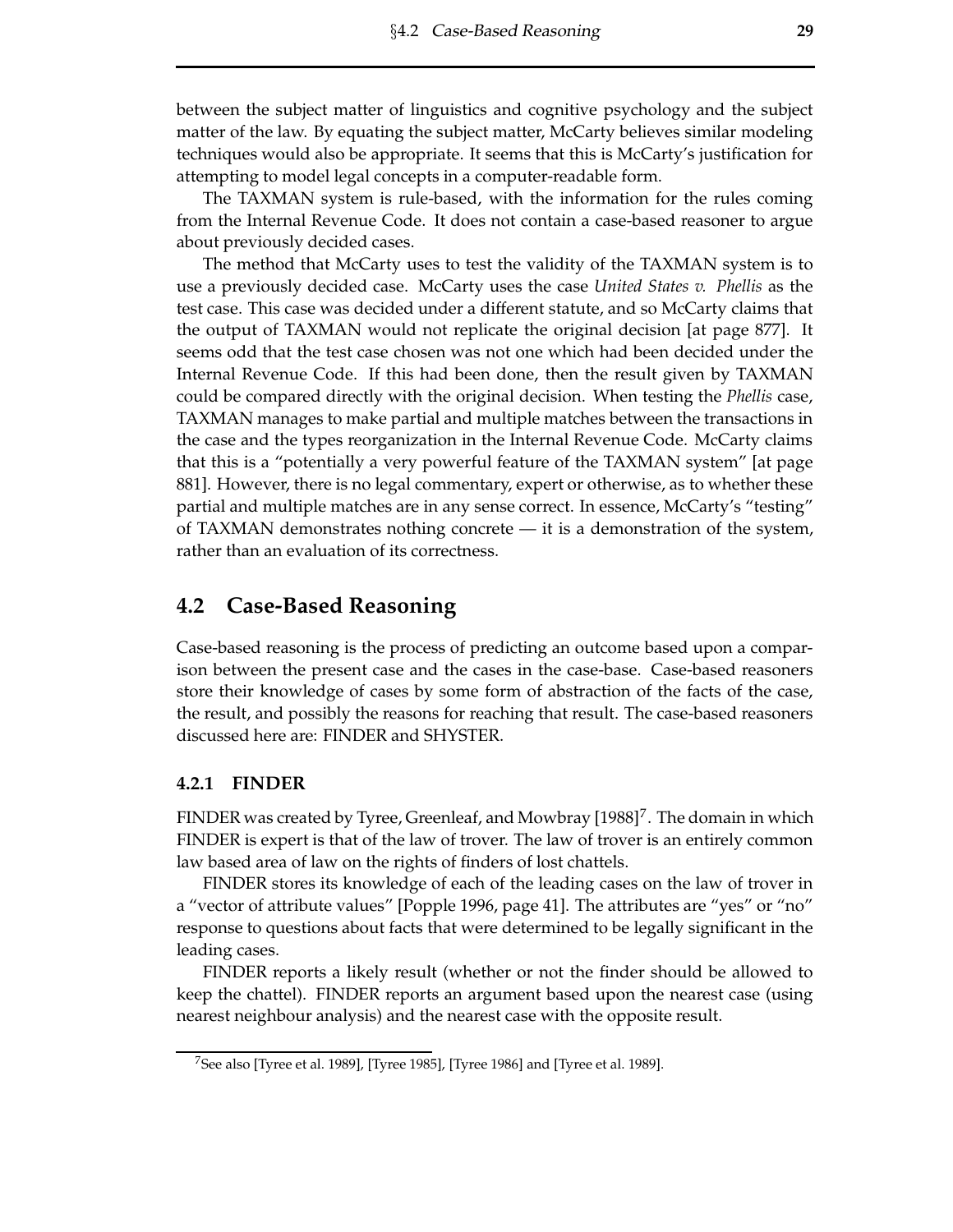between the subject matter of linguistics and cognitive psychology and the subject matter of the law. By equating the subject matter, McCarty believes similar modeling techniques would also be appropriate. It seems that this is McCarty's justification for attempting to model legal concepts in a computer-readable form.

The TAXMAN system is rule-based, with the information for the rules coming from the Internal Revenue Code. It does not contain a case-based reasoner to argue about previously decided cases.

The method that McCarty uses to test the validity of the TAXMAN system is to use a previously decided case. McCarty uses the case *United States v. Phellis* as the test case. This case was decided under a different statute, and so McCarty claims that the output of TAXMAN would not replicate the original decision [at page 877]. It seems odd that the test case chosen was not one which had been decided under the Internal Revenue Code. If this had been done, then the result given by TAXMAN could be compared directly with the original decision. When testing the *Phellis* case, TAXMAN manages to make partial and multiple matches between the transactions in the case and the types reorganization in the Internal Revenue Code. McCarty claims that this is a "potentially a very powerful feature of the TAXMAN system" [at page 881]. However, there is no legal commentary, expert or otherwise, as to whether these partial and multiple matches are in any sense correct. In essence, McCarty's "testing" of TAXMAN demonstrates nothing concrete — it is a demonstration of the system, rather than an evaluation of its correctness.

## 4.2 Case-Based Reasoning

Case-based reasoning is the process of predicting an outcome based upon a comparison between the present case and the cases in the case-base. Case-based reasoners store their knowledge of cases by some form of abstraction of the facts of the case, the result, and possibly the reasons for reaching that result. The case-based reasoners discussed here are: FINDER and SHYSTER.

### 4.2.1 FINDER

FINDER was created by Tyree, Greenleaf, and Mowbray [1988][7]. The domain in which FINDER is expert is that of the law of trover. The law of trover is an entirely common law based area of law on the rights of finders of lost chattels.

FINDER stores its knowledge of each of the leading cases on the law of trover in a "vector of attribute values" [Popple 1996, page 41]. The attributes are "yes" or "no" response to questions about facts that were determined to be legally significant in the leading cases.

FINDER reports a likely result (whether or not the finder should be allowed to keep the chattel). FINDER reports an argument based upon the nearest case (using nearest neighbour analysis) and the nearest case with the opposite result.

[7] See also [Tyree et al. 1989], [Tyree 1985], [Tyree 1986] and [Tyree et al. 1989].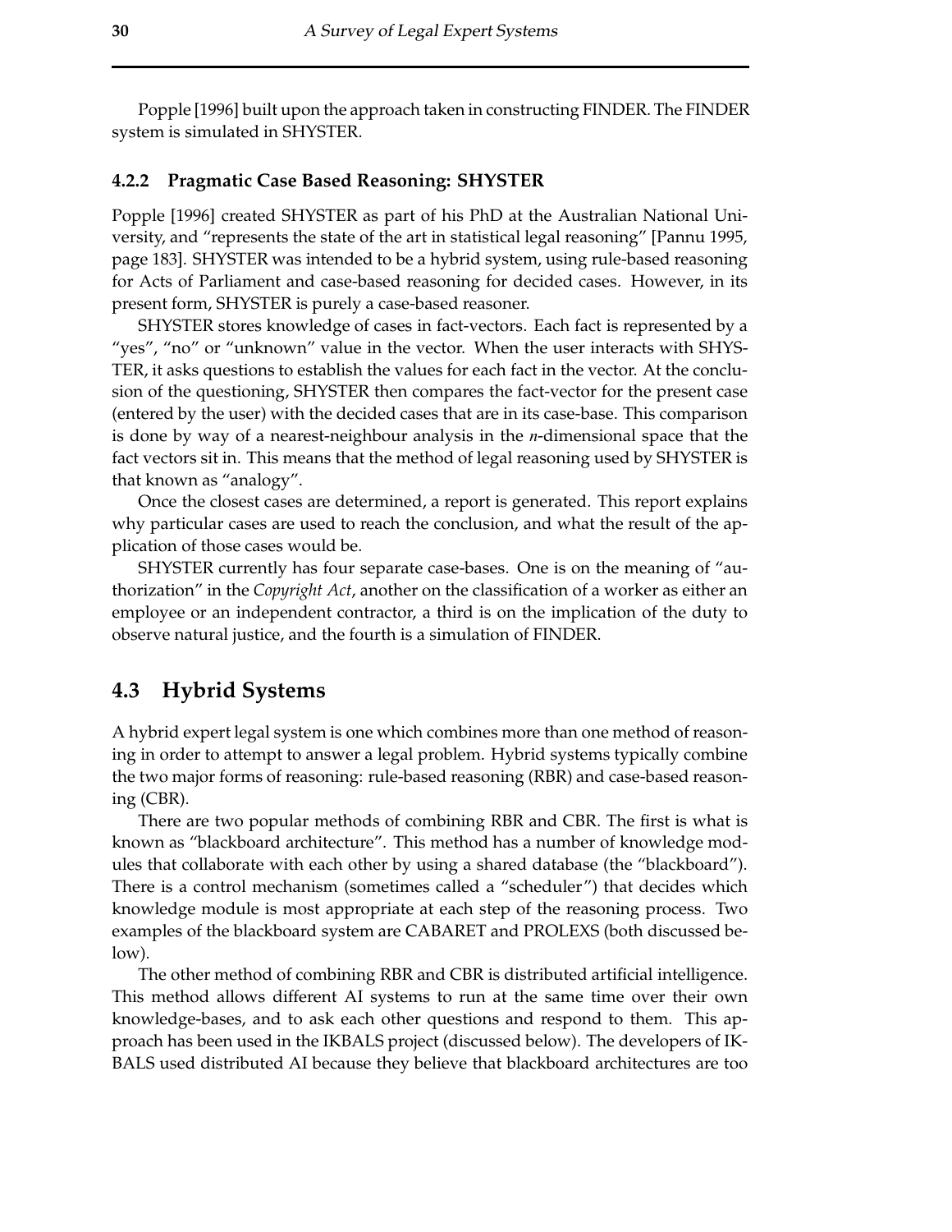Popple [1996] built upon the approach taken in constructing FINDER. The FINDER system is simulated in SHYSTER.

### 4.2.2 Pragmatic Case Based Reasoning: SHYSTER

Popple [1996] created SHYSTER as part of his PhD at the Australian National University, and "represents the state of the art in statistical legal reasoning" [Pannu 1995, page 183]. SHYSTER was intended to be a hybrid system, using rule-based reasoning for Acts of Parliament and case-based reasoning for decided cases. However, in its present form, SHYSTER is purely a case-based reasoner.

SHYSTER stores knowledge of cases in fact-vectors. Each fact is represented by a "yes", "no" or "unknown" value in the vector. When the user interacts with SHYSTER, it asks questions to establish the values for each fact in the vector. At the conclusion of the questioning, SHYSTER then compares the fact-vector for the present case (entered by the user) with the decided cases that are in its case-base. This comparison is done by way of a nearest-neighbour analysis in the $n$-dimensional space that the fact vectors sit in. This means that the method of legal reasoning used by SHYSTER is that known as "analogy".

Once the closest cases are determined, a report is generated. This report explains why particular cases are used to reach the conclusion, and what the result of the application of those cases would be.

SHYSTER currently has four separate case-bases. One is on the meaning of "authorization" in the *Copyright Act*, another on the classification of a worker as either an employee or an independent contractor, a third is on the implication of the duty to observe natural justice, and the fourth is a simulation of FINDER.

## 4.3 Hybrid Systems

A hybrid expert legal system is one which combines more than one method of reasoning in order to attempt to answer a legal problem. Hybrid systems typically combine the two major forms of reasoning: rule-based reasoning (RBR) and case-based reasoning (CBR).

There are two popular methods of combining RBR and CBR. The first is what is known as "blackboard architecture". This method has a number of knowledge modules that collaborate with each other by using a shared database (the "blackboard"). There is a control mechanism (sometimes called a "scheduler") that decides which knowledge module is most appropriate at each step of the reasoning process. Two examples of the blackboard system are CABARET and PROLEXS (both discussed below).

The other method of combining RBR and CBR is distributed artificial intelligence. This method allows different AI systems to run at the same time over their own knowledge-bases, and to ask each other questions and respond to them. This approach has been used in the IKBALS project (discussed below). The developers of IKBALS used distributed AI because they believe that blackboard architectures are too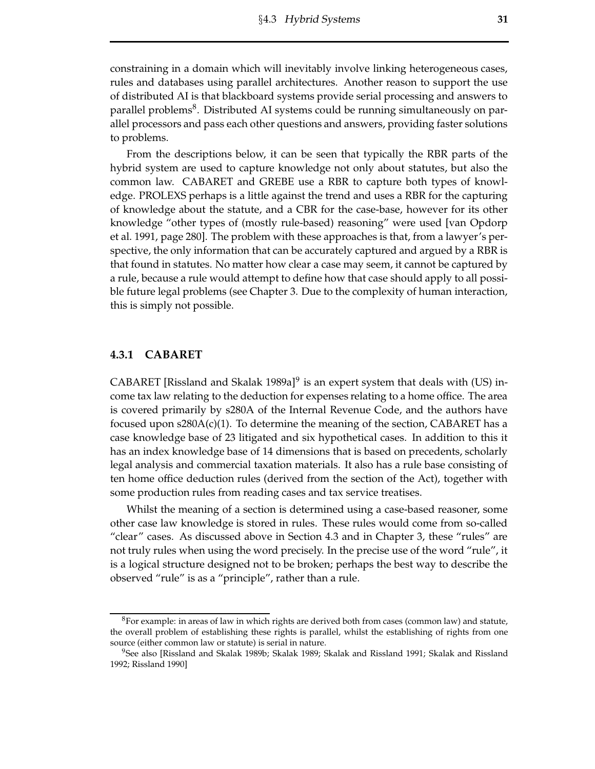constraining in a domain which will inevitably involve linking heterogeneous cases, rules and databases using parallel architectures. Another reason to support the use of distributed AI is that blackboard systems provide serial processing and answers to parallel problems[8]. Distributed AI systems could be running simultaneously on parallel processors and pass each other questions and answers, providing faster solutions to problems.

From the descriptions below, it can be seen that typically the RBR parts of the hybrid system are used to capture knowledge not only about statutes, but also the common law. CABARET and GREBE use a RBR to capture both types of knowledge. PROLEXS perhaps is a little against the trend and uses a RBR for the capturing of knowledge about the statute, and a CBR for the case-base, however for its other knowledge "other types of (mostly rule-based) reasoning" were used [van Opdorp et al. 1991, page 280]. The problem with these approaches is that, from a lawyer's perspective, the only information that can be accurately captured and argued by a RBR is that found in statutes. No matter how clear a case may seem, it cannot be captured by a rule, because a rule would attempt to define how that case should apply to all possible future legal problems (see Chapter 3. Due to the complexity of human interaction, this is simply not possible.

### 4.3.1 CABARET

CABARET [Rissland and Skalak 1989a][9] is an expert system that deals with (US) income tax law relating to the deduction for expenses relating to a home office. The area is covered primarily by s280A of the Internal Revenue Code, and the authors have focused upon s280A(c)(1). To determine the meaning of the section, CABARET has a case knowledge base of 23 litigated and six hypothetical cases. In addition to this it has an index knowledge base of 14 dimensions that is based on precedents, scholarly legal analysis and commercial taxation materials. It also has a rule base consisting of ten home office deduction rules (derived from the section of the Act), together with some production rules from reading cases and tax service treatises.

Whilst the meaning of a section is determined using a case-based reasoner, some other case law knowledge is stored in rules. These rules would come from so-called "clear" cases. As discussed above in Section 4.3 and in Chapter 3, these "rules" are not truly rules when using the word precisely. In the precise use of the word "rule", it is a logical structure designed not to be broken; perhaps the best way to describe the observed "rule" is as a "principle", rather than a rule.

---

[8] For example: in areas of law in which rights are derived both from cases (common law) and statute, the overall problem of establishing these rights is parallel, whilst the establishing of rights from one source (either common law or statute) is serial in nature.

[9] See also [Rissland and Skalak 1989b; Skalak 1989; Skalak and Rissland 1991; Skalak and Rissland 1992; Rissland 1990]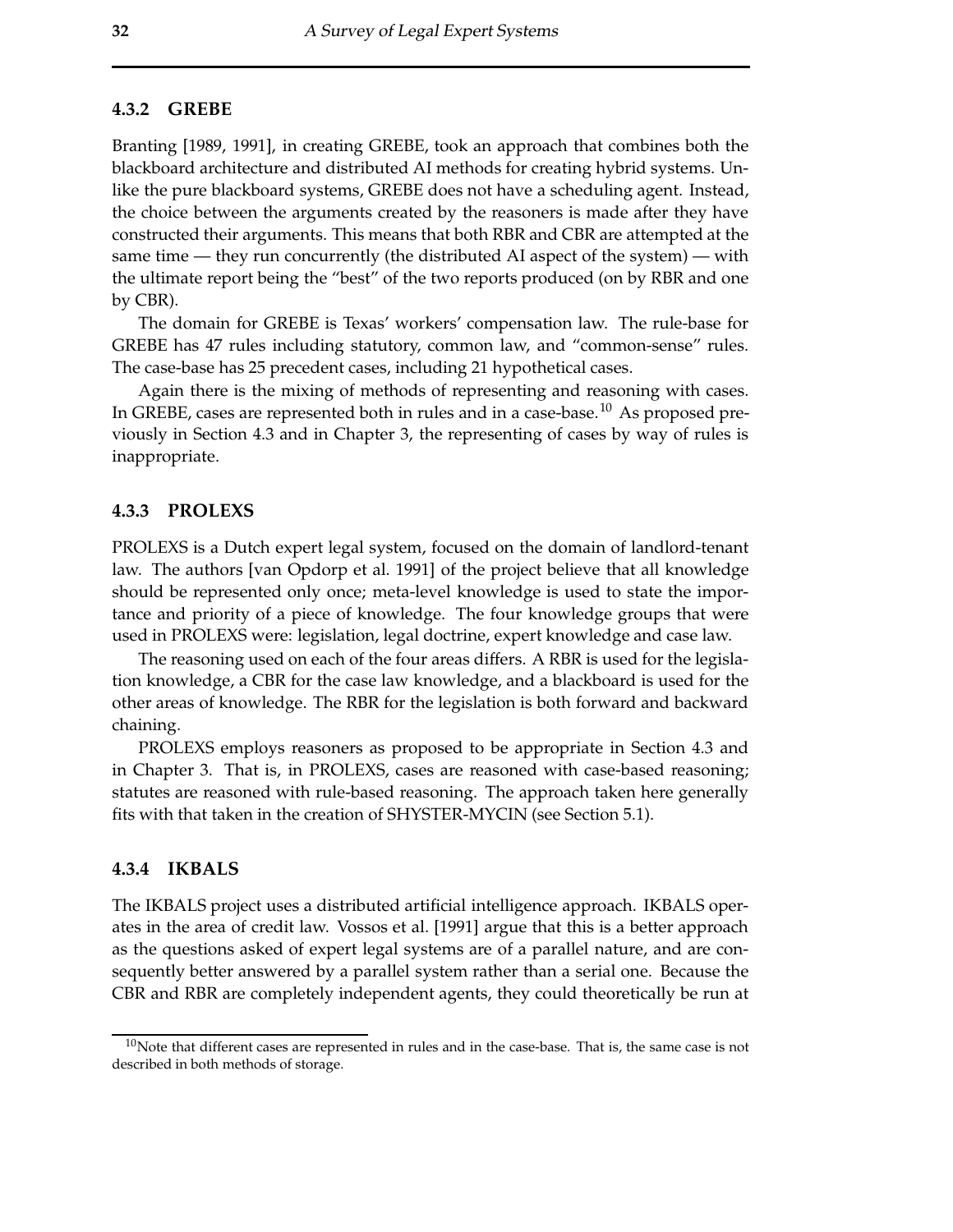### 4.3.2 GREBE

Branting [1989, 1991], in creating GREBE, took an approach that combines both the blackboard architecture and distributed AI methods for creating hybrid systems. Unlike the pure blackboard systems, GREBE does not have a scheduling agent. Instead, the choice between the arguments created by the reasoners is made after they have constructed their arguments. This means that both RBR and CBR are attempted at the same time — they run concurrently (the distributed AI aspect of the system) — with the ultimate report being the "best" of the two reports produced (on by RBR and one by CBR).

The domain for GREBE is Texas' workers' compensation law. The rule-base for GREBE has 47 rules including statutory, common law, and "common-sense" rules. The case-base has 25 precedent cases, including 21 hypothetical cases.

Again there is the mixing of methods of representing and reasoning with cases. In GREBE, cases are represented both in rules and in a case-base.[10] As proposed previously in Section 4.3 and in Chapter 3, the representing of cases by way of rules is inappropriate.

### 4.3.3 PROLEXS

PROLEXS is a Dutch expert legal system, focused on the domain of landlord-tenant law. The authors [van Opdorp et al. 1991] of the project believe that all knowledge should be represented only once; meta-level knowledge is used to state the importance and priority of a piece of knowledge. The four knowledge groups that were used in PROLEXS were: legislation, legal doctrine, expert knowledge and case law.

The reasoning used on each of the four areas differs. A RBR is used for the legislation knowledge, a CBR for the case law knowledge, and a blackboard is used for the other areas of knowledge. The RBR for the legislation is both forward and backward chaining.

PROLEXS employs reasoners as proposed to be appropriate in Section 4.3 and in Chapter 3. That is, in PROLEXS, cases are reasoned with case-based reasoning; statutes are reasoned with rule-based reasoning. The approach taken here generally fits with that taken in the creation of SHYSTER-MYCIN (see Section 5.1).

### 4.3.4 IKBALS

The IKBALS project uses a distributed artificial intelligence approach. IKBALS operates in the area of credit law. Vossos et al. [1991] argue that this is a better approach as the questions asked of expert legal systems are of a parallel nature, and are consequently better answered by a parallel system rather than a serial one. Because the CBR and RBR are completely independent agents, they could theoretically be run at

[10] Note that different cases are represented in rules and in the case-base. That is, the same case is not described in both methods of storage.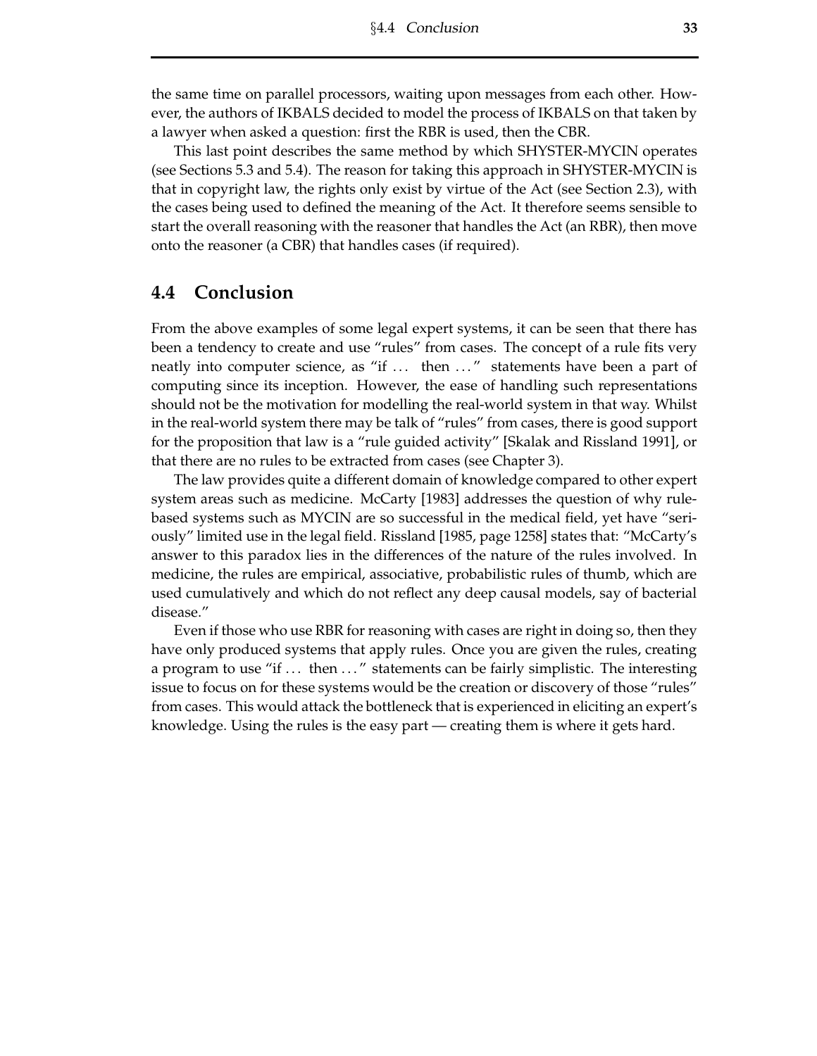the same time on parallel processors, waiting upon messages from each other. However, the authors of IKBALS decided to model the process of IKBALS on that taken by a lawyer when asked a question: first the RBR is used, then the CBR.

This last point describes the same method by which SHYSTER-MYCIN operates (see Sections 5.3 and 5.4). The reason for taking this approach in SHYSTER-MYCIN is that in copyright law, the rights only exist by virtue of the Act (see Section 2.3), with the cases being used to defined the meaning of the Act. It therefore seems sensible to start the overall reasoning with the reasoner that handles the Act (an RBR), then move onto the reasoner (a CBR) that handles cases (if required).

## 4.4 Conclusion

From the above examples of some legal expert systems, it can be seen that there has been a tendency to create and use "rules" from cases. The concept of a rule fits very neatly into computer science, as "if ... then ..." statements have been a part of computing since its inception. However, the ease of handling such representations should not be the motivation for modelling the real-world system in that way. Whilst in the real-world system there may be talk of "rules" from cases, there is good support for the proposition that law is a "rule guided activity" [Skalak and Rissland 1991], or that there are no rules to be extracted from cases (see Chapter 3).

The law provides quite a different domain of knowledge compared to other expert system areas such as medicine. McCarty [1983] addresses the question of why rule-based systems such as MYCIN are so successful in the medical field, yet have "seriously" limited use in the legal field. Rissland [1985, page 1258] states that: "McCarty's answer to this paradox lies in the differences of the nature of the rules involved. In medicine, the rules are empirical, associative, probabilistic rules of thumb, which are used cumulatively and which do not reflect any deep causal models, say of bacterial disease."

Even if those who use RBR for reasoning with cases are right in doing so, then they have only produced systems that apply rules. Once you are given the rules, creating a program to use "if ... then ..." statements can be fairly simplistic. The interesting issue to focus on for these systems would be the creation or discovery of those "rules" from cases. This would attack the bottleneck that is experienced in eliciting an expert's knowledge. Using the rules is the easy part — creating them is where it gets hard.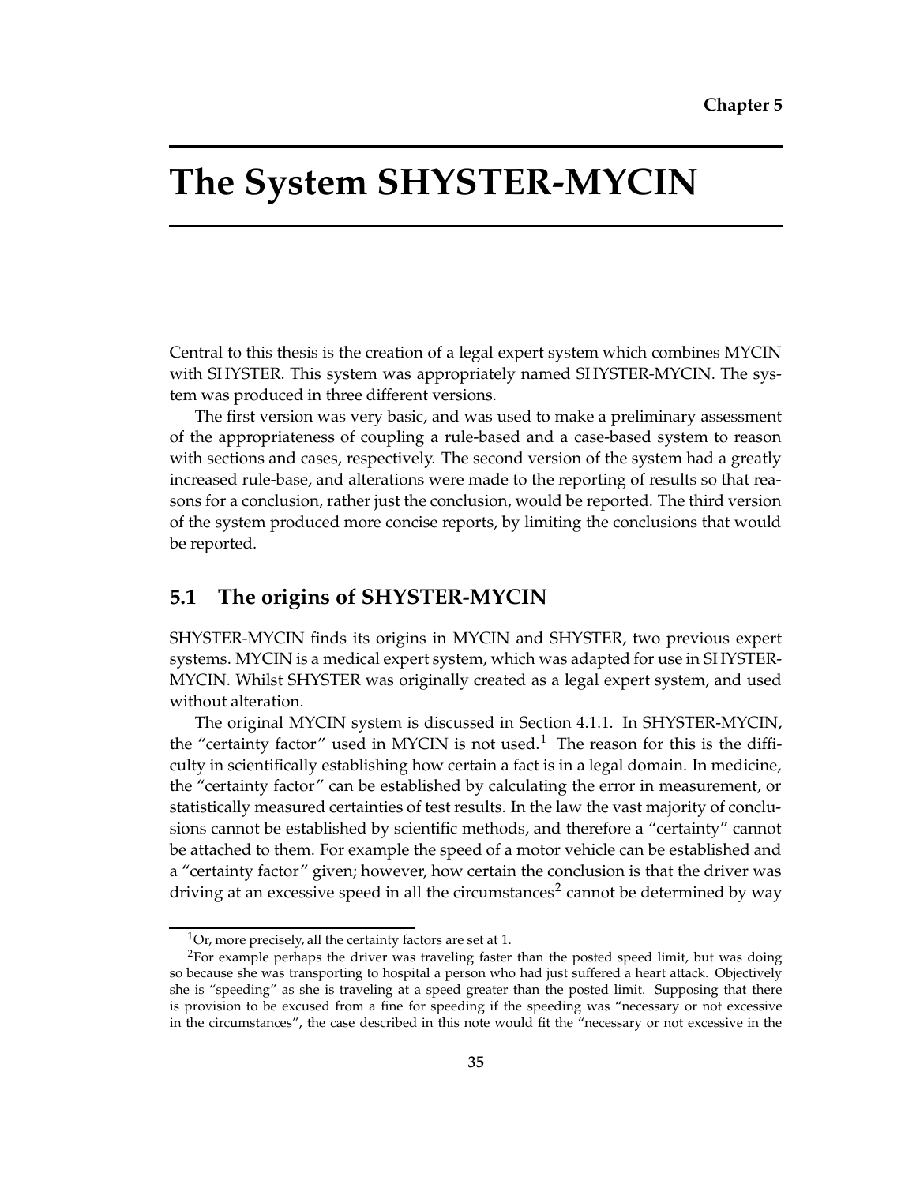Chapter 5

# The System SHYSTER-MYCIN

Central to this thesis is the creation of a legal expert system which combines MYCIN with SHYSTER. This system was appropriately named SHYSTER-MYCIN. The system was produced in three different versions.

The first version was very basic, and was used to make a preliminary assessment of the appropriateness of coupling a rule-based and a case-based system to reason with sections and cases, respectively. The second version of the system had a greatly increased rule-base, and alterations were made to the reporting of results so that reasons for a conclusion, rather just the conclusion, would be reported. The third version of the system produced more concise reports, by limiting the conclusions that would be reported.

## 5.1 The origins of SHYSTER-MYCIN

SHYSTER-MYCIN finds its origins in MYCIN and SHYSTER, two previous expert systems. MYCIN is a medical expert system, which was adapted for use in SHYSTER-MYCIN. Whilst SHYSTER was originally created as a legal expert system, and used without alteration.

The original MYCIN system is discussed in Section 4.1.1. In SHYSTER-MYCIN, the "certainty factor" used in MYCIN is not used.[1] The reason for this is the difficulty in scientifically establishing how certain a fact is in a legal domain. In medicine, the "certainty factor" can be established by calculating the error in measurement, or statistically measured certainties of test results. In the law the vast majority of conclusions cannot be established by scientific methods, and therefore a "certainty" cannot be attached to them. For example the speed of a motor vehicle can be established and a "certainty factor" given; however, how certain the conclusion is that the driver was driving at an excessive speed in all the circumstances[2] cannot be determined by way

[1] Or, more precisely, all the certainty factors are set at 1.

[2] For example perhaps the driver was traveling faster than the posted speed limit, but was doing so because she was transporting to hospital a person who had just suffered a heart attack. Objectively she is "speeding" as she is traveling at a speed greater than the posted limit. Supposing that there is provision to be excused from a fine for speeding if the speeding was "necessary or not excessive in the circumstances", the case described in this note would fit the "necessary or not excessive in the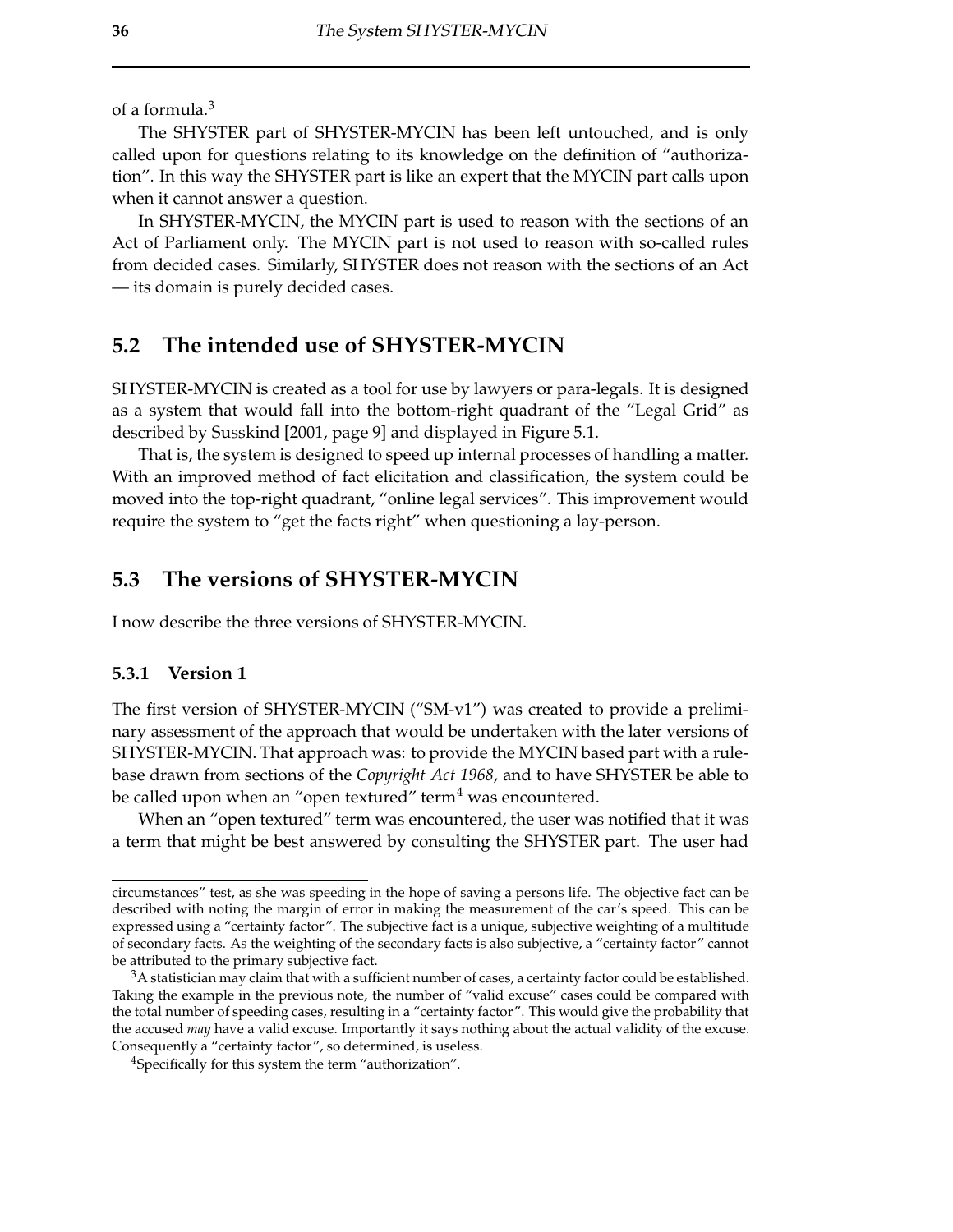of a formula.[3]

The SHYSTER part of SHYSTER-MYCIN has been left untouched, and is only called upon for questions relating to its knowledge on the definition of "authorization". In this way the SHYSTER part is like an expert that the MYCIN part calls upon when it cannot answer a question.

In SHYSTER-MYCIN, the MYCIN part is used to reason with the sections of an Act of Parliament only. The MYCIN part is not used to reason with so-called rules from decided cases. Similarly, SHYSTER does not reason with the sections of an Act — its domain is purely decided cases.

## 5.2 The intended use of SHYSTER-MYCIN

SHYSTER-MYCIN is created as a tool for use by lawyers or para-legals. It is designed as a system that would fall into the bottom-right quadrant of the "Legal Grid" as described by Susskind [2001, page 9] and displayed in Figure 5.1.

That is, the system is designed to speed up internal processes of handling a matter. With an improved method of fact elicitation and classification, the system could be moved into the top-right quadrant, "online legal services". This improvement would require the system to "get the facts right" when questioning a lay-person.

## 5.3 The versions of SHYSTER-MYCIN

I now describe the three versions of SHYSTER-MYCIN.

### 5.3.1 Version 1

The first version of SHYSTER-MYCIN ("SM-v1") was created to provide a preliminary assessment of the approach that would be undertaken with the later versions of SHYSTER-MYCIN. That approach was: to provide the MYCIN based part with a rulebase drawn from sections of the *Copyright Act 1968*, and to have SHYSTER be able to be called upon when an "open textured" term[4] was encountered.

When an "open textured" term was encountered, the user was notified that it was a term that might be best answered by consulting the SHYSTER part. The user had

---

circumstances" test, as she was speeding in the hope of saving a persons life. The objective fact can be described with noting the margin of error in making the measurement of the car's speed. This can be expressed using a "certainty factor". The subjective fact is a unique, subjective weighting of a multitude of secondary facts. As the weighting of the secondary facts is also subjective, a "certainty factor" cannot be attributed to the primary subjective fact.

[3] A statistician may claim that with a sufficient number of cases, a certainty factor could be established. Taking the example in the previous note, the number of "valid excuse" cases could be compared with the total number of speeding cases, resulting in a "certainty factor". This would give the probability that the accused *may* have a valid excuse. Importantly it says nothing about the actual validity of the excuse. Consequently a "certainty factor", so determined, is useless.

[4] Specifically for this system the term "authorization".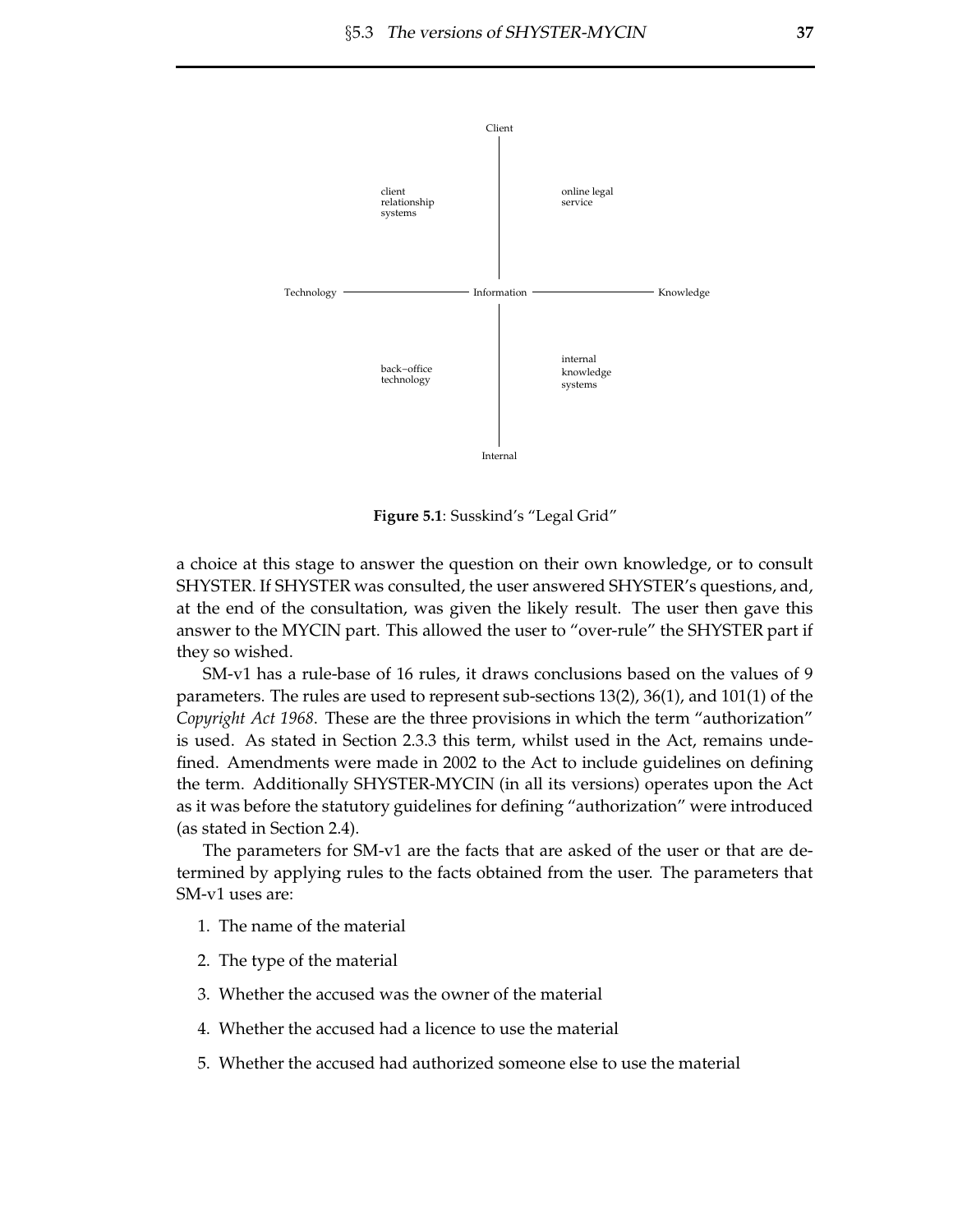Figure 5.1: Susskind's "Legal Grid"

a choice at this stage to answer the question on their own knowledge, or to consult SHYSTER. If SHYSTER was consulted, the user answered SHYSTER's questions, and, at the end of the consultation, was given the likely result. The user then gave this answer to the MYCIN part. This allowed the user to "over-rule" the SHYSTER part if they so wished.

SM-v1 has a rule-base of 16 rules, it draws conclusions based on the values of 9 parameters. The rules are used to represent sub-sections 13(2), 36(1), and 101(1) of the *Copyright Act 1968*. These are the three provisions in which the term "authorization" is used. As stated in Section 2.3.3 this term, whilst used in the Act, remains undefined. Amendments were made in 2002 to the Act to include guidelines on defining the term. Additionally SHYSTER-MYCIN (in all its versions) operates upon the Act as it was before the statutory guidelines for defining "authorization" were introduced (as stated in Section 2.4).

The parameters for SM-v1 are the facts that are asked of the user or that are determined by applying rules to the facts obtained from the user. The parameters that SM-v1 uses are:

1. The name of the material
2. The type of the material
3. Whether the accused was the owner of the material
4. Whether the accused had a licence to use the material
5. Whether the accused had authorized someone else to use the material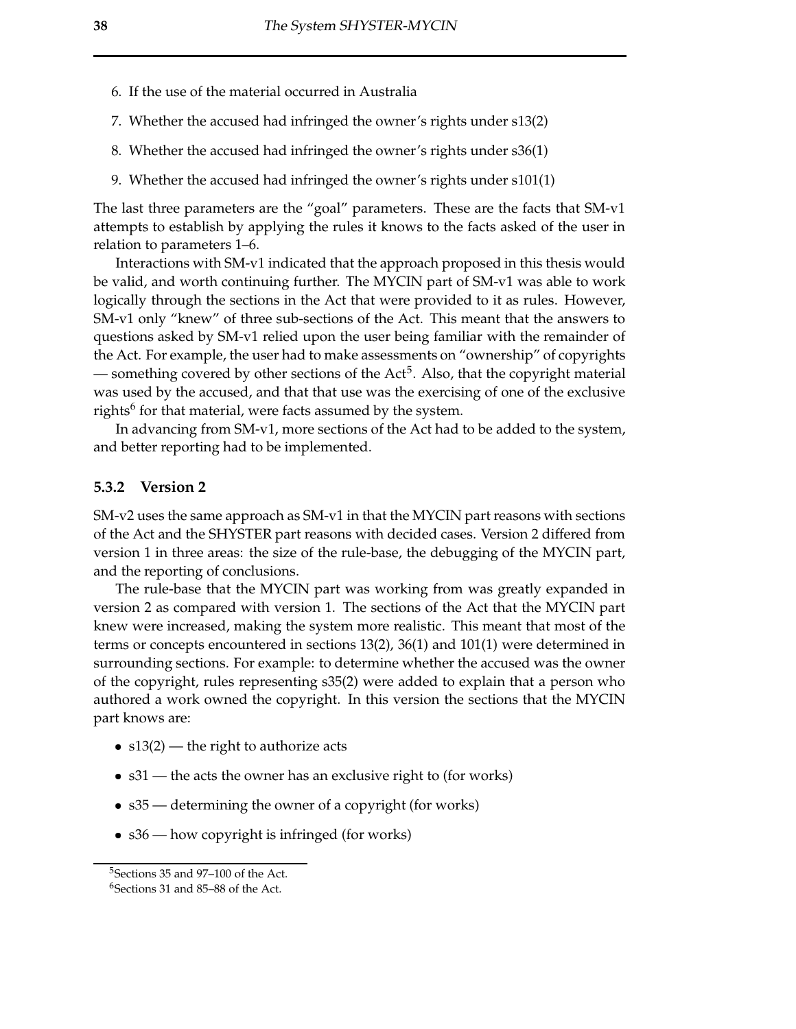6. If the use of the material occurred in Australia
7. Whether the accused had infringed the owner's rights under s13(2)
8. Whether the accused had infringed the owner's rights under s36(1)
9. Whether the accused had infringed the owner's rights under s101(1)

The last three parameters are the "goal" parameters. These are the facts that SM-v1 attempts to establish by applying the rules it knows to the facts asked of the user in relation to parameters 1–6.

Interactions with SM-v1 indicated that the approach proposed in this thesis would be valid, and worth continuing further. The MYCIN part of SM-v1 was able to work logically through the sections in the Act that were provided to it as rules. However, SM-v1 only "knew" of three sub-sections of the Act. This meant that the answers to questions asked by SM-v1 relied upon the user being familiar with the remainder of the Act. For example, the user had to make assessments on "ownership" of copyrights — something covered by other sections of the Act[5]. Also, that the copyright material was used by the accused, and that that use was the exercising of one of the exclusive rights[6] for that material, were facts assumed by the system.

In advancing from SM-v1, more sections of the Act had to be added to the system, and better reporting had to be implemented.

### 5.3.2 Version 2

SM-v2 uses the same approach as SM-v1 in that the MYCIN part reasons with sections of the Act and the SHYSTER part reasons with decided cases. Version 2 differed from version 1 in three areas: the size of the rule-base, the debugging of the MYCIN part, and the reporting of conclusions.

The rule-base that the MYCIN part was working from was greatly expanded in version 2 as compared with version 1. The sections of the Act that the MYCIN part knew were increased, making the system more realistic. This meant that most of the terms or concepts encountered in sections 13(2), 36(1) and 101(1) were determined in surrounding sections. For example: to determine whether the accused was the owner of the copyright, rules representing s35(2) were added to explain that a person who authored a work owned the copyright. In this version the sections that the MYCIN part knows are:

- s13(2) — the right to authorize acts
- s31 — the acts the owner has an exclusive right to (for works)
- s35 — determining the owner of a copyright (for works)
- s36 — how copyright is infringed (for works)

---

[5] Sections 35 and 97–100 of the Act.

[6] Sections 31 and 85–88 of the Act.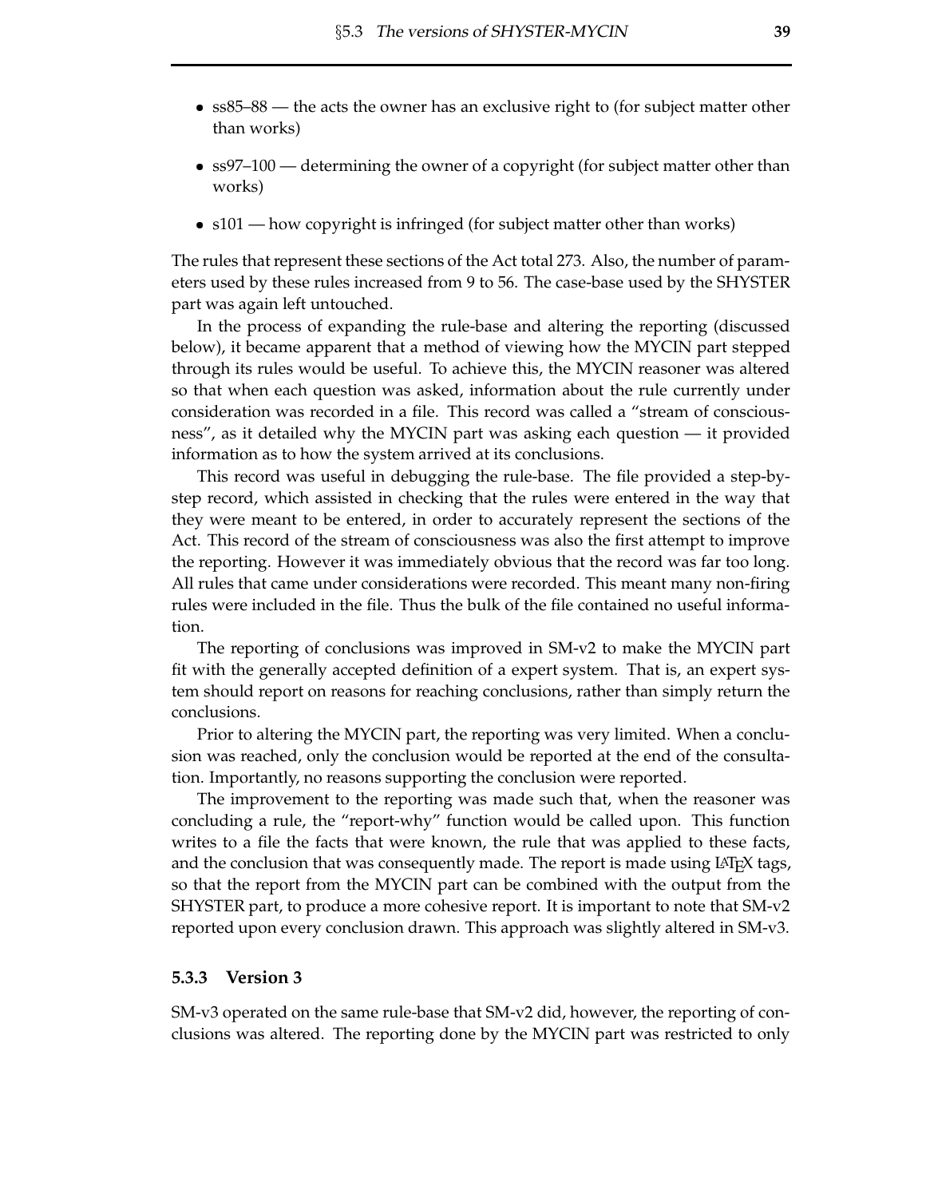- ss85–88 — the acts the owner has an exclusive right to (for subject matter other than works)

- ss97–100 — determining the owner of a copyright (for subject matter other than works)

- s101 — how copyright is infringed (for subject matter other than works)

The rules that represent these sections of the Act total 273. Also, the number of parameters used by these rules increased from 9 to 56. The case-base used by the SHYSTER part was again left untouched.

In the process of expanding the rule-base and altering the reporting (discussed below), it became apparent that a method of viewing how the MYCIN part stepped through its rules would be useful. To achieve this, the MYCIN reasoner was altered so that when each question was asked, information about the rule currently under consideration was recorded in a file. This record was called a "stream of consciousness", as it detailed why the MYCIN part was asking each question — it provided information as to how the system arrived at its conclusions.

This record was useful in debugging the rule-base. The file provided a step-by-step record, which assisted in checking that the rules were entered in the way that they were meant to be entered, in order to accurately represent the sections of the Act. This record of the stream of consciousness was also the first attempt to improve the reporting. However it was immediately obvious that the record was far too long. All rules that came under considerations were recorded. This meant many non-firing rules were included in the file. Thus the bulk of the file contained no useful information.

The reporting of conclusions was improved in SM-v2 to make the MYCIN part fit with the generally accepted definition of a expert system. That is, an expert system should report on reasons for reaching conclusions, rather than simply return the conclusions.

Prior to altering the MYCIN part, the reporting was very limited. When a conclusion was reached, only the conclusion would be reported at the end of the consultation. Importantly, no reasons supporting the conclusion were reported.

The improvement to the reporting was made such that, when the reasoner was concluding a rule, the "report-why" function would be called upon. This function writes to a file the facts that were known, the rule that was applied to these facts, and the conclusion that was consequently made. The report is made using LaTeX tags, so that the report from the MYCIN part can be combined with the output from the SHYSTER part, to produce a more cohesive report. It is important to note that SM-v2 reported upon every conclusion drawn. This approach was slightly altered in SM-v3.

### 5.3.3 Version 3

SM-v3 operated on the same rule-base that SM-v2 did, however, the reporting of conclusions was altered. The reporting done by the MYCIN part was restricted to only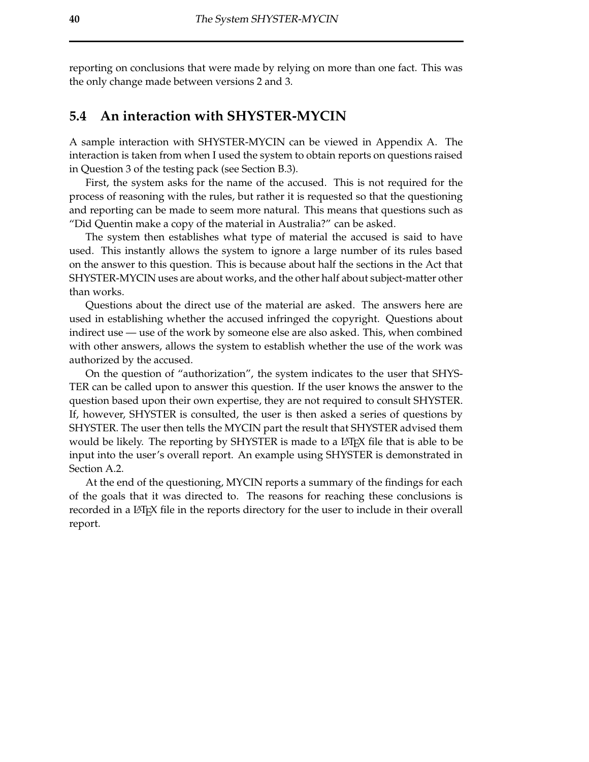reporting on conclusions that were made by relying on more than one fact. This was the only change made between versions 2 and 3.

## 5.4 An interaction with SHYSTER-MYCIN

A sample interaction with SHYSTER-MYCIN can be viewed in Appendix A. The interaction is taken from when I used the system to obtain reports on questions raised in Question 3 of the testing pack (see Section B.3).

First, the system asks for the name of the accused. This is not required for the process of reasoning with the rules, but rather it is requested so that the questioning and reporting can be made to seem more natural. This means that questions such as "Did Quentin make a copy of the material in Australia?" can be asked.

The system then establishes what type of material the accused is said to have used. This instantly allows the system to ignore a large number of its rules based on the answer to this question. This is because about half the sections in the Act that SHYSTER-MYCIN uses are about works, and the other half about subject-matter other than works.

Questions about the direct use of the material are asked. The answers here are used in establishing whether the accused infringed the copyright. Questions about indirect use — use of the work by someone else are also asked. This, when combined with other answers, allows the system to establish whether the use of the work was authorized by the accused.

On the question of "authorization", the system indicates to the user that SHYSTER can be called upon to answer this question. If the user knows the answer to the question based upon their own expertise, they are not required to consult SHYSTER. If, however, SHYSTER is consulted, the user is then asked a series of questions by SHYSTER. The user then tells the MYCIN part the result that SHYSTER advised them would be likely. The reporting by SHYSTER is made to a LaTeX file that is able to be input into the user's overall report. An example using SHYSTER is demonstrated in Section A.2.

At the end of the questioning, MYCIN reports a summary of the findings for each of the goals that it was directed to. The reasons for reaching these conclusions is recorded in a LaTeX file in the reports directory for the user to include in their overall report.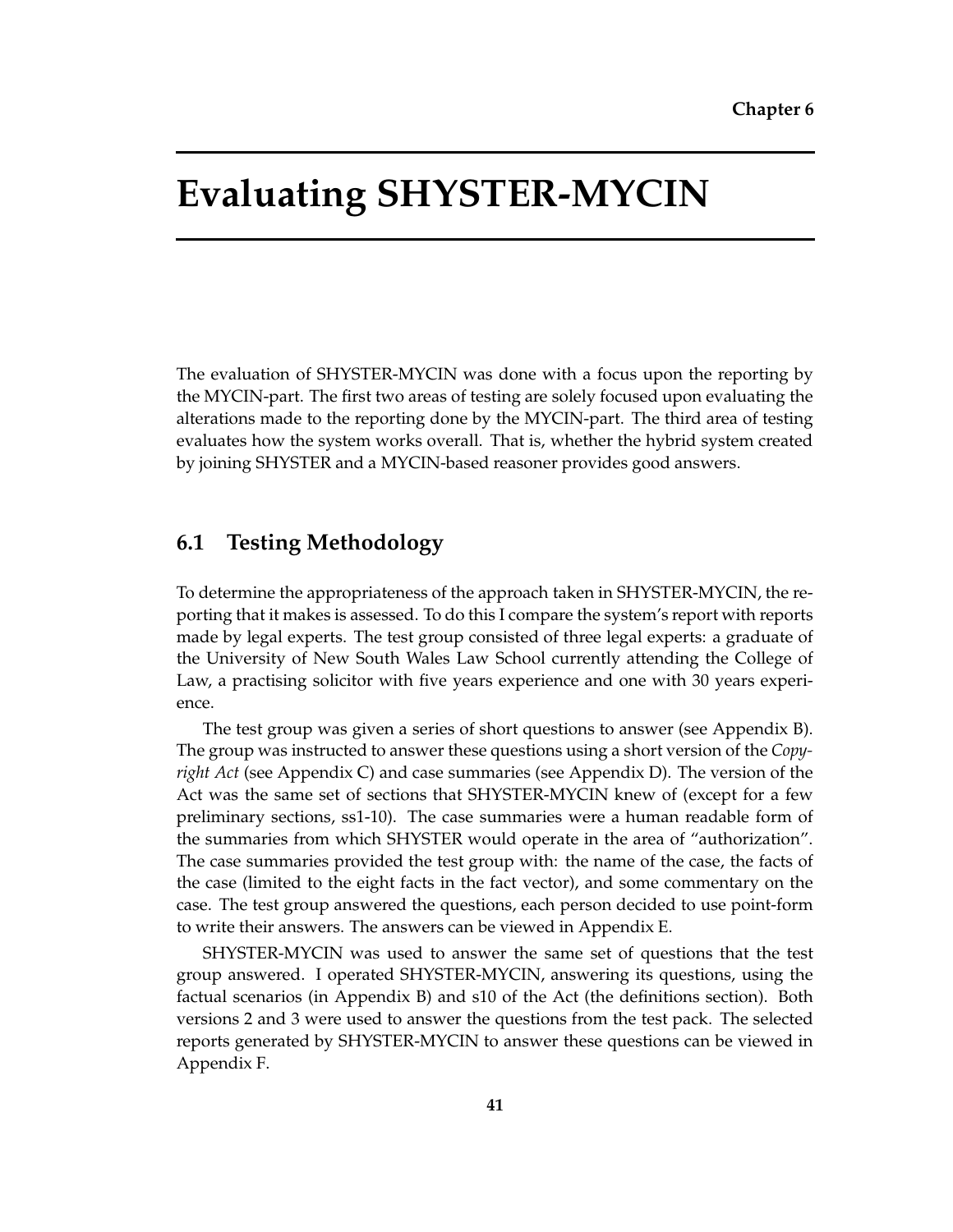Chapter 6

# Evaluating SHYSTER-MYCIN

The evaluation of SHYSTER-MYCIN was done with a focus upon the reporting by the MYCIN-part. The first two areas of testing are solely focused upon evaluating the alterations made to the reporting done by the MYCIN-part. The third area of testing evaluates how the system works overall. That is, whether the hybrid system created by joining SHYSTER and a MYCIN-based reasoner provides good answers.

## 6.1 Testing Methodology

To determine the appropriateness of the approach taken in SHYSTER-MYCIN, the reporting that it makes is assessed. To do this I compare the system's report with reports made by legal experts. The test group consisted of three legal experts: a graduate of the University of New South Wales Law School currently attending the College of Law, a practising solicitor with five years experience and one with 30 years experience.

The test group was given a series of short questions to answer (see Appendix B). The group was instructed to answer these questions using a short version of the *Copyright Act* (see Appendix C) and case summaries (see Appendix D). The version of the Act was the same set of sections that SHYSTER-MYCIN knew of (except for a few preliminary sections, ss1-10). The case summaries were a human readable form of the summaries from which SHYSTER would operate in the area of "authorization". The case summaries provided the test group with: the name of the case, the facts of the case (limited to the eight facts in the fact vector), and some commentary on the case. The test group answered the questions, each person decided to use point-form to write their answers. The answers can be viewed in Appendix E.

SHYSTER-MYCIN was used to answer the same set of questions that the test group answered. I operated SHYSTER-MYCIN, answering its questions, using the factual scenarios (in Appendix B) and s10 of the Act (the definitions section). Both versions 2 and 3 were used to answer the questions from the test pack. The selected reports generated by SHYSTER-MYCIN to answer these questions can be viewed in Appendix F.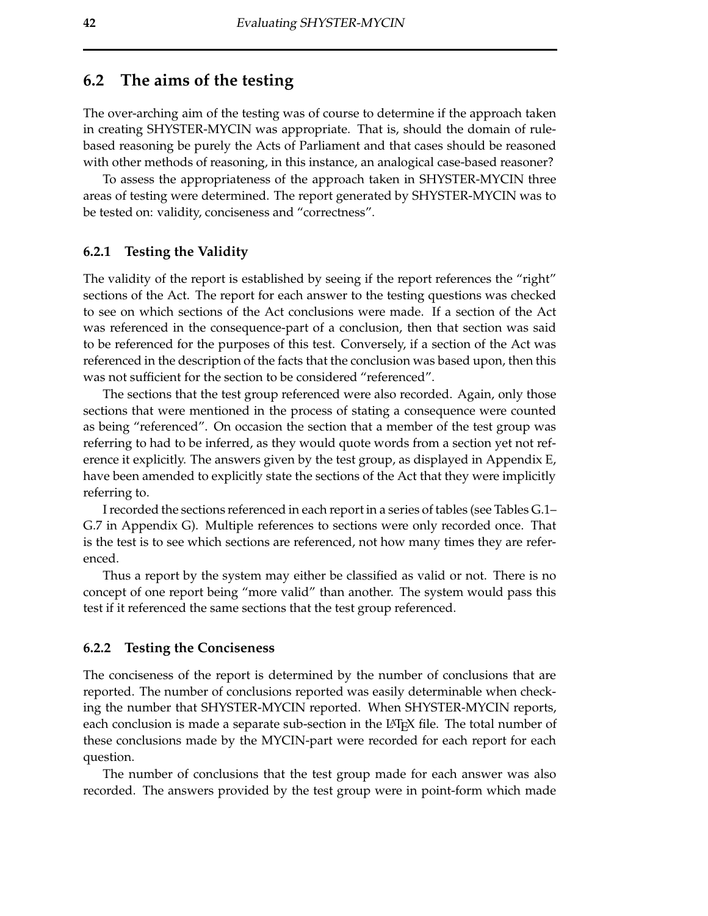## 6.2 The aims of the testing

The over-arching aim of the testing was of course to determine if the approach taken in creating SHYSTER-MYCIN was appropriate. That is, should the domain of rule-based reasoning be purely the Acts of Parliament and that cases should be reasoned with other methods of reasoning, in this instance, an analogical case-based reasoner?

To assess the appropriateness of the approach taken in SHYSTER-MYCIN three areas of testing were determined. The report generated by SHYSTER-MYCIN was to be tested on: validity, conciseness and "correctness".

### 6.2.1 Testing the Validity

The validity of the report is established by seeing if the report references the "right" sections of the Act. The report for each answer to the testing questions was checked to see on which sections of the Act conclusions were made. If a section of the Act was referenced in the consequence-part of a conclusion, then that section was said to be referenced for the purposes of this test. Conversely, if a section of the Act was referenced in the description of the facts that the conclusion was based upon, then this was not sufficient for the section to be considered "referenced".

The sections that the test group referenced were also recorded. Again, only those sections that were mentioned in the process of stating a consequence were counted as being "referenced". On occasion the section that a member of the test group was referring to had to be inferred, as they would quote words from a section yet not reference it explicitly. The answers given by the test group, as displayed in Appendix E, have been amended to explicitly state the sections of the Act that they were implicitly referring to.

I recorded the sections referenced in each report in a series of tables (see Tables G.1–G.7 in Appendix G). Multiple references to sections were only recorded once. That is the test is to see which sections are referenced, not how many times they are referenced.

Thus a report by the system may either be classified as valid or not. There is no concept of one report being "more valid" than another. The system would pass this test if it referenced the same sections that the test group referenced.

### 6.2.2 Testing the Conciseness

The conciseness of the report is determined by the number of conclusions that are reported. The number of conclusions reported was easily determinable when checking the number that SHYSTER-MYCIN reported. When SHYSTER-MYCIN reports, each conclusion is made a separate sub-section in the LaTeX file. The total number of these conclusions made by the MYCIN-part were recorded for each report for each question.

The number of conclusions that the test group made for each answer was also recorded. The answers provided by the test group were in point-form which made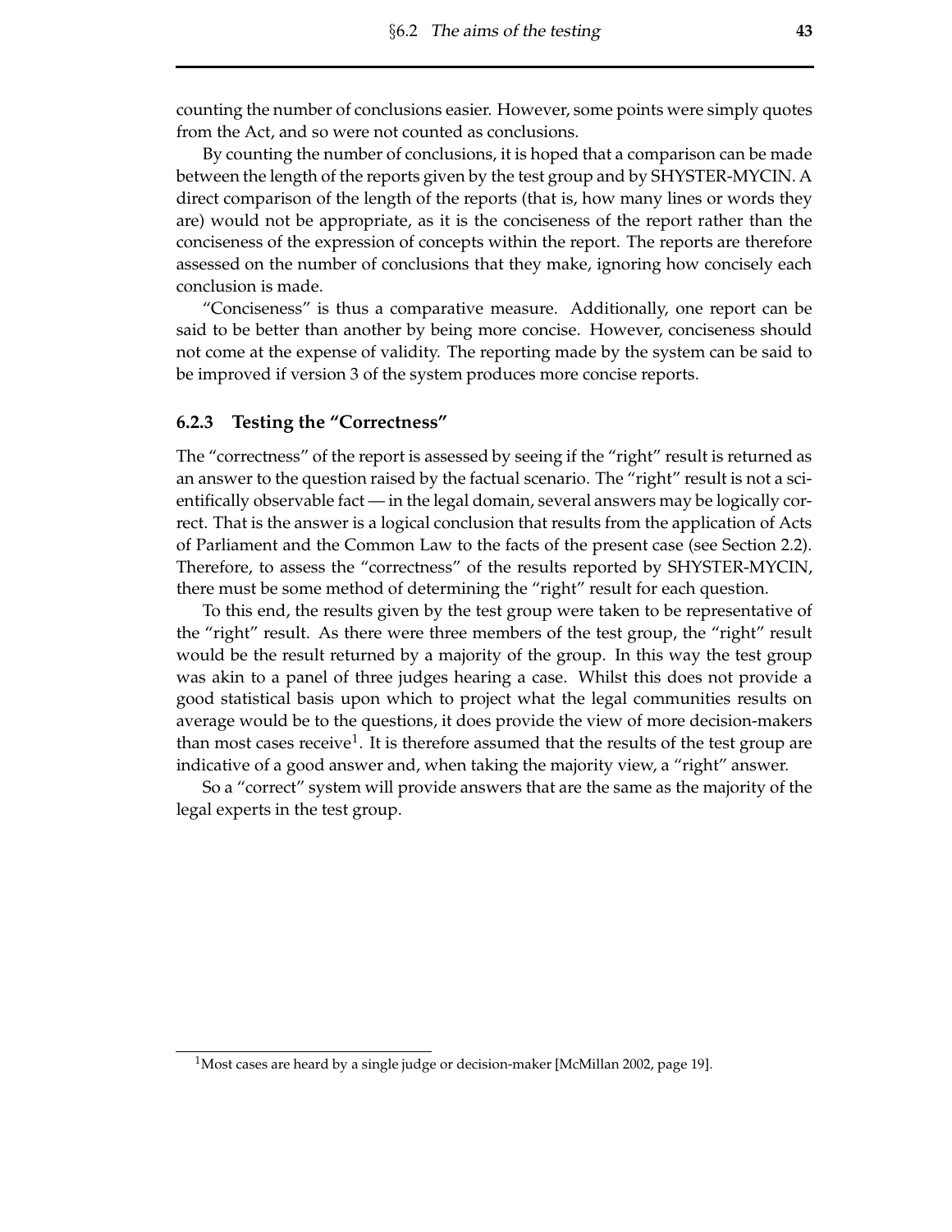counting the number of conclusions easier. However, some points were simply quotes from the Act, and so were not counted as conclusions.

By counting the number of conclusions, it is hoped that a comparison can be made between the length of the reports given by the test group and by SHYSTER-MYCIN. A direct comparison of the length of the reports (that is, how many lines or words they are) would not be appropriate, as it is the conciseness of the report rather than the conciseness of the expression of concepts within the report. The reports are therefore assessed on the number of conclusions that they make, ignoring how concisely each conclusion is made.

"Conciseness" is thus a comparative measure. Additionally, one report can be said to be better than another by being more concise. However, conciseness should not come at the expense of validity. The reporting made by the system can be said to be improved if version 3 of the system produces more concise reports.

### 6.2.3 Testing the "Correctness"

The "correctness" of the report is assessed by seeing if the "right" result is returned as an answer to the question raised by the factual scenario. The "right" result is not a scientifically observable fact — in the legal domain, several answers may be logically correct. That is the answer is a logical conclusion that results from the application of Acts of Parliament and the Common Law to the facts of the present case (see Section 2.2). Therefore, to assess the "correctness" of the results reported by SHYSTER-MYCIN, there must be some method of determining the "right" result for each question.

To this end, the results given by the test group were taken to be representative of the "right" result. As there were three members of the test group, the "right" result would be the result returned by a majority of the group. In this way the test group was akin to a panel of three judges hearing a case. Whilst this does not provide a good statistical basis upon which to project what the legal communities results on average would be to the questions, it does provide the view of more decision-makers than most cases receive[1]. It is therefore assumed that the results of the test group are indicative of a good answer and, when taking the majority view, a "right" answer.

So a "correct" system will provide answers that are the same as the majority of the legal experts in the test group.

[1] Most cases are heard by a single judge or decision-maker [McMillan 2002, page 19].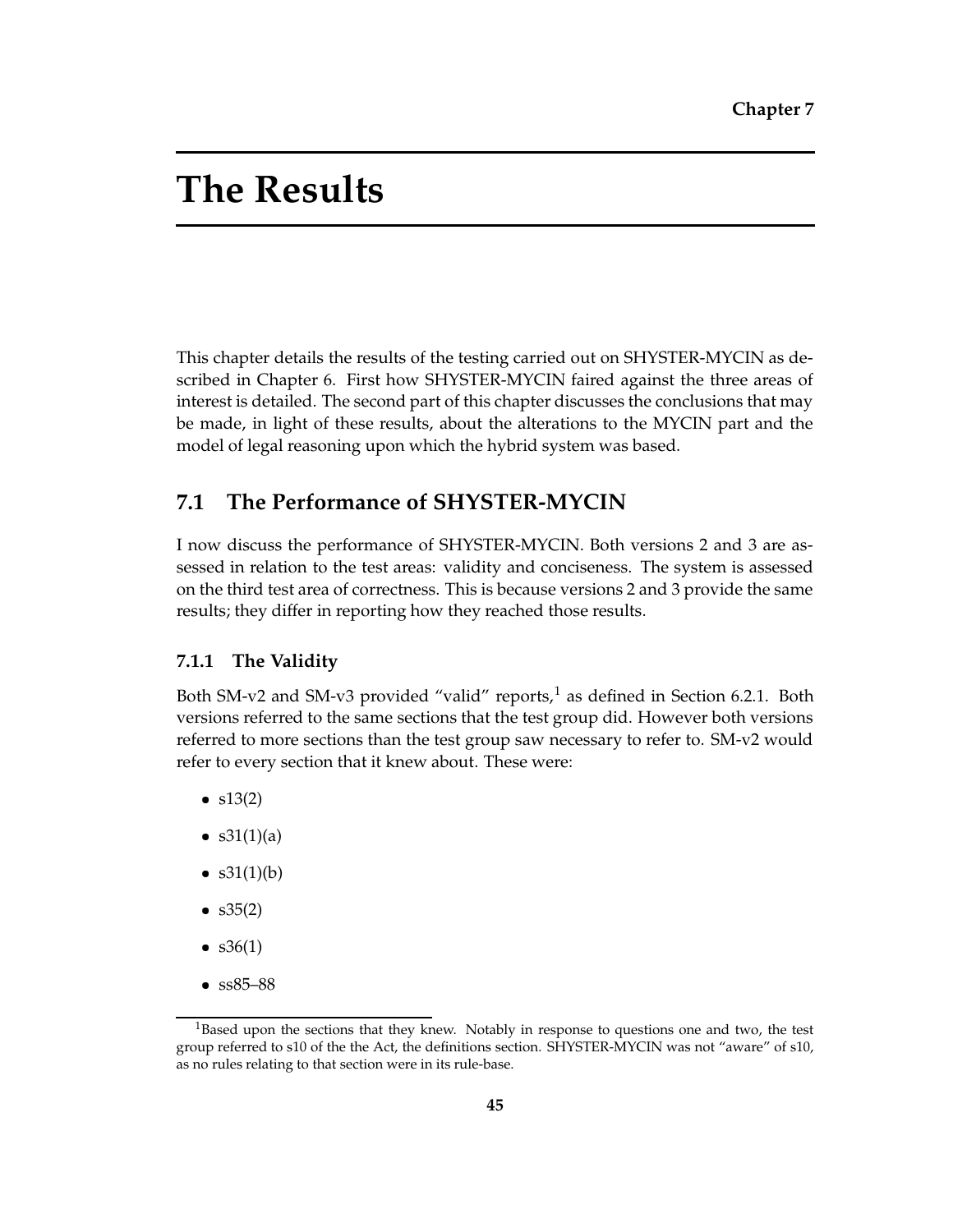Chapter 7

# The Results

This chapter details the results of the testing carried out on SHYSTER-MYCIN as described in Chapter 6. First how SHYSTER-MYCIN faired against the three areas of interest is detailed. The second part of this chapter discusses the conclusions that may be made, in light of these results, about the alterations to the MYCIN part and the model of legal reasoning upon which the hybrid system was based.

## 7.1 The Performance of SHYSTER-MYCIN

I now discuss the performance of SHYSTER-MYCIN. Both versions 2 and 3 are assessed in relation to the test areas: validity and conciseness. The system is assessed on the third test area of correctness. This is because versions 2 and 3 provide the same results; they differ in reporting how they reached those results.

### 7.1.1 The Validity

Both SM-v2 and SM-v3 provided "valid" reports,[1] as defined in Section 6.2.1. Both versions referred to the same sections that the test group did. However both versions referred to more sections than the test group saw necessary to refer to. SM-v2 would refer to every section that it knew about. These were:

- s13(2)
- s31(1)(a)
- s31(1)(b)
- s35(2)
- s36(1)
- ss85–88

[1] Based upon the sections that they knew. Notably in response to questions one and two, the test group referred to s10 of the the Act, the definitions section. SHYSTER-MYCIN was not "aware" of s10, as no rules relating to that section were in its rule-base.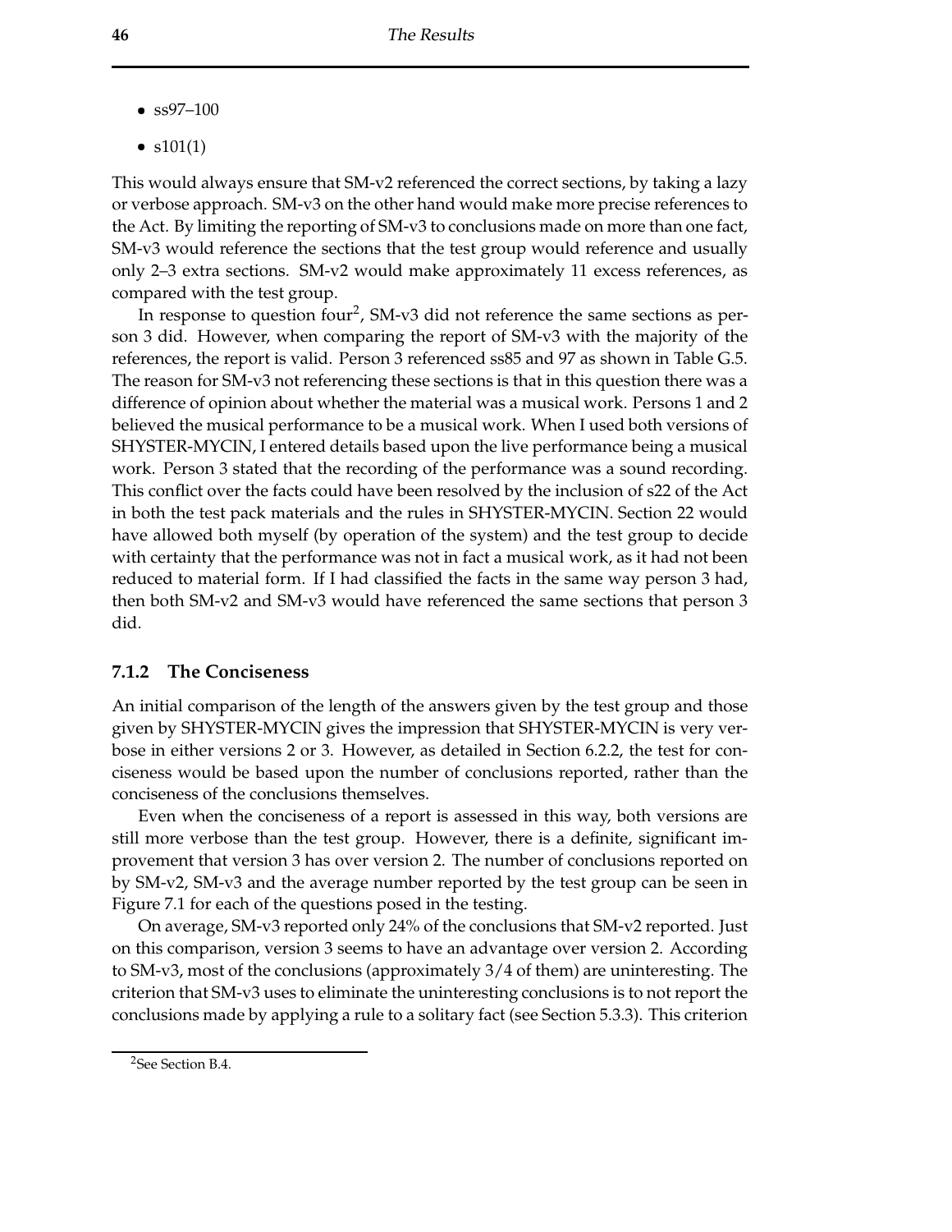- ss97–100
- s101(1)

This would always ensure that SM-v2 referenced the correct sections, by taking a lazy or verbose approach. SM-v3 on the other hand would make more precise references to the Act. By limiting the reporting of SM-v3 to conclusions made on more than one fact, SM-v3 would reference the sections that the test group would reference and usually only 2–3 extra sections. SM-v2 would make approximately 11 excess references, as compared with the test group.

In response to question four[2], SM-v3 did not reference the same sections as person 3 did. However, when comparing the report of SM-v3 with the majority of the references, the report is valid. Person 3 referenced ss85 and 97 as shown in Table G.5. The reason for SM-v3 not referencing these sections is that in this question there was a difference of opinion about whether the material was a musical work. Persons 1 and 2 believed the musical performance to be a musical work. When I used both versions of SHYSTER-MYCIN, I entered details based upon the live performance being a musical work. Person 3 stated that the recording of the performance was a sound recording. This conflict over the facts could have been resolved by the inclusion of s22 of the Act in both the test pack materials and the rules in SHYSTER-MYCIN. Section 22 would have allowed both myself (by operation of the system) and the test group to decide with certainty that the performance was not in fact a musical work, as it had not been reduced to material form. If I had classified the facts in the same way person 3 had, then both SM-v2 and SM-v3 would have referenced the same sections that person 3 did.

### 7.1.2 The Conciseness

An initial comparison of the length of the answers given by the test group and those given by SHYSTER-MYCIN gives the impression that SHYSTER-MYCIN is very verbose in either versions 2 or 3. However, as detailed in Section 6.2.2, the test for conciseness would be based upon the number of conclusions reported, rather than the conciseness of the conclusions themselves.

Even when the conciseness of a report is assessed in this way, both versions are still more verbose than the test group. However, there is a definite, significant improvement that version 3 has over version 2. The number of conclusions reported on by SM-v2, SM-v3 and the average number reported by the test group can be seen in Figure 7.1 for each of the questions posed in the testing.

On average, SM-v3 reported only 24% of the conclusions that SM-v2 reported. Just on this comparison, version 3 seems to have an advantage over version 2. According to SM-v3, most of the conclusions (approximately 3/4 of them) are uninteresting. The criterion that SM-v3 uses to eliminate the uninteresting conclusions is to not report the conclusions made by applying a rule to a solitary fact (see Section 5.3.3). This criterion

[2] See Section B.4.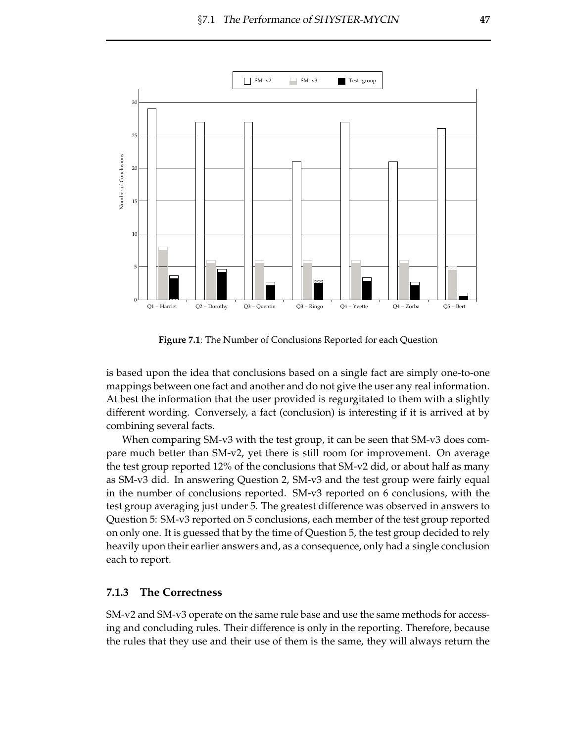**Figure 7.1**: The Number of Conclusions Reported for each Question

is based upon the idea that conclusions based on a single fact are simply one-to-one mappings between one fact and another and do not give the user any real information. At best the information that the user provided is regurgitated to them with a slightly different wording. Conversely, a fact (conclusion) is interesting if it is arrived at by combining several facts.

When comparing SM-v3 with the test group, it can be seen that SM-v3 does compare much better than SM-v2, yet there is still room for improvement. On average the test group reported 12% of the conclusions that SM-v2 did, or about half as many as SM-v3 did. In answering Question 2, SM-v3 and the test group were fairly equal in the number of conclusions reported. SM-v3 reported on 6 conclusions, with the test group averaging just under 5. The greatest difference was observed in answers to Question 5: SM-v3 reported on 5 conclusions, each member of the test group reported on only one. It is guessed that by the time of Question 5, the test group decided to rely heavily upon their earlier answers and, as a consequence, only had a single conclusion each to report.

### 7.1.3 The Correctness

SM-v2 and SM-v3 operate on the same rule base and use the same methods for accessing and concluding rules. Their difference is only in the reporting. Therefore, because the rules that they use and their use of them is the same, they will always return the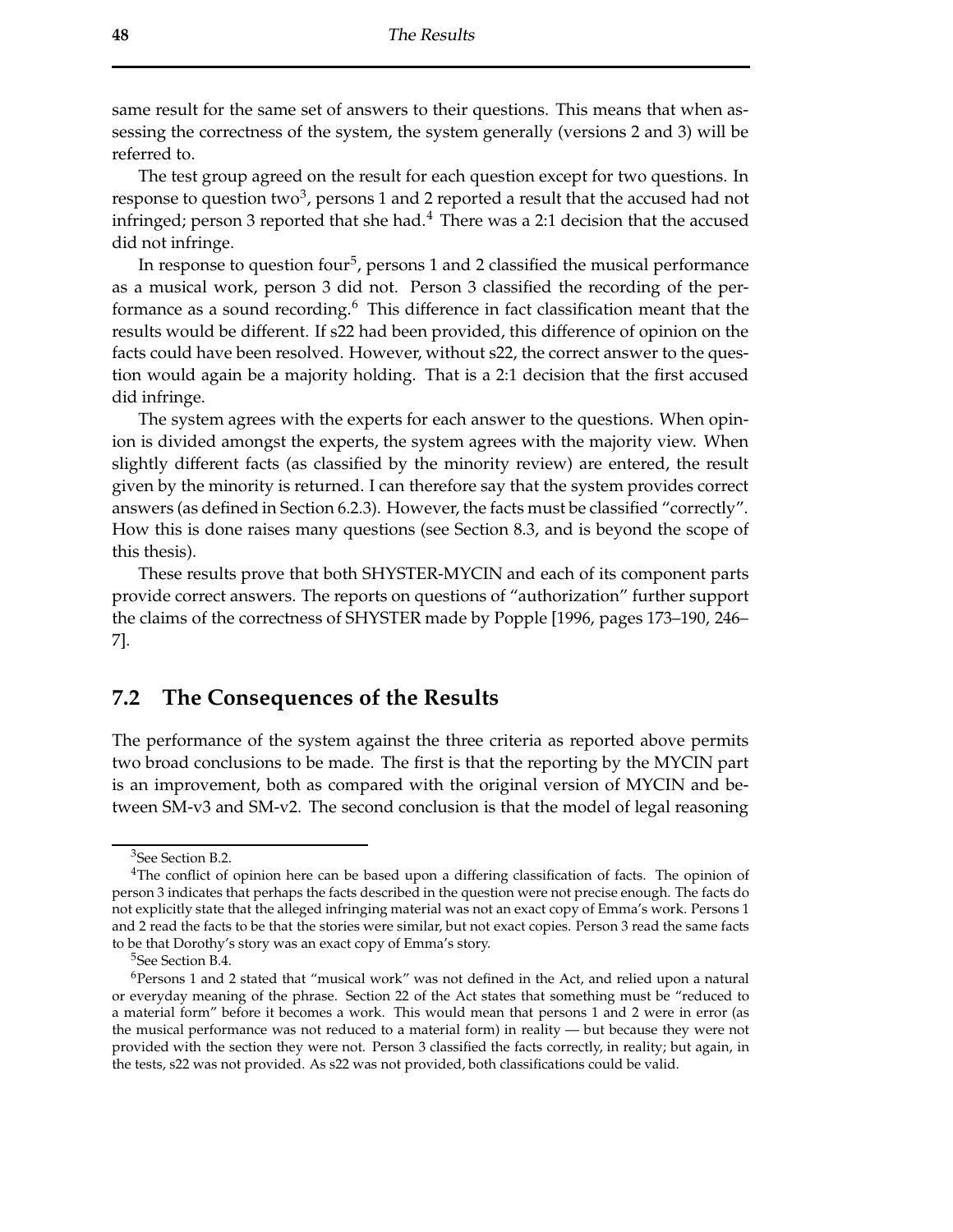same result for the same set of answers to their questions. This means that when assessing the correctness of the system, the system generally (versions 2 and 3) will be referred to.

The test group agreed on the result for each question except for two questions. In response to question two[3], persons 1 and 2 reported a result that the accused had not infringed; person 3 reported that she had.[4] There was a 2:1 decision that the accused did not infringe.

In response to question four[5], persons 1 and 2 classified the musical performance as a musical work, person 3 did not. Person 3 classified the recording of the performance as a sound recording.[6] This difference in fact classification meant that the results would be different. If s22 had been provided, this difference of opinion on the facts could have been resolved. However, without s22, the correct answer to the question would again be a majority holding. That is a 2:1 decision that the first accused did infringe.

The system agrees with the experts for each answer to the questions. When opinion is divided amongst the experts, the system agrees with the majority view. When slightly different facts (as classified by the minority review) are entered, the result given by the minority is returned. I can therefore say that the system provides correct answers (as defined in Section 6.2.3). However, the facts must be classified "correctly". How this is done raises many questions (see Section 8.3, and is beyond the scope of this thesis).

These results prove that both SHYSTER-MYCIN and each of its component parts provide correct answers. The reports on questions of "authorization" further support the claims of the correctness of SHYSTER made by Popple [1996, pages 173–190, 246–7].

## 7.2 The Consequences of the Results

The performance of the system against the three criteria as reported above permits two broad conclusions to be made. The first is that the reporting by the MYCIN part is an improvement, both as compared with the original version of MYCIN and between SM-v3 and SM-v2. The second conclusion is that the model of legal reasoning

---

[3] See Section B.2.

[4] The conflict of opinion here can be based upon a differing classification of facts. The opinion of person 3 indicates that perhaps the facts described in the question were not precise enough. The facts do not explicitly state that the alleged infringing material was not an exact copy of Emma's work. Persons 1 and 2 read the facts to be that the stories were similar, but not exact copies. Person 3 read the same facts to be that Dorothy's story was an exact copy of Emma's story.

[5] See Section B.4.

[6] Persons 1 and 2 stated that "musical work" was not defined in the Act, and relied upon a natural or everyday meaning of the phrase. Section 22 of the Act states that something must be "reduced to a material form" before it becomes a work. This would mean that persons 1 and 2 were in error (as the musical performance was not reduced to a material form) in reality — but because they were not provided with the section they were not. Person 3 classified the facts correctly, in reality; but again, in the tests, s22 was not provided. As s22 was not provided, both classifications could be valid.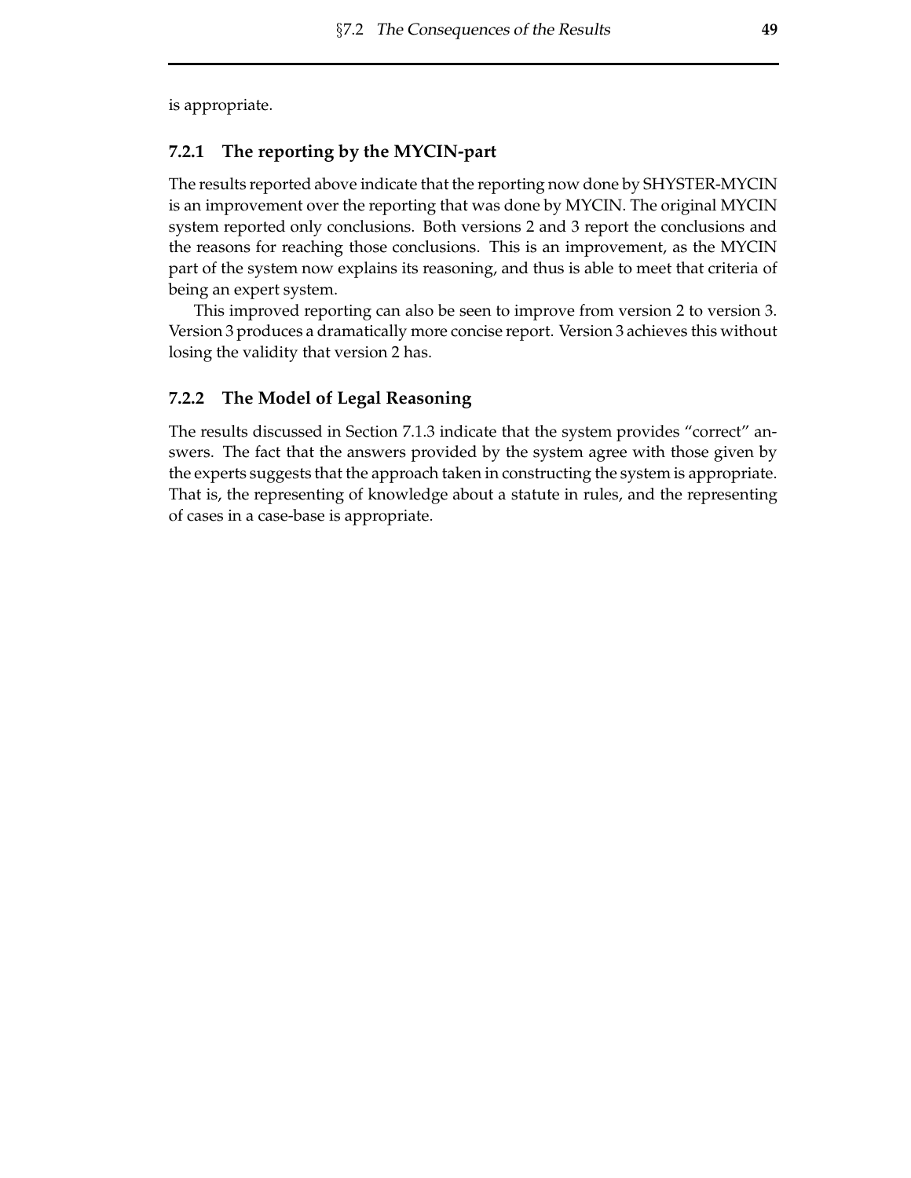is appropriate.

### 7.2.1 The reporting by the MYCIN-part

The results reported above indicate that the reporting now done by SHYSTER-MYCIN is an improvement over the reporting that was done by MYCIN. The original MYCIN system reported only conclusions. Both versions 2 and 3 report the conclusions and the reasons for reaching those conclusions. This is an improvement, as the MYCIN part of the system now explains its reasoning, and thus is able to meet that criteria of being an expert system.

This improved reporting can also be seen to improve from version 2 to version 3. Version 3 produces a dramatically more concise report. Version 3 achieves this without losing the validity that version 2 has.

### 7.2.2 The Model of Legal Reasoning

The results discussed in Section 7.1.3 indicate that the system provides "correct" answers. The fact that the answers provided by the system agree with those given by the experts suggests that the approach taken in constructing the system is appropriate. That is, the representing of knowledge about a statute in rules, and the representing of cases in a case-base is appropriate.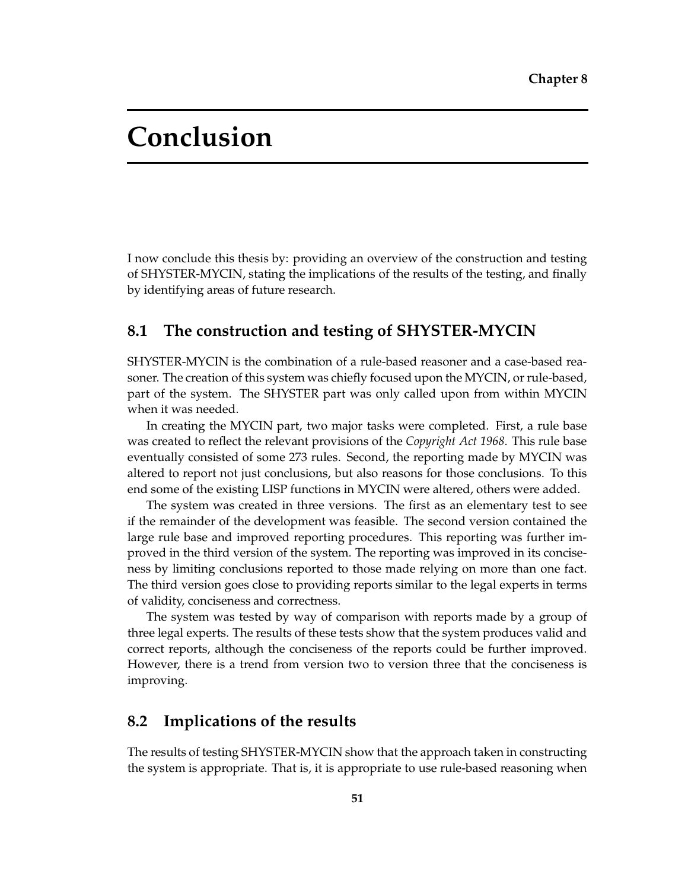Chapter 8

# Conclusion

I now conclude this thesis by: providing an overview of the construction and testing of SHYSTER-MYCIN, stating the implications of the results of the testing, and finally by identifying areas of future research.

## 8.1 The construction and testing of SHYSTER-MYCIN

SHYSTER-MYCIN is the combination of a rule-based reasoner and a case-based reasoner. The creation of this system was chiefly focused upon the MYCIN, or rule-based, part of the system. The SHYSTER part was only called upon from within MYCIN when it was needed.

In creating the MYCIN part, two major tasks were completed. First, a rule base was created to reflect the relevant provisions of the *Copyright Act 1968*. This rule base eventually consisted of some 273 rules. Second, the reporting made by MYCIN was altered to report not just conclusions, but also reasons for those conclusions. To this end some of the existing LISP functions in MYCIN were altered, others were added.

The system was created in three versions. The first as an elementary test to see if the remainder of the development was feasible. The second version contained the large rule base and improved reporting procedures. This reporting was further improved in the third version of the system. The reporting was improved in its conciseness by limiting conclusions reported to those made relying on more than one fact. The third version goes close to providing reports similar to the legal experts in terms of validity, conciseness and correctness.

The system was tested by way of comparison with reports made by a group of three legal experts. The results of these tests show that the system produces valid and correct reports, although the conciseness of the reports could be further improved. However, there is a trend from version two to version three that the conciseness is improving.

## 8.2 Implications of the results

The results of testing SHYSTER-MYCIN show that the approach taken in constructing the system is appropriate. That is, it is appropriate to use rule-based reasoning when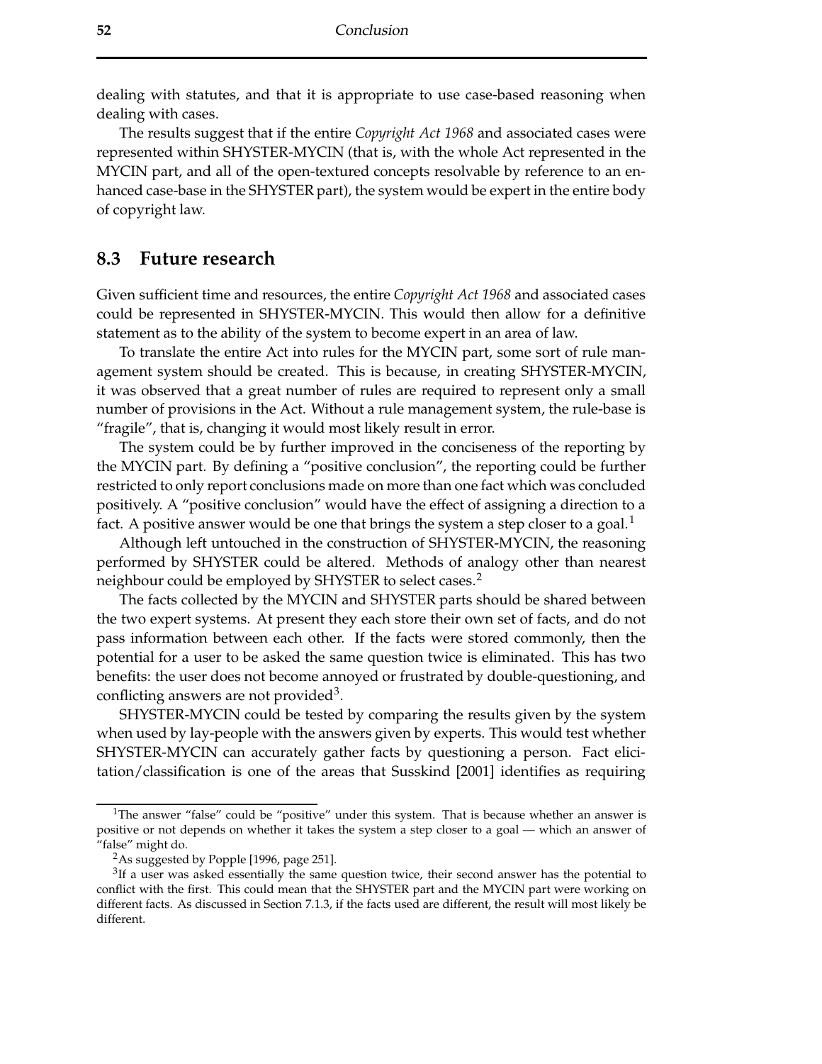dealing with statutes, and that it is appropriate to use case-based reasoning when dealing with cases.

The results suggest that if the entire *Copyright Act 1968* and associated cases were represented within SHYSTER-MYCIN (that is, with the whole Act represented in the MYCIN part, and all of the open-textured concepts resolvable by reference to an enhanced case-base in the SHYSTER part), the system would be expert in the entire body of copyright law.

## 8.3 Future research

Given sufficient time and resources, the entire *Copyright Act 1968* and associated cases could be represented in SHYSTER-MYCIN. This would then allow for a definitive statement as to the ability of the system to become expert in an area of law.

To translate the entire Act into rules for the MYCIN part, some sort of rule management system should be created. This is because, in creating SHYSTER-MYCIN, it was observed that a great number of rules are required to represent only a small number of provisions in the Act. Without a rule management system, the rule-base is "fragile", that is, changing it would most likely result in error.

The system could be by further improved in the conciseness of the reporting by the MYCIN part. By defining a "positive conclusion", the reporting could be further restricted to only report conclusions made on more than one fact which was concluded positively. A "positive conclusion" would have the effect of assigning a direction to a fact. A positive answer would be one that brings the system a step closer to a goal.[1]

Although left untouched in the construction of SHYSTER-MYCIN, the reasoning performed by SHYSTER could be altered. Methods of analogy other than nearest neighbour could be employed by SHYSTER to select cases.[2]

The facts collected by the MYCIN and SHYSTER parts should be shared between the two expert systems. At present they each store their own set of facts, and do not pass information between each other. If the facts were stored commonly, then the potential for a user to be asked the same question twice is eliminated. This has two benefits: the user does not become annoyed or frustrated by double-questioning, and conflicting answers are not provided[3].

SHYSTER-MYCIN could be tested by comparing the results given by the system when used by lay-people with the answers given by experts. This would test whether SHYSTER-MYCIN can accurately gather facts by questioning a person. Fact elicitation/classification is one of the areas that Susskind [2001] identifies as requiring

---

[1] The answer "false" could be "positive" under this system. That is because whether an answer is positive or not depends on whether it takes the system a step closer to a goal — which an answer of "false" might do.

[2] As suggested by Popple [1996, page 251].

[3] If a user was asked essentially the same question twice, their second answer has the potential to conflict with the first. This could mean that the SHYSTER part and the MYCIN part were working on different facts. As discussed in Section 7.1.3, if the facts used are different, the result will most likely be different.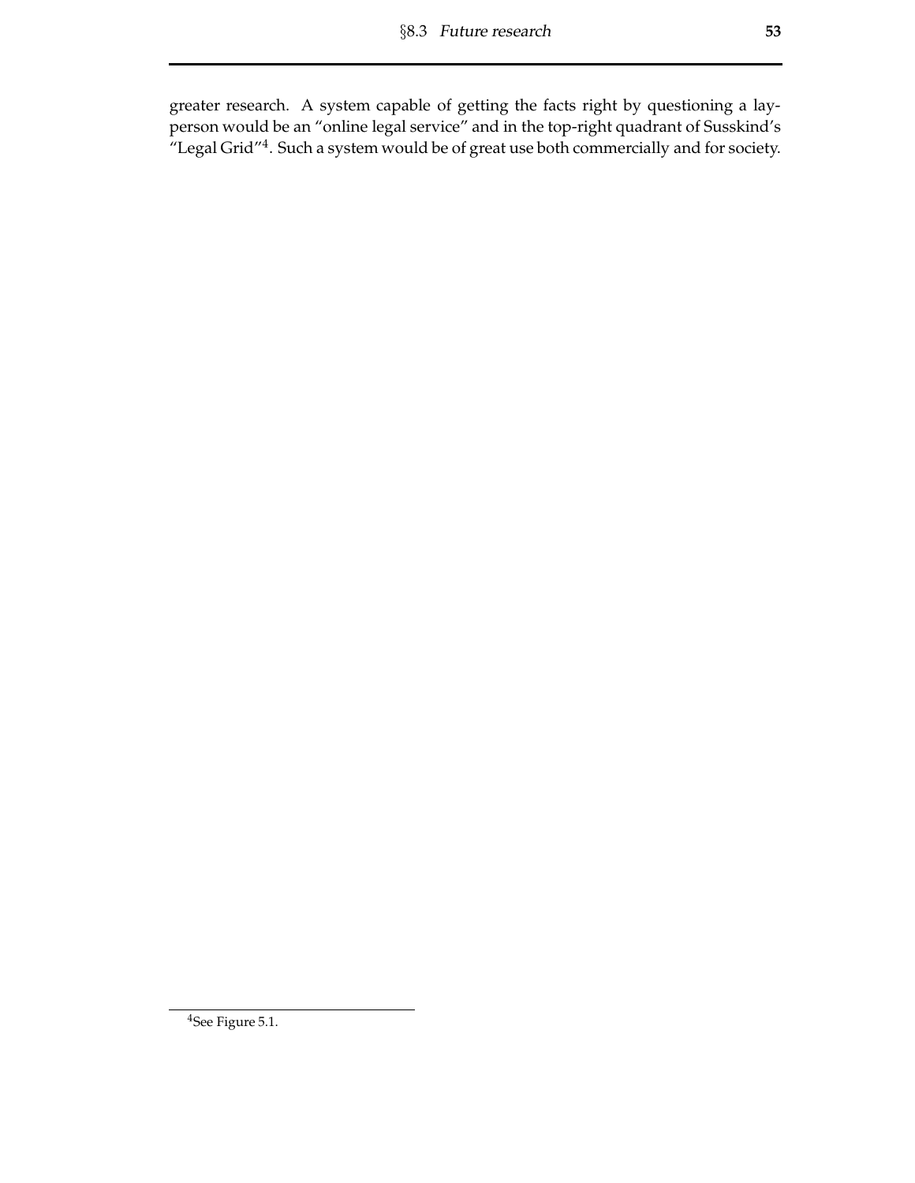greater research. A system capable of getting the facts right by questioning a layperson would be an "online legal service" and in the top-right quadrant of Susskind's "Legal Grid"[4]. Such a system would be of great use both commercially and for society.

---

[4] See Figure 5.1.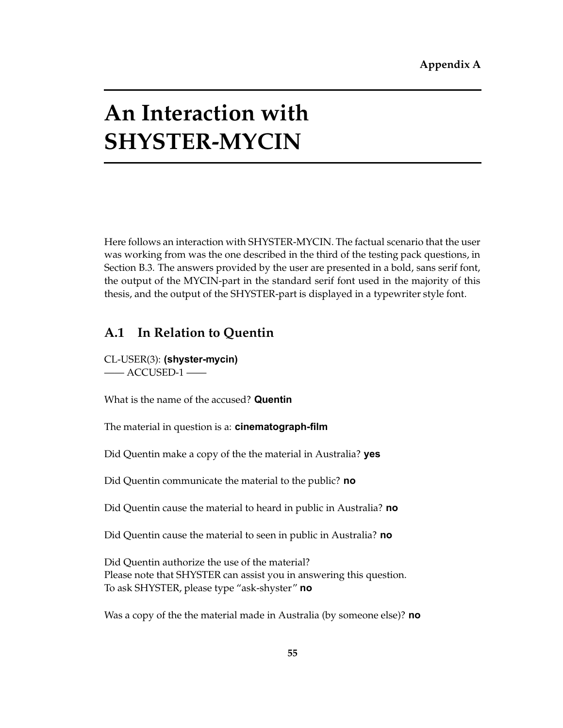Appendix A

# An Interaction with SHYSTER-MYCIN

Here follows an interaction with SHYSTER-MYCIN. The factual scenario that the user was working from was the one described in the third of the testing pack questions, in Section B.3. The answers provided by the user are presented in a bold, sans serif font, the output of the MYCIN-part in the standard serif font used in the majority of this thesis, and the output of the SHYSTER-part is displayed in a typewriter style font.

## A.1 In Relation to Quentin

CL-USER(3): **(shyster-mycin)**
—— ACCUSED-1 ——

What is the name of the accused? **Quentin**

The material in question is a: **cinematograph-film**

Did Quentin make a copy of the the material in Australia? **yes**

Did Quentin communicate the material to the public? **no**

Did Quentin cause the material to heard in public in Australia? **no**

Did Quentin cause the material to seen in public in Australia? **no**

Did Quentin authorize the use of the material?
Please note that SHYSTER can assist you in answering this question.
To ask SHYSTER, please type “ask-shyster” **no**

Was a copy of the the material made in Australia (by someone else)? **no**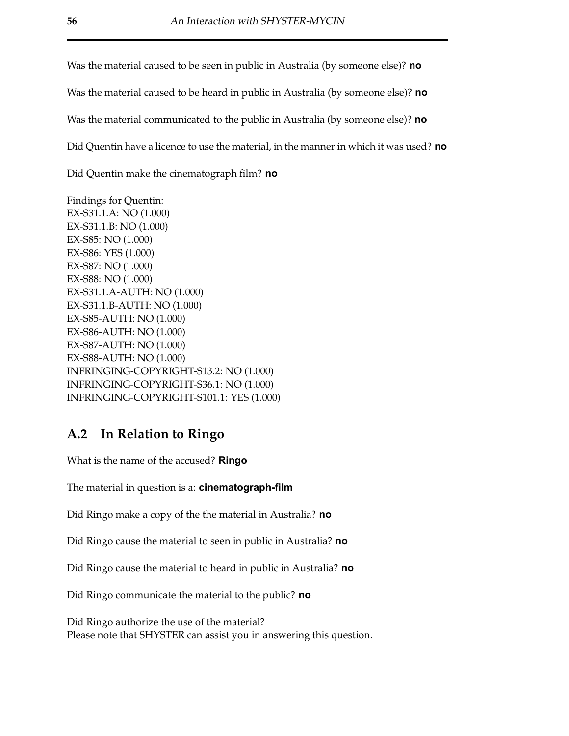Was the material caused to be seen in public in Australia (by someone else)? **no**

Was the material caused to be heard in public in Australia (by someone else)? **no**

Was the material communicated to the public in Australia (by someone else)? **no**

Did Quentin have a licence to use the material, in the manner in which it was used? **no**

Did Quentin make the cinematograph film? **no**

Findings for Quentin:
EX-S31.1.A: NO (1.000)
EX-S31.1.B: NO (1.000)
EX-S85: NO (1.000)
EX-S86: YES (1.000)
EX-S87: NO (1.000)
EX-S88: NO (1.000)
EX-S31.1.A-AUTH: NO (1.000)
EX-S31.1.B-AUTH: NO (1.000)
EX-S85-AUTH: NO (1.000)
EX-S86-AUTH: NO (1.000)
EX-S87-AUTH: NO (1.000)
EX-S88-AUTH: NO (1.000)
INFRINGING-COPYRIGHT-S13.2: NO (1.000)
INFRINGING-COPYRIGHT-S36.1: NO (1.000)
INFRINGING-COPYRIGHT-S101.1: YES (1.000)

## A.2 In Relation to Ringo

What is the name of the accused? **Ringo**

The material in question is a: **cinematograph-film**

Did Ringo make a copy of the the material in Australia? **no**

Did Ringo cause the material to seen in public in Australia? **no**

Did Ringo cause the material to heard in public in Australia? **no**

Did Ringo communicate the material to the public? **no**

Did Ringo authorize the use of the material?
Please note that SHYSTER can assist you in answering this question.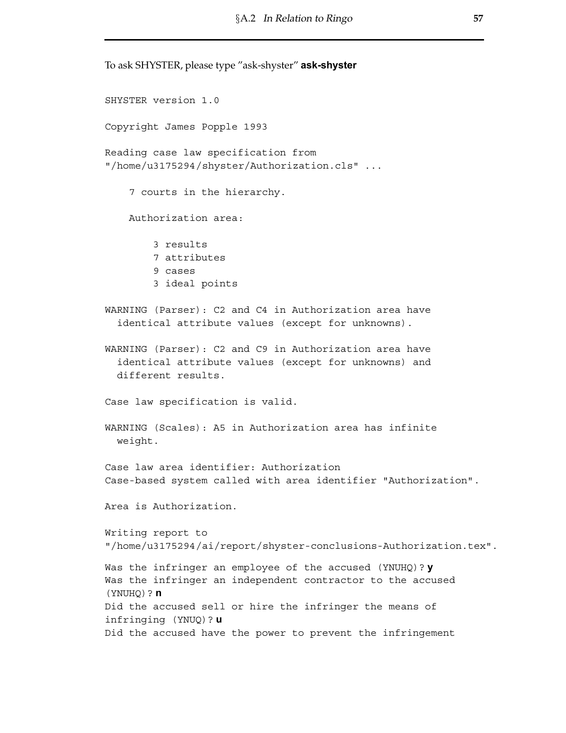To ask SHYSTER, please type "ask-shyster" **ask-shyster**

```
SHYSTER version 1.0

Copyright James Popple 1993

Reading case law specification from
"/home/u3175294/shyster/Authorization.cls" ...

    7 courts in the hierarchy.

    Authorization area:

        3 results
        7 attributes
        9 cases
        3 ideal points

WARNING (Parser): C2 and C4 in Authorization area have
  identical attribute values (except for unknowns).

WARNING (Parser): C2 and C9 in Authorization area have
  identical attribute values (except for unknowns) and
  different results.

Case law specification is valid.

WARNING (Scales): A5 in Authorization area has infinite
  weight.

Case law area identifier: Authorization
Case-based system called with area identifier "Authorization".

Area is Authorization.

Writing report to
"/home/u3175294/ai/report/shyster-conclusions-Authorization.tex".

Was the infringer an employee of the accused (YNUHQ)? y
Was the infringer an independent contractor to the accused
(YNUHQ)? n
Did the accused sell or hire the infringer the means of
infringing (YNUQ)? u
Did the accused have the power to prevent the infringement
```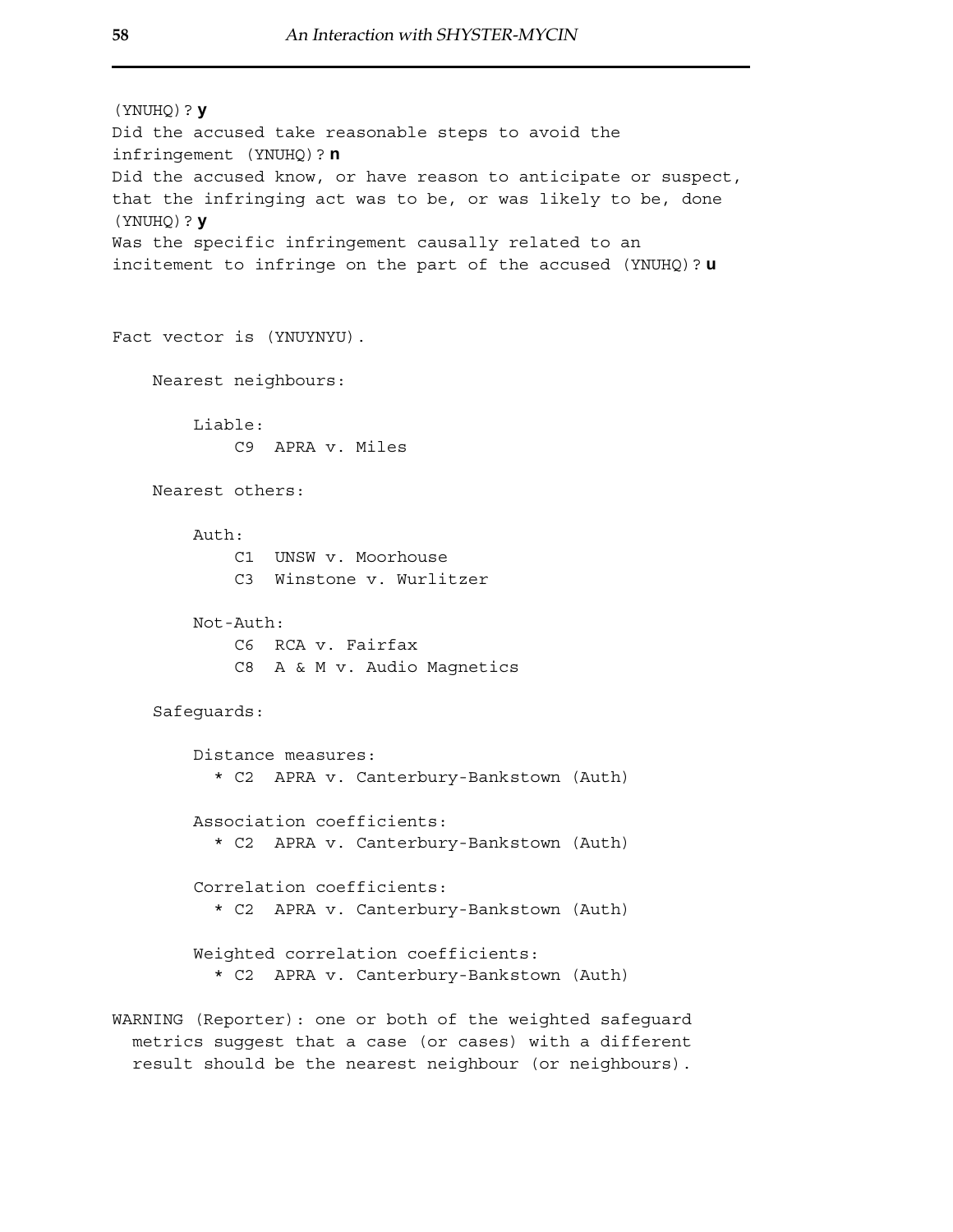```
(YNUHQ)? y
Did the accused take reasonable steps to avoid the
infringement (YNUHQ)? n
Did the accused know, or have reason to anticipate or suspect,
that the infringing act was to be, or was likely to be, done
(YNUHQ)? y
Was the specific infringement causally related to an
incitement to infringe on the part of the accused (YNUHQ)? u


Fact vector is (YNUYNYU).

    Nearest neighbours:

        Liable:
            C9  APRA v. Miles

    Nearest others:

        Auth:
            C1  UNSW v. Moorhouse
            C3  Winstone v. Wurlitzer

        Not-Auth:
            C6  RCA v. Fairfax
            C8  A & M v. Audio Magnetics

    Safeguards:

        Distance measures:
          * C2  APRA v. Canterbury-Bankstown (Auth)

        Association coefficients:
          * C2  APRA v. Canterbury-Bankstown (Auth)

        Correlation coefficients:
          * C2  APRA v. Canterbury-Bankstown (Auth)

        Weighted correlation coefficients:
          * C2  APRA v. Canterbury-Bankstown (Auth)

WARNING (Reporter): one or both of the weighted safeguard
  metrics suggest that a case (or cases) with a different
  result should be the nearest neighbour (or neighbours).
```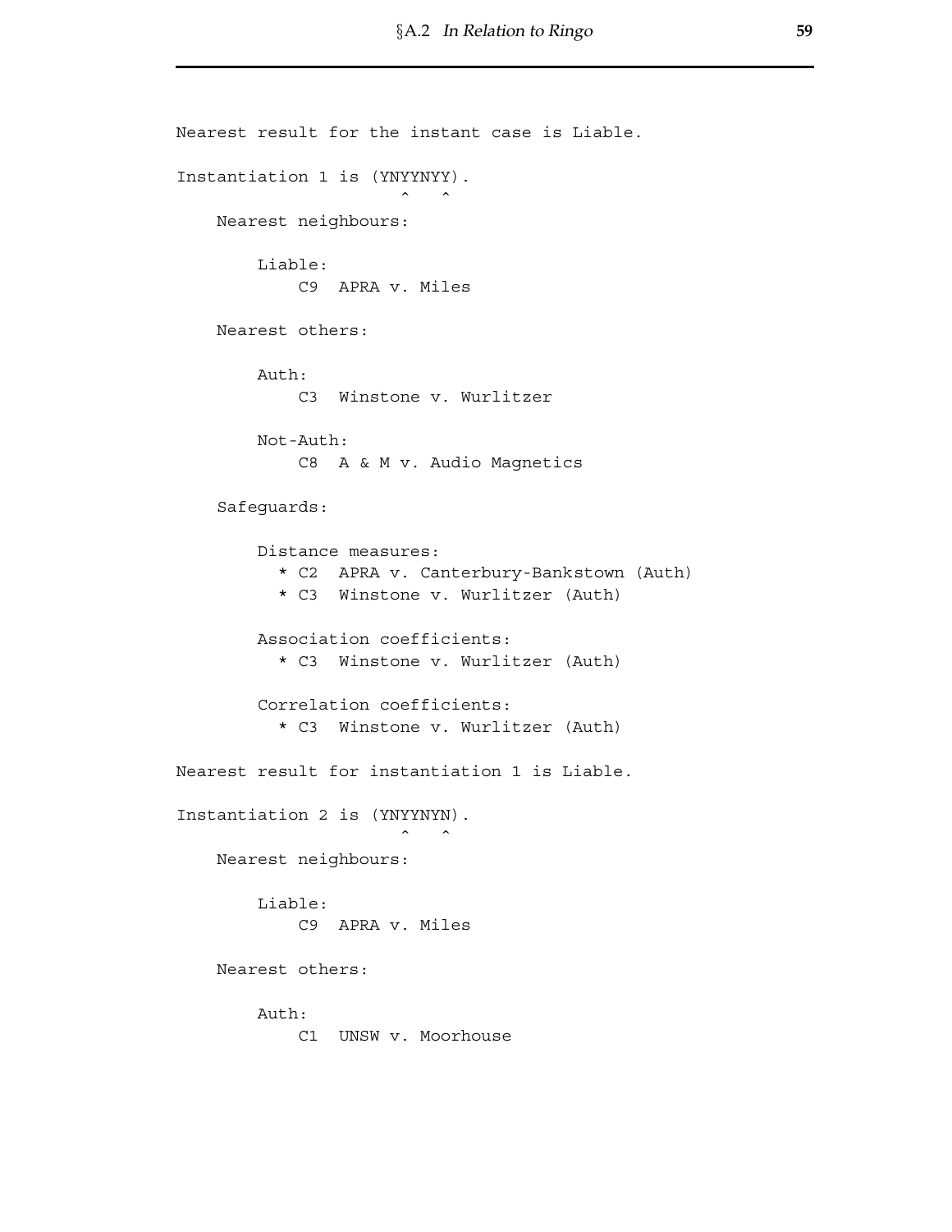```
Nearest result for the instant case is Liable.

Instantiation 1 is (YNYYNYY).
                     ^   ^
    Nearest neighbours:

        Liable:
            C9  APRA v. Miles

    Nearest others:

        Auth:
            C3  Winstone v. Wurlitzer

        Not-Auth:
            C8  A & M v. Audio Magnetics

    Safeguards:

        Distance measures:
          * C2  APRA v. Canterbury-Bankstown (Auth)
          * C3  Winstone v. Wurlitzer (Auth)

        Association coefficients:
          * C3  Winstone v. Wurlitzer (Auth)

        Correlation coefficients:
          * C3  Winstone v. Wurlitzer (Auth)

Nearest result for instantiation 1 is Liable.

Instantiation 2 is (YNYYNYN).
                     ^   ^
    Nearest neighbours:

        Liable:
            C9  APRA v. Miles

    Nearest others:

        Auth:
            C1  UNSW v. Moorhouse
```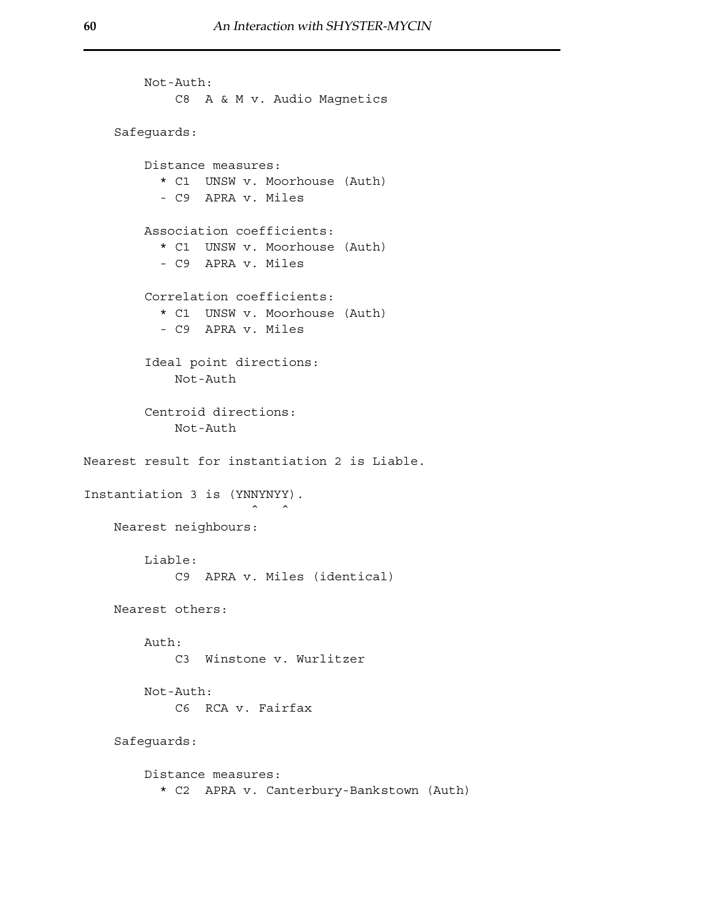```
        Not-Auth:
            C8  A & M v. Audio Magnetics

    Safeguards:

        Distance measures:
          * C1  UNSW v. Moorhouse (Auth)
          - C9  APRA v. Miles

        Association coefficients:
          * C1  UNSW v. Moorhouse (Auth)
          - C9  APRA v. Miles

        Correlation coefficients:
          * C1  UNSW v. Moorhouse (Auth)
          - C9  APRA v. Miles

        Ideal point directions:
            Not-Auth

        Centroid directions:
            Not-Auth

Nearest result for instantiation 2 is Liable.

Instantiation 3 is (YNNYNYY).
                       ^   ^
    Nearest neighbours:

        Liable:
            C9  APRA v. Miles (identical)

    Nearest others:

        Auth:
            C3  Winstone v. Wurlitzer

        Not-Auth:
            C6  RCA v. Fairfax

    Safeguards:

        Distance measures:
          * C2  APRA v. Canterbury-Bankstown (Auth)
```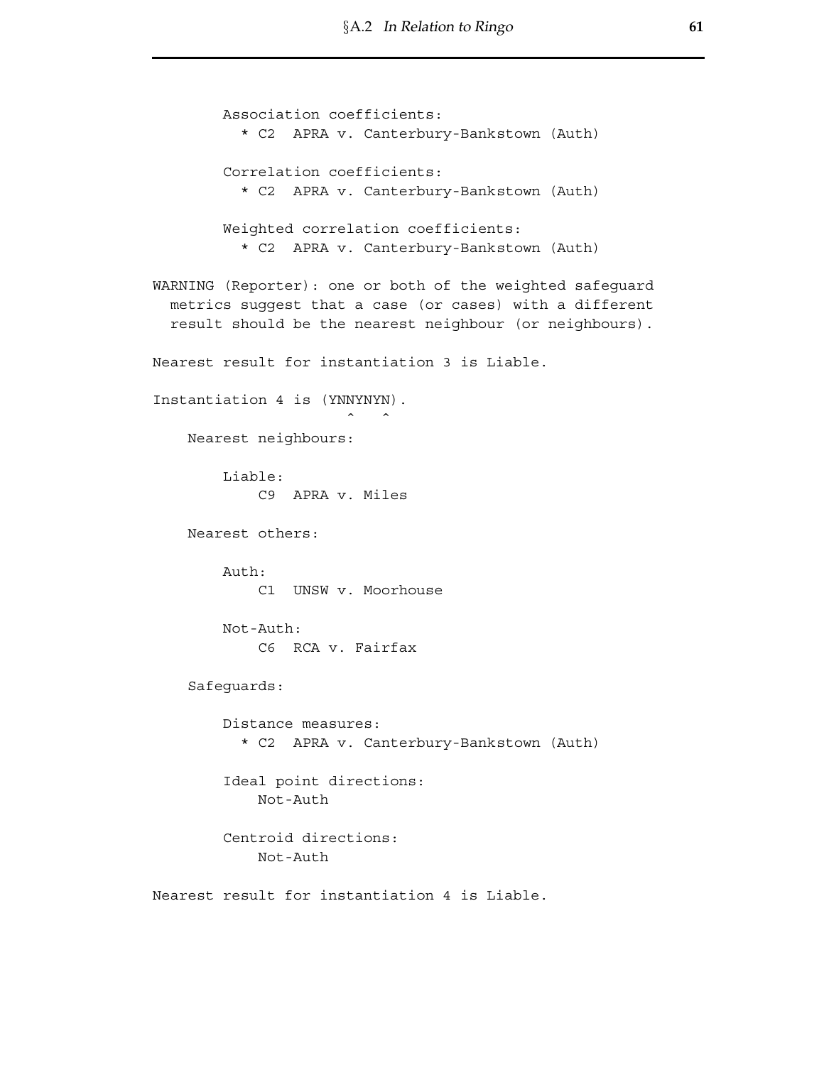```
        Association coefficients:
          * C2  APRA v. Canterbury-Bankstown (Auth)

        Correlation coefficients:
          * C2  APRA v. Canterbury-Bankstown (Auth)

        Weighted correlation coefficients:
          * C2  APRA v. Canterbury-Bankstown (Auth)

WARNING (Reporter): one or both of the weighted safeguard
  metrics suggest that a case (or cases) with a different
  result should be the nearest neighbour (or neighbours).

Nearest result for instantiation 3 is Liable.

Instantiation 4 is (YNNYNYN).
                         ^   ^
    Nearest neighbours:

        Liable:
            C9  APRA v. Miles

    Nearest others:

        Auth:
            C1  UNSW v. Moorhouse

        Not-Auth:
            C6  RCA v. Fairfax

    Safeguards:

        Distance measures:
          * C2  APRA v. Canterbury-Bankstown (Auth)

        Ideal point directions:
            Not-Auth

        Centroid directions:
            Not-Auth

Nearest result for instantiation 4 is Liable.
```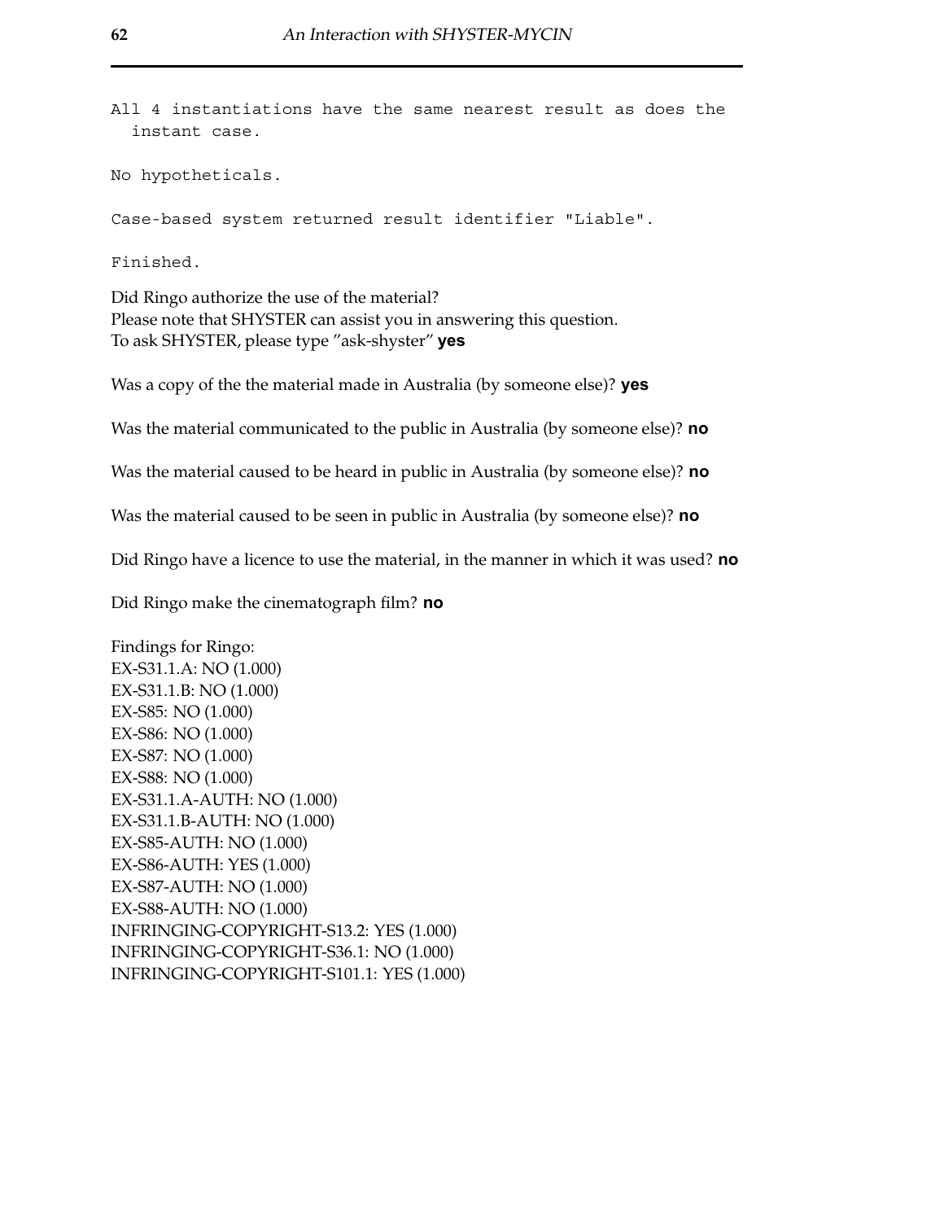```
All 4 instantiations have the same nearest result as does the
  instant case.

No hypotheticals.

Case-based system returned result identifier "Liable".

Finished.
```

Did Ringo authorize the use of the material?
Please note that SHYSTER can assist you in answering this question.
To ask SHYSTER, please type "ask-shyster" **yes**

Was a copy of the the material made in Australia (by someone else)? **yes**

Was the material communicated to the public in Australia (by someone else)? **no**

Was the material caused to be heard in public in Australia (by someone else)? **no**

Was the material caused to be seen in public in Australia (by someone else)? **no**

Did Ringo have a licence to use the material, in the manner in which it was used? **no**

Did Ringo make the cinematograph film? **no**

Findings for Ringo:
EX-S31.1.A: NO (1.000)
EX-S31.1.B: NO (1.000)
EX-S85: NO (1.000)
EX-S86: NO (1.000)
EX-S87: NO (1.000)
EX-S88: NO (1.000)
EX-S31.1.A-AUTH: NO (1.000)
EX-S31.1.B-AUTH: NO (1.000)
EX-S85-AUTH: NO (1.000)
EX-S86-AUTH: YES (1.000)
EX-S87-AUTH: NO (1.000)
EX-S88-AUTH: NO (1.000)
INFRINGING-COPYRIGHT-S13.2: YES (1.000)
INFRINGING-COPYRIGHT-S36.1: NO (1.000)
INFRINGING-COPYRIGHT-S101.1: YES (1.000)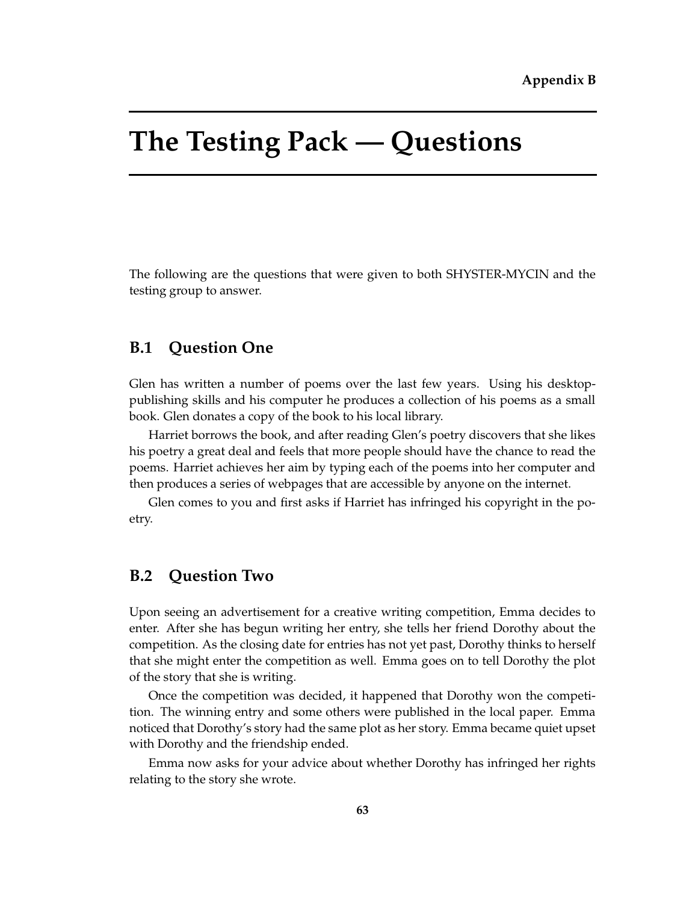Appendix B

# The Testing Pack — Questions

The following are the questions that were given to both SHYSTER-MYCIN and the testing group to answer.

## B.1 Question One

Glen has written a number of poems over the last few years. Using his desktop-publishing skills and his computer he produces a collection of his poems as a small book. Glen donates a copy of the book to his local library.

Harriet borrows the book, and after reading Glen's poetry discovers that she likes his poetry a great deal and feels that more people should have the chance to read the poems. Harriet achieves her aim by typing each of the poems into her computer and then produces a series of webpages that are accessible by anyone on the internet.

Glen comes to you and first asks if Harriet has infringed his copyright in the poetry.

## B.2 Question Two

Upon seeing an advertisement for a creative writing competition, Emma decides to enter. After she has begun writing her entry, she tells her friend Dorothy about the competition. As the closing date for entries has not yet past, Dorothy thinks to herself that she might enter the competition as well. Emma goes on to tell Dorothy the plot of the story that she is writing.

Once the competition was decided, it happened that Dorothy won the competition. The winning entry and some others were published in the local paper. Emma noticed that Dorothy's story had the same plot as her story. Emma became quiet upset with Dorothy and the friendship ended.

Emma now asks for your advice about whether Dorothy has infringed her rights relating to the story she wrote.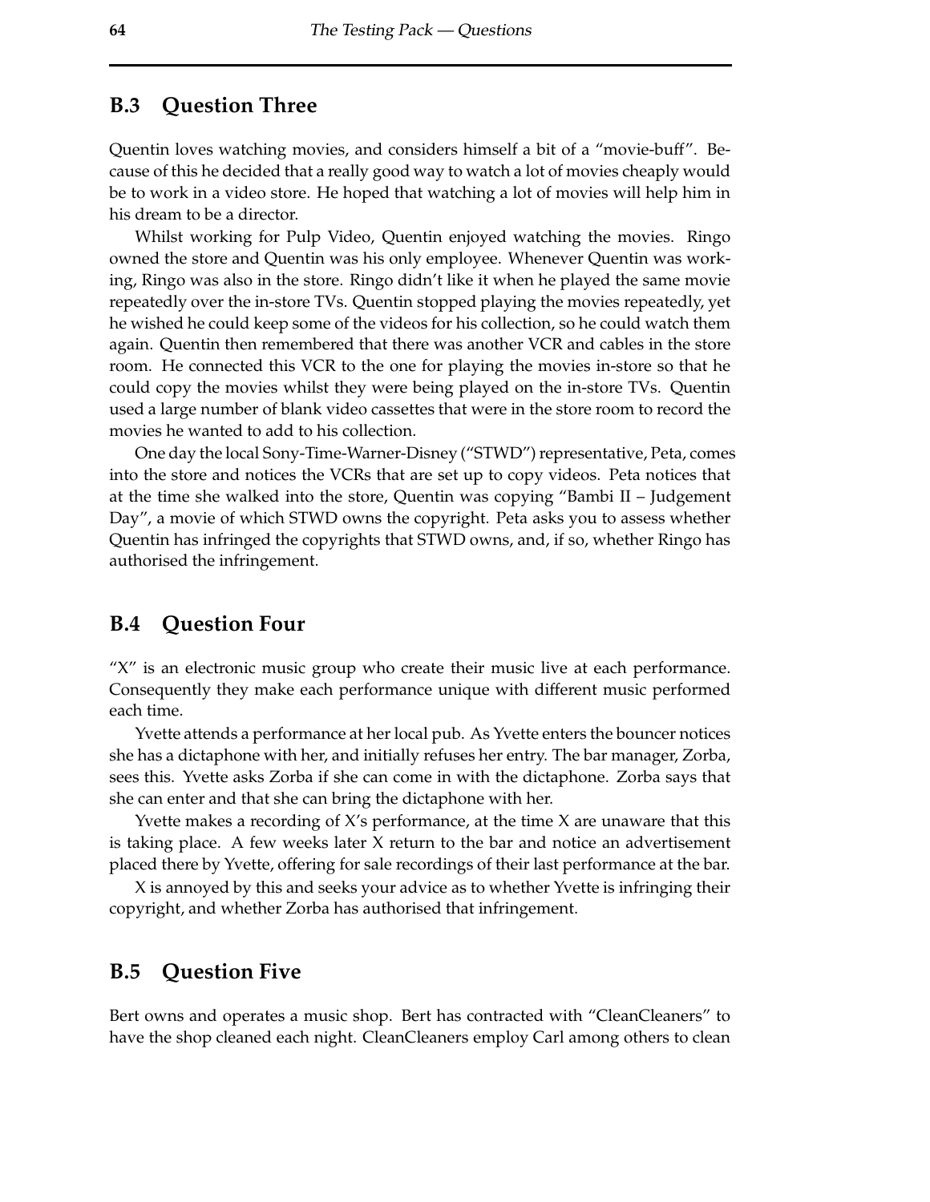## B.3 Question Three

Quentin loves watching movies, and considers himself a bit of a "movie-buff". Because of this he decided that a really good way to watch a lot of movies cheaply would be to work in a video store. He hoped that watching a lot of movies will help him in his dream to be a director.

Whilst working for Pulp Video, Quentin enjoyed watching the movies. Ringo owned the store and Quentin was his only employee. Whenever Quentin was working, Ringo was also in the store. Ringo didn't like it when he played the same movie repeatedly over the in-store TVs. Quentin stopped playing the movies repeatedly, yet he wished he could keep some of the videos for his collection, so he could watch them again. Quentin then remembered that there was another VCR and cables in the store room. He connected this VCR to the one for playing the movies in-store so that he could copy the movies whilst they were being played on the in-store TVs. Quentin used a large number of blank video cassettes that were in the store room to record the movies he wanted to add to his collection.

One day the local Sony-Time-Warner-Disney ("STWD") representative, Peta, comes into the store and notices the VCRs that are set up to copy videos. Peta notices that at the time she walked into the store, Quentin was copying "Bambi II – Judgement Day", a movie of which STWD owns the copyright. Peta asks you to assess whether Quentin has infringed the copyrights that STWD owns, and, if so, whether Ringo has authorised the infringement.

## B.4 Question Four

"X" is an electronic music group who create their music live at each performance. Consequently they make each performance unique with different music performed each time.

Yvette attends a performance at her local pub. As Yvette enters the bouncer notices she has a dictaphone with her, and initially refuses her entry. The bar manager, Zorba, sees this. Yvette asks Zorba if she can come in with the dictaphone. Zorba says that she can enter and that she can bring the dictaphone with her.

Yvette makes a recording of X's performance, at the time X are unaware that this is taking place. A few weeks later X return to the bar and notice an advertisement placed there by Yvette, offering for sale recordings of their last performance at the bar.

X is annoyed by this and seeks your advice as to whether Yvette is infringing their copyright, and whether Zorba has authorised that infringement.

## B.5 Question Five

Bert owns and operates a music shop. Bert has contracted with "CleanCleaners" to have the shop cleaned each night. CleanCleaners employ Carl among others to clean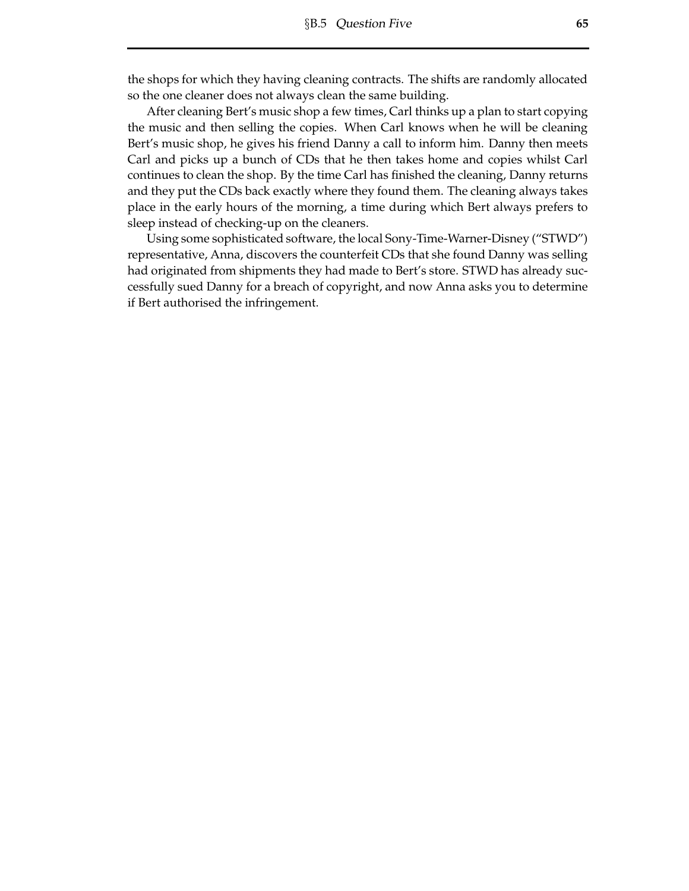the shops for which they having cleaning contracts. The shifts are randomly allocated so the one cleaner does not always clean the same building.

After cleaning Bert's music shop a few times, Carl thinks up a plan to start copying the music and then selling the copies. When Carl knows when he will be cleaning Bert's music shop, he gives his friend Danny a call to inform him. Danny then meets Carl and picks up a bunch of CDs that he then takes home and copies whilst Carl continues to clean the shop. By the time Carl has finished the cleaning, Danny returns and they put the CDs back exactly where they found them. The cleaning always takes place in the early hours of the morning, a time during which Bert always prefers to sleep instead of checking-up on the cleaners.

Using some sophisticated software, the local Sony-Time-Warner-Disney ("STWD") representative, Anna, discovers the counterfeit CDs that she found Danny was selling had originated from shipments they had made to Bert's store. STWD has already successfully sued Danny for a breach of copyright, and now Anna asks you to determine if Bert authorised the infringement.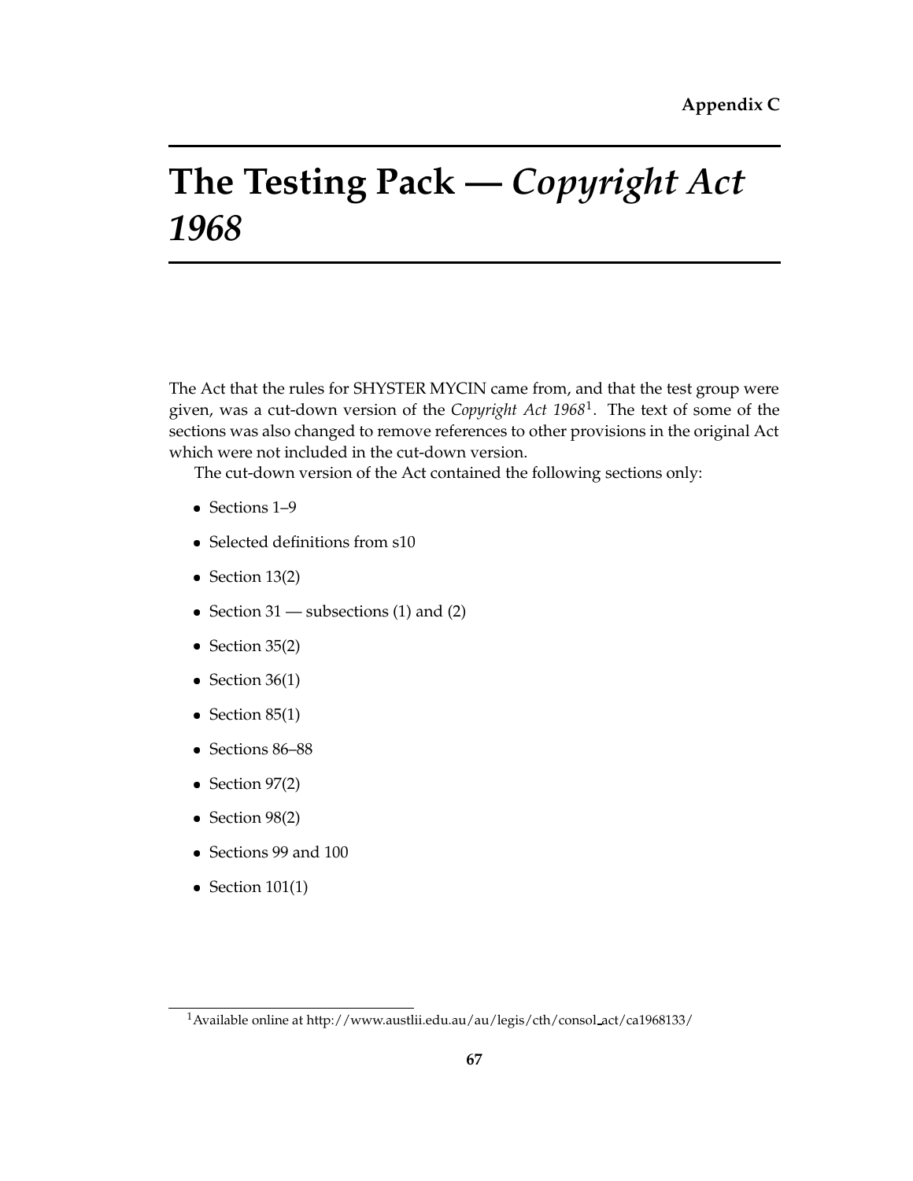Appendix C

# The Testing Pack — *Copyright Act 1968*

The Act that the rules for SHYSTER MYCIN came from, and that the test group were given, was a cut-down version of the *Copyright Act 1968*[1]. The text of some of the sections was also changed to remove references to other provisions in the original Act which were not included in the cut-down version.

The cut-down version of the Act contained the following sections only:

- Sections 1–9
- Selected definitions from s10
- Section 13(2)
- Section 31 — subsections (1) and (2)
- Section 35(2)
- Section 36(1)
- Section 85(1)
- Sections 86–88
- Section 97(2)
- Section 98(2)
- Sections 99 and 100
- Section 101(1)

[1] Available online at http://www.austlii.edu.au/au/legis/cth/consol_act/ca1968133/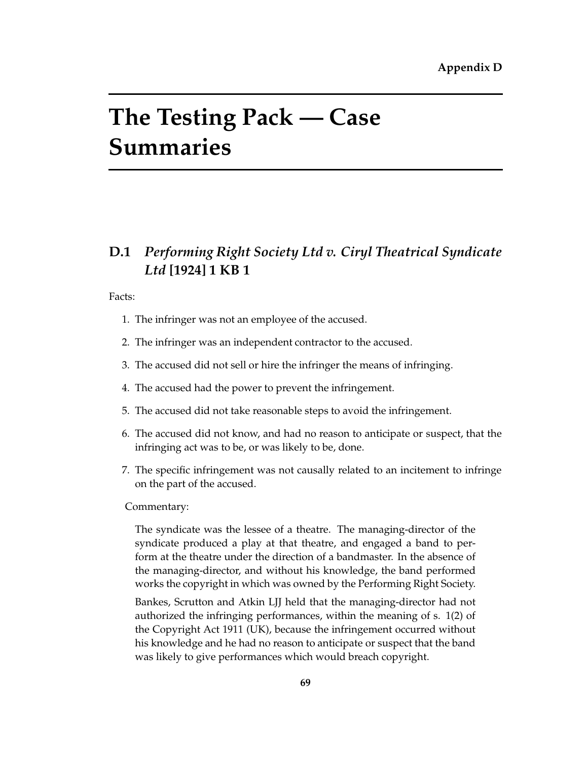Appendix D

# The Testing Pack — Case Summaries

## D.1 *Performing Right Society Ltd v. Ciryl Theatrical Syndicate Ltd* [1924] 1 KB 1

Facts:

1. The infringer was not an employee of the accused.
2. The infringer was an independent contractor to the accused.
3. The accused did not sell or hire the infringer the means of infringing.
4. The accused had the power to prevent the infringement.
5. The accused did not take reasonable steps to avoid the infringement.
6. The accused did not know, and had no reason to anticipate or suspect, that the infringing act was to be, or was likely to be, done.
7. The specific infringement was not causally related to an incitement to infringe on the part of the accused.

Commentary:

> The syndicate was the lessee of a theatre. The managing-director of the syndicate produced a play at that theatre, and engaged a band to perform at the theatre under the direction of a bandmaster. In the absence of the managing-director, and without his knowledge, the band performed works the copyright in which was owned by the Performing Right Society.
>
> Bankes, Scrutton and Atkin LJJ held that the managing-director had not authorized the infringing performances, within the meaning of s. 1(2) of the Copyright Act 1911 (UK), because the infringement occurred without his knowledge and he had no reason to anticipate or suspect that the band was likely to give performances which would breach copyright.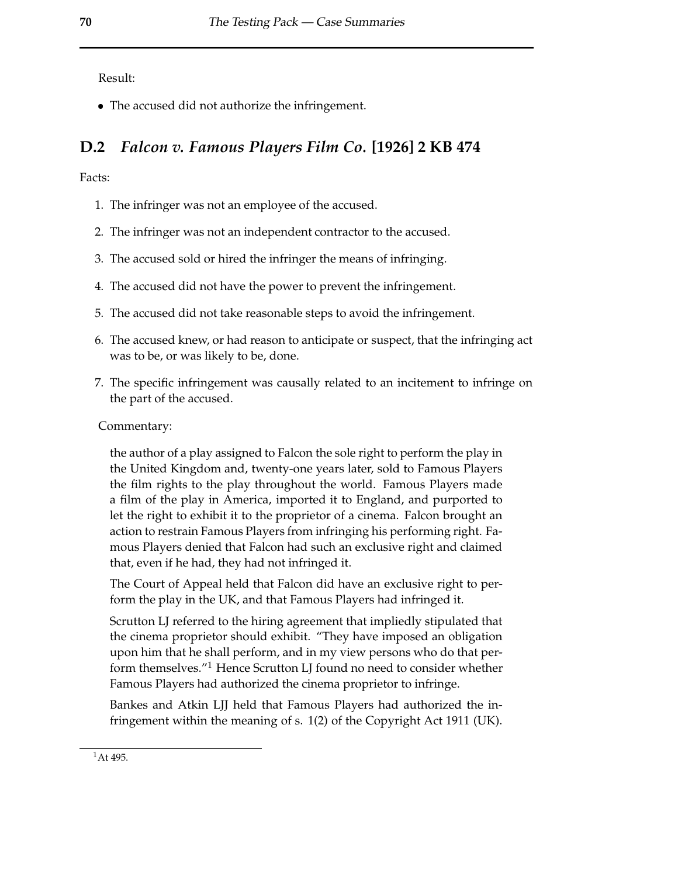Result:

- The accused did not authorize the infringement.

## D.2 *Falcon v. Famous Players Film Co.* [1926] 2 KB 474

Facts:

1. The infringer was not an employee of the accused.
2. The infringer was not an independent contractor to the accused.
3. The accused sold or hired the infringer the means of infringing.
4. The accused did not have the power to prevent the infringement.
5. The accused did not take reasonable steps to avoid the infringement.
6. The accused knew, or had reason to anticipate or suspect, that the infringing act was to be, or was likely to be, done.
7. The specific infringement was causally related to an incitement to infringe on the part of the accused.

Commentary:

> the author of a play assigned to Falcon the sole right to perform the play in the United Kingdom and, twenty-one years later, sold to Famous Players the film rights to the play throughout the world. Famous Players made a film of the play in America, imported it to England, and purported to let the right to exhibit it to the proprietor of a cinema. Falcon brought an action to restrain Famous Players from infringing his performing right. Famous Players denied that Falcon had such an exclusive right and claimed that, even if he had, they had not infringed it.
>
> The Court of Appeal held that Falcon did have an exclusive right to perform the play in the UK, and that Famous Players had infringed it.
>
> Scrutton LJ referred to the hiring agreement that impliedly stipulated that the cinema proprietor should exhibit. "They have imposed an obligation upon him that he shall perform, and in my view persons who do that perform themselves."[1] Hence Scrutton LJ found no need to consider whether Famous Players had authorized the cinema proprietor to infringe.
>
> Bankes and Atkin LJJ held that Famous Players had authorized the infringement within the meaning of s. 1(2) of the Copyright Act 1911 (UK).

[1] At 495.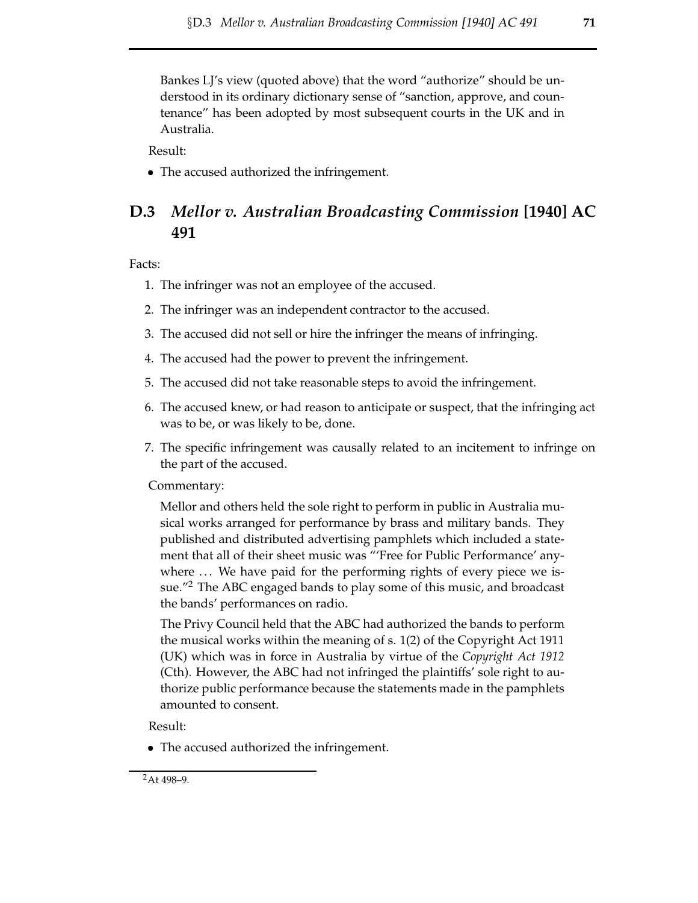Bankes LJ's view (quoted above) that the word "authorize" should be understood in its ordinary dictionary sense of "sanction, approve, and countenance" has been adopted by most subsequent courts in the UK and in Australia.

Result:

- The accused authorized the infringement.

## D.3 *Mellor v. Australian Broadcasting Commission* [1940] AC 491

Facts:

1. The infringer was not an employee of the accused.
2. The infringer was an independent contractor to the accused.
3. The accused did not sell or hire the infringer the means of infringing.
4. The accused had the power to prevent the infringement.
5. The accused did not take reasonable steps to avoid the infringement.
6. The accused knew, or had reason to anticipate or suspect, that the infringing act was to be, or was likely to be, done.
7. The specific infringement was causally related to an incitement to infringe on the part of the accused.

Commentary:

Mellor and others held the sole right to perform in public in Australia musical works arranged for performance by brass and military bands. They published and distributed advertising pamphlets which included a statement that all of their sheet music was "'Free for Public Performance' anywhere … We have paid for the performing rights of every piece we issue."[2] The ABC engaged bands to play some of this music, and broadcast the bands' performances on radio.

The Privy Council held that the ABC had authorized the bands to perform the musical works within the meaning of s. 1(2) of the Copyright Act 1911 (UK) which was in force in Australia by virtue of the *Copyright Act 1912* (Cth). However, the ABC had not infringed the plaintiffs' sole right to authorize public performance because the statements made in the pamphlets amounted to consent.

Result:

- The accused authorized the infringement.

[2] At 498–9.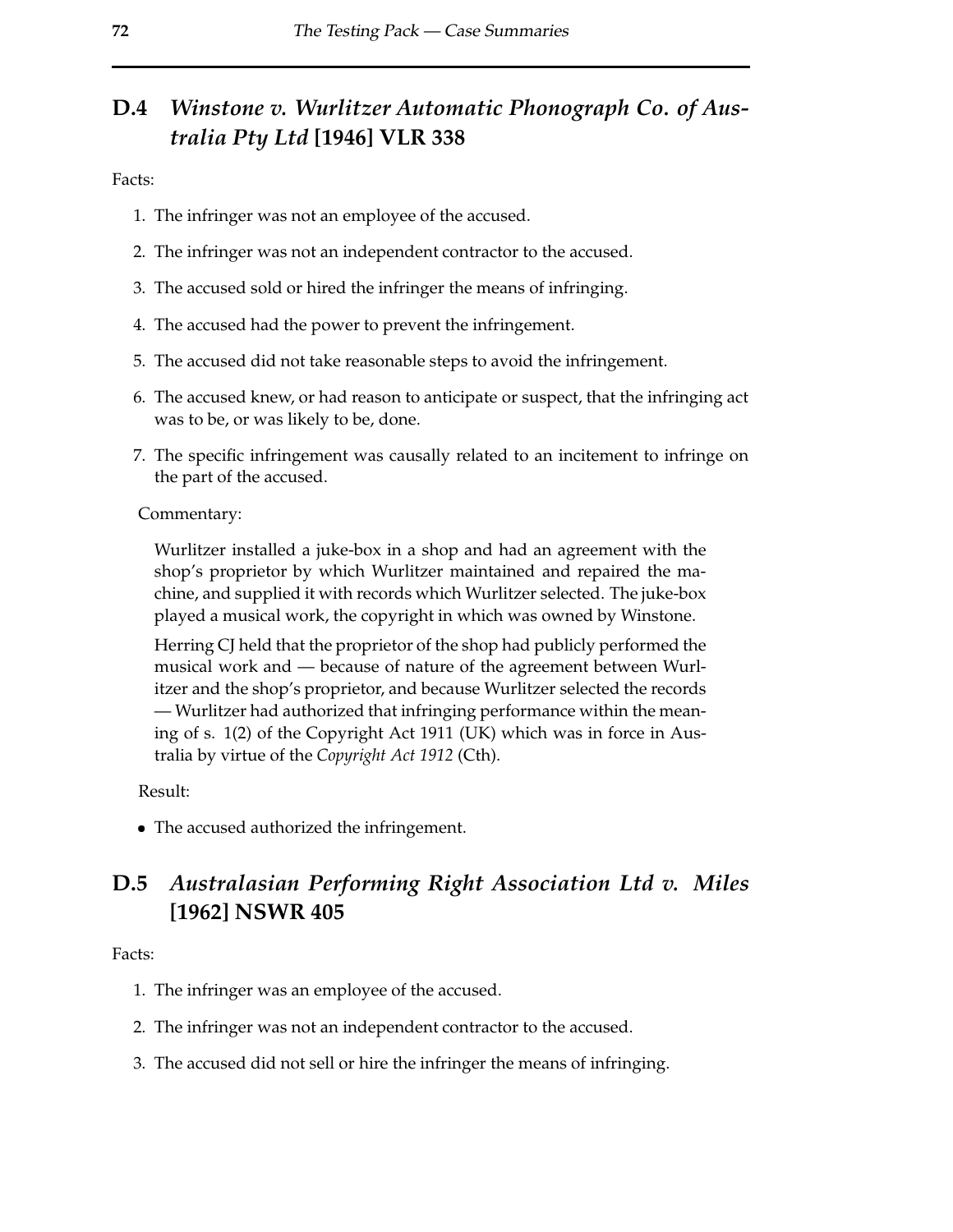## D.4 *Winstone v. Wurlitzer Automatic Phonograph Co. of Australia Pty Ltd* [1946] VLR 338

Facts:

1. The infringer was not an employee of the accused.
2. The infringer was not an independent contractor to the accused.
3. The accused sold or hired the infringer the means of infringing.
4. The accused had the power to prevent the infringement.
5. The accused did not take reasonable steps to avoid the infringement.
6. The accused knew, or had reason to anticipate or suspect, that the infringing act was to be, or was likely to be, done.
7. The specific infringement was causally related to an incitement to infringe on the part of the accused.

Commentary:

> Wurlitzer installed a juke-box in a shop and had an agreement with the shop's proprietor by which Wurlitzer maintained and repaired the machine, and supplied it with records which Wurlitzer selected. The juke-box played a musical work, the copyright in which was owned by Winstone.
>
> Herring CJ held that the proprietor of the shop had publicly performed the musical work and — because of nature of the agreement between Wurlitzer and the shop's proprietor, and because Wurlitzer selected the records — Wurlitzer had authorized that infringing performance within the meaning of s. 1(2) of the Copyright Act 1911 (UK) which was in force in Australia by virtue of the *Copyright Act 1912* (Cth).

Result:

- The accused authorized the infringement.

## D.5 *Australasian Performing Right Association Ltd v. Miles* [1962] NSWR 405

Facts:

1. The infringer was an employee of the accused.
2. The infringer was not an independent contractor to the accused.
3. The accused did not sell or hire the infringer the means of infringing.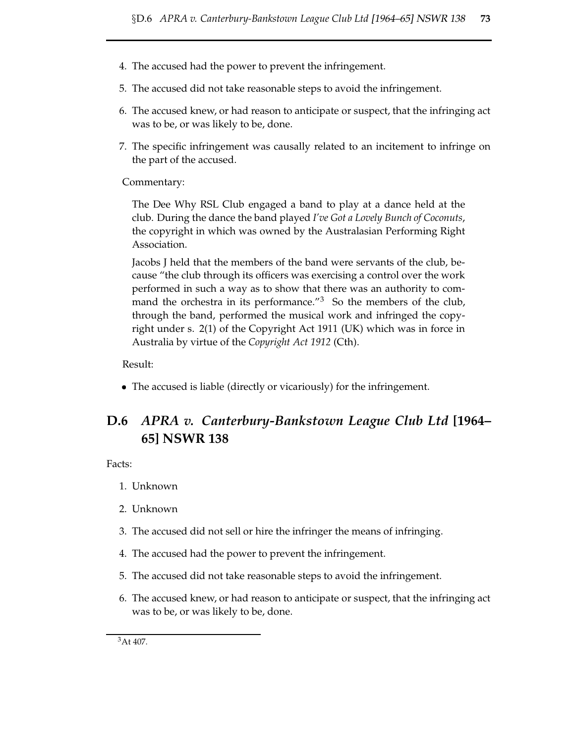4. The accused had the power to prevent the infringement.
5. The accused did not take reasonable steps to avoid the infringement.
6. The accused knew, or had reason to anticipate or suspect, that the infringing act was to be, or was likely to be, done.
7. The specific infringement was causally related to an incitement to infringe on the part of the accused.

Commentary:

The Dee Why RSL Club engaged a band to play at a dance held at the club. During the dance the band played *I've Got a Lovely Bunch of Coconuts*, the copyright in which was owned by the Australasian Performing Right Association.

Jacobs J held that the members of the band were servants of the club, because "the club through its officers was exercising a control over the work performed in such a way as to show that there was an authority to command the orchestra in its performance."[3] So the members of the club, through the band, performed the musical work and infringed the copyright under s. 2(1) of the Copyright Act 1911 (UK) which was in force in Australia by virtue of the *Copyright Act 1912* (Cth).

Result:

- The accused is liable (directly or vicariously) for the infringement.

## D.6 *APRA v. Canterbury-Bankstown League Club Ltd* [1964–65] NSWR 138

Facts:

1. Unknown
2. Unknown
3. The accused did not sell or hire the infringer the means of infringing.
4. The accused had the power to prevent the infringement.
5. The accused did not take reasonable steps to avoid the infringement.
6. The accused knew, or had reason to anticipate or suspect, that the infringing act was to be, or was likely to be, done.

[3] At 407.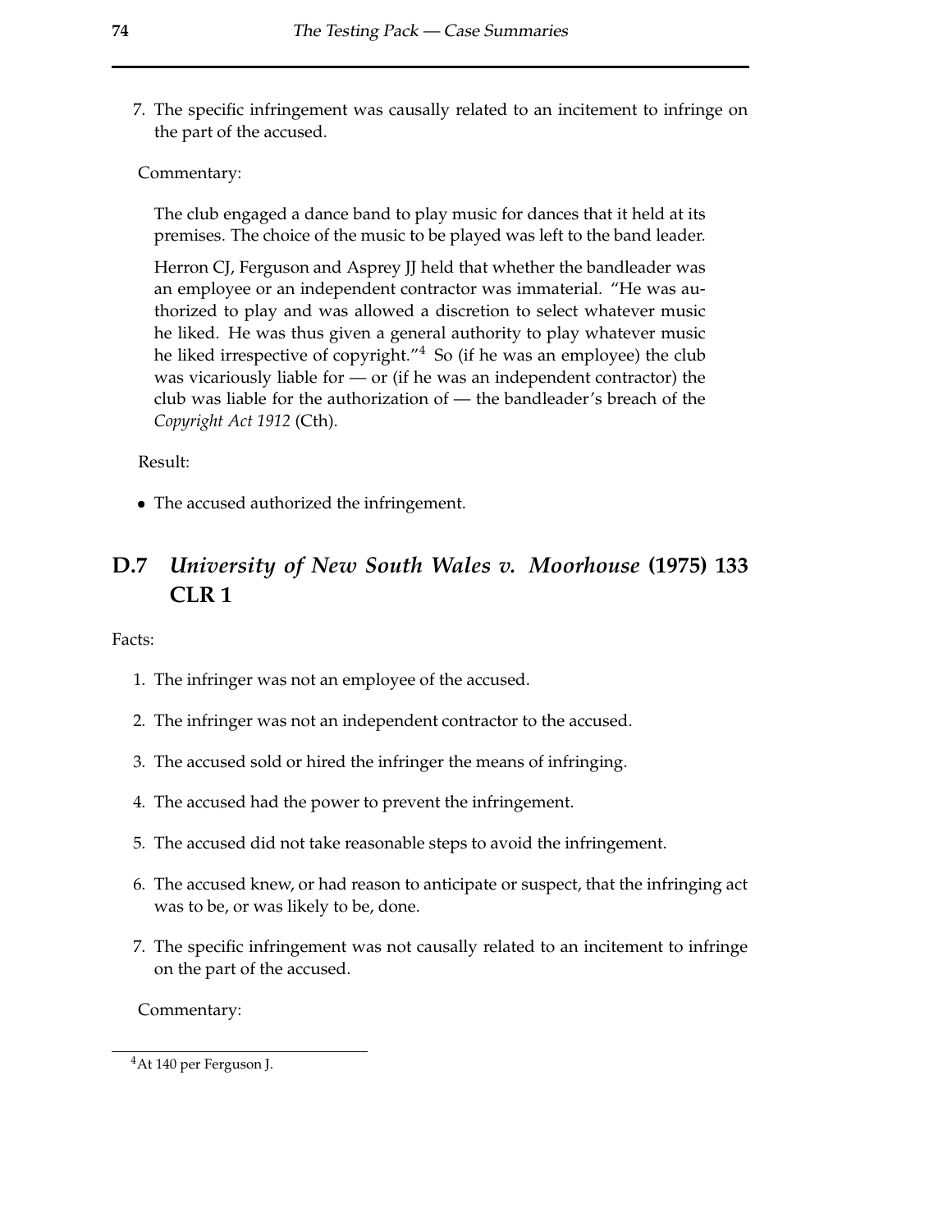7. The specific infringement was causally related to an incitement to infringe on the part of the accused.

Commentary:

The club engaged a dance band to play music for dances that it held at its premises. The choice of the music to be played was left to the band leader.

Herron CJ, Ferguson and Asprey JJ held that whether the bandleader was an employee or an independent contractor was immaterial. "He was authorized to play and was allowed a discretion to select whatever music he liked. He was thus given a general authority to play whatever music he liked irrespective of copyright."[4] So (if he was an employee) the club was vicariously liable for — or (if he was an independent contractor) the club was liable for the authorization of — the bandleader's breach of the *Copyright Act 1912* (Cth).

Result:

- The accused authorized the infringement.

## D.7 *University of New South Wales v. Moorhouse* (1975) 133 CLR 1

Facts:

1. The infringer was not an employee of the accused.
2. The infringer was not an independent contractor to the accused.
3. The accused sold or hired the infringer the means of infringing.
4. The accused had the power to prevent the infringement.
5. The accused did not take reasonable steps to avoid the infringement.
6. The accused knew, or had reason to anticipate or suspect, that the infringing act was to be, or was likely to be, done.
7. The specific infringement was not causally related to an incitement to infringe on the part of the accused.

Commentary:

---

[4] At 140 per Ferguson J.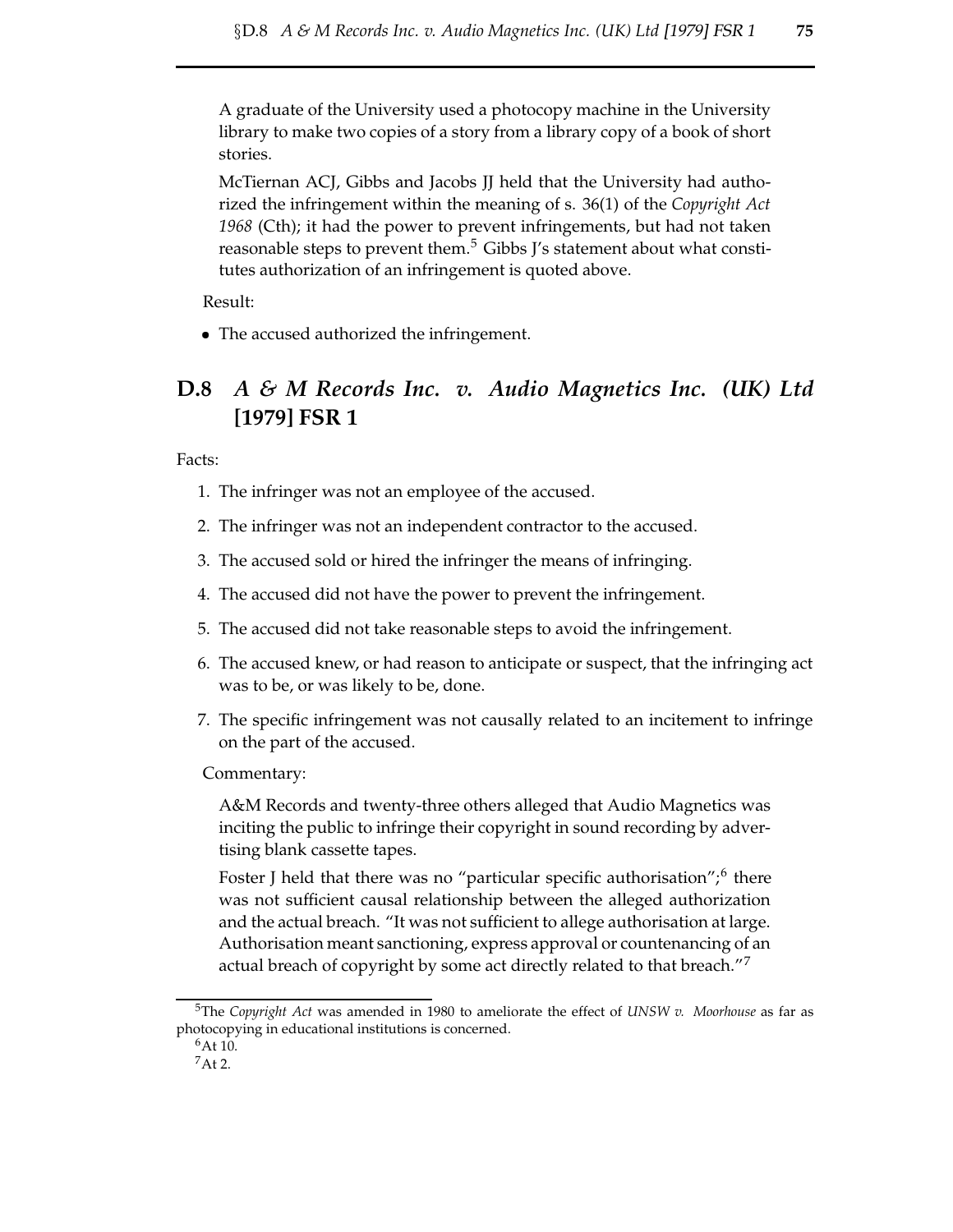A graduate of the University used a photocopy machine in the University library to make two copies of a story from a library copy of a book of short stories.

McTiernan ACJ, Gibbs and Jacobs JJ held that the University had authorized the infringement within the meaning of s. 36(1) of the *Copyright Act 1968* (Cth); it had the power to prevent infringements, but had not taken reasonable steps to prevent them.[5] Gibbs J's statement about what constitutes authorization of an infringement is quoted above.

Result:

- The accused authorized the infringement.

## D.8 *A & M Records Inc. v. Audio Magnetics Inc. (UK) Ltd* [1979] FSR 1

Facts:

1. The infringer was not an employee of the accused.
2. The infringer was not an independent contractor to the accused.
3. The accused sold or hired the infringer the means of infringing.
4. The accused did not have the power to prevent the infringement.
5. The accused did not take reasonable steps to avoid the infringement.
6. The accused knew, or had reason to anticipate or suspect, that the infringing act was to be, or was likely to be, done.
7. The specific infringement was not causally related to an incitement to infringe on the part of the accused.

Commentary:

A&M Records and twenty-three others alleged that Audio Magnetics was inciting the public to infringe their copyright in sound recording by advertising blank cassette tapes.

Foster J held that there was no "particular specific authorisation";[6] there was not sufficient causal relationship between the alleged authorization and the actual breach. "It was not sufficient to allege authorisation at large. Authorisation meant sanctioning, express approval or countenancing of an actual breach of copyright by some act directly related to that breach."[7]

---

[5] The *Copyright Act* was amended in 1980 to ameliorate the effect of *UNSW v. Moorhouse* as far as photocopying in educational institutions is concerned.

[6] At 10.

[7] At 2.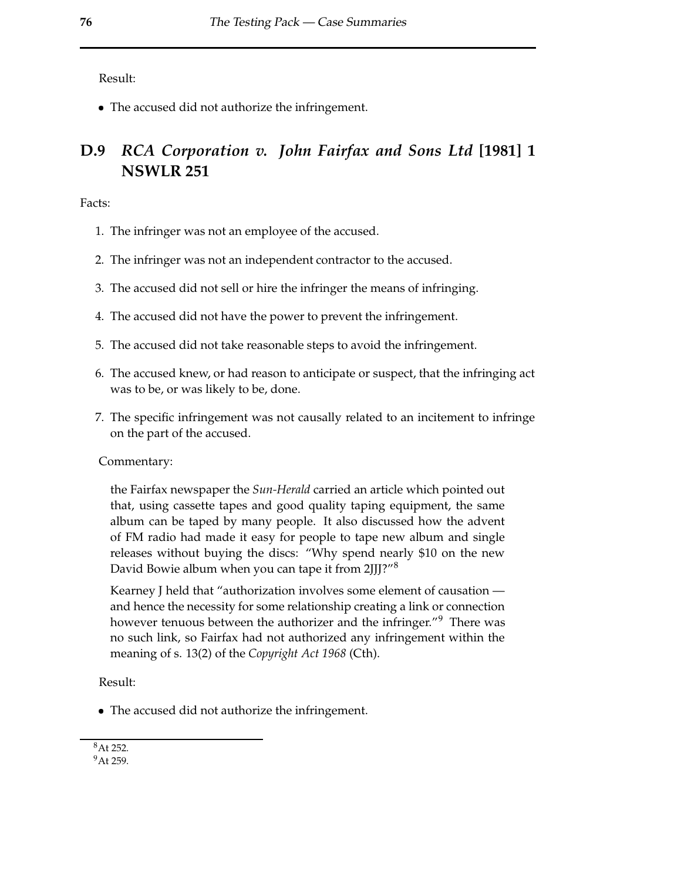Result:

- The accused did not authorize the infringement.

## D.9 *RCA Corporation v. John Fairfax and Sons Ltd* [1981] 1 NSWLR 251

Facts:

1. The infringer was not an employee of the accused.
2. The infringer was not an independent contractor to the accused.
3. The accused did not sell or hire the infringer the means of infringing.
4. The accused did not have the power to prevent the infringement.
5. The accused did not take reasonable steps to avoid the infringement.
6. The accused knew, or had reason to anticipate or suspect, that the infringing act was to be, or was likely to be, done.
7. The specific infringement was not causally related to an incitement to infringe on the part of the accused.

Commentary:

> the Fairfax newspaper the *Sun-Herald* carried an article which pointed out that, using cassette tapes and good quality taping equipment, the same album can be taped by many people. It also discussed how the advent of FM radio had made it easy for people to tape new album and single releases without buying the discs: "Why spend nearly $10 on the new David Bowie album when you can tape it from 2JJJ?"[8]
>
> Kearney J held that "authorization involves some element of causation — and hence the necessity for some relationship creating a link or connection however tenuous between the authorizer and the infringer."[9] There was no such link, so Fairfax had not authorized any infringement within the meaning of s. 13(2) of the *Copyright Act 1968* (Cth).

Result:

- The accused did not authorize the infringement.

---

[8] At 252.

[9] At 259.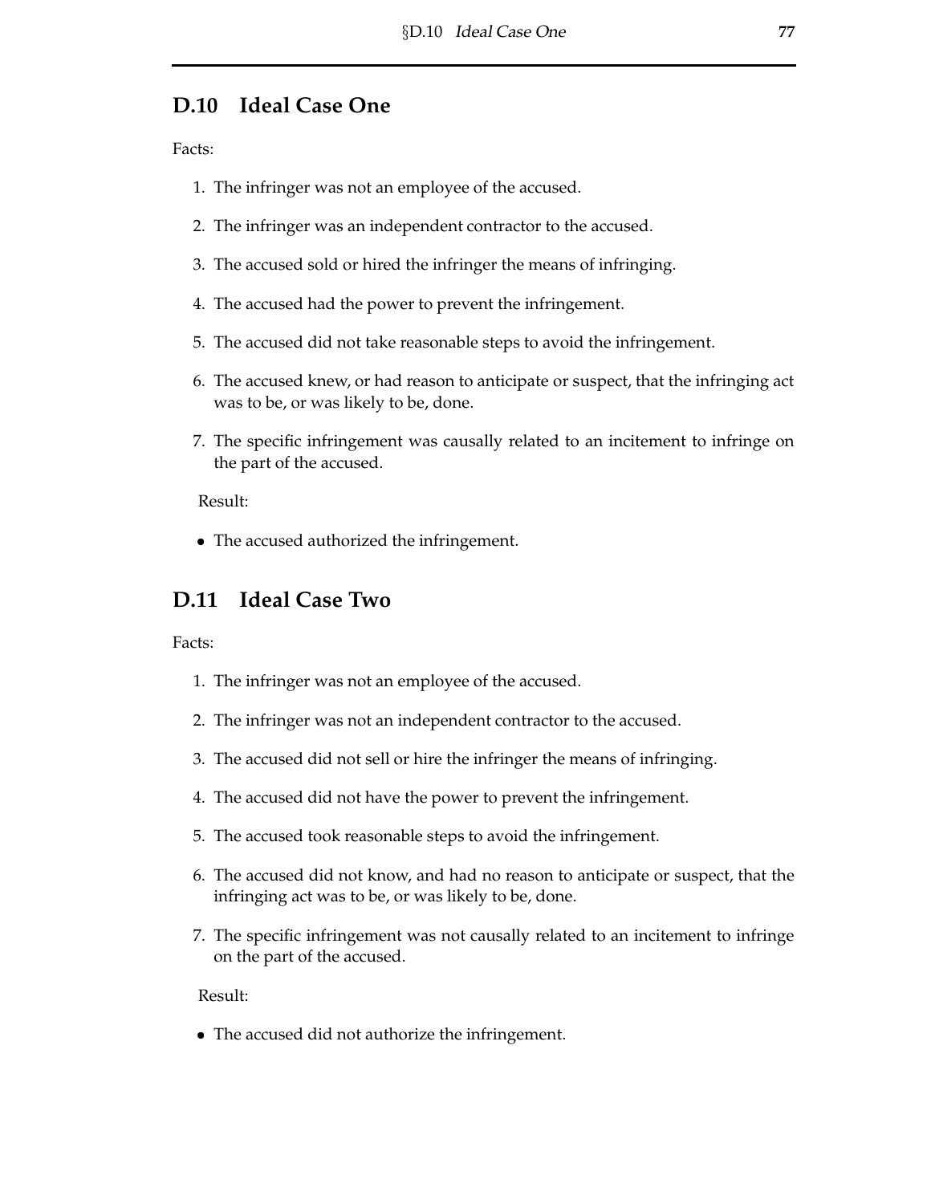## D.10 Ideal Case One

Facts:

1. The infringer was not an employee of the accused.
2. The infringer was an independent contractor to the accused.
3. The accused sold or hired the infringer the means of infringing.
4. The accused had the power to prevent the infringement.
5. The accused did not take reasonable steps to avoid the infringement.
6. The accused knew, or had reason to anticipate or suspect, that the infringing act was to be, or was likely to be, done.
7. The specific infringement was causally related to an incitement to infringe on the part of the accused.

Result:

- The accused authorized the infringement.

## D.11 Ideal Case Two

Facts:

1. The infringer was not an employee of the accused.
2. The infringer was not an independent contractor to the accused.
3. The accused did not sell or hire the infringer the means of infringing.
4. The accused did not have the power to prevent the infringement.
5. The accused took reasonable steps to avoid the infringement.
6. The accused did not know, and had no reason to anticipate or suspect, that the infringing act was to be, or was likely to be, done.
7. The specific infringement was not causally related to an incitement to infringe on the part of the accused.

Result:

- The accused did not authorize the infringement.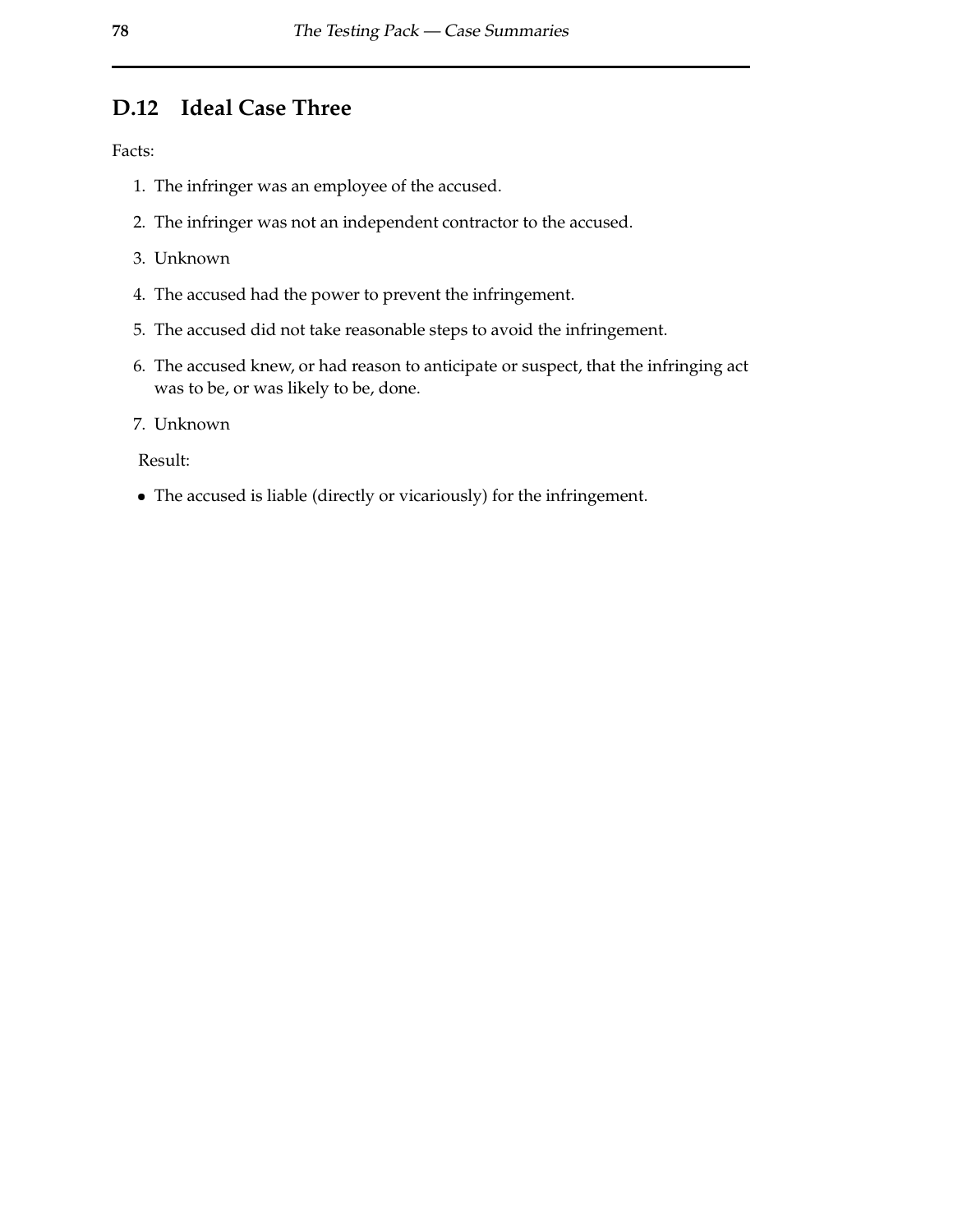## D.12 Ideal Case Three

Facts:

1. The infringer was an employee of the accused.
2. The infringer was not an independent contractor to the accused.
3. Unknown
4. The accused had the power to prevent the infringement.
5. The accused did not take reasonable steps to avoid the infringement.
6. The accused knew, or had reason to anticipate or suspect, that the infringing act was to be, or was likely to be, done.
7. Unknown

Result:

- The accused is liable (directly or vicariously) for the infringement.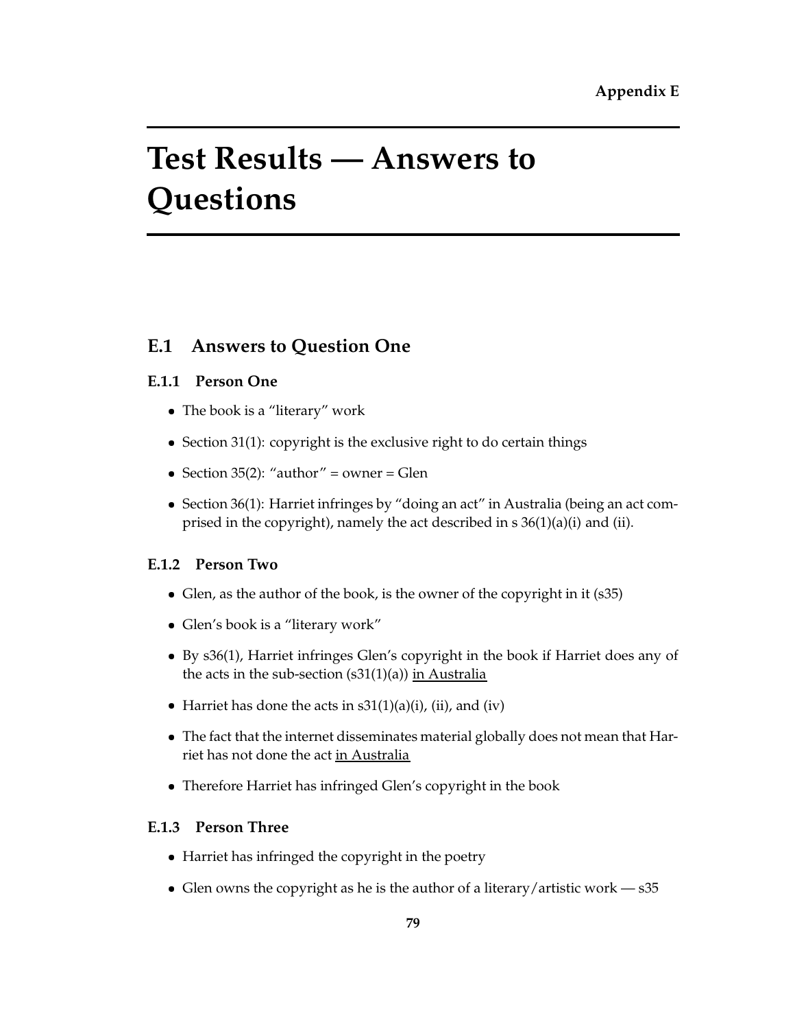Appendix E

# Test Results — Answers to Questions

## E.1 Answers to Question One

### E.1.1 Person One

- The book is a "literary" work
- Section 31(1): copyright is the exclusive right to do certain things
- Section 35(2): "author" = owner = Glen
- Section 36(1): Harriet infringes by "doing an act" in Australia (being an act comprised in the copyright), namely the act described in s 36(1)(a)(i) and (ii).

### E.1.2 Person Two

- Glen, as the author of the book, is the owner of the copyright in it (s35)
- Glen's book is a "literary work"
- By s36(1), Harriet infringes Glen's copyright in the book if Harriet does any of the acts in the sub-section (s31(1)(a)) <u>in Australia</u>
- Harriet has done the acts in s31(1)(a)(i), (ii), and (iv)
- The fact that the internet disseminates material globally does not mean that Harriet has not done the act <u>in Australia</u>
- Therefore Harriet has infringed Glen's copyright in the book

### E.1.3 Person Three

- Harriet has infringed the copyright in the poetry
- Glen owns the copyright as he is the author of a literary/artistic work — s35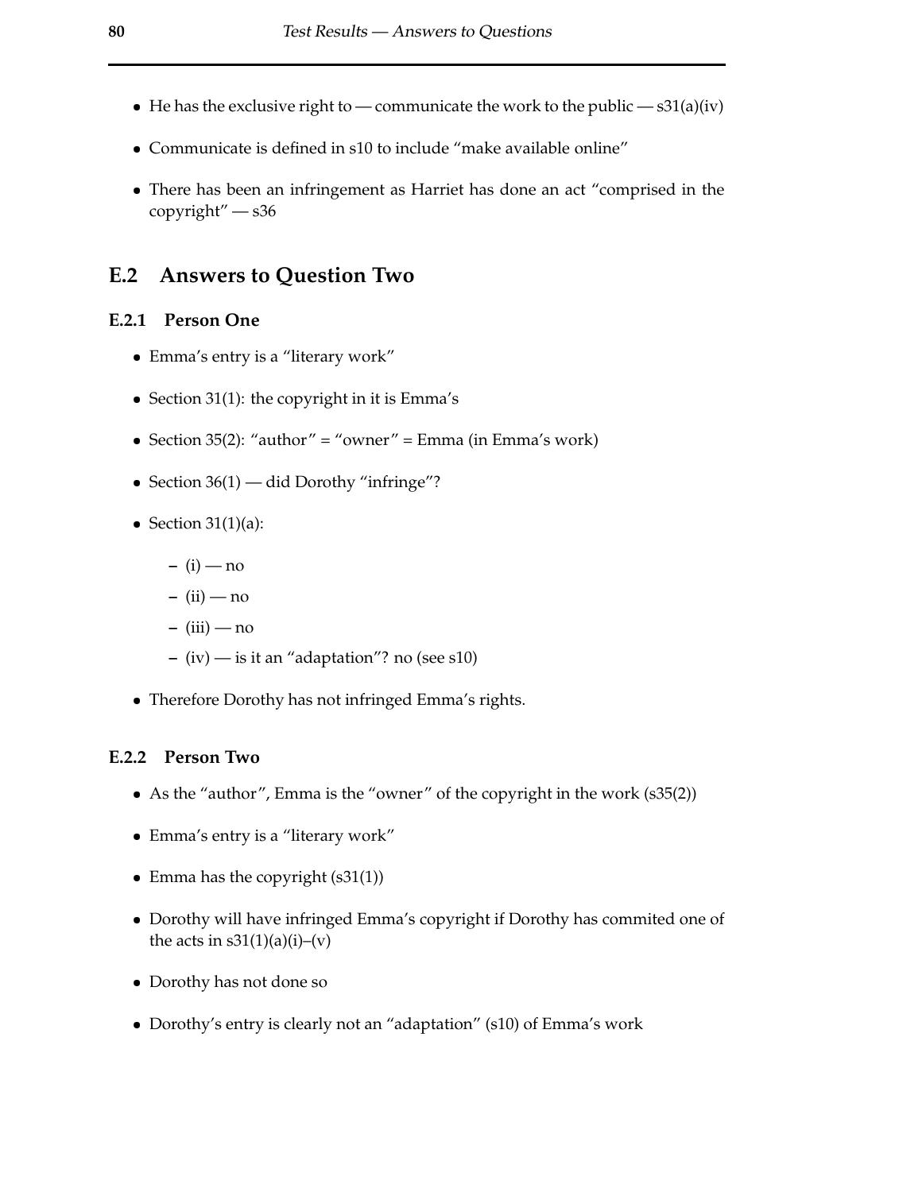- He has the exclusive right to — communicate the work to the public — s31(a)(iv)
- Communicate is defined in s10 to include "make available online"
- There has been an infringement as Harriet has done an act "comprised in the copyright" — s36

## E.2 Answers to Question Two

### E.2.1 Person One

- Emma's entry is a "literary work"
- Section 31(1): the copyright in it is Emma's
- Section 35(2): "author" = "owner" = Emma (in Emma's work)
- Section 36(1) — did Dorothy "infringe"?
- Section 31(1)(a):
  - (i) — no
  - (ii) — no
  - (iii) — no
  - (iv) — is it an "adaptation"? no (see s10)
- Therefore Dorothy has not infringed Emma's rights.

### E.2.2 Person Two

- As the "author", Emma is the "owner" of the copyright in the work (s35(2))
- Emma's entry is a "literary work"
- Emma has the copyright (s31(1))
- Dorothy will have infringed Emma's copyright if Dorothy has commited one of the acts in s31(1)(a)(i)–(v)
- Dorothy has not done so
- Dorothy's entry is clearly not an "adaptation" (s10) of Emma's work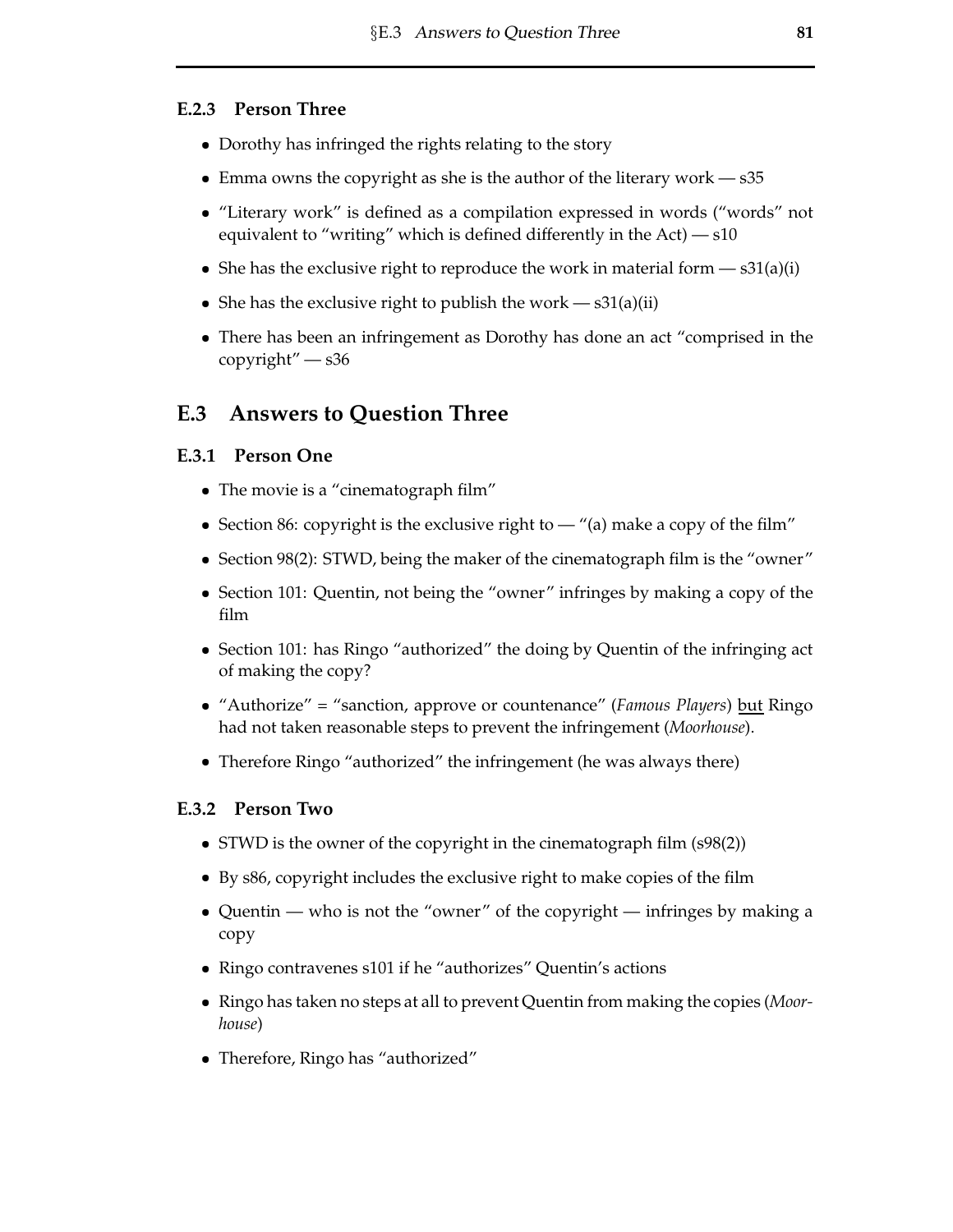### E.2.3 Person Three

- Dorothy has infringed the rights relating to the story
- Emma owns the copyright as she is the author of the literary work — s35
- "Literary work" is defined as a compilation expressed in words ("words" not equivalent to "writing" which is defined differently in the Act) — s10
- She has the exclusive right to reproduce the work in material form — s31(a)(i)
- She has the exclusive right to publish the work — s31(a)(ii)
- There has been an infringement as Dorothy has done an act "comprised in the copyright" — s36

## E.3 Answers to Question Three

### E.3.1 Person One

- The movie is a "cinematograph film"
- Section 86: copyright is the exclusive right to — "(a) make a copy of the film"
- Section 98(2): STWD, being the maker of the cinematograph film is the "owner"
- Section 101: Quentin, not being the "owner" infringes by making a copy of the film
- Section 101: has Ringo "authorized" the doing by Quentin of the infringing act of making the copy?
- "Authorize" = "sanction, approve or countenance" (*Famous Players*) <u>but</u> Ringo had not taken reasonable steps to prevent the infringement (*Moorhouse*).
- Therefore Ringo "authorized" the infringement (he was always there)

### E.3.2 Person Two

- STWD is the owner of the copyright in the cinematograph film (s98(2))
- By s86, copyright includes the exclusive right to make copies of the film
- Quentin — who is not the "owner" of the copyright — infringes by making a copy
- Ringo contravenes s101 if he "authorizes" Quentin's actions
- Ringo has taken no steps at all to prevent Quentin from making the copies (*Moorhouse*)
- Therefore, Ringo has "authorized"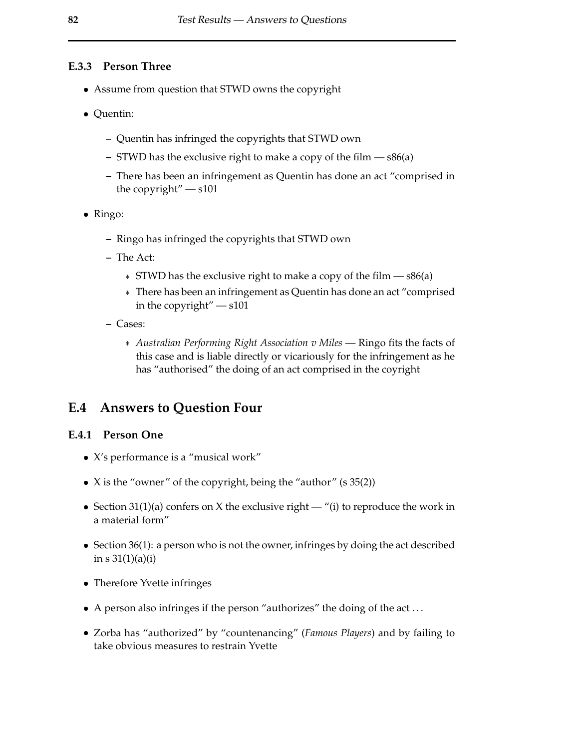### E.3.3 Person Three

- Assume from question that STWD owns the copyright
- Quentin:
  - Quentin has infringed the copyrights that STWD own
  - STWD has the exclusive right to make a copy of the film — s86(a)
  - There has been an infringement as Quentin has done an act "comprised in the copyright" — s101
- Ringo:
  - Ringo has infringed the copyrights that STWD own
  - The Act:
    - STWD has the exclusive right to make a copy of the film — s86(a)
    - There has been an infringement as Quentin has done an act "comprised in the copyright" — s101
  - Cases:
    - *Australian Performing Right Association v Miles* — Ringo fits the facts of this case and is liable directly or vicariously for the infringement as he has "authorised" the doing of an act comprised in the coyright

## E.4 Answers to Question Four

### E.4.1 Person One

- X's performance is a "musical work"
- X is the "owner" of the copyright, being the "author" (s 35(2))
- Section 31(1)(a) confers on X the exclusive right — "(i) to reproduce the work in a material form"
- Section 36(1): a person who is not the owner, infringes by doing the act described in s 31(1)(a)(i)
- Therefore Yvette infringes
- A person also infringes if the person "authorizes" the doing of the act ...
- Zorba has "authorized" by "countenancing" (*Famous Players*) and by failing to take obvious measures to restrain Yvette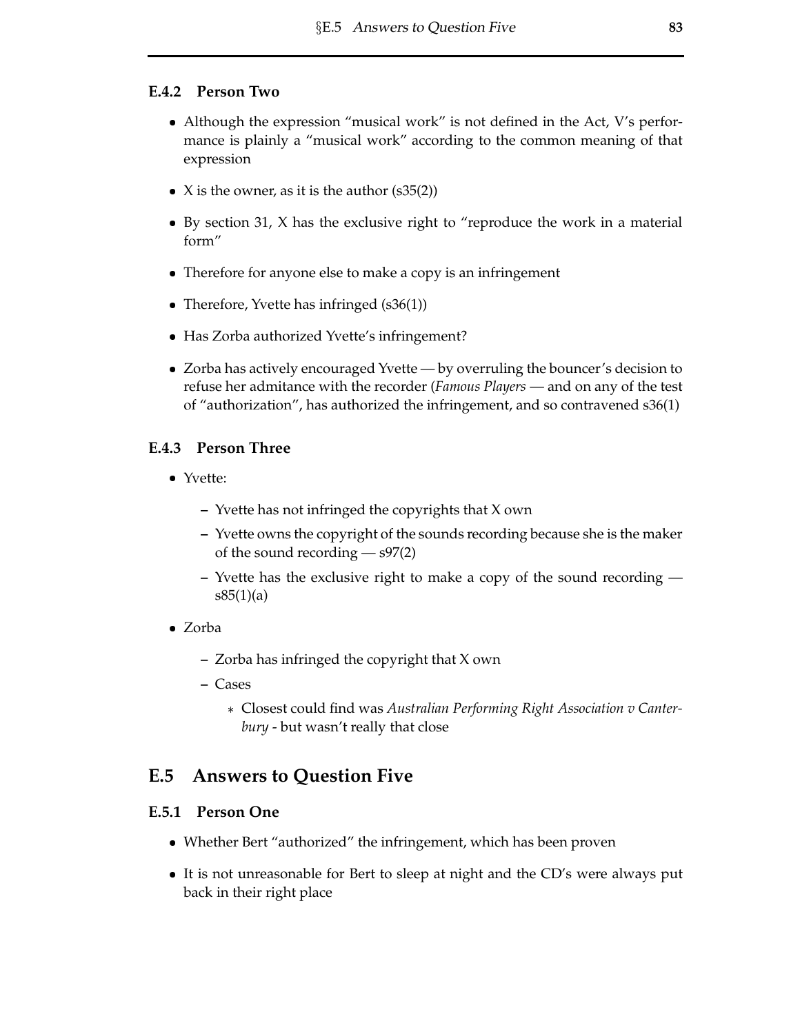### E.4.2 Person Two

- Although the expression "musical work" is not defined in the Act, V's performance is plainly a "musical work" according to the common meaning of that expression
- X is the owner, as it is the author (s35(2))
- By section 31, X has the exclusive right to "reproduce the work in a material form"
- Therefore for anyone else to make a copy is an infringement
- Therefore, Yvette has infringed (s36(1))
- Has Zorba authorized Yvette's infringement?
- Zorba has actively encouraged Yvette — by overruling the bouncer's decision to refuse her admitance with the recorder (*Famous Players* — and on any of the test of "authorization", has authorized the infringement, and so contravened s36(1)

### E.4.3 Person Three

- Yvette:
  - Yvette has not infringed the copyrights that X own
  - Yvette owns the copyright of the sounds recording because she is the maker of the sound recording — s97(2)
  - Yvette has the exclusive right to make a copy of the sound recording — s85(1)(a)
- Zorba
  - Zorba has infringed the copyright that X own
  - Cases
    - Closest could find was *Australian Performing Right Association v Canterbury* - but wasn't really that close

## E.5 Answers to Question Five

### E.5.1 Person One

- Whether Bert "authorized" the infringement, which has been proven
- It is not unreasonable for Bert to sleep at night and the CD's were always put back in their right place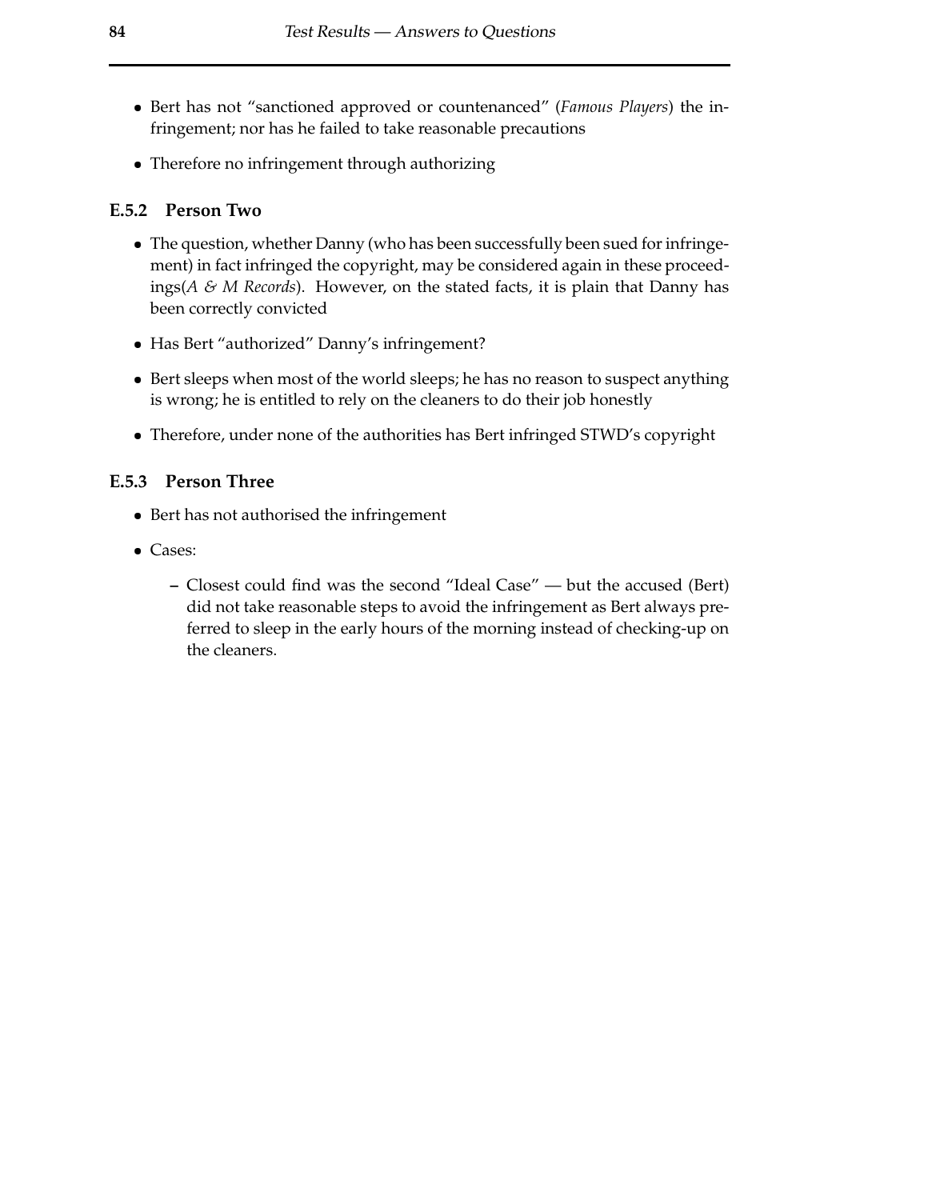- Bert has not "sanctioned approved or countenanced" (*Famous Players*) the infringement; nor has he failed to take reasonable precautions

- Therefore no infringement through authorizing

### E.5.2 Person Two

- The question, whether Danny (who has been successfully been sued for infringement) in fact infringed the copyright, may be considered again in these proceedings(*A & M Records*). However, on the stated facts, it is plain that Danny has been correctly convicted

- Has Bert "authorized" Danny's infringement?

- Bert sleeps when most of the world sleeps; he has no reason to suspect anything is wrong; he is entitled to rely on the cleaners to do their job honestly

- Therefore, under none of the authorities has Bert infringed STWD's copyright

### E.5.3 Person Three

- Bert has not authorised the infringement

- Cases:
  - Closest could find was the second "Ideal Case" — but the accused (Bert) did not take reasonable steps to avoid the infringement as Bert always preferred to sleep in the early hours of the morning instead of checking-up on the cleaners.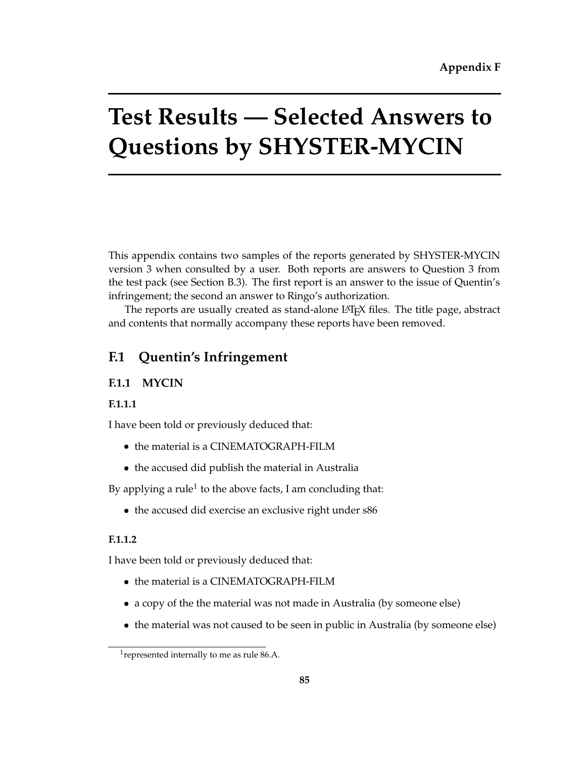Appendix F

# Test Results — Selected Answers to Questions by SHYSTER-MYCIN

This appendix contains two samples of the reports generated by SHYSTER-MYCIN version 3 when consulted by a user. Both reports are answers to Question 3 from the test pack (see Section B.3). The first report is an answer to the issue of Quentin's infringement; the second an answer to Ringo's authorization.

The reports are usually created as stand-alone LaTeX files. The title page, abstract and contents that normally accompany these reports have been removed.

## F.1 Quentin's Infringement

### F.1.1 MYCIN

#### F.1.1.1

I have been told or previously deduced that:

- the material is a CINEMATOGRAPH-FILM
- the accused did publish the material in Australia

By applying a rule[1] to the above facts, I am concluding that:

- the accused did exercise an exclusive right under s86

#### F.1.1.2

I have been told or previously deduced that:

- the material is a CINEMATOGRAPH-FILM
- a copy of the the material was not made in Australia (by someone else)
- the material was not caused to be seen in public in Australia (by someone else)

[1] represented internally to me as rule 86.A.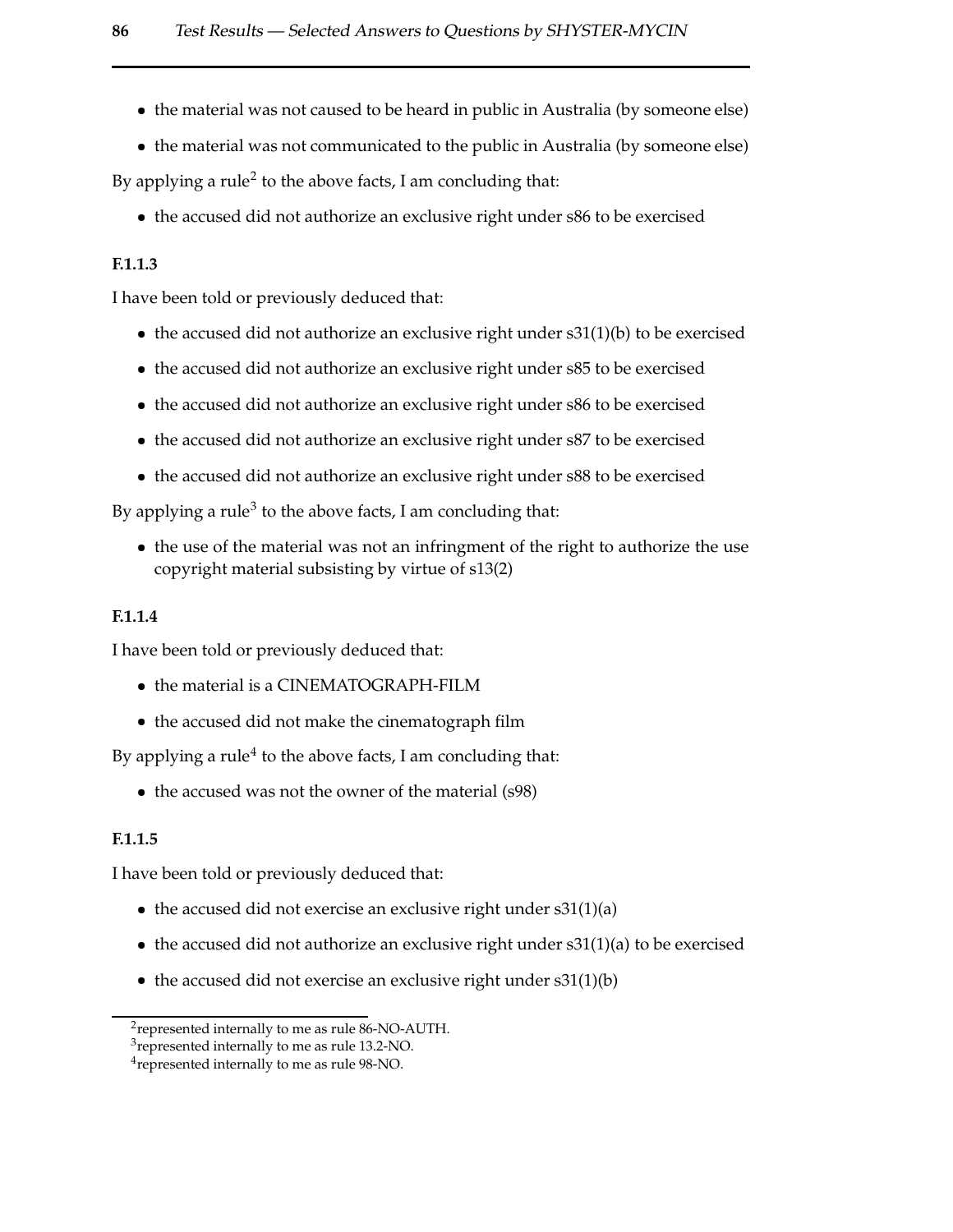- the material was not caused to be heard in public in Australia (by someone else)
- the material was not communicated to the public in Australia (by someone else)

By applying a rule[2] to the above facts, I am concluding that:

- the accused did not authorize an exclusive right under s86 to be exercised

**F.1.1.3**

I have been told or previously deduced that:

- the accused did not authorize an exclusive right under s31(1)(b) to be exercised
- the accused did not authorize an exclusive right under s85 to be exercised
- the accused did not authorize an exclusive right under s86 to be exercised
- the accused did not authorize an exclusive right under s87 to be exercised
- the accused did not authorize an exclusive right under s88 to be exercised

By applying a rule[3] to the above facts, I am concluding that:

- the use of the material was not an infringment of the right to authorize the use copyright material subsisting by virtue of s13(2)

**F.1.1.4**

I have been told or previously deduced that:

- the material is a CINEMATOGRAPH-FILM
- the accused did not make the cinematograph film

By applying a rule[4] to the above facts, I am concluding that:

- the accused was not the owner of the material (s98)

**F.1.1.5**

I have been told or previously deduced that:

- the accused did not exercise an exclusive right under s31(1)(a)
- the accused did not authorize an exclusive right under s31(1)(a) to be exercised
- the accused did not exercise an exclusive right under s31(1)(b)

[2]represented internally to me as rule 86-NO-AUTH.

[3]represented internally to me as rule 13.2-NO.

[4]represented internally to me as rule 98-NO.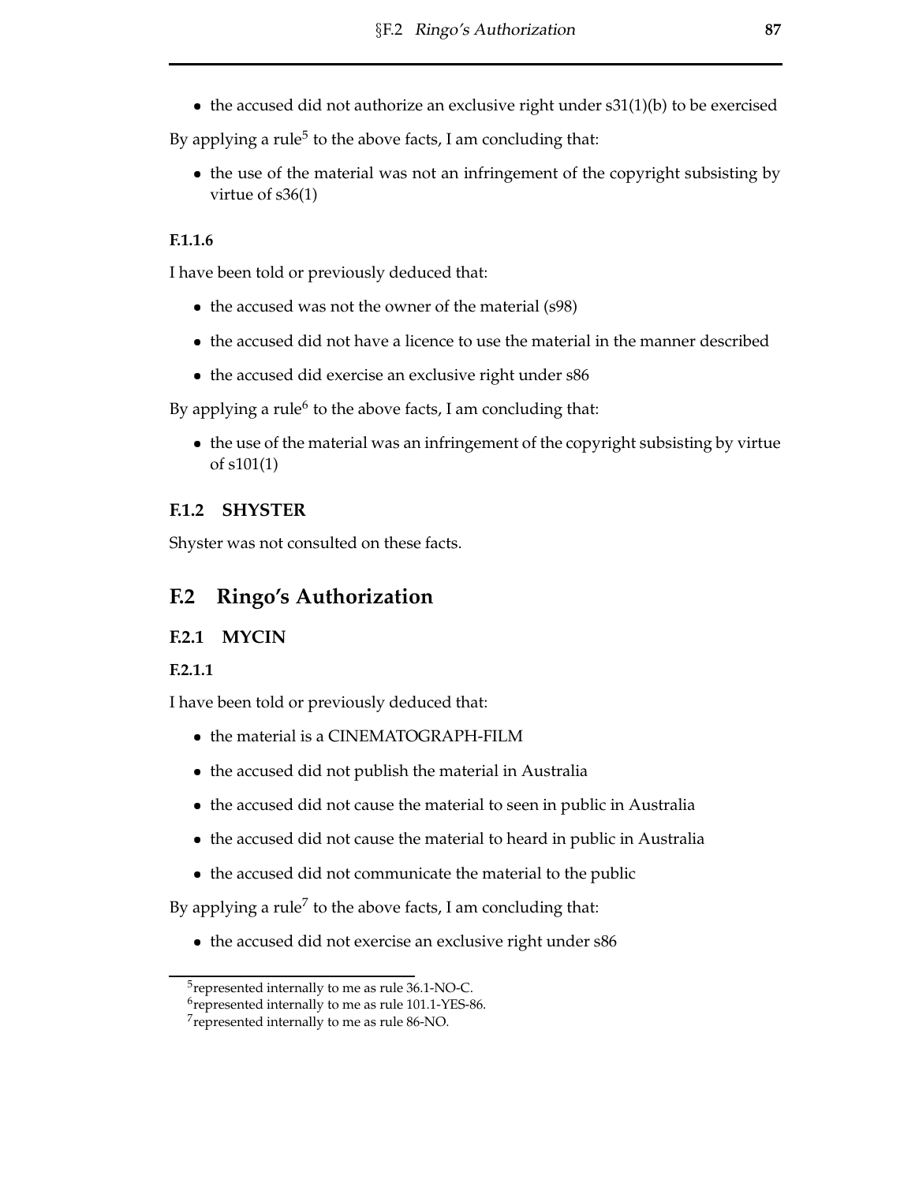- the accused did not authorize an exclusive right under s31(1)(b) to be exercised

By applying a rule[5] to the above facts, I am concluding that:

- the use of the material was not an infringement of the copyright subsisting by virtue of s36(1)

**F.1.1.6**

I have been told or previously deduced that:

- the accused was not the owner of the material (s98)
- the accused did not have a licence to use the material in the manner described
- the accused did exercise an exclusive right under s86

By applying a rule[6] to the above facts, I am concluding that:

- the use of the material was an infringement of the copyright subsisting by virtue of s101(1)

### F.1.2 SHYSTER

Shyster was not consulted on these facts.

## F.2 Ringo's Authorization

### F.2.1 MYCIN

**F.2.1.1**

I have been told or previously deduced that:

- the material is a CINEMATOGRAPH-FILM
- the accused did not publish the material in Australia
- the accused did not cause the material to seen in public in Australia
- the accused did not cause the material to heard in public in Australia
- the accused did not communicate the material to the public

By applying a rule[7] to the above facts, I am concluding that:

- the accused did not exercise an exclusive right under s86

---

[5] represented internally to me as rule 36.1-NO-C.

[6] represented internally to me as rule 101.1-YES-86.

[7] represented internally to me as rule 86-NO.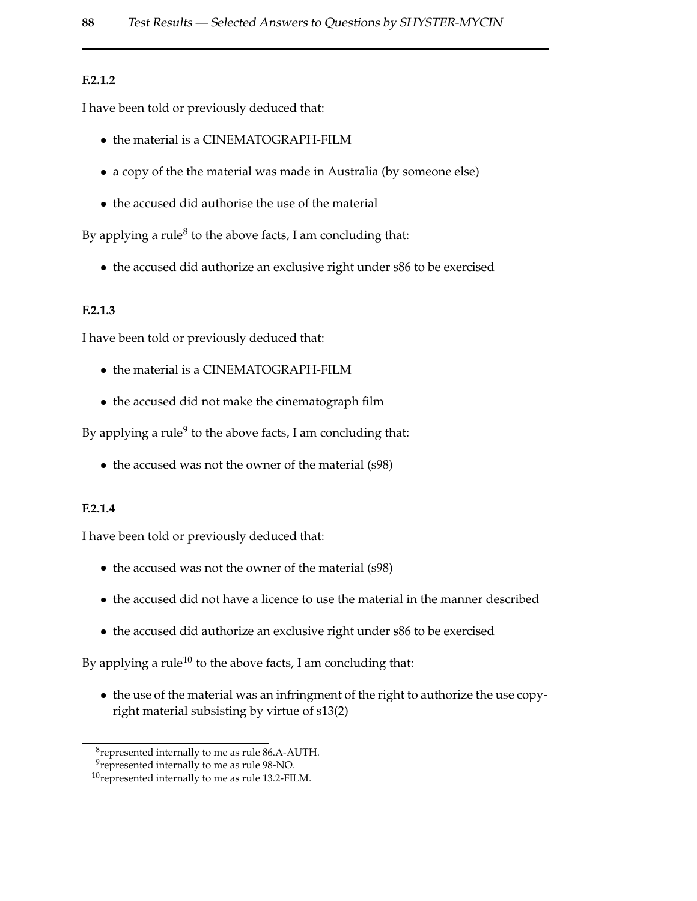#### F.2.1.2

I have been told or previously deduced that:

- the material is a CINEMATOGRAPH-FILM
- a copy of the the material was made in Australia (by someone else)
- the accused did authorise the use of the material

By applying a rule[8] to the above facts, I am concluding that:

- the accused did authorize an exclusive right under s86 to be exercised

#### F.2.1.3

I have been told or previously deduced that:

- the material is a CINEMATOGRAPH-FILM
- the accused did not make the cinematograph film

By applying a rule[9] to the above facts, I am concluding that:

- the accused was not the owner of the material (s98)

#### F.2.1.4

I have been told or previously deduced that:

- the accused was not the owner of the material (s98)
- the accused did not have a licence to use the material in the manner described
- the accused did authorize an exclusive right under s86 to be exercised

By applying a rule[10] to the above facts, I am concluding that:

- the use of the material was an infringment of the right to authorize the use copyright material subsisting by virtue of s13(2)

---

[8] represented internally to me as rule 86.A-AUTH.

[9] represented internally to me as rule 98-NO.

[10] represented internally to me as rule 13.2-FILM.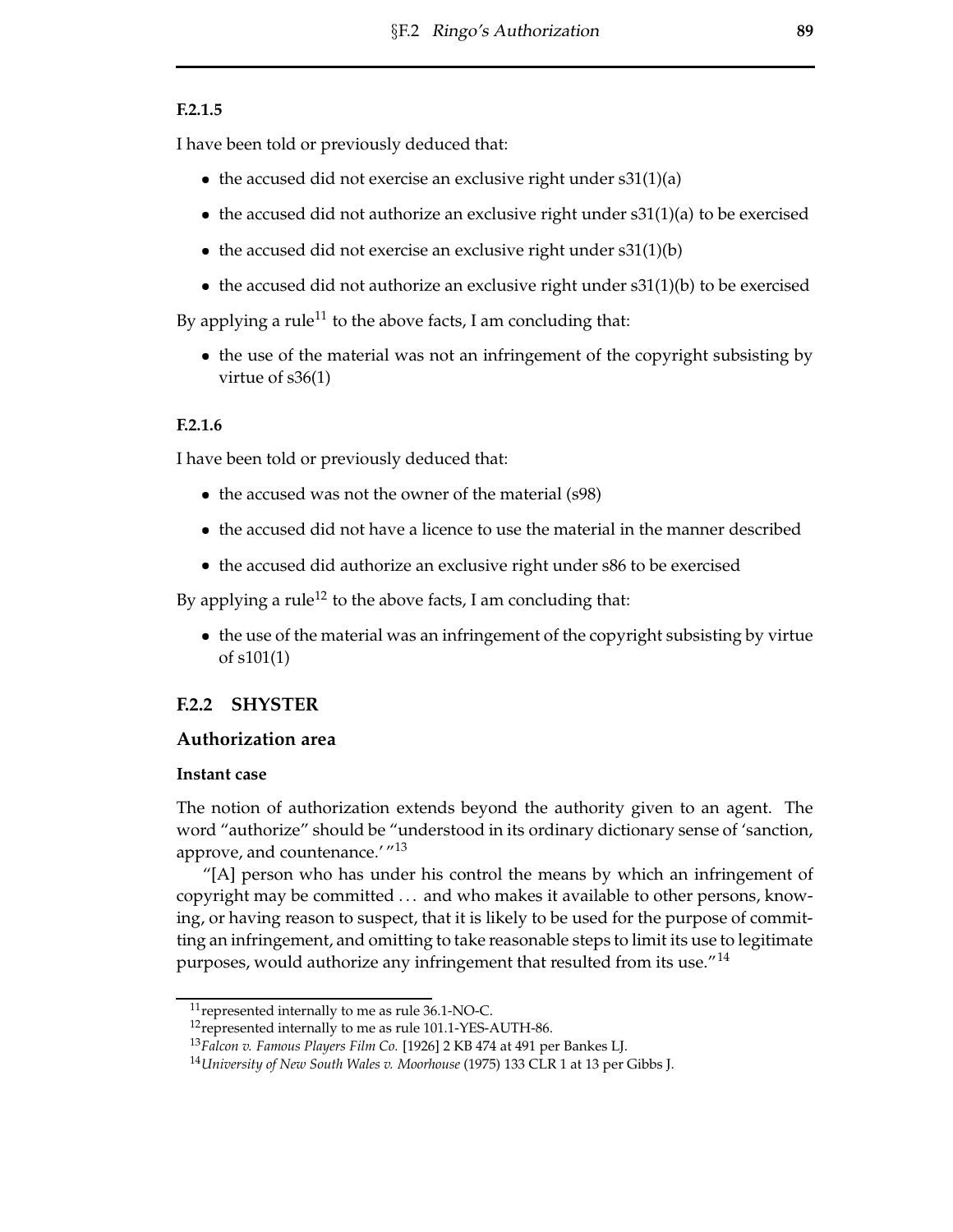#### F.2.1.5

I have been told or previously deduced that:

- the accused did not exercise an exclusive right under s31(1)(a)
- the accused did not authorize an exclusive right under s31(1)(a) to be exercised
- the accused did not exercise an exclusive right under s31(1)(b)
- the accused did not authorize an exclusive right under s31(1)(b) to be exercised

By applying a rule[11] to the above facts, I am concluding that:

- the use of the material was not an infringement of the copyright subsisting by virtue of s36(1)

#### F.2.1.6

I have been told or previously deduced that:

- the accused was not the owner of the material (s98)
- the accused did not have a licence to use the material in the manner described
- the accused did authorize an exclusive right under s86 to be exercised

By applying a rule[12] to the above facts, I am concluding that:

- the use of the material was an infringement of the copyright subsisting by virtue of s101(1)

### F.2.2 SHYSTER

#### Authorization area

##### Instant case

The notion of authorization extends beyond the authority given to an agent. The word "authorize" should be "understood in its ordinary dictionary sense of 'sanction, approve, and countenance.' "[13]

"[A] person who has under his control the means by which an infringement of copyright may be committed ... and who makes it available to other persons, knowing, or having reason to suspect, that it is likely to be used for the purpose of committing an infringement, and omitting to take reasonable steps to limit its use to legitimate purposes, would authorize any infringement that resulted from its use."[14]

---

[11] represented internally to me as rule 36.1-NO-C.

[12] represented internally to me as rule 101.1-YES-AUTH-86.

[13] *Falcon v. Famous Players Film Co.* [1926] 2 KB 474 at 491 per Bankes LJ.

[14] *University of New South Wales v. Moorhouse* (1975) 133 CLR 1 at 13 per Gibbs J.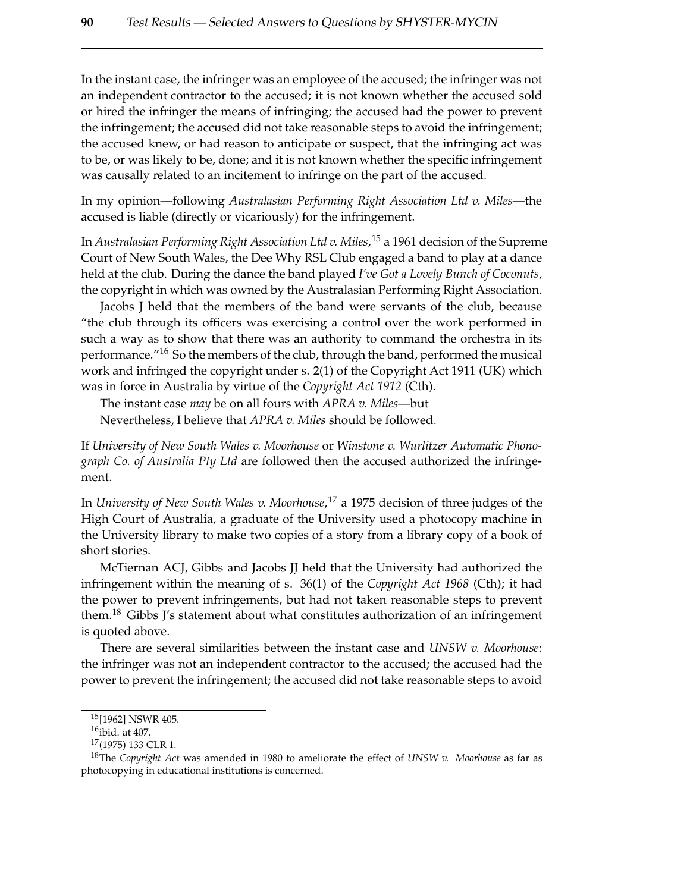In the instant case, the infringer was an employee of the accused; the infringer was not an independent contractor to the accused; it is not known whether the accused sold or hired the infringer the means of infringing; the accused had the power to prevent the infringement; the accused did not take reasonable steps to avoid the infringement; the accused knew, or had reason to anticipate or suspect, that the infringing act was to be, or was likely to be, done; and it is not known whether the specific infringement was causally related to an incitement to infringe on the part of the accused.

In my opinion—following *Australasian Performing Right Association Ltd v. Miles*—the accused is liable (directly or vicariously) for the infringement.

In *Australasian Performing Right Association Ltd v. Miles*,[15] a 1961 decision of the Supreme Court of New South Wales, the Dee Why RSL Club engaged a band to play at a dance held at the club. During the dance the band played *I've Got a Lovely Bunch of Coconuts*, the copyright in which was owned by the Australasian Performing Right Association.

Jacobs J held that the members of the band were servants of the club, because "the club through its officers was exercising a control over the work performed in such a way as to show that there was an authority to command the orchestra in its performance."[16] So the members of the club, through the band, performed the musical work and infringed the copyright under s. 2(1) of the Copyright Act 1911 (UK) which was in force in Australia by virtue of the *Copyright Act 1912* (Cth).

The instant case *may* be on all fours with *APRA v. Miles*—but

Nevertheless, I believe that *APRA v. Miles* should be followed.

If *University of New South Wales v. Moorhouse* or *Winstone v. Wurlitzer Automatic Phonograph Co. of Australia Pty Ltd* are followed then the accused authorized the infringement.

In *University of New South Wales v. Moorhouse*,[17] a 1975 decision of three judges of the High Court of Australia, a graduate of the University used a photocopy machine in the University library to make two copies of a story from a library copy of a book of short stories.

McTiernan ACJ, Gibbs and Jacobs JJ held that the University had authorized the infringement within the meaning of s. 36(1) of the *Copyright Act 1968* (Cth); it had the power to prevent infringements, but had not taken reasonable steps to prevent them.[18] Gibbs J's statement about what constitutes authorization of an infringement is quoted above.

There are several similarities between the instant case and *UNSW v. Moorhouse*: the infringer was not an independent contractor to the accused; the accused had the power to prevent the infringement; the accused did not take reasonable steps to avoid

---

[15] [1962] NSWR 405.

[16] ibid. at 407.

[17] (1975) 133 CLR 1.

[18] The *Copyright Act* was amended in 1980 to ameliorate the effect of *UNSW v. Moorhouse* as far as photocopying in educational institutions is concerned.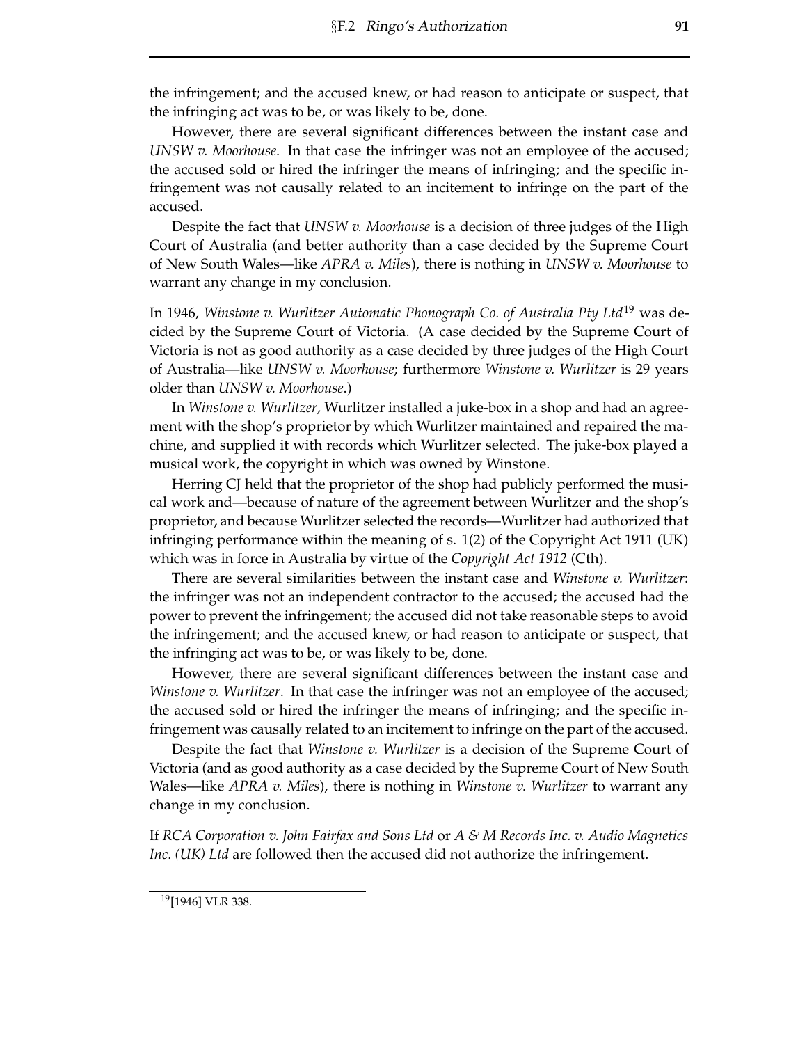the infringement; and the accused knew, or had reason to anticipate or suspect, that the infringing act was to be, or was likely to be, done.

However, there are several significant differences between the instant case and *UNSW v. Moorhouse*. In that case the infringer was not an employee of the accused; the accused sold or hired the infringer the means of infringing; and the specific infringement was not causally related to an incitement to infringe on the part of the accused.

Despite the fact that *UNSW v. Moorhouse* is a decision of three judges of the High Court of Australia (and better authority than a case decided by the Supreme Court of New South Wales—like *APRA v. Miles*), there is nothing in *UNSW v. Moorhouse* to warrant any change in my conclusion.

In 1946, *Winstone v. Wurlitzer Automatic Phonograph Co. of Australia Pty Ltd*[19] was decided by the Supreme Court of Victoria. (A case decided by the Supreme Court of Victoria is not as good authority as a case decided by three judges of the High Court of Australia—like *UNSW v. Moorhouse*; furthermore *Winstone v. Wurlitzer* is 29 years older than *UNSW v. Moorhouse*.)

In *Winstone v. Wurlitzer*, Wurlitzer installed a juke-box in a shop and had an agreement with the shop's proprietor by which Wurlitzer maintained and repaired the machine, and supplied it with records which Wurlitzer selected. The juke-box played a musical work, the copyright in which was owned by Winstone.

Herring CJ held that the proprietor of the shop had publicly performed the musical work and—because of nature of the agreement between Wurlitzer and the shop's proprietor, and because Wurlitzer selected the records—Wurlitzer had authorized that infringing performance within the meaning of s. 1(2) of the Copyright Act 1911 (UK) which was in force in Australia by virtue of the *Copyright Act 1912* (Cth).

There are several similarities between the instant case and *Winstone v. Wurlitzer*: the infringer was not an independent contractor to the accused; the accused had the power to prevent the infringement; the accused did not take reasonable steps to avoid the infringement; and the accused knew, or had reason to anticipate or suspect, that the infringing act was to be, or was likely to be, done.

However, there are several significant differences between the instant case and *Winstone v. Wurlitzer*. In that case the infringer was not an employee of the accused; the accused sold or hired the infringer the means of infringing; and the specific infringement was causally related to an incitement to infringe on the part of the accused.

Despite the fact that *Winstone v. Wurlitzer* is a decision of the Supreme Court of Victoria (and as good authority as a case decided by the Supreme Court of New South Wales—like *APRA v. Miles*), there is nothing in *Winstone v. Wurlitzer* to warrant any change in my conclusion.

If *RCA Corporation v. John Fairfax and Sons Ltd* or *A & M Records Inc. v. Audio Magnetics Inc. (UK) Ltd* are followed then the accused did not authorize the infringement.

[19] [1946] VLR 338.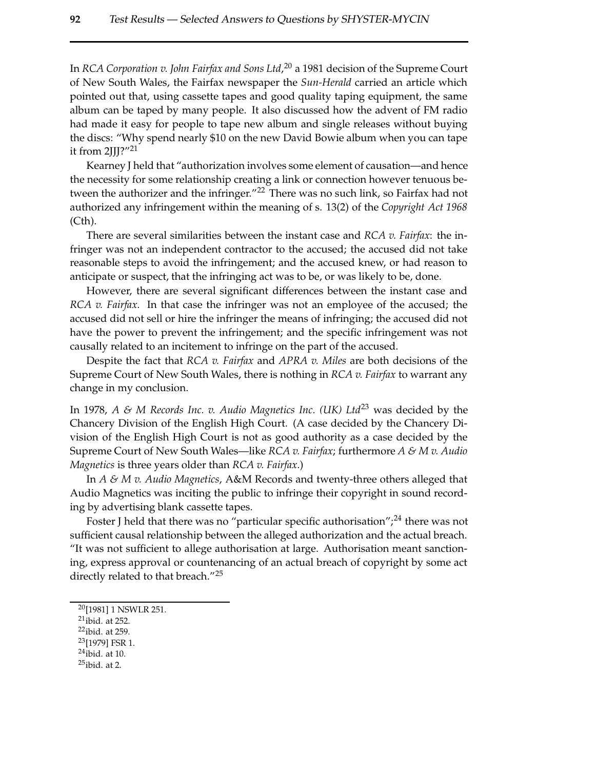In *RCA Corporation v. John Fairfax and Sons Ltd*,[20] a 1981 decision of the Supreme Court of New South Wales, the Fairfax newspaper the *Sun-Herald* carried an article which pointed out that, using cassette tapes and good quality taping equipment, the same album can be taped by many people. It also discussed how the advent of FM radio had made it easy for people to tape new album and single releases without buying the discs: "Why spend nearly $10 on the new David Bowie album when you can tape it from 2JJJ?"[21]

Kearney J held that "authorization involves some element of causation—and hence the necessity for some relationship creating a link or connection however tenuous between the authorizer and the infringer."[22] There was no such link, so Fairfax had not authorized any infringement within the meaning of s. 13(2) of the *Copyright Act 1968* (Cth).

There are several similarities between the instant case and *RCA v. Fairfax*: the infringer was not an independent contractor to the accused; the accused did not take reasonable steps to avoid the infringement; and the accused knew, or had reason to anticipate or suspect, that the infringing act was to be, or was likely to be, done.

However, there are several significant differences between the instant case and *RCA v. Fairfax*. In that case the infringer was not an employee of the accused; the accused did not sell or hire the infringer the means of infringing; the accused did not have the power to prevent the infringement; and the specific infringement was not causally related to an incitement to infringe on the part of the accused.

Despite the fact that *RCA v. Fairfax* and *APRA v. Miles* are both decisions of the Supreme Court of New South Wales, there is nothing in *RCA v. Fairfax* to warrant any change in my conclusion.

In 1978, *A & M Records Inc. v. Audio Magnetics Inc. (UK) Ltd*[23] was decided by the Chancery Division of the English High Court. (A case decided by the Chancery Division of the English High Court is not as good authority as a case decided by the Supreme Court of New South Wales—like *RCA v. Fairfax*; furthermore *A & M v. Audio Magnetics* is three years older than *RCA v. Fairfax*.)

In *A & M v. Audio Magnetics*, A&M Records and twenty-three others alleged that Audio Magnetics was inciting the public to infringe their copyright in sound recording by advertising blank cassette tapes.

Foster J held that there was no "particular specific authorisation";[24] there was not sufficient causal relationship between the alleged authorization and the actual breach. "It was not sufficient to allege authorisation at large. Authorisation meant sanctioning, express approval or countenancing of an actual breach of copyright by some act directly related to that breach."[25]

---

[20] [1981] 1 NSWLR 251.

[21] ibid. at 252.

[22] ibid. at 259.

[23] [1979] FSR 1.

[24] ibid. at 10.

[25] ibid. at 2.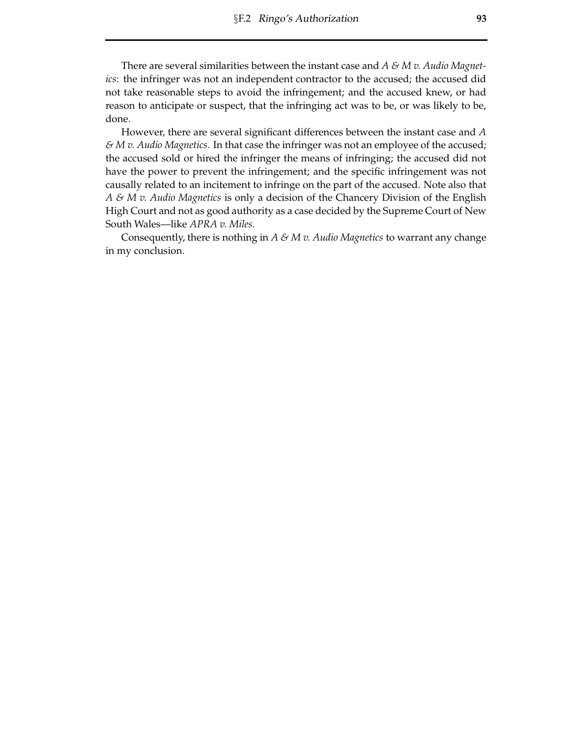There are several similarities between the instant case and *A & M v. Audio Magnetics*: the infringer was not an independent contractor to the accused; the accused did not take reasonable steps to avoid the infringement; and the accused knew, or had reason to anticipate or suspect, that the infringing act was to be, or was likely to be, done.

However, there are several significant differences between the instant case and *A & M v. Audio Magnetics*. In that case the infringer was not an employee of the accused; the accused sold or hired the infringer the means of infringing; the accused did not have the power to prevent the infringement; and the specific infringement was not causally related to an incitement to infringe on the part of the accused. Note also that *A & M v. Audio Magnetics* is only a decision of the Chancery Division of the English High Court and not as good authority as a case decided by the Supreme Court of New South Wales—like *APRA v. Miles*.

Consequently, there is nothing in *A & M v. Audio Magnetics* to warrant any change in my conclusion.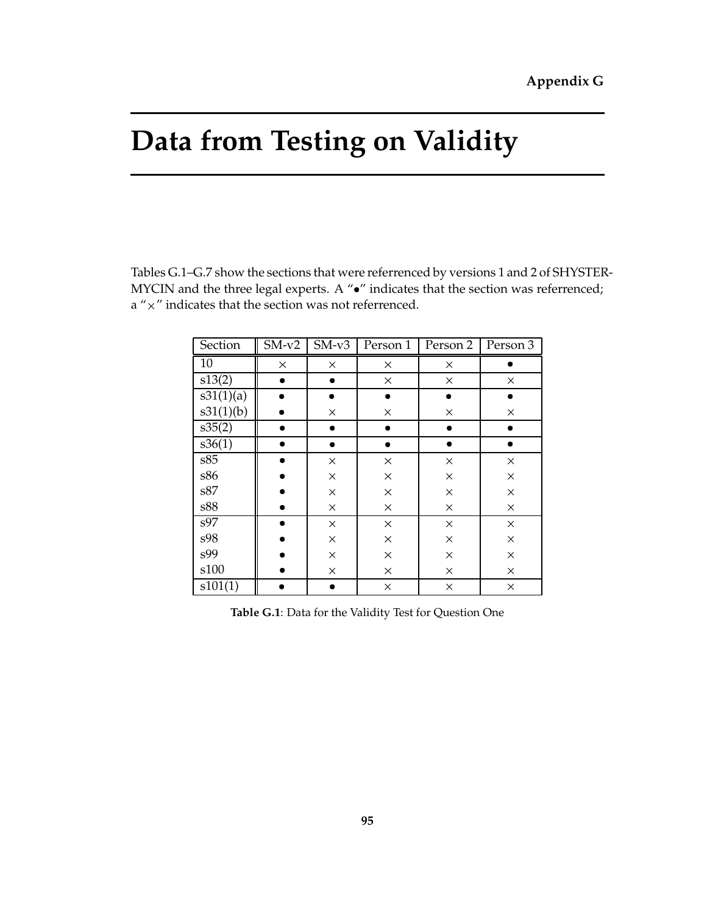# Appendix G

# Data from Testing on Validity

Tables G.1–G.7 show the sections that were referrenced by versions 1 and 2 of SHYSTER-MYCIN and the three legal experts. A "•" indicates that the section was referrenced; a "×" indicates that the section was not referrenced.

| Section | SM-v2 | SM-v3 | Person 1 | Person 2 | Person 3 |
|---|---|---|---|---|---|
| 10 | × | × | × | × | • |
| s13(2) | • | • | × | × | × |
| s31(1)(a) | • | • | • | • | • |
| s31(1)(b) | • | × | × | × | × |
| s35(2) | • | • | • | • | • |
| s36(1) | • | • | • | • | • |
| s85 | • | × | × | × | × |
| s86 | • | × | × | × | × |
| s87 | • | × | × | × | × |
| s88 | • | × | × | × | × |
| s97 | • | × | × | × | × |
| s98 | • | × | × | × | × |
| s99 | • | × | × | × | × |
| s100 | • | × | × | × | × |
| s101(1) | • | • | × | × | × |

**Table G.1**: Data for the Validity Test for Question One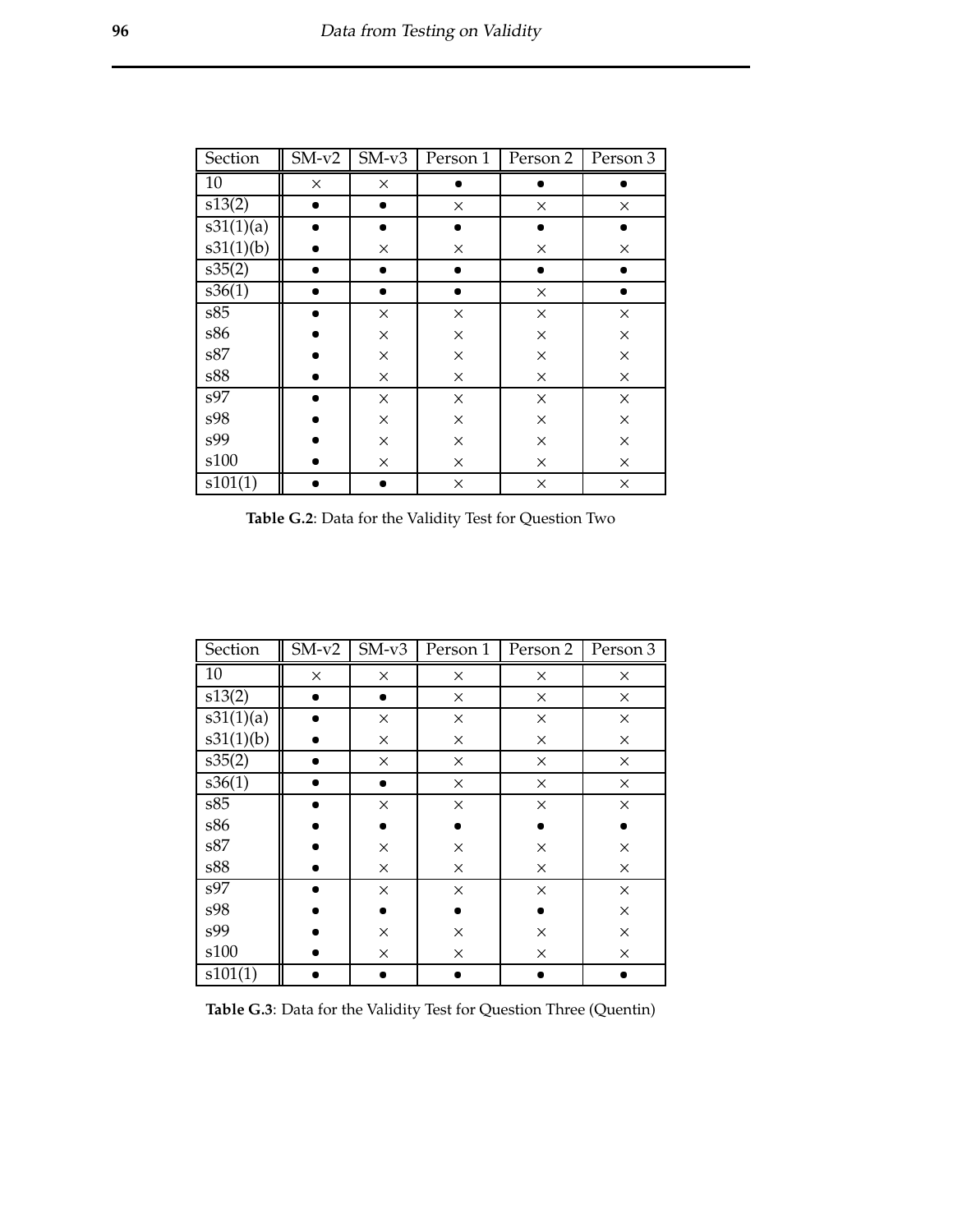| Section | SM-v2 | SM-v3 | Person 1 | Person 2 | Person 3 |
|---|---|---|---|---|---|
| 10 | × | × | • | • | • |
| s13(2) | • | • | × | × | × |
| s31(1)(a) | • | • | • | • | • |
| s31(1)(b) | • | × | × | × | × |
| s35(2) | • | • | • | • | • |
| s36(1) | • | • | • | × | • |
| s85 | • | × | × | × | × |
| s86 | • | × | × | × | × |
| s87 | • | × | × | × | × |
| s88 | • | × | × | × | × |
| s97 | • | × | × | × | × |
| s98 | • | × | × | × | × |
| s99 | • | × | × | × | × |
| s100 | • | × | × | × | × |
| s101(1) | • | • | × | × | × |

**Table G.2**: Data for the Validity Test for Question Two

| Section | SM-v2 | SM-v3 | Person 1 | Person 2 | Person 3 |
|---|---|---|---|---|---|
| 10 | × | × | × | × | × |
| s13(2) | • | • | × | × | × |
| s31(1)(a) | • | × | × | × | × |
| s31(1)(b) | • | × | × | × | × |
| s35(2) | • | × | × | × | × |
| s36(1) | • | • | × | × | × |
| s85 | • | × | × | × | × |
| s86 | • | • | • | • | • |
| s87 | • | × | × | × | × |
| s88 | • | × | × | × | × |
| s97 | • | × | × | × | × |
| s98 | • | • | • | • | × |
| s99 | • | × | × | × | × |
| s100 | • | × | × | × | × |
| s101(1) | • | • | • | • | • |

**Table G.3**: Data for the Validity Test for Question Three (Quentin)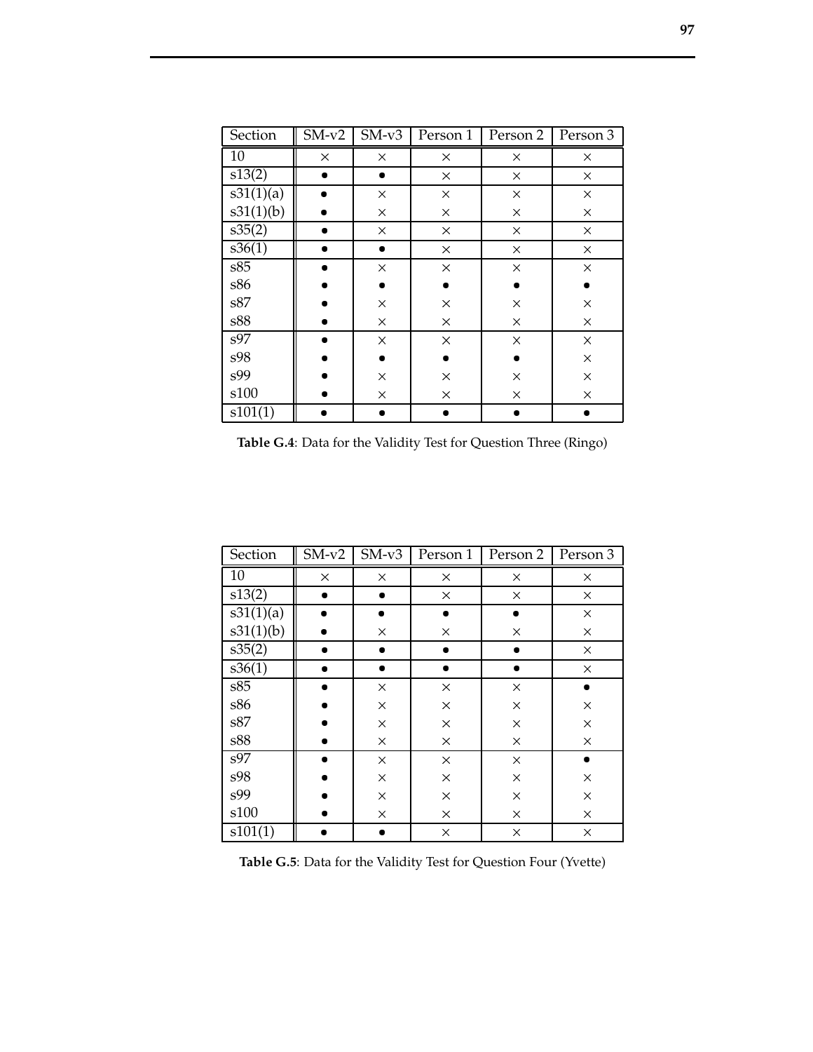| Section | SM-v2 | SM-v3 | Person 1 | Person 2 | Person 3 |
|---|---|---|---|---|---|
| 10 | × | × | × | × | × |
| s13(2) | • | • | × | × | × |
| s31(1)(a) | • | × | × | × | × |
| s31(1)(b) | • | × | × | × | × |
| s35(2) | • | × | × | × | × |
| s36(1) | • | • | × | × | × |
| s85 | • | × | × | × | × |
| s86 | • | • | • | • | • |
| s87 | • | × | × | × | × |
| s88 | • | × | × | × | × |
| s97 | • | × | × | × | × |
| s98 | • | • | • | • | × |
| s99 | • | × | × | × | × |
| s100 | • | × | × | × | × |
| s101(1) | • | • | • | • | • |

**Table G.4**: Data for the Validity Test for Question Three (Ringo)

| Section | SM-v2 | SM-v3 | Person 1 | Person 2 | Person 3 |
|---|---|---|---|---|---|
| 10 | × | × | × | × | × |
| s13(2) | • | • | × | × | × |
| s31(1)(a) | • | • | • | • | × |
| s31(1)(b) | • | × | × | × | × |
| s35(2) | • | • | • | • | × |
| s36(1) | • | • | • | • | × |
| s85 | • | × | × | × | • |
| s86 | • | × | × | × | × |
| s87 | • | × | × | × | × |
| s88 | • | × | × | × | × |
| s97 | • | × | × | × | • |
| s98 | • | × | × | × | × |
| s99 | • | × | × | × | × |
| s100 | • | × | × | × | × |
| s101(1) | • | • | × | × | × |

**Table G.5**: Data for the Validity Test for Question Four (Yvette)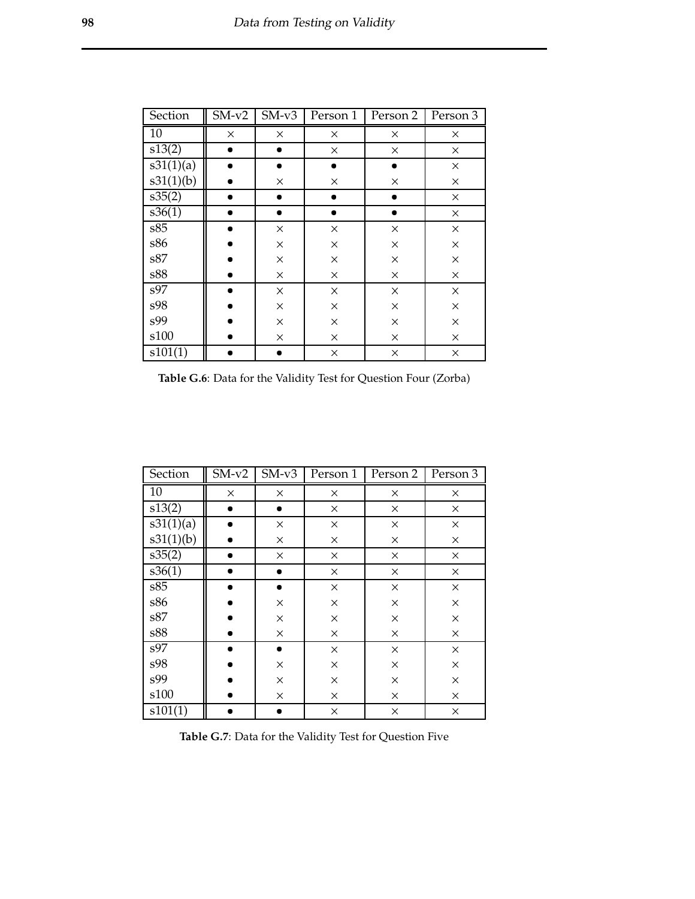| Section | SM-v2 | SM-v3 | Person 1 | Person 2 | Person 3 |
|---|---|---|---|---|---|
| 10 | × | × | × | × | × |
| s13(2) | • | • | × | × | × |
| s31(1)(a) | • | • | • | • | × |
| s31(1)(b) | • | × | × | × | × |
| s35(2) | • | • | • | • | × |
| s36(1) | • | • | • | • | × |
| s85 | • | × | × | × | × |
| s86 | • | × | × | × | × |
| s87 | • | × | × | × | × |
| s88 | • | × | × | × | × |
| s97 | • | × | × | × | × |
| s98 | • | × | × | × | × |
| s99 | • | × | × | × | × |
| s100 | • | × | × | × | × |
| s101(1) | • | • | × | × | × |

**Table G.6**: Data for the Validity Test for Question Four (Zorba)

| Section | SM-v2 | SM-v3 | Person 1 | Person 2 | Person 3 |
|---|---|---|---|---|---|
| 10 | × | × | × | × | × |
| s13(2) | • | • | × | × | × |
| s31(1)(a) | • | × | × | × | × |
| s31(1)(b) | • | × | × | × | × |
| s35(2) | • | × | × | × | × |
| s36(1) | • | • | × | × | × |
| s85 | • | • | × | × | × |
| s86 | • | × | × | × | × |
| s87 | • | × | × | × | × |
| s88 | • | × | × | × | × |
| s97 | • | • | × | × | × |
| s98 | • | × | × | × | × |
| s99 | • | × | × | × | × |
| s100 | • | × | × | × | × |
| s101(1) | • | • | × | × | × |

**Table G.7**: Data for the Validity Test for Question Five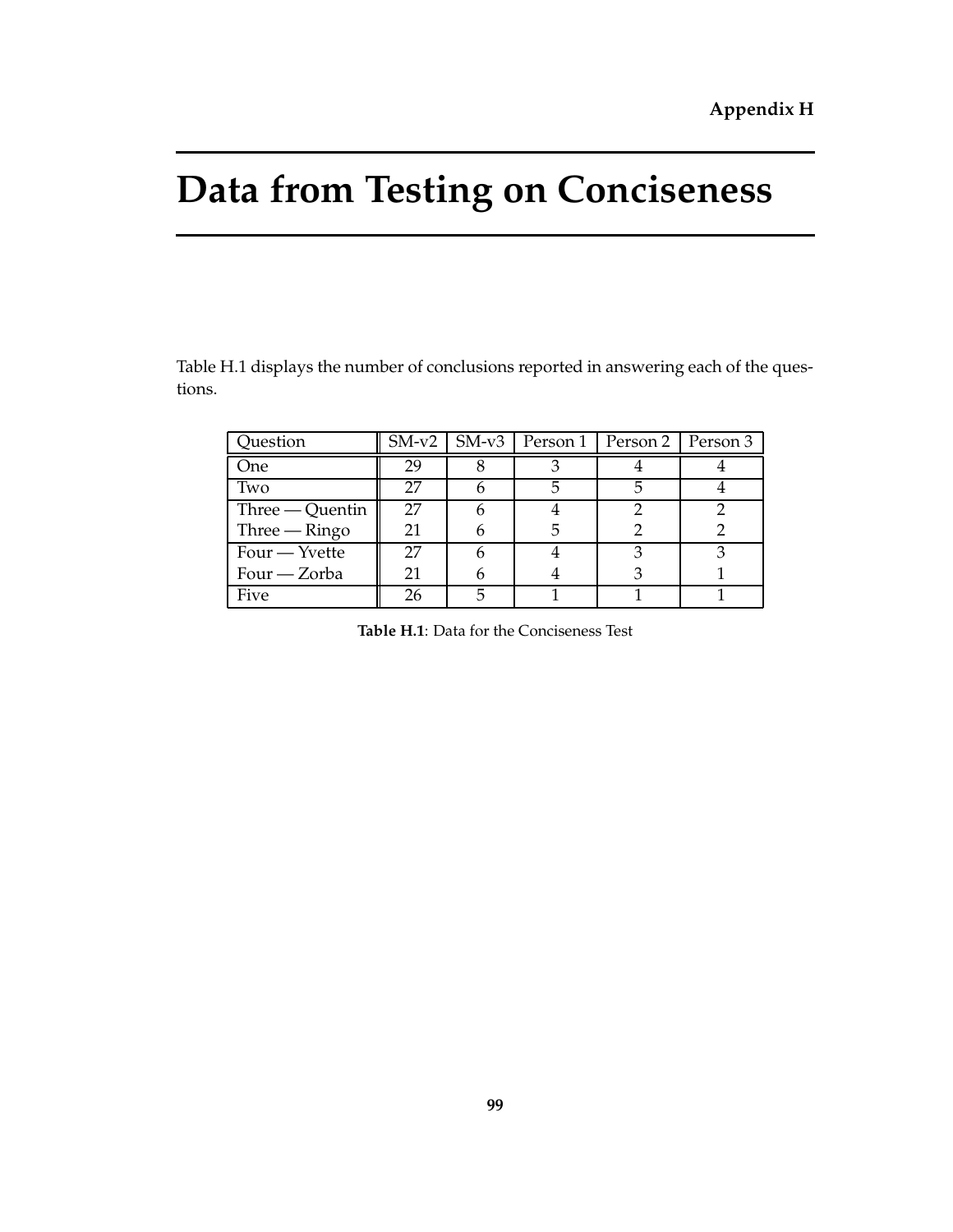**Appendix H**

# Data from Testing on Conciseness

Table H.1 displays the number of conclusions reported in answering each of the questions.

| Question | SM-v2 | SM-v3 | Person 1 | Person 2 | Person 3 |
|---|---|---|---|---|---|
| One | 29 | 8 | 3 | 4 | 4 |
| Two | 27 | 6 | 5 | 5 | 4 |
| Three — Quentin | 27 | 6 | 4 | 2 | 2 |
| Three — Ringo | 21 | 6 | 5 | 2 | 2 |
| Four — Yvette | 27 | 6 | 4 | 3 | 3 |
| Four — Zorba | 21 | 6 | 4 | 3 | 1 |
| Five | 26 | 5 | 1 | 1 | 1 |

**Table H.1**: Data for the Conciseness Test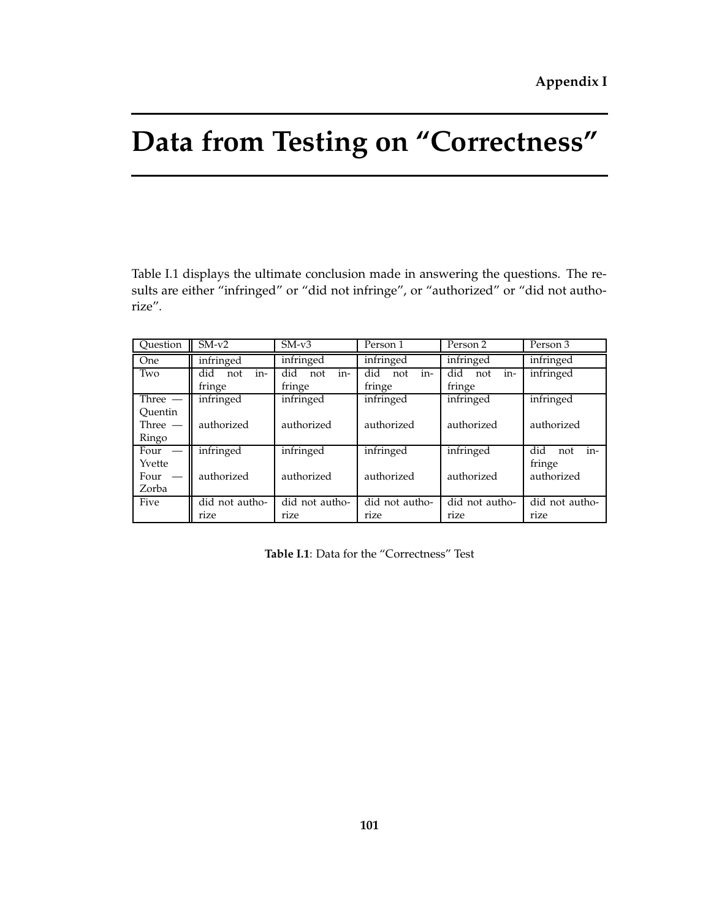Appendix I

# Data from Testing on "Correctness"

Table I.1 displays the ultimate conclusion made in answering the questions. The results are either "infringed" or "did not infringe", or "authorized" or "did not authorize".

| Question | SM-v2 | SM-v3 | Person 1 | Person 2 | Person 3 |
|---|---|---|---|---|---|
| One | infringed | infringed | infringed | infringed | infringed |
| Two | did not infringe | did not infringe | did not infringe | did not infringe | infringed |
| Three — Quentin | infringed | infringed | infringed | infringed | infringed |
| Three — Ringo | authorized | authorized | authorized | authorized | authorized |
| Four — Yvette | infringed | infringed | infringed | infringed | did not infringe |
| Four — Zorba | authorized | authorized | authorized | authorized | authorized |
| Five | did not authorize | did not authorize | did not authorize | did not authorize | did not authorize |

**Table I.1**: Data for the "Correctness" Test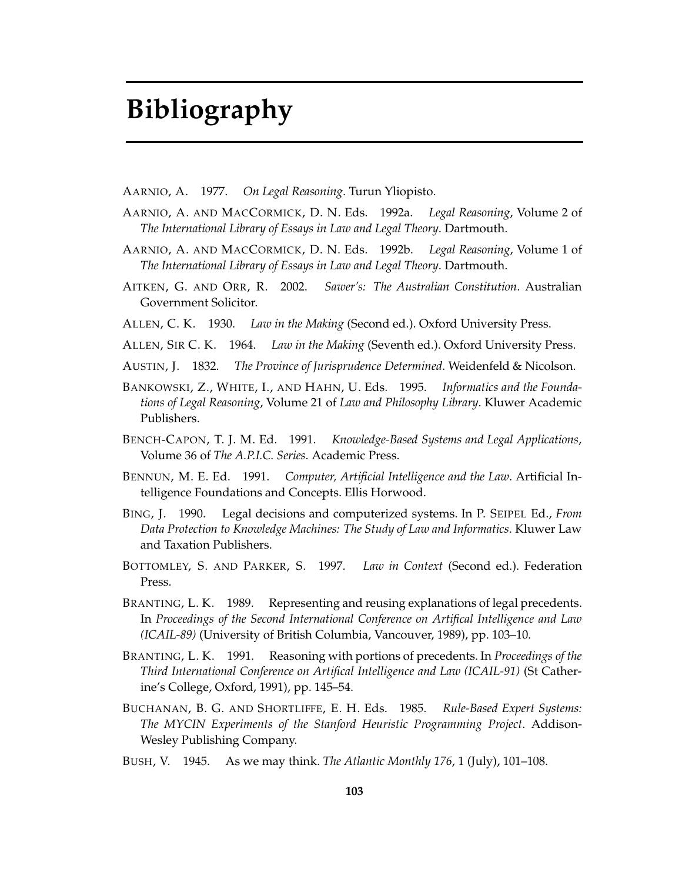# Bibliography

AARNIO, A. 1977. *On Legal Reasoning*. Turun Yliopisto.

AARNIO, A. AND MACCORMICK, D. N. Eds. 1992a. *Legal Reasoning*, Volume 2 of *The International Library of Essays in Law and Legal Theory*. Dartmouth.

AARNIO, A. AND MACCORMICK, D. N. Eds. 1992b. *Legal Reasoning*, Volume 1 of *The International Library of Essays in Law and Legal Theory*. Dartmouth.

AITKEN, G. AND ORR, R. 2002. *Sawer's: The Australian Constitution*. Australian Government Solicitor.

ALLEN, C. K. 1930. *Law in the Making* (Second ed.). Oxford University Press.

ALLEN, SIR C. K. 1964. *Law in the Making* (Seventh ed.). Oxford University Press.

AUSTIN, J. 1832. *The Province of Jurisprudence Determined*. Weidenfeld & Nicolson.

BANKOWSKI, Z., WHITE, I., AND HAHN, U. Eds. 1995. *Informatics and the Foundations of Legal Reasoning*, Volume 21 of *Law and Philosophy Library*. Kluwer Academic Publishers.

BENCH-CAPON, T. J. M. Ed. 1991. *Knowledge-Based Systems and Legal Applications*, Volume 36 of *The A.P.I.C. Series*. Academic Press.

BENNUN, M. E. Ed. 1991. *Computer, Artificial Intelligence and the Law*. Artificial Intelligence Foundations and Concepts. Ellis Horwood.

BING, J. 1990. Legal decisions and computerized systems. In P. SEIPEL Ed., *From Data Protection to Knowledge Machines: The Study of Law and Informatics*. Kluwer Law and Taxation Publishers.

BOTTOMLEY, S. AND PARKER, S. 1997. *Law in Context* (Second ed.). Federation Press.

BRANTING, L. K. 1989. Representing and reusing explanations of legal precedents. In *Proceedings of the Second International Conference on Artifical Intelligence and Law (ICAIL-89)* (University of British Columbia, Vancouver, 1989), pp. 103–10.

BRANTING, L. K. 1991. Reasoning with portions of precedents. In *Proceedings of the Third International Conference on Artifical Intelligence and Law (ICAIL-91)* (St Catherine's College, Oxford, 1991), pp. 145–54.

BUCHANAN, B. G. AND SHORTLIFFE, E. H. Eds. 1985. *Rule-Based Expert Systems: The MYCIN Experiments of the Stanford Heuristic Programming Project*. Addison-Wesley Publishing Company.

BUSH, V. 1945. As we may think. *The Atlantic Monthly 176*, 1 (July), 101–108.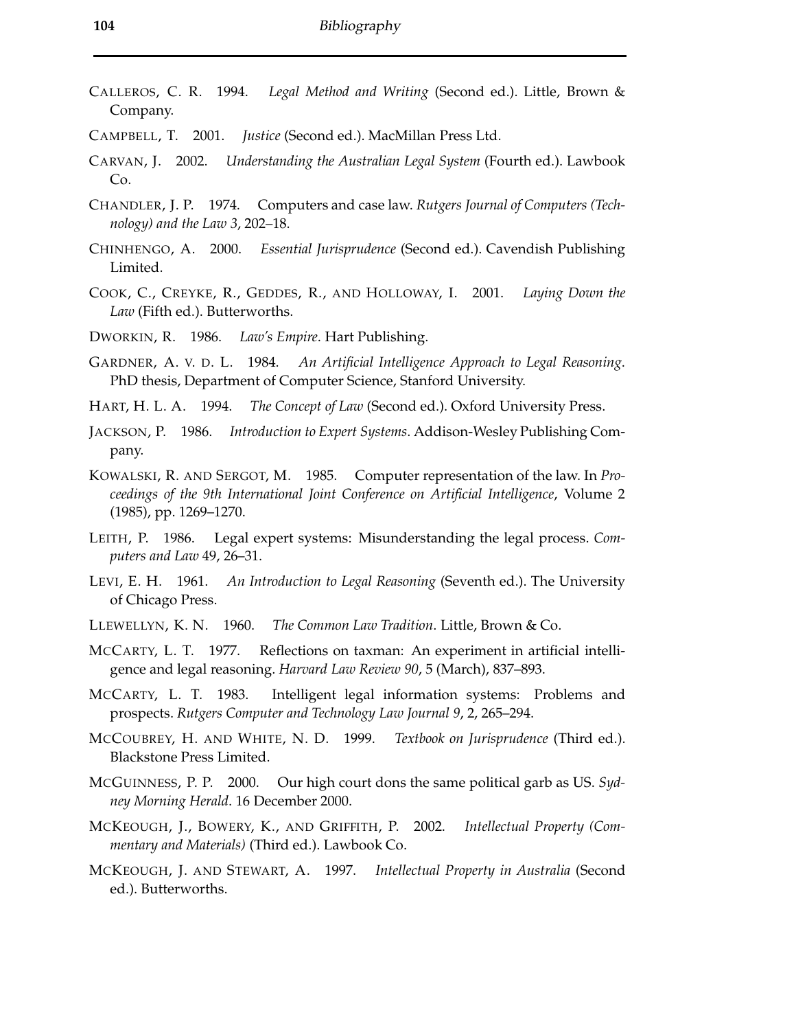CALLEROS, C. R. 1994. *Legal Method and Writing* (Second ed.). Little, Brown & Company.

CAMPBELL, T. 2001. *Justice* (Second ed.). MacMillan Press Ltd.

CARVAN, J. 2002. *Understanding the Australian Legal System* (Fourth ed.). Lawbook Co.

CHANDLER, J. P. 1974. Computers and case law. *Rutgers Journal of Computers (Technology) and the Law 3*, 202–18.

CHINHENGO, A. 2000. *Essential Jurisprudence* (Second ed.). Cavendish Publishing Limited.

COOK, C., CREYKE, R., GEDDES, R., AND HOLLOWAY, I. 2001. *Laying Down the Law* (Fifth ed.). Butterworths.

DWORKIN, R. 1986. *Law's Empire*. Hart Publishing.

GARDNER, A. V. D. L. 1984. *An Artificial Intelligence Approach to Legal Reasoning*. PhD thesis, Department of Computer Science, Stanford University.

HART, H. L. A. 1994. *The Concept of Law* (Second ed.). Oxford University Press.

JACKSON, P. 1986. *Introduction to Expert Systems*. Addison-Wesley Publishing Company.

KOWALSKI, R. AND SERGOT, M. 1985. Computer representation of the law. In *Proceedings of the 9th International Joint Conference on Artificial Intelligence*, Volume 2 (1985), pp. 1269–1270.

LEITH, P. 1986. Legal expert systems: Misunderstanding the legal process. *Computers and Law* 49, 26–31.

LEVI, E. H. 1961. *An Introduction to Legal Reasoning* (Seventh ed.). The University of Chicago Press.

LLEWELLYN, K. N. 1960. *The Common Law Tradition*. Little, Brown & Co.

MCCARTY, L. T. 1977. Reflections on taxman: An experiment in artificial intelligence and legal reasoning. *Harvard Law Review 90*, 5 (March), 837–893.

MCCARTY, L. T. 1983. Intelligent legal information systems: Problems and prospects. *Rutgers Computer and Technology Law Journal 9*, 2, 265–294.

MCCOUBREY, H. AND WHITE, N. D. 1999. *Textbook on Jurisprudence* (Third ed.). Blackstone Press Limited.

MCGUINNESS, P. P. 2000. Our high court dons the same political garb as US. *Sydney Morning Herald*. 16 December 2000.

MCKEOUGH, J., BOWERY, K., AND GRIFFITH, P. 2002. *Intellectual Property (Commentary and Materials)* (Third ed.). Lawbook Co.

MCKEOUGH, J. AND STEWART, A. 1997. *Intellectual Property in Australia* (Second ed.). Butterworths.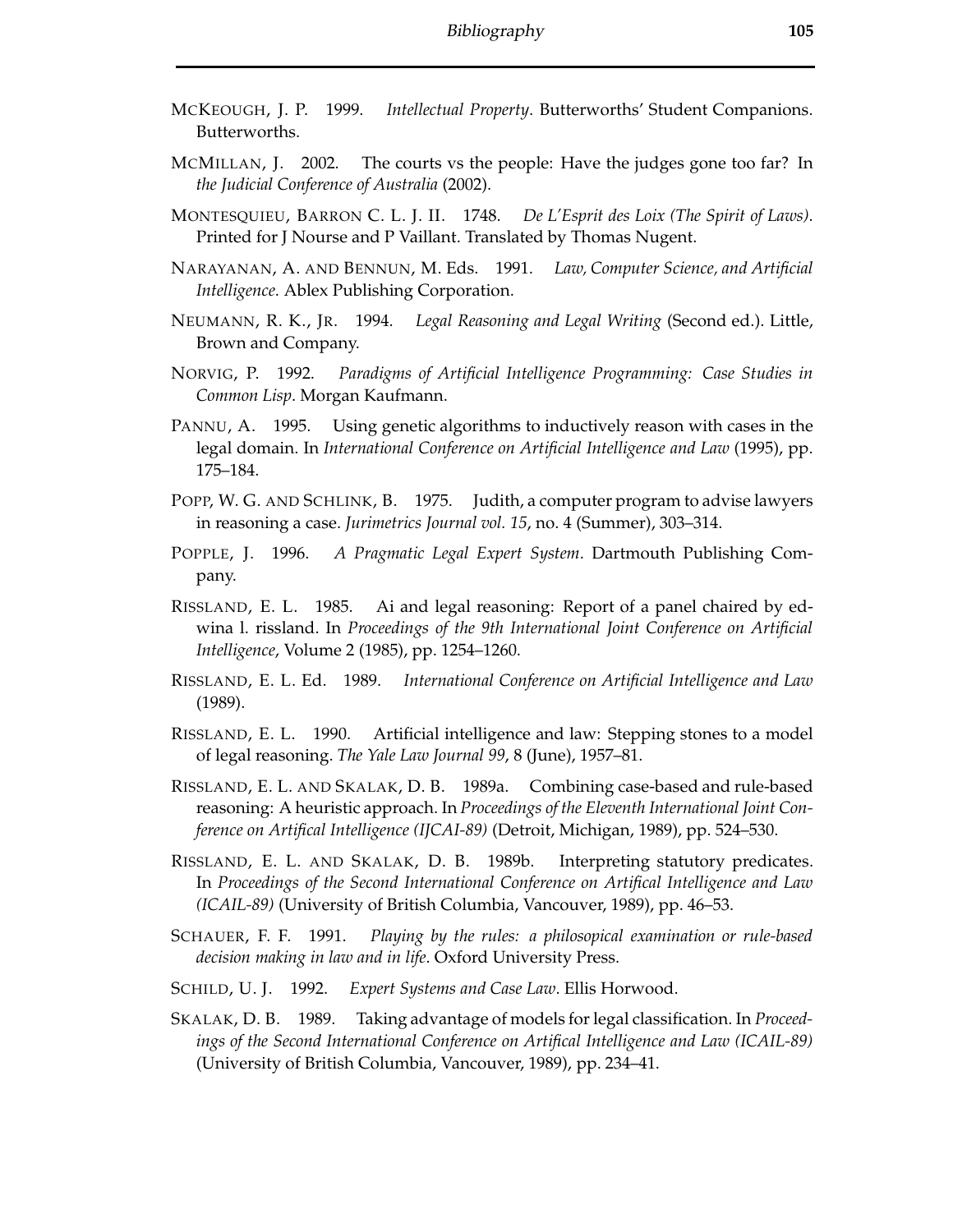McKeough, J. P. 1999. *Intellectual Property*. Butterworths' Student Companions. Butterworths.

McMillan, J. 2002. The courts vs the people: Have the judges gone too far? In *the Judicial Conference of Australia* (2002).

Montesquieu, Barron C. L. J. II. 1748. *De L'Esprit des Loix (The Spirit of Laws)*. Printed for J Nourse and P Vaillant. Translated by Thomas Nugent.

Narayanan, A. and Bennun, M. Eds. 1991. *Law, Computer Science, and Artificial Intelligence*. Ablex Publishing Corporation.

Neumann, R. K., Jr. 1994. *Legal Reasoning and Legal Writing* (Second ed.). Little, Brown and Company.

Norvig, P. 1992. *Paradigms of Artificial Intelligence Programming: Case Studies in Common Lisp*. Morgan Kaufmann.

Pannu, A. 1995. Using genetic algorithms to inductively reason with cases in the legal domain. In *International Conference on Artificial Intelligence and Law* (1995), pp. 175–184.

Popp, W. G. and Schlink, B. 1975. Judith, a computer program to advise lawyers in reasoning a case. *Jurimetrics Journal vol. 15*, no. 4 (Summer), 303–314.

Popple, J. 1996. *A Pragmatic Legal Expert System*. Dartmouth Publishing Company.

Rissland, E. L. 1985. Ai and legal reasoning: Report of a panel chaired by edwina l. rissland. In *Proceedings of the 9th International Joint Conference on Artificial Intelligence*, Volume 2 (1985), pp. 1254–1260.

Rissland, E. L. Ed. 1989. *International Conference on Artificial Intelligence and Law* (1989).

Rissland, E. L. 1990. Artificial intelligence and law: Stepping stones to a model of legal reasoning. *The Yale Law Journal 99*, 8 (June), 1957–81.

Rissland, E. L. and Skalak, D. B. 1989a. Combining case-based and rule-based reasoning: A heuristic approach. In *Proceedings of the Eleventh International Joint Conference on Artifical Intelligence (IJCAI-89)* (Detroit, Michigan, 1989), pp. 524–530.

Rissland, E. L. and Skalak, D. B. 1989b. Interpreting statutory predicates. In *Proceedings of the Second International Conference on Artifical Intelligence and Law (ICAIL-89)* (University of British Columbia, Vancouver, 1989), pp. 46–53.

Schauer, F. F. 1991. *Playing by the rules: a philosophical examination or rule-based decision making in law and in life*. Oxford University Press.

Schild, U. J. 1992. *Expert Systems and Case Law*. Ellis Horwood.

Skalak, D. B. 1989. Taking advantage of models for legal classification. In *Proceedings of the Second International Conference on Artifical Intelligence and Law (ICAIL-89)* (University of British Columbia, Vancouver, 1989), pp. 234–41.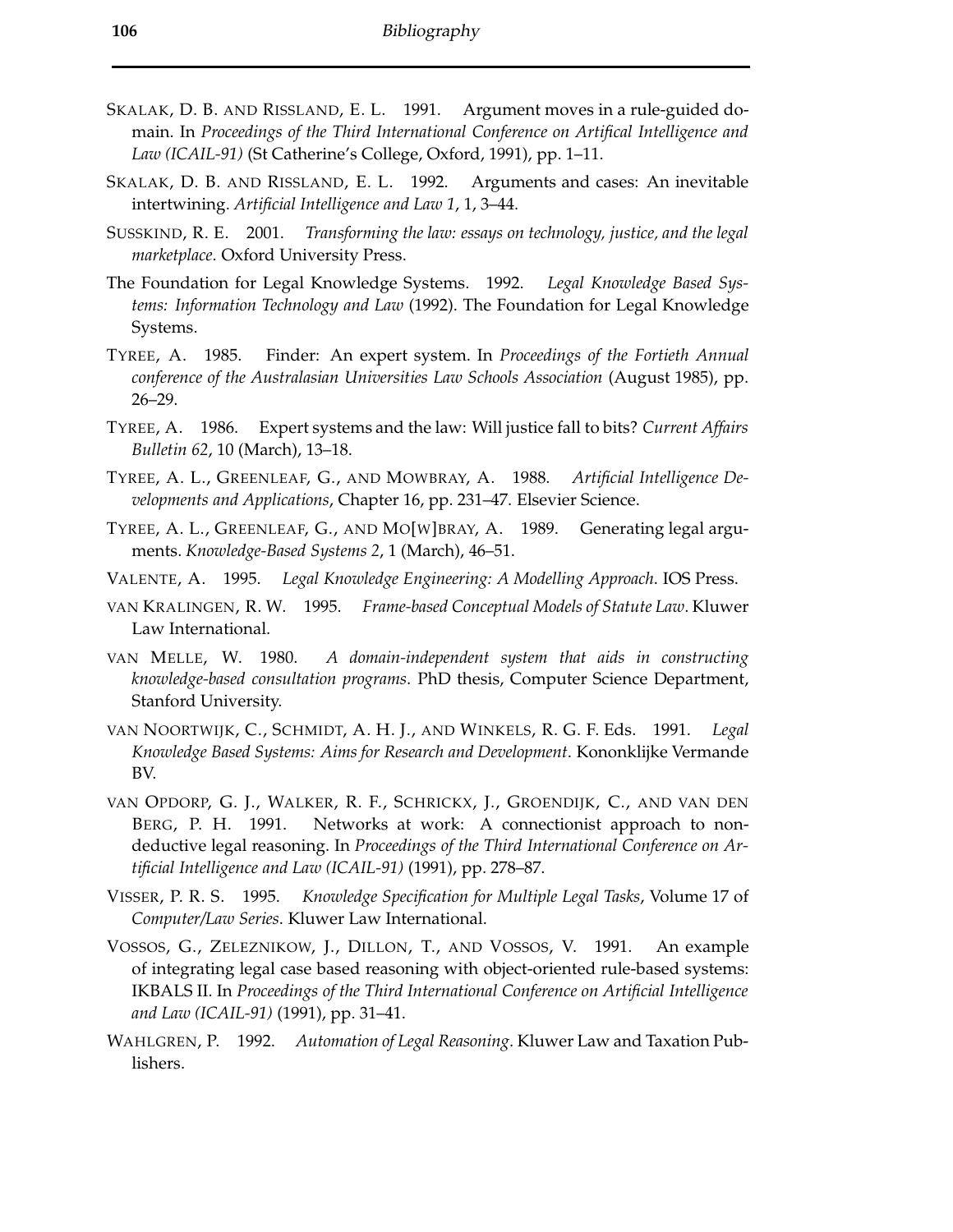SKALAK, D. B. AND RISSLAND, E. L. 1991. Argument moves in a rule-guided domain. In *Proceedings of the Third International Conference on Artifical Intelligence and Law (ICAIL-91)* (St Catherine's College, Oxford, 1991), pp. 1–11.

SKALAK, D. B. AND RISSLAND, E. L. 1992. Arguments and cases: An inevitable intertwining. *Artificial Intelligence and Law 1*, 1, 3–44.

SUSSKIND, R. E. 2001. *Transforming the law: essays on technology, justice, and the legal marketplace*. Oxford University Press.

The Foundation for Legal Knowledge Systems. 1992. *Legal Knowledge Based Systems: Information Technology and Law* (1992). The Foundation for Legal Knowledge Systems.

TYREE, A. 1985. Finder: An expert system. In *Proceedings of the Fortieth Annual conference of the Australasian Universities Law Schools Association* (August 1985), pp. 26–29.

TYREE, A. 1986. Expert systems and the law: Will justice fall to bits? *Current Affairs Bulletin 62*, 10 (March), 13–18.

TYREE, A. L., GREENLEAF, G., AND MOWBRAY, A. 1988. *Artificial Intelligence Developments and Applications*, Chapter 16, pp. 231–47. Elsevier Science.

TYREE, A. L., GREENLEAF, G., AND MO[W]BRAY, A. 1989. Generating legal arguments. *Knowledge-Based Systems 2*, 1 (March), 46–51.

VALENTE, A. 1995. *Legal Knowledge Engineering: A Modelling Approach*. IOS Press.

VAN KRALINGEN, R. W. 1995. *Frame-based Conceptual Models of Statute Law*. Kluwer Law International.

VAN MELLE, W. 1980. *A domain-independent system that aids in constructing knowledge-based consultation programs*. PhD thesis, Computer Science Department, Stanford University.

VAN NOORTWIJK, C., SCHMIDT, A. H. J., AND WINKELS, R. G. F. Eds. 1991. *Legal Knowledge Based Systems: Aims for Research and Development*. Kononklijke Vermande BV.

VAN OPDORP, G. J., WALKER, R. F., SCHRICKX, J., GROENDIJK, C., AND VAN DEN BERG, P. H. 1991. Networks at work: A connectionist approach to non-deductive legal reasoning. In *Proceedings of the Third International Conference on Artificial Intelligence and Law (ICAIL-91)* (1991), pp. 278–87.

VISSER, P. R. S. 1995. *Knowledge Specification for Multiple Legal Tasks*, Volume 17 of *Computer/Law Series*. Kluwer Law International.

VOSSOS, G., ZELEZNIKOW, J., DILLON, T., AND VOSSOS, V. 1991. An example of integrating legal case based reasoning with object-oriented rule-based systems: IKBALS II. In *Proceedings of the Third International Conference on Artificial Intelligence and Law (ICAIL-91)* (1991), pp. 31–41.

WAHLGREN, P. 1992. *Automation of Legal Reasoning*. Kluwer Law and Taxation Publishers.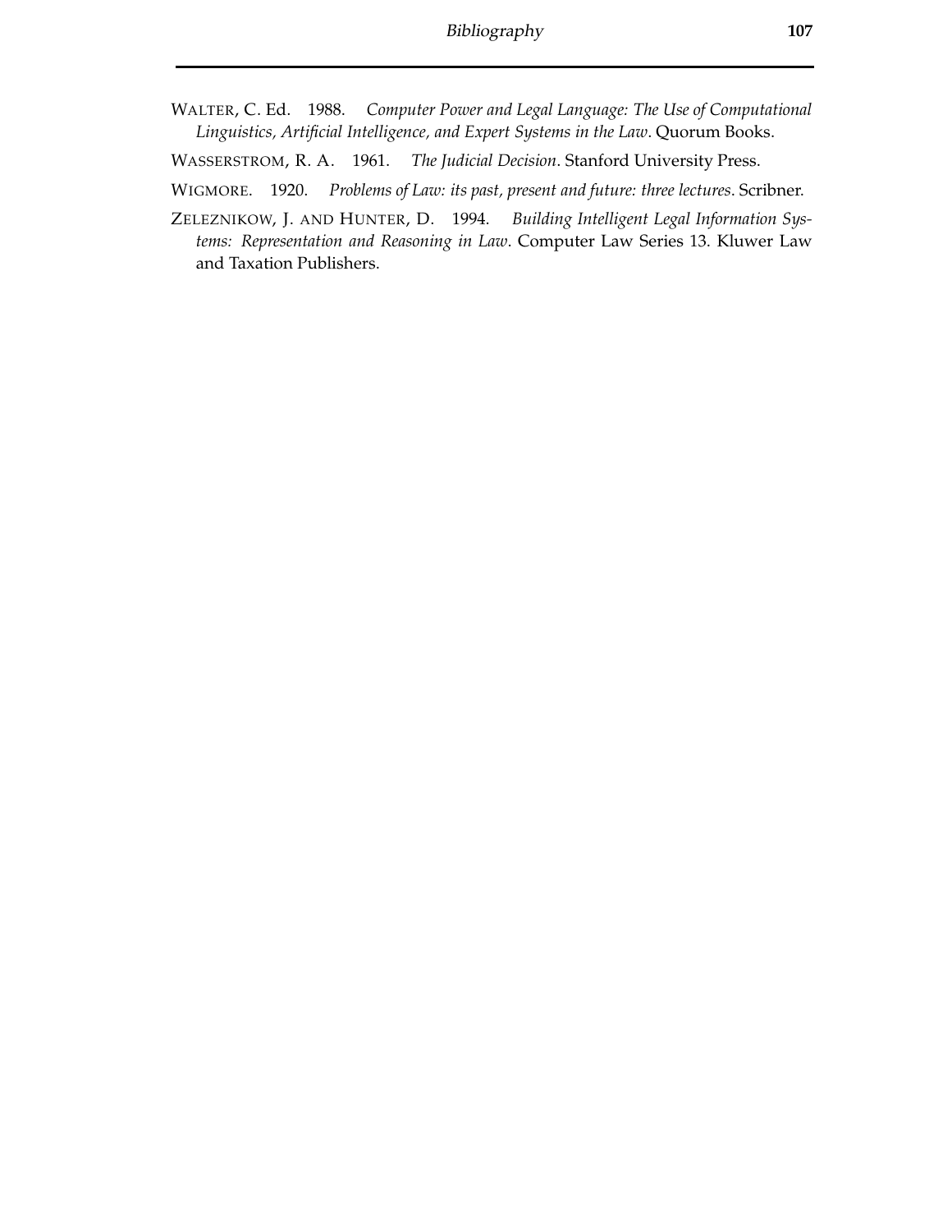WALTER, C. Ed. 1988. *Computer Power and Legal Language: The Use of Computational Linguistics, Artificial Intelligence, and Expert Systems in the Law*. Quorum Books.

WASSERSTROM, R. A. 1961. *The Judicial Decision*. Stanford University Press.

WIGMORE. 1920. *Problems of Law: its past, present and future: three lectures*. Scribner.

ZELEZNIKOW, J. AND HUNTER, D. 1994. *Building Intelligent Legal Information Systems: Representation and Reasoning in Law*. Computer Law Series 13. Kluwer Law and Taxation Publishers.